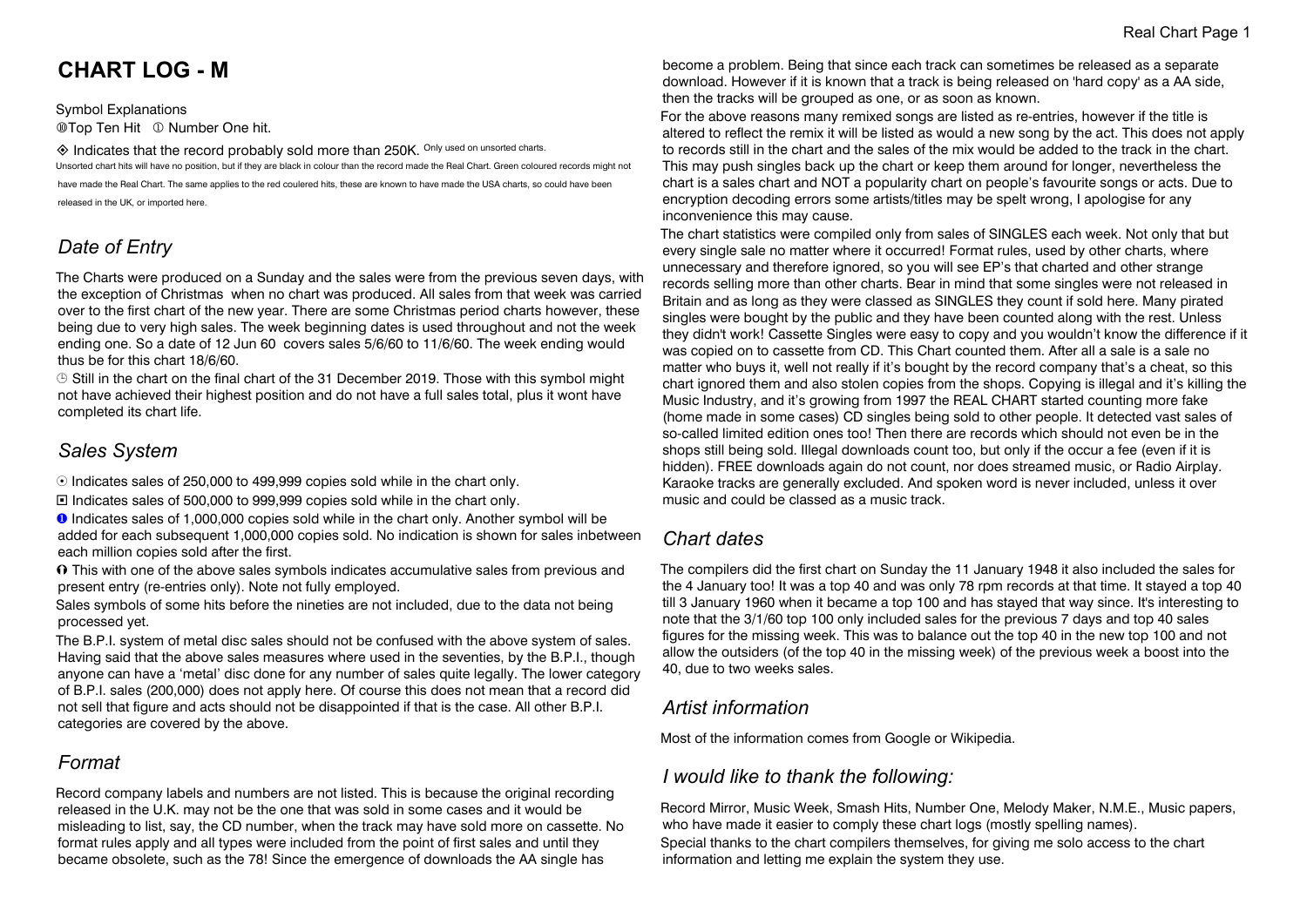# CHART LOG - M

Symbol Explanations

⑩Top Ten Hit ① Number One hit.

◈ Indicates that the record probably sold more than 250K. Only used on unsorted charts.

Unsorted chart hits will have no position, but if they are black in colour than the record made the Real Chart. Green coloured records might not have made the Real Chart. The same applies to the red coulered hits, these are known to have made the USA charts, so could have been released in the UK, or imported here.

## *Date of Entry*

The Charts were produced on a Sunday and the sales were from the previous seven days, with the exception of Christmas when no chart was produced. All sales from that week was carried over to the first chart of the new year. There are some Christmas period charts however, these being due to very high sales. The week beginning dates is used throughout and not the week ending one. So a date of 12 Jun 60 covers sales 5/6/60 to 11/6/60. The week ending would thus be for this chart 18/6/60.

◷ Still in the chart on the final chart of the 31 December 2019. Those with this symbol might not have achieved their highest position and do not have a full sales total, plus it wont have completed its chart life.

## *Sales System*

☉ Indicates sales of 250,000 to 499,999 copies sold while in the chart only.

◘ Indicates sales of 500,000 to 999,999 copies sold while in the chart only.

❶ Indicates sales of 1,000,000 copies sold while in the chart only. Another symbol will be added for each subsequent 1,000,000 copies sold. No indication is shown for sales inbetween each million copies sold after the first.

ɵ This with one of the above sales symbols indicates accumulative sales from previous and present entry (re-entries only). Note not fully employed.

Sales symbols of some hits before the nineties are not included, due to the data not being processed yet.

The B.P.I. system of metal disc sales should not be confused with the above system of sales. Having said that the above sales measures where used in the seventies, by the B.P.I., though anyone can have a 'metal' disc done for any number of sales quite legally. The lower category of B.P.I. sales (200,000) does not apply here. Of course this does not mean that a record did not sell that figure and acts should not be disappointed if that is the case. All other B.P.I. categories are covered by the above.

## *Format*

Record company labels and numbers are not listed. This is because the original recording released in the U.K. may not be the one that was sold in some cases and it would be misleading to list, say, the CD number, when the track may have sold more on cassette. No format rules apply and all types were included from the point of first sales and until they became obsolete, such as the 78! Since the emergence of downloads the AA single has become a problem. Being that since each track can sometimes be released as a separate download. However if it is known that a track is being released on 'hard copy' as a AA side, then the tracks will be grouped as one, or as soon as known.

For the above reasons many remixed songs are listed as re-entries, however if the title is altered to reflect the remix it will be listed as would a new song by the act. This does not apply to records still in the chart and the sales of the mix would be added to the track in the chart. This may push singles back up the chart or keep them around for longer, nevertheless the chart is a sales chart and NOT a popularity chart on people's favourite songs or acts. Due to encryption decoding errors some artists/titles may be spelt wrong, I apologise for any inconvenience this may cause.

The chart statistics were compiled only from sales of SINGLES each week. Not only that but every single sale no matter where it occurred! Format rules, used by other charts, where unnecessary and therefore ignored, so you will see EP's that charted and other strange records selling more than other charts. Bear in mind that some singles were not released in Britain and as long as they were classed as SINGLES they count if sold here. Many pirated singles were bought by the public and they have been counted along with the rest. Unless they didn't work! Cassette Singles were easy to copy and you wouldn't know the difference if it was copied on to cassette from CD. This Chart counted them. After all a sale is a sale no matter who buys it, well not really if it's bought by the record company that's a cheat, so this chart ignored them and also stolen copies from the shops. Copying is illegal and it's killing the Music Industry, and it's growing from 1997 the REAL CHART started counting more fake (home made in some cases) CD singles being sold to other people. It detected vast sales of so-called limited edition ones too! Then there are records which should not even be in the shops still being sold. Illegal downloads count too, but only if the occur a fee (even if it is hidden). FREE downloads again do not count, nor does streamed music, or Radio Airplay. Karaoke tracks are generally excluded. And spoken word is never included, unless it over music and could be classed as a music track.

## *Chart dates*

The compilers did the first chart on Sunday the 11 January 1948 it also included the sales for the 4 January too! It was a top 40 and was only 78 rpm records at that time. It stayed a top 40 till 3 January 1960 when it became a top 100 and has stayed that way since. It's interesting to note that the 3/1/60 top 100 only included sales for the previous 7 days and top 40 sales figures for the missing week. This was to balance out the top 40 in the new top 100 and not allow the outsiders (of the top 40 in the missing week) of the previous week a boost into the 40, due to two weeks sales.

## *Artist information*

Most of the information comes from Google or Wikipedia.

## *I would like to thank the following:*

Record Mirror, Music Week, Smash Hits, Number One, Melody Maker, N.M.E., Music papers, who have made it easier to comply these chart logs (mostly spelling names).

Special thanks to the chart compilers themselves, for giving me solo access to the chart information and letting me explain the system they use.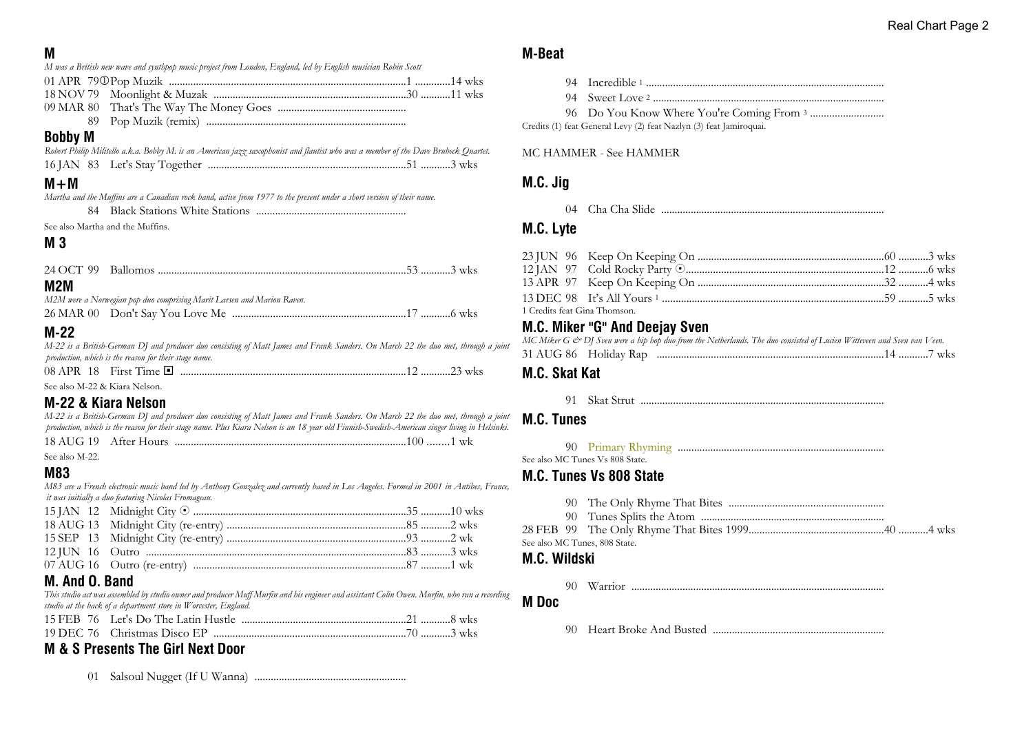## M

*M was a British new wave and synthpop music project from London, England, led by English musician Robin Scott*

01 APR 79 ① Pop Muzik ........................................................................................1 .............14 wks
18 NOV 79 Moonlight & Muzak ......................................................................30 ...........11 wks
09 MAR 80 That's The Way The Money Goes ...............................................
89 Pop Muzik (remix) .........................................................................

## Bobby M

*Robert Philip Militello a.k.a. Bobby M. is an American jazz saxophonist and flautist who was a member of the Dave Brubeck Quartet.*

16 JAN 83 Let's Stay Together ........................................................................51 ...........3 wks

## M+M

*Martha and the Muffins are a Canadian rock band, active from 1977 to the present under a short version of their name.*

84 Black Stations White Stations .......................................................

See also Martha and the Muffins.

## M 3

24 OCT 99 Ballomos ..........................................................................................53 ...........3 wks

## M2M

*M2M were a Norwegian pop duo comprising Marit Larsen and Marion Raven.*

26 MAR 00 Don't Say You Love Me ................................................................17 ...........6 wks

## M-22

*M-22 is a British-German DJ and producer duo consisting of Matt James and Frank Sanders. On March 22 the duo met, through a joint production, which is the reason for their stage name.*

08 APR 18 First Time ◼ ...................................................................................12 ...........23 wks

See also M-22 & Kiara Nelson.

## M-22 & Kiara Nelson

*M-22 is a British-German DJ and producer duo consisting of Matt James and Frank Sanders. On March 22 the duo met, through a joint production, which is the reason for their stage name. Plus Kiara Nelson is an 18 year old Finnish-Swedish-American singer living in Helsinki.*

18 AUG 19 After Hours .....................................................................................100 ........1 wk

See also M-22.

## M83

*M83 are a French electronic music band led by Anthony Gonzalez and currently based in Los Angeles. Formed in 2001 in Antibes, France, it was initially a duo featuring Nicolas Fromageau.*

15 JAN 12 Midnight City ⊙ ..............................................................................35 ...........10 wks
18 AUG 13 Midnight City (re-entry) ..................................................................85 ...........2 wks
15 SEP 13 Midnight City (re-entry) ..................................................................93 ...........2 wk
12 JUN 16 Outro ...............................................................................................83 ...........3 wks
07 AUG 16 Outro (re-entry) ..............................................................................87 ...........1 wk

## M. And O. Band

*This studio act was assembled by studio owner and producer Muff Murfin and his engineer and assistant Colin Owen. Murfin, who ran a recording studio at the back of a department store in Worcester, England.*

15 FEB 76 Let's Do The Latin Hustle ............................................................21 ...........8 wks
19 DEC 76 Christmas Disco EP ......................................................................70 ...........3 wks

## M & S Presents The Girl Next Door

01 Salsoul Nugget (If U Wanna) ........................................................

## M-Beat

94 Incredible [1] ........................................................................................
94 Sweet Love [2] ......................................................................................
96 Do You Know Where You're Coming From [3] ............................

Credits (1) feat General Levy (2) feat Nazlyn (3) feat Jamiroquai.

MC HAMMER - See HAMMER

## M.C. Jig

04 Cha Cha Slide ..................................................................................

## M.C. Lyte

23 JUN 96 Keep On Keeping On ....................................................................60 ...........3 wks
12 JAN 97 Cold Rocky Party ⊙.......................................................................12 ...........6 wks
13 APR 97 Keep On Keeping On ....................................................................32 ...........4 wks
13 DEC 98 It's All Yours [1] ..............................................................................59 ...........5 wks

1 Credits feat Gina Thomson.

## M.C. Miker "G" And Deejay Sven

*MC Miker G & DJ Sven were a hip hop duo from the Netherlands. The duo consisted of Lucien Witteveen and Sven van Veen.*

31 AUG 86 Holiday Rap ...................................................................................14 ...........7 wks

## M.C. Skat Kat

91 Skat Strut .........................................................................................

## M.C. Tunes

90 Primary Rhyming ............................................................................

See also MC Tunes Vs 808 State.

## M.C. Tunes Vs 808 State

90 The Only Rhyme That Bites .........................................................
90 Tunes Splits the Atom ...................................................................
28 FEB 99 The Only Rhyme That Bites 1999..................................................40 ...........4 wks

See also MC Tunes, 808 State.

## M.C. Wildski

90 Warrior .............................................................................................

## M Doc

90 Heart Broke And Busted ...............................................................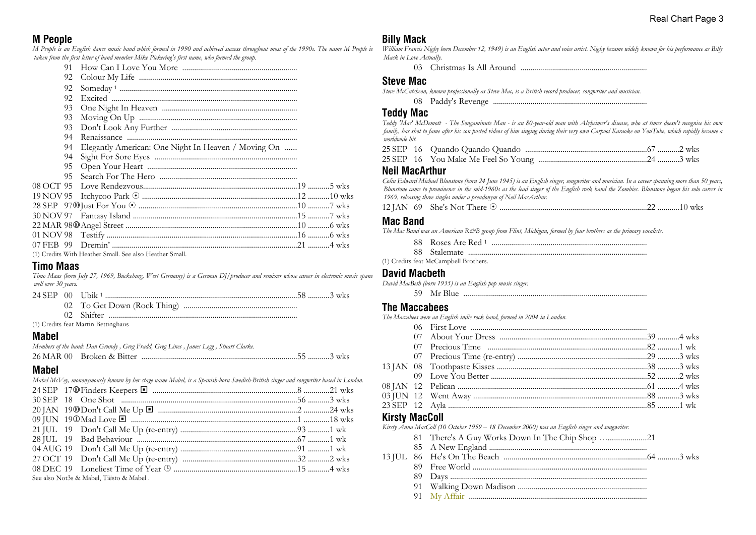## M People

*M People is an English dance music band which formed in 1990 and achieved success throughout most of the 1990s. The name M People is taken from the first letter of band member Mike Pickering's first name, who formed the group.*

91 How Can I Love You More ..........
92 Colour My Life ..........
92 Someday [1] ..........
92 Excited ..........
93 One Night In Heaven ..........
93 Moving On Up ..........
93 Don't Look Any Further ..........
94 Renaissance ..........
94 Elegantly American: One Night In Heaven / Moving On ......
94 Sight For Sore Eyes ..........
95 Open Your Heart ..........
95 Search For The Hero ..........
08 OCT 95 Love Rendezvous..........19 ..........5 wks
19 NOV 95 Itchycoo Park ⦿ ..........12 ..........10 wks
28 SEP 97⑩Just For You ⦿ ..........10 ..........7 wks
30 NOV 97 Fantasy Island ..........15 ..........7 wks
22 MAR 98⑩Angel Street ..........10 ..........6 wks
01 NOV 98 Testify ..........16 ..........6 wks
07 FEB 99 Dremin' ..........21 ..........4 wks

(1) Credits With Heather Small. See also Heather Small.

## Timo Maas

*Timo Maas (born July 27, 1969, Bückeburg, West Germany) is a German DJ/producer and remixer whose career in electronic music spans well over 30 years.*

24 SEP 00 Ubik [1] ..........58 ..........3 wks
02 To Get Down (Rock Thing) ..........
02 Shifter ..........

(1) Credits feat Martin Bettinghaus

## Mabel

*Members of the band: Dan Grundy , Greg Fradd, Greg Lines , James Legg , Stuart Clarke.*

26 MAR 00 Broken & Bitter ..........55 ..........3 wks

## Mabel

*Mabel McVey, mononymously known by her stage name Mabel, is a Spanish-born Swedish-British singer and songwriter based in London.*

24 SEP 17⑩Finders Keepers ◙ ..........8 ..........21 wks
30 SEP 18 One Shot ..........56 ..........3 wks
20 JAN 19⑩Don't Call Me Up ◙ ..........2 ..........24 wks
09 JUN 19①Mad Love ◙ ..........1 ..........18 wks
21 JUL 19 Don't Call Me Up (re-entry) ..........93 ..........1 wk
28 JUL 19 Bad Behaviour ..........67 ..........1 wk
04 AUG 19 Don't Call Me Up (re-entry) ..........91 ..........1 wk
27 OCT 19 Don't Call Me Up (re-entry) ..........32 ..........2 wks
08 DEC 19 Loneliest Time of Year ⌚ ..........15 ..........4 wks

See also Not3s & Mabel, Tiësto & Mabel .

## Billy Mack

*William Francis Nighy born December 12, 1949) is an English actor and voice artist. Nighy became widely known for his performance as Billy Mack in Love Actually.*

03 Christmas Is All Around ..........

## Steve Mac

*Steve McCutcheon, known professionally as Steve Mac, is a British record producer, songwriter and musician.*

08 Paddy's Revenge ..........

## Teddy Mac

*Teddy 'Mac' McDemott - The Songaminute Man - is an 80-year-old man with Alzheimer's disease, who at times doesn't recognise his own family, has shot to fame after his son posted videos of him singing during their very own Carpool Karaoke on YouTube, which rapidly became a worldwide hit.*

25 SEP 16 Quando Quando Quando ..........67 ..........2 wks
25 SEP 16 You Make Me Feel So Young ..........24 ..........3 wks

## Neil MacArthur

*Colin Edward Michael Blunstone (born 24 June 1945) is an English singer, songwriter and musician. In a career spanning more than 50 years, Blunstone came to prominence in the mid-1960s as the lead singer of the English rock band the Zombies. Blunstone began his solo career in 1969, releasing three singles under a pseudonym of Neil MacArthur.*

12 JAN 69 She's Not There ⦿ ..........22 ..........10 wks

## Mac Band

*The Mac Band was an American R&B group from Flint, Michigan, formed by four brothers as the primary vocalists.*

88 Roses Are Red [1] ..........
88 Stalemate ..........

(1) Credits feat McCampbell Brothers.

## David Macbeth

*David MacBeth (born 1935) is an English pop music singer.*

59 Mr Blue ..........

## The Maccabees

*The Maccabees were an English indie rock band, formed in 2004 in London.*

06 First Love ..........
07 About Your Dress ..........39 ..........4 wks
07 Precious Time ..........82 ..........1 wk
07 Precious Time (re-entry) ..........29 ..........3 wks
13 JAN 08 Toothpaste Kisses ..........38 ..........3 wks
09 Love You Better ..........52 ..........2 wks
08 JAN 12 Pelican ..........61 ..........4 wks
03 JUN 12 Went Away ..........88 ..........3 wks
23 SEP 12 Ayla ..........85 ..........1 wk

## Kirsty MacColl

*Kirsty Anna MacColl (10 October 1959 – 18 December 2000) was an English singer and songwriter.*

81 There's A Guy Works Down In The Chip Shop ..........21
85 A New England ..........
13 JUL 86 He's On The Beach ..........64 ..........3 wks
89 Free World ..........
89 Days ..........
91 Walking Down Madison ..........
91 My Affair ..........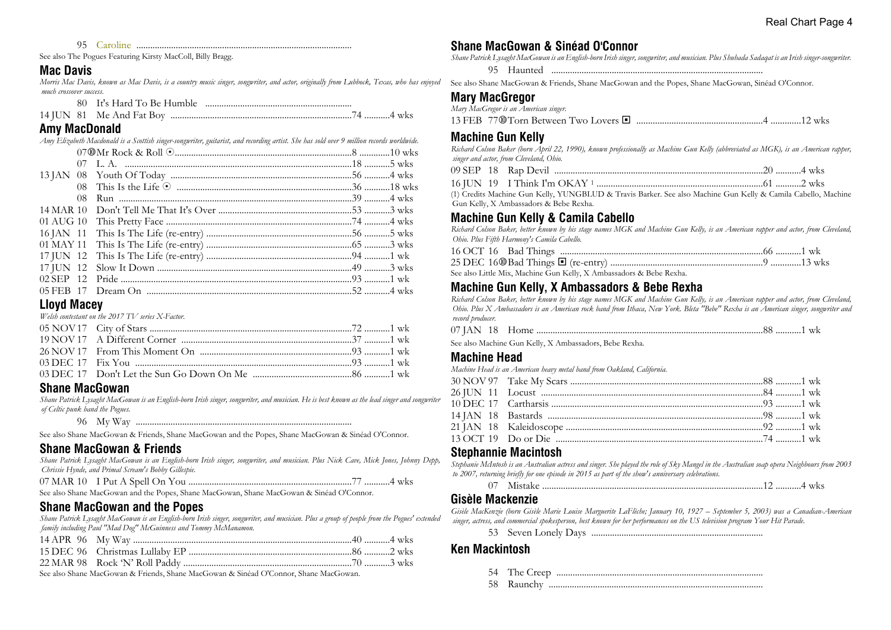95 Caroline ............................................................................................

See also The Pogues Featuring Kirsty MacColl, Billy Bragg.

## Mac Davis

*Morris Mac Davis, known as Mac Davis, is a country music singer, songwriter, and actor, originally from Lubbock, Texas, who has enjoyed much crossover success.*

| | | | |
|---|---|---|---|
| 80 | It's Hard To Be Humble | | |
| 14 JUN 81 | Me And Fat Boy | 74 | 4 wks |

## Amy MacDonald

*Amy Elizabeth Macdonald is a Scottish singer-songwriter, guitarist, and recording artist. She has sold over 9 million records worldwide.*

| | | | |
|---|---|---|---|
| 07 ⑩ | Mr Rock & Roll ⦿ | 8 | 10 wks |
| 07 | L. A. | 18 | 5 wks |
| 13 JAN 08 | Youth Of Today | 56 | 4 wks |
| 08 | This Is the Life ⦿ | 36 | 18 wks |
| 08 | Run | 39 | 4 wks |
| 14 MAR 10 | Don't Tell Me That It's Over | 53 | 3 wks |
| 01 AUG 10 | This Pretty Face | 74 | 4 wks |
| 16 JAN 11 | This Is The Life (re-entry) | 56 | 5 wks |
| 01 MAY 11 | This Is The Life (re-entry) | 65 | 3 wks |
| 17 JUN 12 | This Is The Life (re-entry) | 94 | 1 wk |
| 17 JUN 12 | Slow It Down | 49 | 3 wks |
| 02 SEP 12 | Pride | 93 | 1 wk |
| 05 FEB 17 | Dream On | 52 | 4 wks |

## Lloyd Macey

*Welsh contestant on the 2017 TV series X-Factor.*

| | | | |
|---|---|---|---|
| 05 NOV 17 | City of Stars | 72 | 1 wk |
| 19 NOV 17 | A Different Corner | 37 | 1 wk |
| 26 NOV 17 | From This Moment On | 93 | 1 wk |
| 03 DEC 17 | Fix You | 93 | 1 wk |
| 03 DEC 17 | Don't Let the Sun Go Down On Me | 86 | 1 wk |

## Shane MacGowan

*Shane Patrick Lysaght MacGowan is an English-born Irish singer, songwriter, and musician. He is best known as the lead singer and songwriter of Celtic punk band the Pogues.*

96 My Way ............................................................................................

See also Shane MacGowan & Friends, Shane MacGowan and the Popes, Shane MacGowan & Sinéad O'Connor.

## Shane MacGowan & Friends

*Shane Patrick Lysaght MacGowan is an English-born Irish singer, songwriter, and musician. Plus Nick Cave, Mick Jones, Johnny Depp, Chrissie Hynde, and Primal Scream's Bobby Gillespie.*

| | | | |
|---|---|---|---|
| 07 MAR 10 | I Put A Spell On You | 77 | 4 wks |

See also Shane MacGowan and the Popes, Shane MacGowan, Shane MacGowan & Sinéad O'Connor.

## Shane MacGowan and the Popes

*Shane Patrick Lysaght MacGowan is an English-born Irish singer, songwriter, and musician. Plus a group of people from the Pogues' extended family including Paul "Mad Dog" McGuinness and Tommy McManamon.*

| | | | |
|---|---|---|---|
| 14 APR 96 | My Way | 40 | 4 wks |
| 15 DEC 96 | Christmas Lullaby EP | 86 | 2 wks |
| 22 MAR 98 | Rock 'N' Roll Paddy | 70 | 3 wks |

See also Shane MacGowan & Friends, Shane MacGowan & Sinéad O'Connor, Shane MacGowan.

## Shane MacGowan & Sinéad O'Connor

*Shane Patrick Lysaght MacGowan is an English-born Irish singer, songwriter, and musician. Plus Shuhada Sadaqat is an Irish singer-songwriter.*

95 Haunted ............................................................................................

See also Shane MacGowan & Friends, Shane MacGowan and the Popes, Shane MacGowan, Sinéad O'Connor.

## Mary MacGregor

*Mary MacGregor is an American singer.*

| | | | |
|---|---|---|---|
| 13 FEB 77 ⑩ | Torn Between Two Lovers ◘ | 4 | 12 wks |

## Machine Gun Kelly

*Richard Colson Baker (born April 22, 1990), known professionally as Machine Gun Kelly (abbreviated as MGK), is an American rapper, singer and actor, from Cleveland, Ohio.*

| | | | |
|---|---|---|---|
| 09 SEP 18 | Rap Devil | 20 | 4 wks |
| 16 JUN 19 | I Think I'm OKAY [1] | 61 | 2 wks |

(1) Credits Machine Gun Kelly, YUNGBLUD & Travis Barker. See also Machine Gun Kelly & Camila Cabello, Machine Gun Kelly, X Ambassadors & Bebe Rexha.

## Machine Gun Kelly & Camila Cabello

*Richard Colson Baker, better known by his stage names MGK and Machine Gun Kelly, is an American rapper and actor, from Cleveland, Ohio. Plus Fifth Harmony's Camila Cabello.*

| | | | |
|---|---|---|---|
| 16 OCT 16 | Bad Things | 66 | 1 wk |
| 25 DEC 16 ⑩ | Bad Things ◘ (re-entry) | 9 | 13 wks |

See also Little Mix, Machine Gun Kelly, X Ambassadors & Bebe Rexha.

## Machine Gun Kelly, X Ambassadors & Bebe Rexha

*Richard Colson Baker, better known by his stage names MGK and Machine Gun Kelly, is an American rapper and actor, from Cleveland, Ohio. Plus X Ambassadors is an American rock band from Ithaca, New York. Bleta "Bebe" Rexha is an American singer, songwriter and record producer.*

| | | | |
|---|---|---|---|
| 07 JAN 18 | Home | 88 | 1 wk |

See also Machine Gun Kelly, X Ambassadors, Bebe Rexha.

## Machine Head

*Machine Head is an American heavy metal band from Oakland, California.*

| | | | |
|---|---|---|---|
| 30 NOV 97 | Take My Scars | 88 | 1 wk |
| 26 JUN 11 | Locust | 84 | 1 wk |
| 10 DEC 17 | Cartharsis | 93 | 1 wk |
| 14 JAN 18 | Bastards | 98 | 1 wk |
| 21 JAN 18 | Kaleidoscope | 92 | 1 wk |
| 13 OCT 19 | Do or Die | 74 | 1 wk |

## Stephannie Macintosh

*Stephanie McIntosh is an Australian actress and singer. She played the role of Sky Mangel in the Australian soap opera Neighbours from 2003 to 2007, returning briefly for one episode in 2015 as part of the show's anniversary celebrations.*

| | | | |
|---|---|---|---|
| 07 | Mistake | 12 | 4 wks |

## Gisèle Mackenzie

*Gisèle MacKenzie (born Gisèle Marie Louise Marguerite LaFlèche; January 10, 1927 – September 5, 2003) was a Canadian-American singer, actress, and commercial spokesperson, best known for her performances on the US television program Your Hit Parade.*

53 Seven Lonely Days ............................................................................................

## Ken Mackintosh

54 The Creep ............................................................................................

58 Raunchy ............................................................................................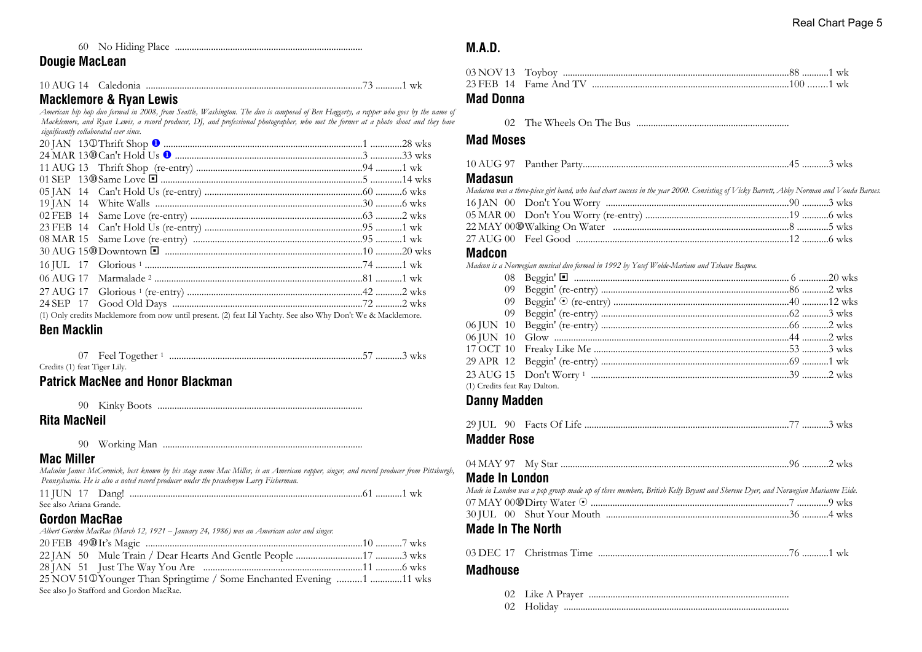60 No Hiding Place

## Dougie MacLean

10 AUG 14 Caledonia ... 73 ... 1 wk

## Macklemore & Ryan Lewis

*American hip hop duo formed in 2008, from Seattle, Washington. The duo is composed of Ben Haggerty, a rapper who goes by the name of Macklemore, and Ryan Lewis, a record producer, DJ, and professional photographer, who met the former at a photo shoot and they have significantly collaborated ever since.*

20 JAN 13 ① Thrift Shop ❶ ... 1 ... 28 wks
24 MAR 13 ⑩ Can't Hold Us ❶ ... 3 ... 33 wks
11 AUG 13 Thrift Shop (re-entry) ... 94 ... 1 wk
01 SEP 13 ⑩ Same Love ◘ ... 5 ... 14 wks
05 JAN 14 Can't Hold Us (re-entry) ... 60 ... 6 wks
19 JAN 14 White Walls ... 30 ... 6 wks
02 FEB 14 Same Love (re-entry) ... 63 ... 2 wks
23 FEB 14 Can't Hold Us (re-entry) ... 95 ... 1 wk
08 MAR 15 Same Love (re-entry) ... 95 ... 1 wk
30 AUG 15 ⑩ Downtown ◘ ... 10 ... 20 wks
16 JUL 17 Glorious [1] ... 74 ... 1 wk
06 AUG 17 Marmalade [2] ... 81 ... 1 wk
27 AUG 17 Glorious [1] (re-entry) ... 42 ... 2 wks
24 SEP 17 Good Old Days ... 72 ... 2 wks

(1) Only credits Macklemore from now until present. (2) feat Lil Yachty. See also Why Don't We & Macklemore.

## Ben Macklin

07 Feel Together [1] ... 57 ... 3 wks

Credits (1) feat Tiger Lily.

## Patrick MacNee and Honor Blackman

90 Kinky Boots

## Rita MacNeil

90 Working Man

## Mac Miller

*Malcolm James McCormick, best known by his stage name Mac Miller, is an American rapper, singer, and record producer from Pittsburgh, Pennsylvania. He is also a noted record producer under the pseudonym Larry Fisherman.*

11 JUN 17 Dang! ... 61 ... 1 wk

See also Ariana Grande.

## Gordon MacRae

*Albert Gordon MacRae (March 12, 1921 – January 24, 1986) was an American actor and singer.*

20 FEB 49 ⑩ It's Magic ... 10 ... 7 wks
22 JAN 50 Mule Train / Dear Hearts And Gentle People ... 17 ... 3 wks
28 JAN 51 Just The Way You Are ... 11 ... 6 wks
25 NOV 51 ① Younger Than Springtime / Some Enchanted Evening ... 1 ... 11 wks

See also Jo Stafford and Gordon MacRae.

## M.A.D.

03 NOV 13 Toyboy ... 88 ... 1 wk
23 FEB 14 Fame And TV ... 100 ... 1 wk

## Mad Donna

02 The Wheels On The Bus

## Mad Moses

10 AUG 97 Panther Party ... 45 ... 3 wks

## Madasun

*Madasun was a three-piece girl band, who had chart success in the year 2000. Consisting of Vicky Barrett, Abby Norman and Vonda Barnes.*

16 JAN 00 Don't You Worry ... 90 ... 3 wks
05 MAR 00 Don't You Worry (re-entry) ... 19 ... 6 wks
22 MAY 00 ⑩ Walking On Water ... 8 ... 5 wks
27 AUG 00 Feel Good ... 12 ... 6 wks

## Madcon

*Madcon is a Norwegian musical duo formed in 1992 by Yosef Wolde-Mariam and Tshawe Baqwa.*

08 Beggin' ◘ ... 6 ... 20 wks
09 Beggin' (re-entry) ... 86 ... 2 wks
09 Beggin' ⦿ (re-entry) ... 40 ... 12 wks
09 Beggin' (re-entry) ... 62 ... 3 wks
06 JUN 10 Beggin' (re-entry) ... 66 ... 2 wks
06 JUN 10 Glow ... 44 ... 2 wks
17 OCT 10 Freaky Like Me ... 53 ... 3 wks
29 APR 12 Beggin' (re-entry) ... 69 ... 1 wk
23 AUG 15 Don't Worry [1] ... 39 ... 2 wks

(1) Credits feat Ray Dalton.

## Danny Madden

29 JUL 90 Facts Of Life ... 77 ... 3 wks

## Madder Rose

04 MAY 97 My Star ... 96 ... 2 wks

## Made In London

*Made in London was a pop group made up of three members, British Kelly Bryant and Sherene Dyer, and Norwegian Marianne Eide.*

07 MAY 00 ⑩ Dirty Water ⦿ ... 7 ... 9 wks
30 JUL 00 Shut Your Mouth ... 36 ... 4 wks

## Made In The North

03 DEC 17 Christmas Time ... 76 ... 1 wk

## Madhouse

02 Like A Prayer
02 Holiday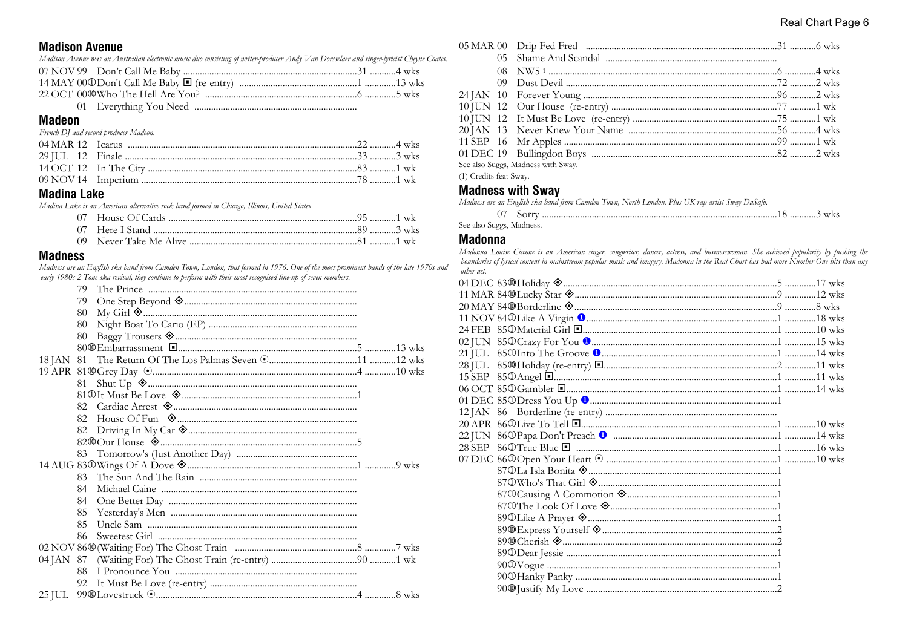## Madison Avenue

*Madison Avenue was an Australian electronic music duo consisting of writer-producer Andy Van Dorsselaer and singer-lyricist Cheyne Coates.*

07 NOV 99 Don't Call Me Baby ........................................................31 ...........4 wks
14 MAY 00 ① Don't Call Me Baby ◘ (re-entry) .................................................1 .............13 wks
22 OCT 00 ⑩ Who The Hell Are You? ...............................................6 .............5 wks
01 Everything You Need ...................................................

## Madeon

*French DJ and record producer Madeon.*

04 MAR 12 Icarus ..............................................................................22 ...........4 wks
29 JUL 12 Finale ..............................................................................33 ...........3 wks
14 OCT 12 In The City ......................................................................83 ...........1 wk
09 NOV 14 Imperium .........................................................................78 ...........1 wk

## Madina Lake

*Madina Lake is an American alternative rock band formed in Chicago, Illinois, United States*

07 House Of Cards .............................................................95 ...........1 wk
07 Here I Stand ...................................................................89 ...........3 wks
09 Never Take Me Alive ......................................................81 ...........1 wk

## Madness

*Madness are an English ska band from Camden Town, London, that formed in 1976. One of the most prominent bands of the late 1970s and early 1980s 2 Tone ska revival, they continue to perform with their most recognised line-up of seven members.*

79 The Prince ......................................................................
79 One Step Beyond ◈.........................................................
80 My Girl ◈.........................................................................
80 Night Boat To Cario (EP) .............................................
80 Baggy Trousers ◈............................................................
80 ⑩ Embarrassment ◘..........................................................5 .............13 wks
18 JAN 81 The Return Of The Los Palmas Seven ⦿....................................11 ...........12 wks
19 APR 81 ⑩ Grey Day ⦿..................................................................4 .............10 wks
81 Shut Up ◈.......................................................................
81 ① It Must Be Love ◈.........................................................1
82 Cardiac Arrest ◈............................................................
82 House Of Fun ◈...........................................................
82 Driving In My Car ◈......................................................
82 ⑩ Our House ◈..................................................................5
83 Tomorrow's (Just Another Day) ..................................
14 AUG 83 ① Wings Of A Dove ◈......................................................1 .............9 wks
83 The Sun And The Rain .................................................
84 Michael Caine ...............................................................
84 One Better Day ..............................................................
85 Yesterday's Men .............................................................
85 Uncle Sam ......................................................................
86 Sweetest Girl ..................................................................
02 NOV 86 ⑩ (Waiting For) The Ghost Train ..........................................8 .............7 wks
04 JAN 87 (Waiting For) The Ghost Train (re-entry) ..................................90 ...........1 wk
88 I Pronounce You ...........................................................
92 It Must Be Love (re-entry) ............................................
25 JUL 99 ⑩ Lovestruck ⦿..................................................................4 .............8 wks
05 MAR 00 Drip Fed Fred .................................................................31 ...........6 wks
05 Shame And Scandal .......................................................
08 NW5 [1] ..............................................................................6 .............4 wks
09 Dust Devil .......................................................................72 ...........2 wks
24 JAN 10 Forever Young ................................................................96 ...........2 wks
10 JUN 12 Our House (re-entry) .....................................................77 ...........1 wk
10 JUN 12 It Must Be Love (re-entry) ............................................75 ...........1 wk
20 JAN 13 Never Knew Your Name ..............................................56 ...........4 wks
11 SEP 16 Mr Apples ........................................................................99 ...........1 wk
01 DEC 19 Bullingdon Boys .............................................................82 ...........2 wks

See also Suggs, Madness with Sway.

(1) Credits feat Sway.

## Madness with Sway

*Madness are an English ska band from Camden Town, North London. Plus UK rap artist Sway DaSafo.*

07 Sorry ...................................................................................18 ...........3 wks

See also Suggs, Madness.

## Madonna

*Madonna Louise Ciccone is an American singer, songwriter, dancer, actress, and businesswoman. She achieved popularity by pushing the boundaries of lyrical content in mainstream popular music and imagery. Madonna in the Real Chart has had more Number One hits than any other act.*

04 DEC 83 ⑩ Holiday ◈.........................................................................5 .............17 wks
11 MAR 84 ⑩ Lucky Star ◈....................................................................9 .............12 wks
20 MAY 84 ⑩ Borderline ◈.....................................................................9 .............8 wks
11 NOV 84 ① Like A Virgin ❶................................................................1 .............18 wks
24 FEB 85 ① Material Girl ◘................................................................1 .............10 wks
02 JUN 85 ① Crazy For You ❶..............................................................1 .............15 wks
21 JUL 85 ① Into The Groove ❶.........................................................1 .............14 wks
28 JUL 85 ⑩ Holiday (re-entry) ◘........................................................2 .............11 wks
15 SEP 85 ① Angel ◘............................................................................1 .............11 wks
06 OCT 85 ① Gambler ◘........................................................................1 .............14 wks
01 DEC 85 ① Dress You Up ❶...............................................................1
12 JAN 86 Borderline (re-entry) .......................................................
20 APR 86 ① Live To Tell ◘..................................................................1 .............10 wks
22 JUN 86 ① Papa Don't Preach ❶ .....................................................1 .............14 wks
28 SEP 86 ① True Blue ◘ ....................................................................1 .............16 wks
07 DEC 86 ① Open Your Heart ⦿ .......................................................1 .............10 wks
87 ① La Isla Bonita ◈..............................................................1
87 ① Who's That Girl ◈..........................................................1
87 ① Causing A Commotion ◈...............................................1
87 ① The Look Of Love ◈.....................................................1
89 ① Like A Prayer ◈..............................................................1
89 ⑩ Express Yourself ◈.........................................................2
89 ⑩ Cherish ◈.........................................................................2
89 ① Dear Jessie ........................................................................1
90 ① Vogue ...............................................................................1
90 ① Hanky Panky ....................................................................1
90 ⑩ Justify My Love ................................................................2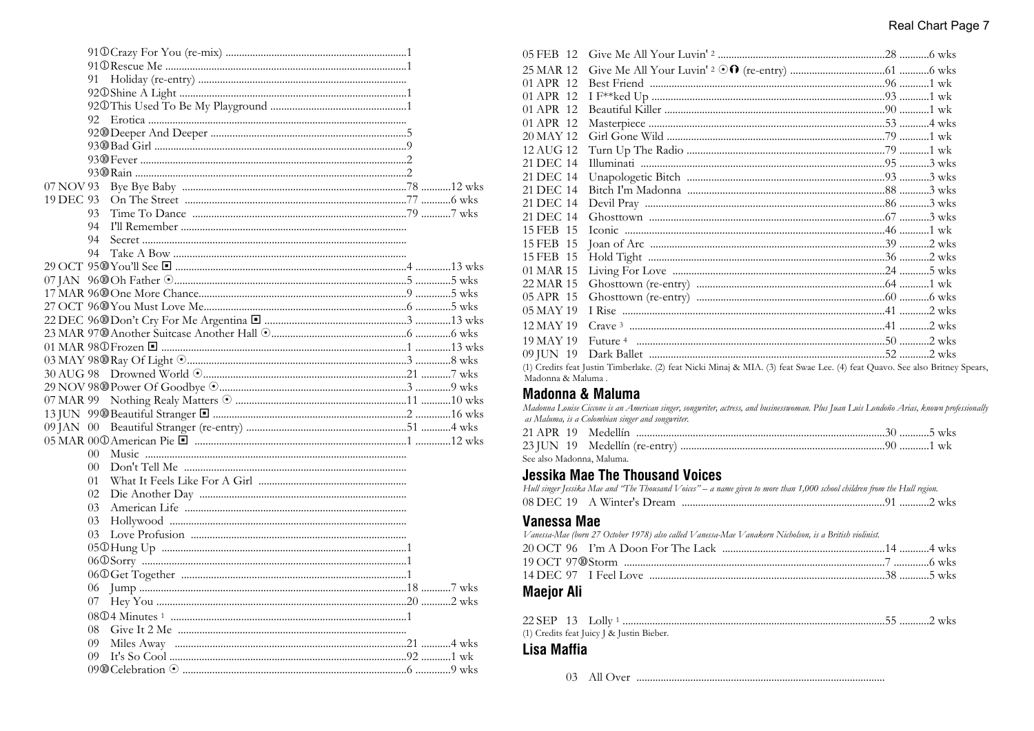91 ① Crazy For You (re-mix) ..................................................................1
91 ① Rescue Me ........................................................................................1
91 Holiday (re-entry) ...........................................................................
92 ① Shine A Light ....................................................................................1
92 ① This Used To Be My Playground ....................................................1
92 Erotica ..................................................................................................
92 ⑩ Deeper And Deeper ..........................................................................5
93 ⑩ Bad Girl ...............................................................................................9
93 ⑩ Fever ....................................................................................................2
93 ⑩ Rain .....................................................................................................2
07 NOV 93 Bye Bye Baby ....................................................................78 ...........12 wks
19 DEC 93 On The Street ...................................................................77 ...........6 wks
93 Time To Dance .....................................................................79 ...........7 wks
94 I'll Remember ......................................................................................
94 Secret ...................................................................................................
94 Take A Bow .........................................................................................
29 OCT 95 ⑩ You'll See ◙ ......................................................................4 .............13 wks
07 JAN 96 ⑩ Oh Father ⊙ .......................................................................5 .............5 wks
17 MAR 96 ⑩ One More Chance ...............................................................9 .............5 wks
27 OCT 96 ⑩ You Must Love Me .............................................................6 .............5 wks
22 DEC 96 ⑩ Don't Cry For Me Argentina ◙ ...................................3 .............13 wks
23 MAR 97 ⑩ Another Suitcase Another Hall ⊙ ...................................6 .............6 wks
01 MAR 98 ① Frozen ◙ ...........................................................................1 .............13 wks
03 MAY 98 ⑩ Ray Of Light ⊙ ..................................................................3 .............8 wks
30 AUG 98 Drowned World ⊙ ........................................................21 ...........7 wks
29 NOV 98 ⑩ Power Of Goodbye ⊙ ......................................................3 .............9 wks
07 MAR 99 Nothing Realy Matters ⊙ ..............................................11 ...........10 wks
13 JUN 99 ⑩ Beautiful Stranger ◙ ........................................................2 .............16 wks
09 JAN 00 Beautiful Stranger (re-entry) ............................................51 ...........4 wks
05 MAR 00 ① American Pie ◙ ..............................................................1 .............12 wks
00 Music ....................................................................................................
00 Don't Tell Me .......................................................................................
01 What It Feels Like For A Girl ..........................................................
02 Die Another Day ................................................................................
03 American Life ......................................................................................
03 Hollywood ...........................................................................................
03 Love Profusion ....................................................................................
05 ① Hung Up ..............................................................................................1
06 ① Sorry ....................................................................................................1
06 ① Get Together ......................................................................................1
06 Jump ...........................................................................................18 ...........7 wks
07 Hey You .....................................................................................20 ...........2 wks
08 ① 4 Minutes [1] .........................................................................................1
08 Give It 2 Me ............................................................................................
09 Miles Away ................................................................................21 ...........4 wks
09 It's So Cool ................................................................................92 ...........1 wk
09 ⑩ Celebration ⊙ ......................................................................................6 .............9 wks
05 FEB 12 Give Me All Your Luvin' [2] ................................................28 ...........6 wks
25 MAR 12 Give Me All Your Luvin' [2] ⊙ ⓘ (re-entry) ....................61 ...........6 wks
01 APR 12 Best Friend ..........................................................................96 ...........1 wk
01 APR 12 I F**ked Up ........................................................................93 ...........1 wk
01 APR 12 Beautiful Killer ...................................................................90 ...........1 wk
01 APR 12 Masterpiece .........................................................................53 ...........4 wks
20 MAY 12 Girl Gone Wild ...................................................................79 ...........1 wk
12 AUG 12 Turn Up The Radio ............................................................79 ...........1 wk
21 DEC 14 Illuminati ..............................................................................95 ...........3 wks
21 DEC 14 Unapologetic Bitch ............................................................93 ...........3 wks
21 DEC 14 Bitch I'm Madonna ............................................................88 ...........3 wks
21 DEC 14 Devil Pray ............................................................................86 ...........3 wks
21 DEC 14 Ghosttown ...........................................................................67 ...........3 wks
15 FEB 15 Iconic .....................................................................................46 ...........1 wk
15 FEB 15 Joan of Arc ...........................................................................39 ...........2 wks
15 FEB 15 Hold Tight ............................................................................36 ...........2 wks
01 MAR 15 Living For Love .................................................................24 ...........5 wks
22 MAR 15 Ghosttown (re-entry) ........................................................64 ...........1 wk
05 APR 15 Ghosttown (re-entry) ........................................................60 ...........6 wks
05 MAY 19 I Rise .....................................................................................41 ...........2 wks
12 MAY 19 Crave [3] ..................................................................................41 ...........2 wks
19 MAY 19 Future [4] ................................................................................50 ...........2 wks
09 JUN 19 Dark Ballet ............................................................................52 ...........2 wks

(1) Credits feat Justin Timberlake. (2) feat Nicki Minaj & MIA. (3) feat Swae Lee. (4) feat Quavo. See also Britney Spears, Madonna & Maluma .

## Madonna & Maluma

*Madonna Louise Ciccone is an American singer, songwriter, actress, and businesswoman. Plus Juan Luis Londoño Arias, known professionally as Maluma, is a Colombian singer and songwriter.*

21 APR 19 Medellín ..................................................................................30 ...........5 wks
23 JUN 19 Medellín (re-entry) ...................................................................90 ...........1 wk

See also Madonna, Maluma.

## Jessika Mae The Thousand Voices

*Hull singer Jessika Mae and "The Thousand Voices" – a name given to more than 1,000 school children from the Hull region.*

08 DEC 19 A Winter's Dream ...................................................................91 ...........2 wks

## Vanessa Mae

*Vanessa-Mae (born 27 October 1978) also called Vanessa-Mae Vanakorn Nicholson, is a British violinist.*

20 OCT 96 I'm A Doon For The Lack ....................................................14 ...........4 wks
19 OCT 97 ⑩ Storm ......................................................................................7 .............6 wks
14 DEC 97 I Feel Love ..............................................................................38 ...........5 wks

## Maejor Ali

22 SEP 13 Lolly [1] ......................................................................................55 ...........2 wks

(1) Credits feat Juicy J & Justin Bieber.

## Lisa Maffia

03 All Over ......................................................................................................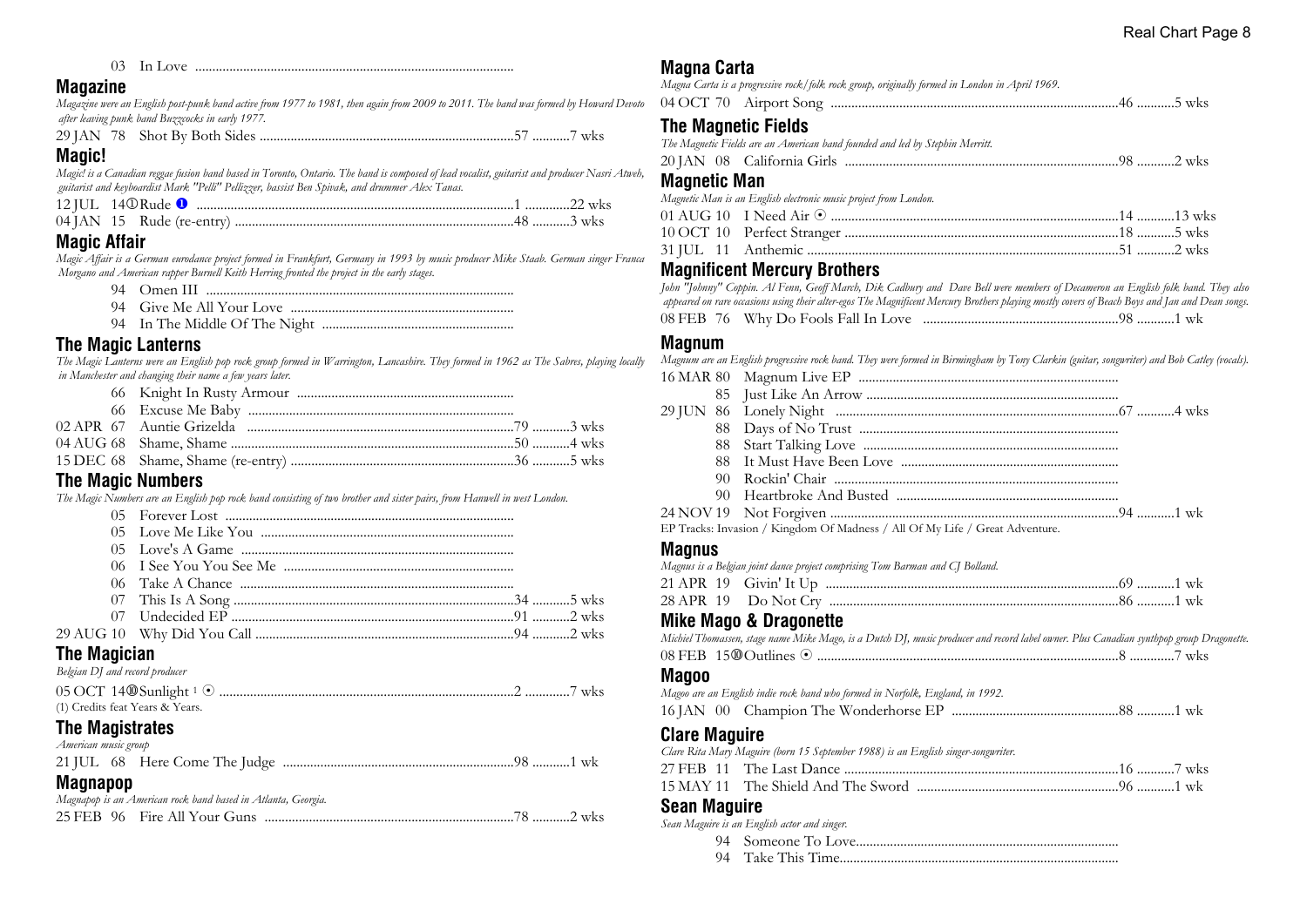03 In Love

## Magazine

*Magazine were an English post-punk band active from 1977 to 1981, then again from 2009 to 2011. The band was formed by Howard Devoto after leaving punk band Buzzcocks in early 1977.*

29 JAN 78 Shot By Both Sides ... 57 ... 7 wks

## Magic!

*Magic! is a Canadian reggae fusion band based in Toronto, Ontario. The band is composed of lead vocalist, guitarist and producer Nasri Atweh, guitarist and keyboardist Mark "Pelli" Pellizzer, bassist Ben Spivak, and drummer Alex Tanas.*

12 JUL 14 ④ Rude ❶ ... 1 ... 22 wks
04 JAN 15 Rude (re-entry) ... 48 ... 3 wks

## Magic Affair

*Magic Affair is a German eurodance project formed in Frankfurt, Germany in 1993 by music producer Mike Staab. German singer Franca Morgano and American rapper Burnell Keith Herring fronted the project in the early stages.*

94 Omen III
94 Give Me All Your Love
94 In The Middle Of The Night

## The Magic Lanterns

*The Magic Lanterns were an English pop rock group formed in Warrington, Lancashire. They formed in 1962 as The Sabres, playing locally in Manchester and changing their name a few years later.*

66 Knight In Rusty Armour
66 Excuse Me Baby
02 APR 67 Auntie Grizelda ... 79 ... 3 wks
04 AUG 68 Shame, Shame ... 50 ... 4 wks
15 DEC 68 Shame, Shame (re-entry) ... 36 ... 5 wks

## The Magic Numbers

*The Magic Numbers are an English pop rock band consisting of two brother and sister pairs, from Hanwell in west London.*

05 Forever Lost
05 Love Me Like You
05 Love's A Game
06 I See You You See Me
06 Take A Chance
07 This Is A Song ... 34 ... 5 wks
07 Undecided EP ... 91 ... 2 wks
29 AUG 10 Why Did You Call ... 94 ... 2 wks

## The Magician

*Belgian DJ and record producer*

05 OCT 14 ⑩ Sunlight [1] ⊙ ... 2 ... 7 wks
(1) Credits feat Years & Years.

## The Magistrates

*American music group*

21 JUL 68 Here Come The Judge ... 98 ... 1 wk

## Magnapop

*Magnapop is an American rock band based in Atlanta, Georgia.*

25 FEB 96 Fire All Your Guns ... 78 ... 2 wks

## Magna Carta

*Magna Carta is a progressive rock/folk rock group, originally formed in London in April 1969.*

04 OCT 70 Airport Song ... 46 ... 5 wks

## The Magnetic Fields

*The Magnetic Fields are an American band founded and led by Stephin Merritt.*

20 JAN 08 California Girls ... 98 ... 2 wks

## Magnetic Man

*Magnetic Man is an English electronic music project from London.*

01 AUG 10 I Need Air ⊙ ... 14 ... 13 wks
10 OCT 10 Perfect Stranger ... 18 ... 5 wks
31 JUL 11 Anthemic ... 51 ... 2 wks

## Magnificent Mercury Brothers

*John "Johnny" Coppin. Al Fenn, Geoff March, Dik Cadbury and Dave Bell were members of Decameron an English folk band. They also appeared on rare occasions using their alter-egos The Magnificent Mercury Brothers playing mostly covers of Beach Boys and Jan and Dean songs.*

08 FEB 76 Why Do Fools Fall In Love ... 98 ... 1 wk

## Magnum

*Magnum are an English progressive rock band. They were formed in Birmingham by Tony Clarkin (guitar, songwriter) and Bob Catley (vocals).*

16 MAR 80 Magnum Live EP
85 Just Like An Arrow
29 JUN 86 Lonely Night ... 67 ... 4 wks
88 Days of No Trust
88 Start Talking Love
88 It Must Have Been Love
90 Rockin' Chair
90 Heartbroke And Busted
24 NOV 19 Not Forgiven ... 94 ... 1 wk
EP Tracks: Invasion / Kingdom Of Madness / All Of My Life / Great Adventure.

## Magnus

*Magnus is a Belgian joint dance project comprising Tom Barman and CJ Bolland.*

21 APR 19 Givin' It Up ... 69 ... 1 wk
28 APR 19 Do Not Cry ... 86 ... 1 wk

## Mike Mago & Dragonette

*Michiel Thomassen, stage name Mike Mago, is a Dutch DJ, music producer and record label owner. Plus Canadian synthpop group Dragonette.*

08 FEB 15 ⑩ Outlines ⊙ ... 8 ... 7 wks

## Magoo

*Magoo are an English indie rock band who formed in Norfolk, England, in 1992.*

16 JAN 00 Champion The Wonderhorse EP ... 88 ... 1 wk

## Clare Maguire

*Clare Rita Mary Maguire (born 15 September 1988) is an English singer-songwriter.*

27 FEB 11 The Last Dance ... 16 ... 7 wks
15 MAY 11 The Shield And The Sword ... 96 ... 1 wk

## Sean Maguire

*Sean Maguire is an English actor and singer.*

94 Someone To Love
94 Take This Time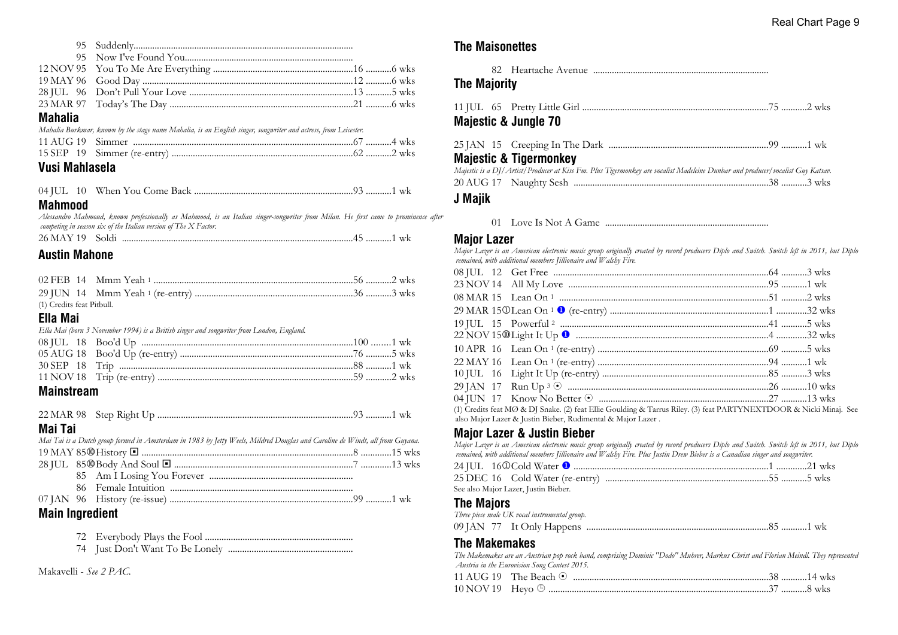| | | | |
|---|---|---|---|
| 95 | Suddenly | | |
| 95 | Now I've Found You | | |
| 12 NOV 95 | You To Me Are Everything | 16 | 6 wks |
| 19 MAY 96 | Good Day | 12 | 6 wks |
| 28 JUL 96 | Don't Pull Your Love | 13 | 5 wks |
| 23 MAR 97 | Today's The Day | 21 | 6 wks |

## Mahalia

*Mahalia Burkmar, known by the stage name Mahalia, is an English singer, songwriter and actress, from Leicester.*

| | | | |
|---|---|---|---|
| 11 AUG 19 | Simmer | 67 | 4 wks |
| 15 SEP 19 | Simmer (re-entry) | 62 | 2 wks |

## Vusi Mahlasela

| | | | |
|---|---|---|---|
| 04 JUL 10 | When You Come Back | 93 | 1 wk |

## Mahmood

*Alessandro Mahmoud, known professionally as Mahmood, is an Italian singer-songwriter from Milan. He first came to prominence after competing in season six of the Italian version of The X Factor.*

| | | | |
|---|---|---|---|
| 26 MAY 19 | Soldi | 45 | 1 wk |

## Austin Mahone

| | | | |
|---|---|---|---|
| 02 FEB 14 | Mmm Yeah [1] | 56 | 2 wks |
| 29 JUN 14 | Mmm Yeah [1] (re-entry) | 36 | 3 wks |

(1) Credits feat Pitbull.

## Ella Mai

*Ella Mai (born 3 November 1994) is a British singer and songwriter from London, England.*

| | | | |
|---|---|---|---|
| 08 JUL 18 | Boo'd Up | 100 | 1 wk |
| 05 AUG 18 | Boo'd Up (re-entry) | 76 | 5 wks |
| 30 SEP 18 | Trip | 88 | 1 wk |
| 11 NOV 18 | Trip (re-entry) | 59 | 2 wks |

## Mainstream

| | | | |
|---|---|---|---|
| 22 MAR 98 | Step Right Up | 93 | 1 wk |

## Mai Tai

*Mai Tai is a Dutch group formed in Amsterdam in 1983 by Jetty Weels, Mildred Douglas and Caroline de Windt, all from Guyana.*

| | | | |
|---|---|---|---|
| 19 MAY 85 ⑩ | History ◘ | 8 | 15 wks |
| 28 JUL 85 ⑩ | Body And Soul ◘ | 7 | 13 wks |
| 85 | Am I Losing You Forever | | |
| 86 | Female Intuition | | |
| 07 JAN 96 | History (re-issue) | 99 | 1 wk |

## Main Ingredient

| | | | |
|---|---|---|---|
| 72 | Everybody Plays the Fool | | |
| 74 | Just Don't Want To Be Lonely | | |

Makavelli - *See 2 PAC.*

## The Maisonettes

| | | | |
|---|---|---|---|
| 82 | Heartache Avenue | | |

## The Majority

| | | | |
|---|---|---|---|
| 11 JUL 65 | Pretty Little Girl | 75 | 2 wks |

## Majestic & Jungle 70

| | | | |
|---|---|---|---|
| 25 JAN 15 | Creeping In The Dark | 99 | 1 wk |

## Majestic & Tigermonkey

*Majestic is a DJ/Artist/Producer at Kiss Fm. Plus Tigermonkey are vocalist Madeleine Dunbar and producer/vocalist Guy Katsav.*

| | | | |
|---|---|---|---|
| 20 AUG 17 | Naughty Sesh | 38 | 3 wks |

## J Majik

| | | | |
|---|---|---|---|
| 01 | Love Is Not A Game | | |

## Major Lazer

*Major Lazer is an American electronic music group originally created by record producers Diplo and Switch. Switch left in 2011, but Diplo remained, with additional members Jillionaire and Walshy Fire.*

| | | | |
|---|---|---|---|
| 08 JUL 12 | Get Free | 64 | 3 wks |
| 23 NOV 14 | All My Love | 95 | 1 wk |
| 08 MAR 15 | Lean On [1] | 51 | 2 wks |
| 29 MAR 15 ① | Lean On [1] ❶ (re-entry) | 1 | 32 wks |
| 19 JUL 15 | Powerful [2] | 41 | 5 wks |
| 22 NOV 15 ⑩ | Light It Up ❶ | 4 | 32 wks |
| 10 APR 16 | Lean On [1] (re-entry) | 69 | 5 wks |
| 22 MAY 16 | Lean On [1] (re-entry) | 94 | 1 wk |
| 10 JUL 16 | Light It Up (re-entry) | 85 | 3 wks |
| 29 JAN 17 | Run Up [3] ⊙ | 26 | 10 wks |
| 04 JUN 17 | Know No Better ⊙ | 27 | 13 wks |

(1) Credits feat MØ & DJ Snake. (2) feat Ellie Goulding & Tarrus Riley. (3) feat PARTYNEXTDOOR & Nicki Minaj. See also Major Lazer & Justin Bieber, Rudimental & Major Lazer .

## Major Lazer & Justin Bieber

*Major Lazer is an American electronic music group originally created by record producers Diplo and Switch. Switch left in 2011, but Diplo remained, with additional members Jillionaire and Walshy Fire. Plus Justin Drew Bieber is a Canadian singer and songwriter.*

| | | | |
|---|---|---|---|
| 24 JUL 16 ① | Cold Water ❶ | 1 | 21 wks |
| 25 DEC 16 | Cold Water (re-entry) | 55 | 5 wks |

See also Major Lazer, Justin Bieber.

## The Majors

*Three piece male UK vocal instrumental group.*

| | | | |
|---|---|---|---|
| 09 JAN 77 | It Only Happens | 85 | 1 wk |

## The Makemakes

*The Makemakes are an Austrian pop rock band, comprising Dominic "Dodo" Muhrer, Markus Christ and Florian Meindl. They represented Austria in the Eurovision Song Contest 2015.*

| | | | |
|---|---|---|---|
| 11 AUG 19 | The Beach ⊙ | 38 | 14 wks |
| 10 NOV 19 | Heyo ⊕ | 37 | 8 wks |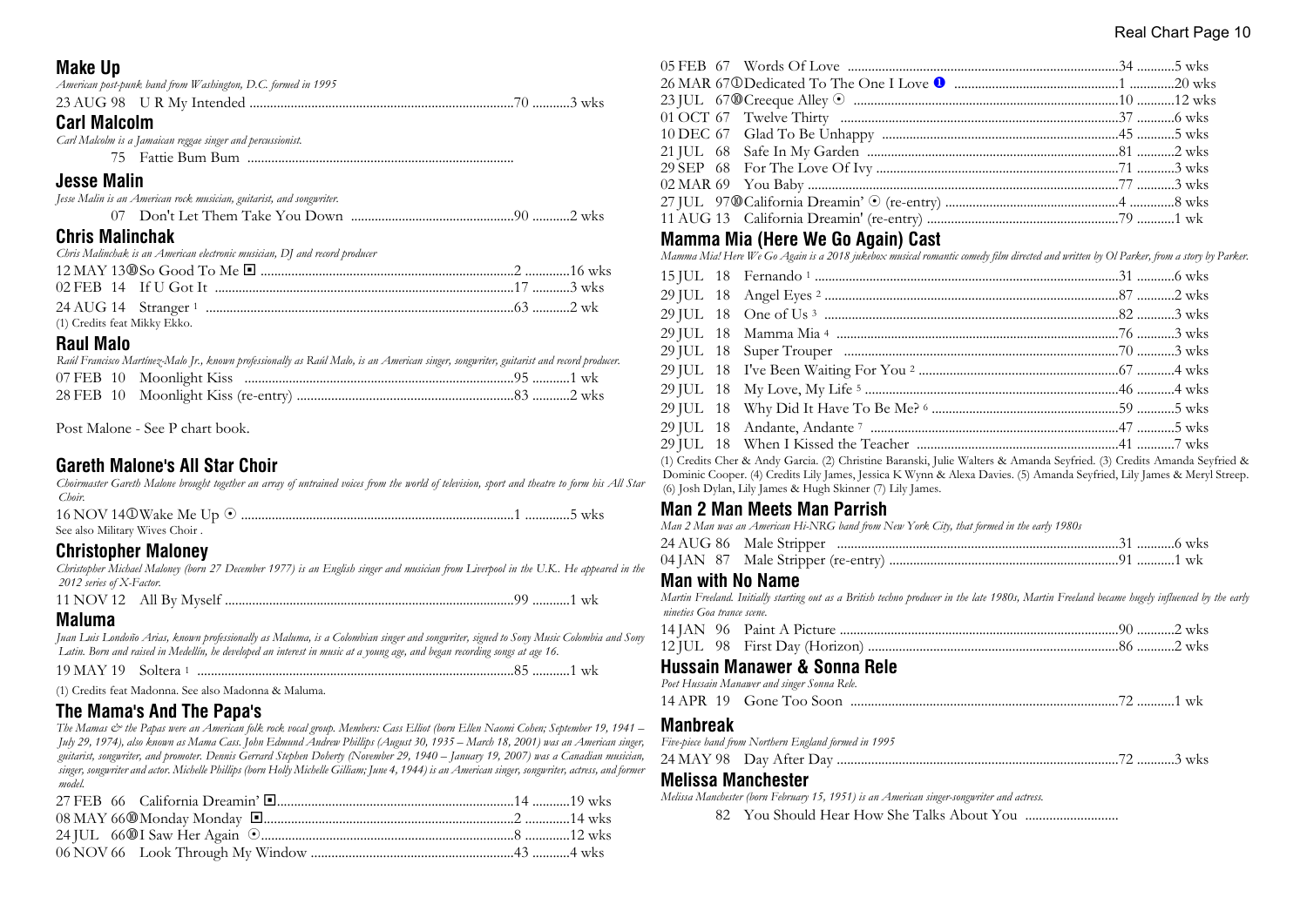## Make Up

*American post-punk band from Washington, D.C. formed in 1995*

23 AUG 98 U R My Intended ....70 ....3 wks

## Carl Malcolm

*Carl Malcolm is a Jamaican reggae singer and percussionist.*

75 Fattie Bum Bum ....

## Jesse Malin

*Jesse Malin is an American rock musician, guitarist, and songwriter.*

07 Don't Let Them Take You Down ....90 ....2 wks

## Chris Malinchak

*Chris Malinchak is an American electronic musician, DJ and record producer*

12 MAY 13⑩So Good To Me ◘ ....2 ....16 wks
02 FEB 14 If U Got It ....17 ....3 wks
24 AUG 14 Stranger [1] ....63 ....2 wk

(1) Credits feat Mikky Ekko.

## Raul Malo

*Raúl Francisco Martínez-Malo Jr., known professionally as Raúl Malo, is an American singer, songwriter, guitarist and record producer.*

07 FEB 10 Moonlight Kiss ....95 ....1 wk
28 FEB 10 Moonlight Kiss (re-entry) ....83 ....2 wks

Post Malone - See P chart book.

## Gareth Malone's All Star Choir

*Choirmaster Gareth Malone brought together an array of untrained voices from the world of television, sport and theatre to form his All Star Choir.*

16 NOV 14①Wake Me Up ⊙ ....1 ....5 wks

See also Military Wives Choir .

## Christopher Maloney

*Christopher Michael Maloney (born 27 December 1977) is an English singer and musician from Liverpool in the U.K.. He appeared in the 2012 series of X-Factor.*

11 NOV 12 All By Myself ....99 ....1 wk

## Maluma

*Juan Luis Londoño Arias, known professionally as Maluma, is a Colombian singer and songwriter, signed to Sony Music Colombia and Sony Latin. Born and raised in Medellín, he developed an interest in music at a young age, and began recording songs at age 16.*

19 MAY 19 Soltera [1] ....85 ....1 wk

(1) Credits feat Madonna. See also Madonna & Maluma.

## The Mama's And The Papa's

*The Mamas & the Papas were an American folk rock vocal group. Members: Cass Elliot (born Ellen Naomi Cohen; September 19, 1941 – July 29, 1974), also known as Mama Cass. John Edmund Andrew Phillips (August 30, 1935 – March 18, 2001) was an American singer, guitarist, songwriter, and promoter. Dennis Gerrard Stephen Doherty (November 29, 1940 – January 19, 2007) was a Canadian musician, singer, songwriter and actor. Michelle Phillips (born Holly Michelle Gilliam; June 4, 1944) is an American singer, songwriter, actress, and former model.*

27 FEB 66 California Dreamin' ◘ ....14 ....19 wks
08 MAY 66⑩Monday Monday ◘ ....2 ....14 wks
24 JUL 66⑩I Saw Her Again ⊙ ....8 ....12 wks
06 NOV 66 Look Through My Window ....43 ....4 wks
05 FEB 67 Words Of Love ....34 ....5 wks
26 MAR 67①Dedicated To The One I Love ❶ ....1 ....20 wks
23 JUL 67⑩Creeque Alley ⊙ ....10 ....12 wks
01 OCT 67 Twelve Thirty ....37 ....6 wks
10 DEC 67 Glad To Be Unhappy ....45 ....5 wks
21 JUL 68 Safe In My Garden ....81 ....2 wks
29 SEP 68 For The Love Of Ivy ....71 ....3 wks
02 MAR 69 You Baby ....77 ....3 wks
27 JUL 97⑩California Dreamin' ⊙ (re-entry) ....4 ....8 wks
11 AUG 13 California Dreamin' (re-entry) ....79 ....1 wk

## Mamma Mia (Here We Go Again) Cast

*Mamma Mia! Here We Go Again is a 2018 jukebox musical romantic comedy film directed and written by Ol Parker, from a story by Parker.*

15 JUL 18 Fernando [1] ....31 ....6 wks
29 JUL 18 Angel Eyes [2] ....87 ....2 wks
29 JUL 18 One of Us [3] ....82 ....3 wks
29 JUL 18 Mamma Mia [4] ....76 ....3 wks
29 JUL 18 Super Trouper ....70 ....3 wks
29 JUL 18 I've Been Waiting For You [2] ....67 ....4 wks
29 JUL 18 My Love, My Life [5] ....46 ....4 wks
29 JUL 18 Why Did It Have To Be Me? [6] ....59 ....5 wks
29 JUL 18 Andante, Andante [7] ....47 ....5 wks
29 JUL 18 When I Kissed the Teacher ....41 ....7 wks

(1) Credits Cher & Andy Garcia. (2) Christine Baranski, Julie Walters & Amanda Seyfried. (3) Credits Amanda Seyfried & Dominic Cooper. (4) Credits Lily James, Jessica K Wynn & Alexa Davies. (5) Amanda Seyfried, Lily James & Meryl Streep. (6) Josh Dylan, Lily James & Hugh Skinner (7) Lily James.

## Man 2 Man Meets Man Parrish

*Man 2 Man was an American Hi-NRG band from New York City, that formed in the early 1980s*

24 AUG 86 Male Stripper ....31 ....6 wks
04 JAN 87 Male Stripper (re-entry) ....91 ....1 wk

## Man with No Name

*Martin Freeland. Initially starting out as a British techno producer in the late 1980s, Martin Freeland became hugely influenced by the early nineties Goa trance scene.*

14 JAN 96 Paint A Picture ....90 ....2 wks
12 JUL 98 First Day (Horizon) ....86 ....2 wks

## Hussain Manawer & Sonna Rele

*Poet Hussain Manawer and singer Sonna Rele.*

14 APR 19 Gone Too Soon ....72 ....1 wk

## Manbreak

*Five-piece band from Northern England formed in 1995*

24 MAY 98 Day After Day ....72 ....3 wks

## Melissa Manchester

*Melissa Manchester (born February 15, 1951) is an American singer-songwriter and actress.*

82 You Should Hear How She Talks About You ....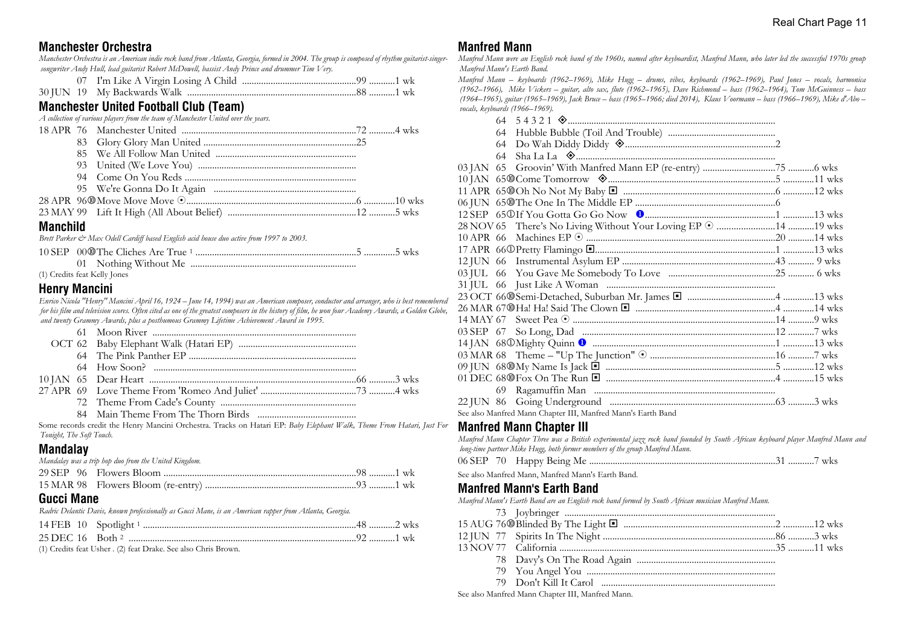## Manchester Orchestra

*Manchester Orchestra is an American indie rock band from Atlanta, Georgia, formed in 2004. The group is composed of rhythm guitarist-singer-songwriter Andy Hull, lead guitarist Robert McDowell, bassist Andy Prince and drummer Tim Very.*

| Date | Yr | Title | Pos | Wks |
|---|---|---|---|---|
| | 07 | I'm Like A Virgin Losing A Child | 99 | 1 wk |
| 30 JUN | 19 | My Backwards Walk | 88 | 1 wk |

## Manchester United Football Club (Team)

*A collection of various players from the team of Manchester United over the years.*

| Date | Yr | Title | Pos | Wks |
|---|---|---|---|---|
| 18 APR | 76 | Manchester United | 72 | 4 wks |
| | 83 | Glory Glory Man United | 25 | |
| | 85 | We All Follow Man United | | |
| | 93 | United (We Love You) | | |
| | 94 | Come On You Reds | | |
| | 95 | We're Gonna Do It Again | | |
| 28 APR | 96⑩ | Move Move Move ⊙ | 6 | 10 wks |
| 23 MAY | 99 | Lift It High (All About Belief) | 12 | 5 wks |

## Manchild

*Brett Parker & Max Odell Cardiff based English acid house duo active from 1997 to 2003.*

| Date | Yr | Title | Pos | Wks |
|---|---|---|---|---|
| 10 SEP | 00⑩ | The Cliches Are True [1] | 5 | 5 wks |
| | 01 | Nothing Without Me | | |

(1) Credits feat Kelly Jones

## Henry Mancini

*Enrico Nicola "Henry" Mancini April 16, 1924 – June 14, 1994) was an American composer, conductor and arranger, who is best remembered for his film and television scores. Often cited as one of the greatest composers in the history of film, he won four Academy Awards, a Golden Globe, and twenty Grammy Awards, plus a posthumous Grammy Lifetime Achievement Award in 1995.*

| Date | Yr | Title | Pos | Wks |
|---|---|---|---|---|
| | 61 | Moon River | | |
| OCT | 62 | Baby Elephant Walk (Hatari EP) | | |
| | 64 | The Pink Panther EP | | |
| | 64 | How Soon? | | |
| 10 JAN | 65 | Dear Heart | 66 | 3 wks |
| 27 APR | 69 | Love Theme From 'Romeo And Juliet' | 73 | 4 wks |
| | 72 | Theme From Cade's County | | |
| | 84 | Main Theme From The Thorn Birds | | |

Some records credit the Henry Mancini Orchestra. Tracks on Hatari EP: *Baby Elephant Walk, Theme From Hatari, Just For Tonight, The Soft Touch.*

## Mandalay

*Mandalay was a trip hop duo from the United Kingdom.*

| Date | Yr | Title | Pos | Wks |
|---|---|---|---|---|
| 29 SEP | 96 | Flowers Bloom | 98 | 1 wk |
| 15 MAR | 98 | Flowers Bloom (re-entry) | 93 | 1 wk |

## Gucci Mane

*Radric Delantic Davis, known professionally as Gucci Mane, is an American rapper from Atlanta, Georgia.*

| Date | Yr | Title | Pos | Wks |
|---|---|---|---|---|
| 14 FEB | 10 | Spotlight [1] | 48 | 2 wks |
| 25 DEC | 16 | Both [2] | 92 | 1 wk |

(1) Credits feat Usher . (2) feat Drake. See also Chris Brown.

## Manfred Mann

*Manfred Mann were an English rock band of the 1960s, named after keyboardist, Manfred Mann, who later led the successful 1970s group Manfred Mann's Earth Band.*

*Manfred Mann – keyboards (1962–1969), Mike Hugg – drums, vibes, keyboards (1962–1969), Paul Jones – vocals, harmonica (1962–1966), Mike Vickers – guitar, alto sax, flute (1962–1965), Dave Richmond – bass (1962–1964), Tom McGuinness – bass (1964–1965), guitar (1965–1969), Jack Bruce – bass (1965–1966; died 2014), Klaus Voormann – bass (1966–1969), Mike d'Abo – vocals, keyboards (1966–1969).*

| Date | Yr | Title | Pos | Wks |
|---|---|---|---|---|
| | 64 | 5 4 3 2 1 ◈ | | |
| | 64 | Hubble Bubble (Toil And Trouble) | | |
| | 64 | Do Wah Diddy Diddy ◈ | 2 | |
| | 64 | Sha La La ◈ | | |
| 03 JAN | 65 | Groovin' With Manfred Mann EP (re-entry) | 75 | 6 wks |
| 10 JAN | 65⑩ | Come Tomorrow ◈ | 5 | 11 wks |
| 11 APR | 65⑩ | Oh No Not My Baby ◘ | 6 | 12 wks |
| 06 JUN | 65⑩ | The One In The Middle EP | 6 | |
| 12 SEP | 65① | If You Gotta Go Go Now ❶ | 1 | 13 wks |
| 28 NOV | 65 | There's No Living Without Your Loving EP ⊙ | 14 | 19 wks |
| 10 APR | 66 | Machines EP ⊙ | 20 | 14 wks |
| 17 APR | 66① | Pretty Flamingo ◘ | 1 | 13 wks |
| 12 JUN | 66 | Instrumental Asylum EP | 43 | 9 wks |
| 03 JUL | 66 | You Gave Me Somebody To Love | 25 | 6 wks |
| 31 JUL | 66 | Just Like A Woman | | |
| 23 OCT | 66⑩ | Semi-Detached, Suburban Mr. James ◘ | 4 | 13 wks |
| 26 MAR | 67⑩ | Ha! Ha! Said The Clown ◘ | 4 | 14 wks |
| 14 MAY | 67 | Sweet Pea ⊙ | 14 | 9 wks |
| 03 SEP | 67 | So Long, Dad | 12 | 7 wks |
| 14 JAN | 68① | Mighty Quinn ❶ | 1 | 13 wks |
| 03 MAR | 68 | Theme – "Up The Junction" ⊙ | 16 | 7 wks |
| 09 JUN | 68⑩ | My Name Is Jack ◘ | 5 | 12 wks |
| 01 DEC | 68⑩ | Fox On The Run ◘ | 4 | 15 wks |
| | 69 | Ragamuffin Man | | |
| 22 JUN | 86 | Going Underground | 63 | 3 wks |

See also Manfred Mann Chapter III, Manfred Mann's Earth Band

## Manfred Mann Chapter III

*Manfred Mann Chapter Three was a British experimental jazz rock band founded by South African keyboard player Manfred Mann and long-time partner Mike Hugg, both former members of the group Manfred Mann.*

| Date | Yr | Title | Pos | Wks |
|---|---|---|---|---|
| 06 SEP | 70 | Happy Being Me | 31 | 7 wks |

See also Manfred Mann, Manfred Mann's Earth Band.

## Manfred Mann's Earth Band

*Manfred Mann's Earth Band are an English rock band formed by South African musician Manfred Mann.*

| Date | Yr | Title | Pos | Wks |
|---|---|---|---|---|
| | 73 | Joybringer | | |
| 15 AUG | 76⑩ | Blinded By The Light ◘ | 2 | 12 wks |
| 12 JUN | 77 | Spirits In The Night | 86 | 3 wks |
| 13 NOV | 77 | California | 35 | 11 wks |
| | 78 | Davy's On The Road Again | | |
| | 79 | You Angel You | | |
| | 79 | Don't Kill It Carol | | |

See also Manfred Mann Chapter III, Manfred Mann.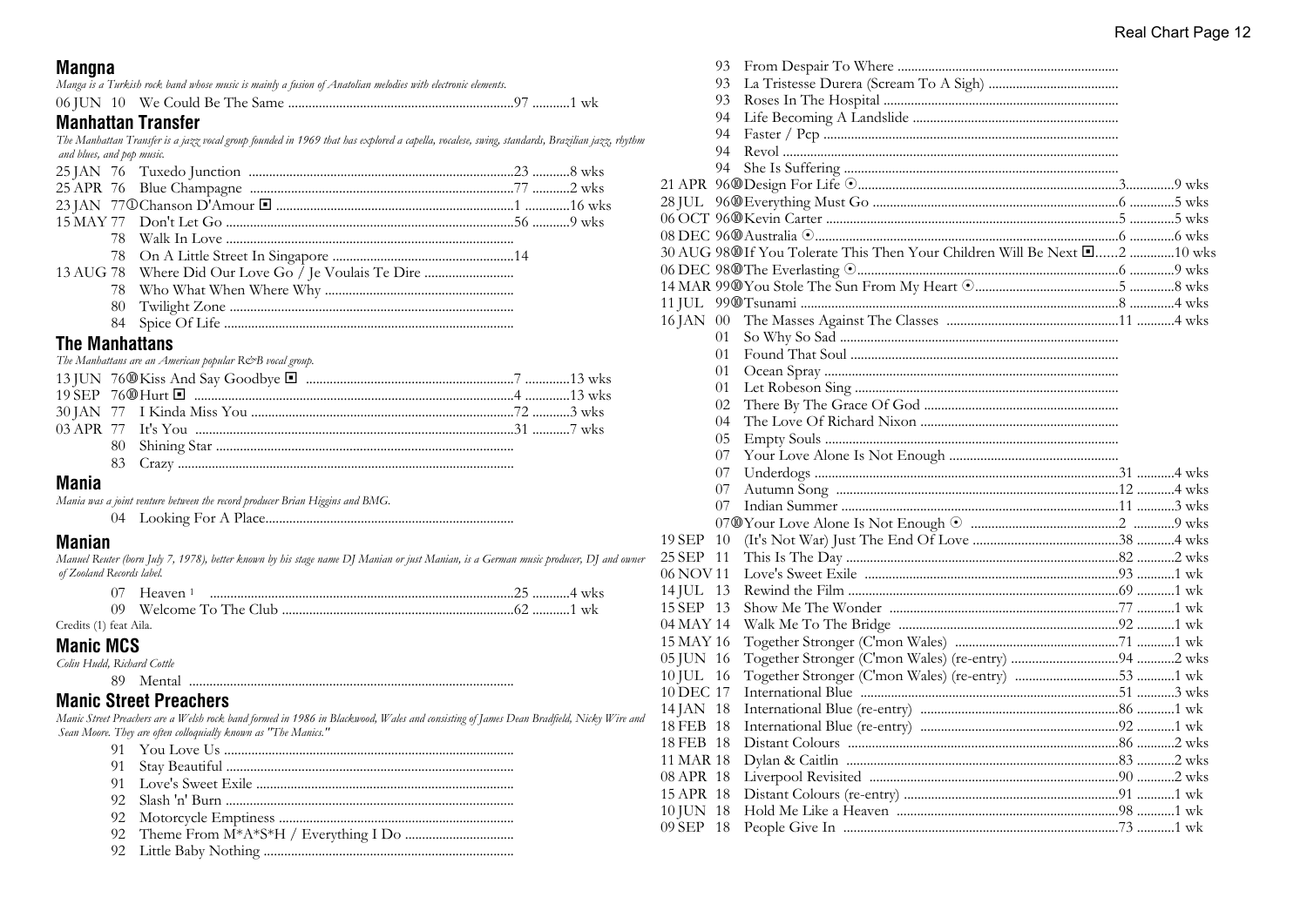## Mangna

*Manga is a Turkish rock band whose music is mainly a fusion of Anatolian melodies with electronic elements.*

06 JUN 10 We Could Be The Same ....97 ....1 wk

## Manhattan Transfer

*The Manhattan Transfer is a jazz vocal group founded in 1969 that has explored a capella, vocalese, swing, standards, Brazilian jazz, rhythm and blues, and pop music.*

25 JAN 76 Tuxedo Junction ....23 ....8 wks
25 APR 76 Blue Champagne ....77 ....2 wks
23 JAN 77① Chanson D'Amour ◾ ....1 ....16 wks
15 MAY 77 Don't Let Go ....56 ....9 wks
78 Walk In Love ....
78 On A Little Street In Singapore ....14
13 AUG 78 Where Did Our Love Go / Je Voulais Te Dire ....
78 Who What When Where Why ....
80 Twilight Zone ....
84 Spice Of Life ....

## The Manhattans

*The Manhattans are an American popular R&B vocal group.*

13 JUN 76⑩ Kiss And Say Goodbye ◾ ....7 ....13 wks
19 SEP 76⑩ Hurt ◾ ....4 ....13 wks
30 JAN 77 I Kinda Miss You ....72 ....3 wks
03 APR 77 It's You ....31 ....7 wks
80 Shining Star ....
83 Crazy ....

## Mania

*Mania was a joint venture between the record producer Brian Higgins and BMG.*

04 Looking For A Place....

## Manian

*Manuel Reuter (born July 7, 1978), better known by his stage name DJ Manian or just Manian, is a German music producer, DJ and owner of Zooland Records label.*

07 Heaven [1] ....25 ....4 wks
09 Welcome To The Club ....62 ....1 wk

Credits (1) feat Aila.

## Manic MCS

*Colin Hudd, Richard Cottle*

89 Mental ....

## Manic Street Preachers

*Manic Street Preachers are a Welsh rock band formed in 1986 in Blackwood, Wales and consisting of James Dean Bradfield, Nicky Wire and Sean Moore. They are often colloquially known as "The Manics."*

91 You Love Us ....
91 Stay Beautiful ....
91 Love's Sweet Exile ....
92 Slash 'n' Burn ....
92 Motorcycle Emptiness ....
92 Theme From M*A*S*H / Everything I Do ....
92 Little Baby Nothing ....
93 From Despair To Where ....
93 La Tristesse Durera (Scream To A Sigh) ....
93 Roses In The Hospital ....
94 Life Becoming A Landslide ....
94 Faster / Pcp ....
94 Revol ....
94 She Is Suffering ....
21 APR 96⑩ Design For Life ⊙ ....3 ....9 wks
28 JUL 96⑩ Everything Must Go ....6 ....5 wks
06 OCT 96⑩ Kevin Carter ....5 ....5 wks
08 DEC 96⑩ Australia ⊙ ....6 ....6 wks
30 AUG 98⑩ If You Tolerate This Then Your Children Will Be Next ◾ ....2 ....10 wks
06 DEC 98⑩ The Everlasting ⊙ ....6 ....9 wks
14 MAR 99⑩ You Stole The Sun From My Heart ⊙ ....5 ....8 wks
11 JUL 99⑩ Tsunami ....8 ....4 wks
16 JAN 00 The Masses Against The Classes ....11 ....4 wks
01 So Why So Sad ....
01 Found That Soul ....
01 Ocean Spray ....
01 Let Robeson Sing ....
02 There By The Grace Of God ....
04 The Love Of Richard Nixon ....
05 Empty Souls ....
07 Your Love Alone Is Not Enough ....
07 Underdogs ....31 ....4 wks
07 Autumn Song ....12 ....4 wks
07 Indian Summer ....11 ....3 wks
07⑩ Your Love Alone Is Not Enough ⊙ ....2 ....9 wks
19 SEP 10 (It's Not War) Just The End Of Love ....38 ....4 wks
25 SEP 11 This Is The Day ....82 ....2 wks
06 NOV 11 Love's Sweet Exile ....93 ....1 wk
14 JUL 13 Rewind the Film ....69 ....1 wk
15 SEP 13 Show Me The Wonder ....77 ....1 wk
04 MAY 14 Walk Me To The Bridge ....92 ....1 wk
15 MAY 16 Together Stronger (C'mon Wales) ....71 ....1 wk
05 JUN 16 Together Stronger (C'mon Wales) (re-entry) ....94 ....2 wks
10 JUL 16 Together Stronger (C'mon Wales) (re-entry) ....53 ....1 wk
10 DEC 17 International Blue ....51 ....3 wks
14 JAN 18 International Blue (re-entry) ....86 ....1 wk
18 FEB 18 International Blue (re-entry) ....92 ....1 wk
18 FEB 18 Distant Colours ....86 ....2 wks
11 MAR 18 Dylan & Caitlin ....83 ....2 wks
08 APR 18 Liverpool Revisited ....90 ....2 wks
15 APR 18 Distant Colours (re-entry) ....91 ....1 wk
10 JUN 18 Hold Me Like a Heaven ....98 ....1 wk
09 SEP 18 People Give In ....73 ....1 wk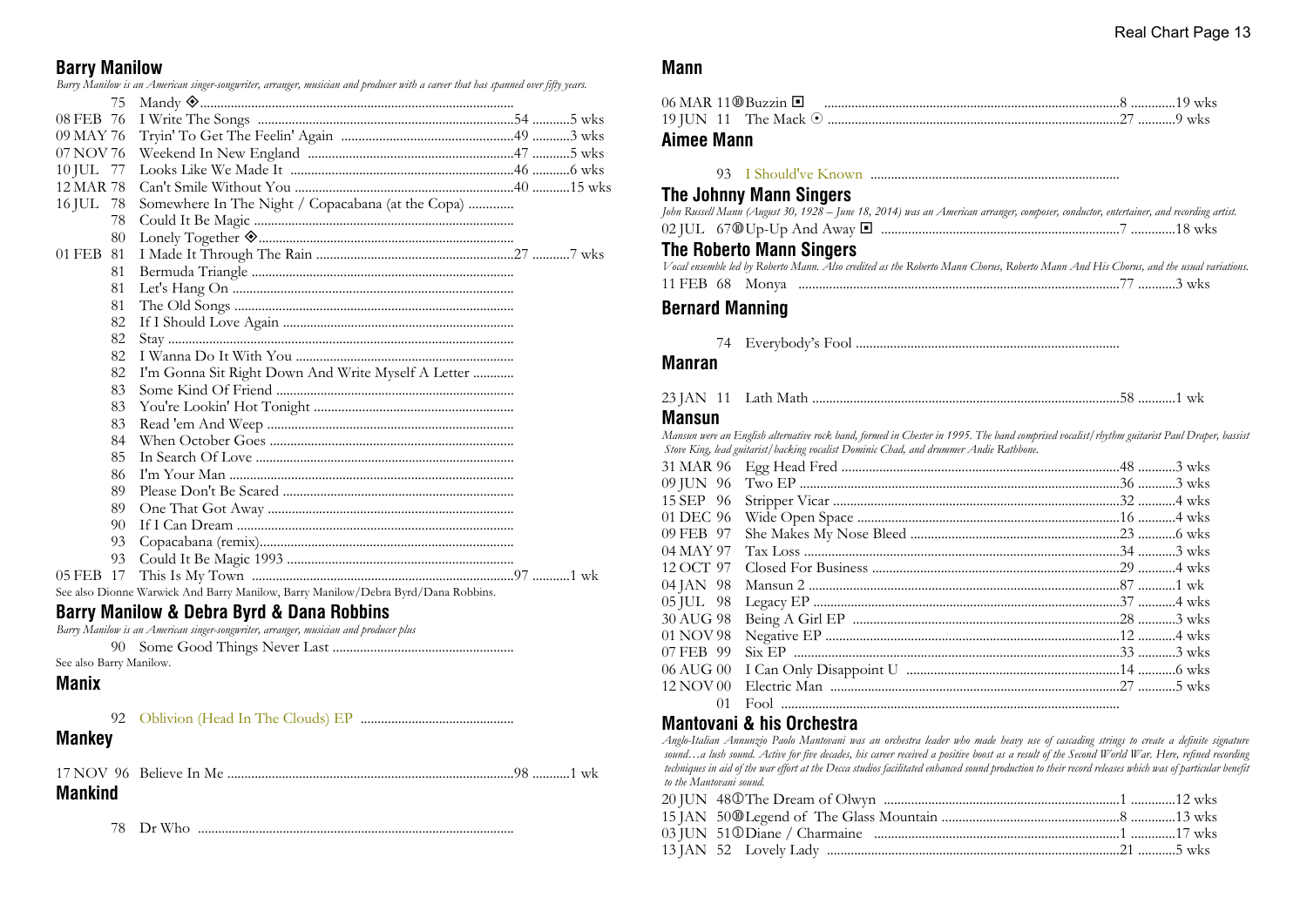## Barry Manilow

*Barry Manilow is an American singer-songwriter, arranger, musician and producer with a career that has spanned over fifty years.*

| Date | Year | Title | Pos | Weeks |
|---|---|---|---|---|
| | 75 | Mandy ◈ | | |
| 08 FEB | 76 | I Write The Songs | 54 | 5 wks |
| 09 MAY | 76 | Tryin' To Get The Feelin' Again | 49 | 3 wks |
| 07 NOV | 76 | Weekend In New England | 47 | 5 wks |
| 10 JUL | 77 | Looks Like We Made It | 46 | 6 wks |
| 12 MAR | 78 | Can't Smile Without You | 40 | 15 wks |
| 16 JUL | 78 | Somewhere In The Night / Copacabana (at the Copa) | | |
| | 78 | Could It Be Magic | | |
| | 80 | Lonely Together ◈ | | |
| 01 FEB | 81 | I Made It Through The Rain | 27 | 7 wks |
| | 81 | Bermuda Triangle | | |
| | 81 | Let's Hang On | | |
| | 81 | The Old Songs | | |
| | 82 | If I Should Love Again | | |
| | 82 | Stay | | |
| | 82 | I Wanna Do It With You | | |
| | 82 | I'm Gonna Sit Right Down And Write Myself A Letter | | |
| | 83 | Some Kind Of Friend | | |
| | 83 | You're Lookin' Hot Tonight | | |
| | 83 | Read 'em And Weep | | |
| | 84 | When October Goes | | |
| | 85 | In Search Of Love | | |
| | 86 | I'm Your Man | | |
| | 89 | Please Don't Be Scared | | |
| | 89 | One That Got Away | | |
| | 90 | If I Can Dream | | |
| | 93 | Copacabana (remix) | | |
| | 93 | Could It Be Magic 1993 | | |
| 05 FEB | 17 | This Is My Town | 97 | 1 wk |

See also Dionne Warwick And Barry Manilow, Barry Manilow/Debra Byrd/Dana Robbins.

## Barry Manilow & Debra Byrd & Dana Robbins

*Barry Manilow is an American singer-songwriter, arranger, musician and producer plus*

| Date | Year | Title | Pos | Weeks |
|---|---|---|---|---|
| | 90 | Some Good Things Never Last | | |

See also Barry Manilow.

## Manix

| Date | Year | Title | Pos | Weeks |
|---|---|---|---|---|
| | 92 | Oblivion (Head In The Clouds) EP | | |

## Mankey

| Date | Year | Title | Pos | Weeks |
|---|---|---|---|---|
| 17 NOV | 96 | Believe In Me | 98 | 1 wk |

## Mankind

| Date | Year | Title | Pos | Weeks |
|---|---|---|---|---|
| | 78 | Dr Who | | |

## Mann

| Date | Year | Title | Pos | Weeks |
|---|---|---|---|---|
| 06 MAR | 11⑩ | Buzzin ◘ | 8 | 19 wks |
| 19 JUN | 11 | The Mack ⊙ | 27 | 9 wks |

## Aimee Mann

| Date | Year | Title | Pos | Weeks |
|---|---|---|---|---|
| | 93 | I Should've Known | | |

## The Johnny Mann Singers

*John Russell Mann (August 30, 1928 – June 18, 2014) was an American arranger, composer, conductor, entertainer, and recording artist.*

| Date | Year | Title | Pos | Weeks |
|---|---|---|---|---|
| 02 JUL | 67⑩ | Up-Up And Away ◘ | 7 | 18 wks |

## The Roberto Mann Singers

*Vocal ensemble led by Roberto Mann. Also credited as the Roberto Mann Chorus, Roberto Mann And His Chorus, and the usual variations.*

| Date | Year | Title | Pos | Weeks |
|---|---|---|---|---|
| 11 FEB | 68 | Monya | 77 | 3 wks |

## Bernard Manning

| Date | Year | Title | Pos | Weeks |
|---|---|---|---|---|
| | 74 | Everybody's Fool | | |

## Manran

| Date | Year | Title | Pos | Weeks |
|---|---|---|---|---|
| 23 JAN | 11 | Lath Math | 58 | 1 wk |

## Mansun

*Mansun were an English alternative rock band, formed in Chester in 1995. The band comprised vocalist/rhythm guitarist Paul Draper, bassist Stove King, lead guitarist/backing vocalist Dominic Chad, and drummer Andie Rathbone.*

| Date | Year | Title | Pos | Weeks |
|---|---|---|---|---|
| 31 MAR | 96 | Egg Head Fred | 48 | 3 wks |
| 09 JUN | 96 | Two EP | 36 | 3 wks |
| 15 SEP | 96 | Stripper Vicar | 32 | 4 wks |
| 01 DEC | 96 | Wide Open Space | 16 | 4 wks |
| 09 FEB | 97 | She Makes My Nose Bleed | 23 | 6 wks |
| 04 MAY | 97 | Tax Loss | 34 | 3 wks |
| 12 OCT | 97 | Closed For Business | 29 | 4 wks |
| 04 JAN | 98 | Mansun 2 | 87 | 1 wk |
| 05 JUL | 98 | Legacy EP | 37 | 4 wks |
| 30 AUG | 98 | Being A Girl EP | 28 | 3 wks |
| 01 NOV | 98 | Negative EP | 12 | 4 wks |
| 07 FEB | 99 | Six EP | 33 | 3 wks |
| 06 AUG | 00 | I Can Only Disappoint U | 14 | 6 wks |
| 12 NOV | 00 | Electric Man | 27 | 5 wks |
| | 01 | Fool | | |

## Mantovani & his Orchestra

*Anglo-Italian Annunzio Paolo Mantovani was an orchestra leader who made heavy use of cascading strings to create a definite signature sound…a lush sound. Active for five decades, his career received a positive boost as a result of the Second World War. Here, refined recording techniques in aid of the war effort at the Decca studios facilitated enhanced sound production to their record releases which was of particular benefit to the Mantovani sound.*

| Date | Year | Title | Pos | Weeks |
|---|---|---|---|---|
| 20 JUN | 48① | The Dream of Olwyn | 1 | 12 wks |
| 15 JAN | 50⑩ | Legend of The Glass Mountain | 8 | 13 wks |
| 03 JUN | 51① | Diane / Charmaine | 1 | 17 wks |
| 13 JAN | 52 | Lovely Lady | 21 | 5 wks |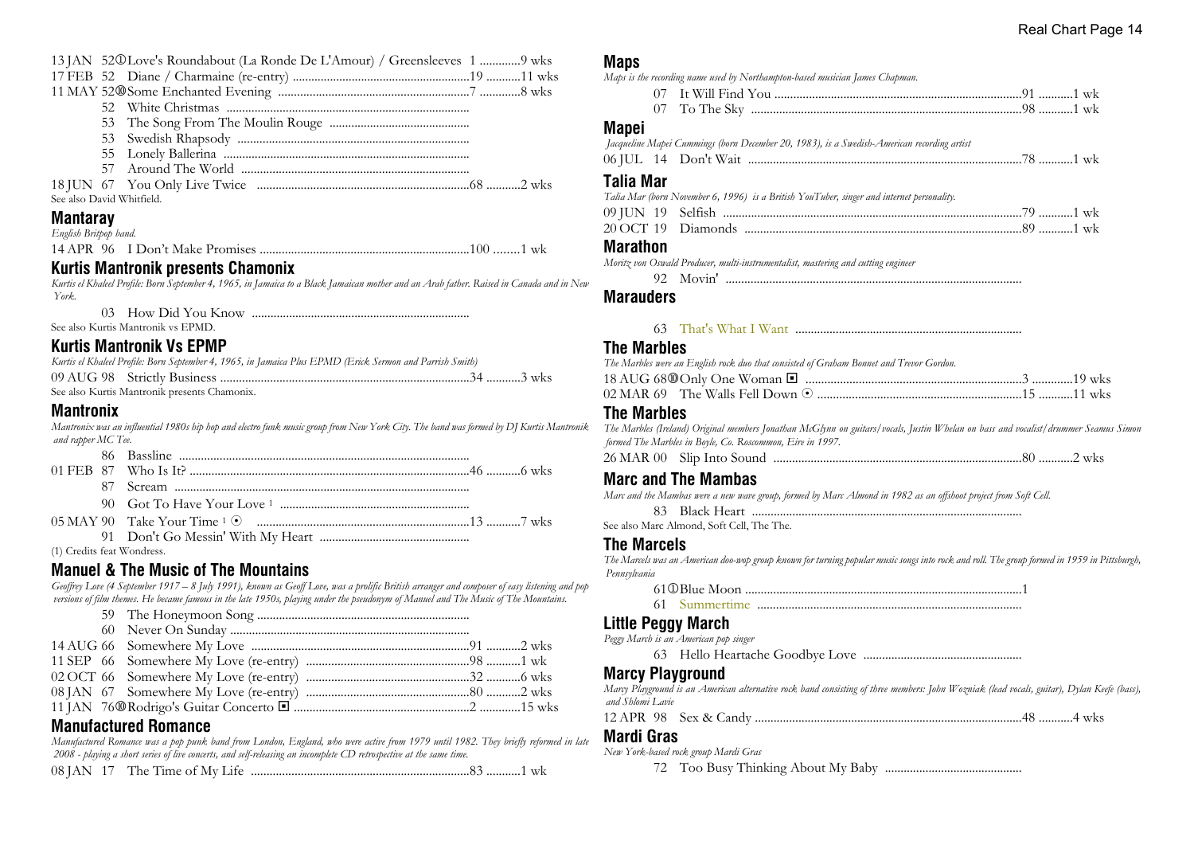13 JAN 52 ① Love's Roundabout (La Ronde De L'Amour) / Greensleeves 1 ............9 wks
17 FEB 52 Diane / Charmaine (re-entry) ........................................................19 ...........11 wks
11 MAY 52 ⑩ Some Enchanted Evening ............................................................7 .............8 wks
52 White Christmas ............................................................................
53 The Song From The Moulin Rouge ............................................
53 Swedish Rhapsody ..........................................................................
55 Lonely Ballerina ..............................................................................
57 Around The World ........................................................................
18 JUN 67 You Only Live Twice ...................................................................68 ...........2 wks
See also David Whitfield.

## Mantaray

*English Britpop band.*

14 APR 96 I Don't Make Promises ...................................................................100 ........1 wk

## Kurtis Mantronik presents Chamonix

*Kurtis el Khaleel Profile: Born September 4, 1965, in Jamaica to a Black Jamaican mother and an Arab father. Raised in Canada and in New York.*

03 How Did You Know .....................................................................
See also Kurtis Mantronik vs EPMD.

## Kurtis Mantronik Vs EPMP

*Kurtis el Khaleel Profile: Born September 4, 1965, in Jamaica Plus EPMD (Erick Sermon and Parrish Smith)*

09 AUG 98 Strictly Business ...............................................................................34 ...........3 wks
See also Kurtis Mantronik presents Chamonix.

## Mantronix

*Mantronix was an influential 1980s hip hop and electro funk music group from New York City. The band was formed by DJ Kurtis Mantronik and rapper MC Tee.*

86 Bassline ............................................................................................
01 FEB 87 Who Is It? ..........................................................................................46 ...........6 wks
87 Scream ..............................................................................................
90 Got To Have Your Love [1] ............................................................
05 MAY 90 Take Your Time [1] ⦿ ...................................................................13 ...........7 wks
91 Don't Go Messin' With My Heart ................................................
(1) Credits feat Wondress.

## Manuel & The Music of The Mountains

*Geoffrey Love (4 September 1917 – 8 July 1991), known as Geoff Love, was a prolific British arranger and composer of easy listening and pop versions of film themes. He became famous in the late 1950s, playing under the pseudonym of Manuel and The Music of The Mountains.*

59 The Honeymoon Song ...................................................................
60 Never On Sunday ............................................................................
14 AUG 66 Somewhere My Love .....................................................................91 ...........2 wks
11 SEP 66 Somewhere My Love (re-entry) ...................................................98 ...........1 wk
02 OCT 66 Somewhere My Love (re-entry) ...................................................32 ...........6 wks
08 JAN 67 Somewhere My Love (re-entry) ...................................................80 ...........2 wks
11 JAN 76 ⑩ Rodrigo's Guitar Concerto ◘ .......................................................2 .............15 wks

## Manufactured Romance

*Manufactured Romance was a pop punk band from London, England, who were active from 1979 until 1982. They briefly reformed in late 2008 - playing a short series of live concerts, and self-releasing an incomplete CD retrospective at the same time.*

08 JAN 17 The Time of My Life .....................................................................83 ...........1 wk

## Maps

*Maps is the recording name used by Northampton-based musician James Chapman.*

07 It Will Find You ...............................................................................91 ...........1 wk
07 To The Sky .......................................................................................98 ...........1 wk

## Mapei

*Jacqueline Mapei Cummings (born December 20, 1983), is a Swedish-American recording artist*

06 JUL 14 Don't Wait .......................................................................................78 ...........1 wk

## Talia Mar

*Talia Mar (born November 6, 1996) is a British YouTuber, singer and internet personality.*

09 JUN 19 Selfish ..............................................................................................79 ...........1 wk
20 OCT 19 Diamonds .........................................................................................89 ...........1 wk

## Marathon

*Moritz von Oswald Producer, multi-instrumentalist, mastering and cutting engineer*

92 Movin' ..............................................................................................

## Marauders

63 That's What I Want .........................................................................

## The Marbles

*The Marbles were an English rock duo that consisted of Graham Bonnet and Trevor Gordon.*

18 AUG 68 ⑩ Only One Woman ◘ ....................................................................3 .............19 wks
02 MAR 69 The Walls Fell Down ⦿ ................................................................15 ...........11 wks

## The Marbles

*The Marbles (Ireland) Original members Jonathan McGlynn on guitars/vocals, Justin Whelan on bass and vocalist/drummer Seamus Simon formed The Marbles in Boyle, Co. Roscommon, Eire in 1997.*

26 MAR 00 Slip Into Sound ...............................................................................80 ...........2 wks

## Marc and The Mambas

*Marc and the Mambas were a new wave group, formed by Marc Almond in 1982 as an offshoot project from Soft Cell.*

83 Black Heart ......................................................................................
See also Marc Almond, Soft Cell, The The.

## The Marcels

*The Marcels was an American doo-wop group known for turning popular music songs into rock and roll. The group formed in 1959 in Pittsburgh, Pennsylvania*

61 ① Blue Moon .........................................................................................1
61 Summertime ......................................................................................

## Little Peggy March

*Peggy March is an American pop singer*

63 Hello Heartache Goodbye Love ..................................................

## Marcy Playground

*Marcy Playground is an American alternative rock band consisting of three members: John Wozniak (lead vocals, guitar), Dylan Keefe (bass), and Shlomi Lavie*

12 APR 98 Sex & Candy .....................................................................................48 ...........4 wks

## Mardi Gras

*New York-based rock group Mardi Gras*

72 Too Busy Thinking About My Baby ............................................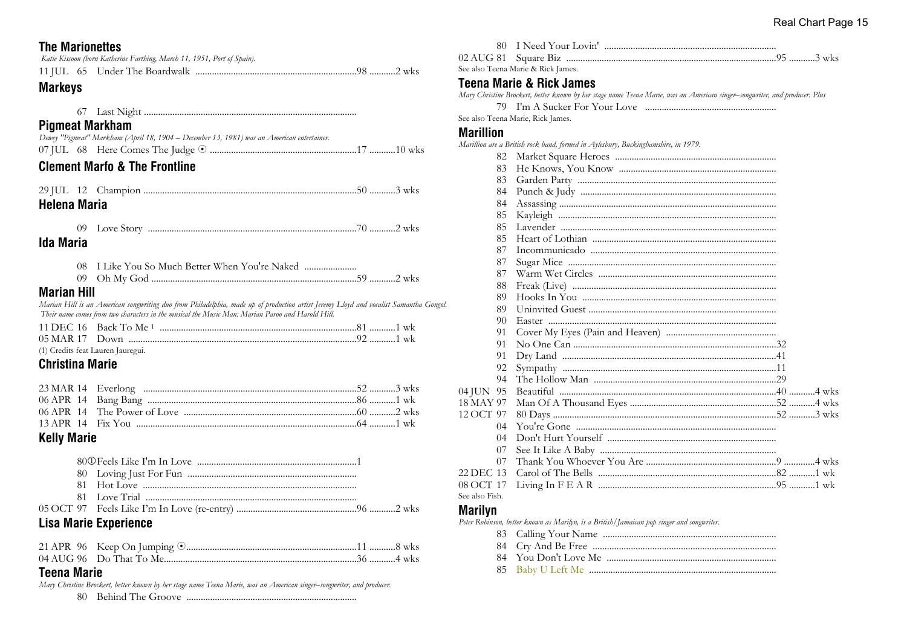## The Marionettes

*Katie Kissoon (born Katherine Farthing, March 11, 1951, Port of Spain).*

11 JUL 65 Under The Boardwalk ....................98 ...........2 wks

## Markeys

67 Last Night ....................

## Pigmeat Markham

*Dewey "Pigmeat" Markham (April 18, 1904 – December 13, 1981) was an American entertainer.*

07 JUL 68 Here Comes The Judge ⊙ ....................17 ...........10 wks

## Clement Marfo & The Frontline

29 JUL 12 Champion ....................50 ...........3 wks

## Helena Maria

09 Love Story ....................70 ...........2 wks

## Ida Maria

08 I Like You So Much Better When You're Naked ....................
09 Oh My God ....................59 ...........2 wks

## Marian Hill

*Marian Hill is an American songwriting duo from Philadelphia, made up of production artist Jeremy Lloyd and vocalist Samantha Gongol. Their name comes from two characters in the musical the Music Man: Marian Paroo and Harold Hill.*

11 DEC 16 Back To Me [1] ....................81 ...........1 wk
05 MAR 17 Down ....................92 ...........1 wk

(1) Credits feat Lauren Jauregui.

## Christina Marie

23 MAR 14 Everlong ....................52 ...........3 wks
06 APR 14 Bang Bang ....................86 ...........1 wk
06 APR 14 The Power of Love ....................60 ...........2 wks
13 APR 14 Fix You ....................64 ...........1 wk

## Kelly Marie

80① Feels Like I'm In Love ....................1
80 Loving Just For Fun ....................
81 Hot Love ....................
81 Love Trial ....................
05 OCT 97 Feels Like I'm In Love (re-entry) ....................96 ...........2 wks

## Lisa Marie Experience

21 APR 96 Keep On Jumping ⊙....................11 ...........8 wks
04 AUG 96 Do That To Me....................36 ...........4 wks

## Teena Marie

*Mary Christine Brockert, better known by her stage name Teena Marie, was an American singer–songwriter, and producer.*

80 Behind The Groove ....................
80 I Need Your Lovin' ....................
02 AUG 81 Square Biz ....................95 ...........3 wks

See also Teena Marie & Rick James.

## Teena Marie & Rick James

*Mary Christine Brockert, better known by her stage name Teena Marie, was an American singer–songwriter, and producer. Plus*

79 I'm A Sucker For Your Love ....................

See also Teena Marie, Rick James.

## Marillion

*Marillion are a British rock band, formed in Aylesbury, Buckinghamshire, in 1979.*

82 Market Square Heroes ....................
83 He Knows, You Know ....................
83 Garden Party ....................
84 Punch & Judy ....................
84 Assassing ....................
85 Kayleigh ....................
85 Lavender ....................
85 Heart of Lothian ....................
87 Incommunicado ....................
87 Sugar Mice ....................
87 Warm Wet Circles ....................
88 Freak (Live) ....................
89 Hooks In You ....................
89 Uninvited Guest ....................
90 Easter ....................
91 Cover My Eyes (Pain and Heaven) ....................
91 No One Can ....................32
91 Dry Land ....................41
92 Sympathy ....................11
94 The Hollow Man ....................29
04 JUN 95 Beautiful ....................40 ...........4 wks
18 MAY 97 Man Of A Thousand Eyes ....................52 ...........4 wks
12 OCT 97 80 Days ....................52 ...........3 wks
04 You're Gone ....................
04 Don't Hurt Yourself ....................
07 See It Like A Baby ....................
07 Thank You Whoever You Are ....................9 ............4 wks
22 DEC 13 Carol of The Bells ....................82 ...........1 wk
08 OCT 17 Living In F E A R ....................95 ...........1 wk

See also Fish.

## Marilyn

*Peter Robinson, better known as Marilyn, is a British/Jamaican pop singer and songwriter.*

83 Calling Your Name ....................
84 Cry And Be Free ....................
84 You Don't Love Me ....................
85 Baby U Left Me ....................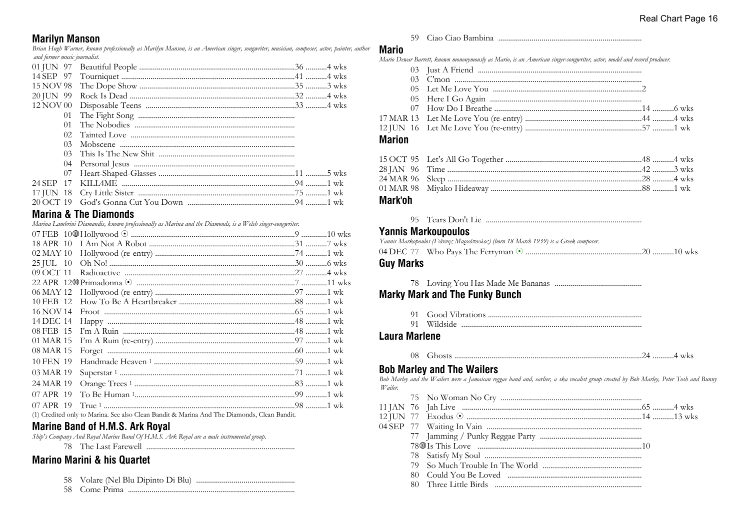## Marilyn Manson

*Brian Hugh Warner, known professionally as Marilyn Manson, is an American singer, songwriter, musician, composer, actor, painter, author and former music journalist.*

| Date | Title | Pos | Wks |
|---|---|---|---|
| 01 JUN 97 | Beautiful People | 36 | 4 wks |
| 14 SEP 97 | Tourniquet | 41 | 4 wks |
| 15 NOV 98 | The Dope Show | 35 | 3 wks |
| 20 JUN 99 | Rock Is Dead | 32 | 4 wks |
| 12 NOV 00 | Disposable Teens | 33 | 4 wks |
| 01 | The Fight Song | | |
| 01 | The Nobodies | | |
| 02 | Tainted Love | | |
| 03 | Mobscene | | |
| 03 | This Is The New Shit | | |
| 04 | Personal Jesus | | |
| 07 | Heart-Shaped-Glasses | 11 | 5 wks |
| 24 SEP 17 | KILL4ME | 94 | 1 wk |
| 17 JUN 18 | Cry Little Sister | 75 | 1 wk |
| 20 OCT 19 | God's Gonna Cut You Down | 94 | 1 wk |

## Marina & The Diamonds

*Marina Lambrini Diamandis, known professionally as Marina and the Diamonds, is a Welsh singer-songwriter.*

| Date | Title | Pos | Wks |
|---|---|---|---|
| 07 FEB 10 ⑩ | Hollywood ⊙ | 9 | 10 wks |
| 18 APR 10 | I Am Not A Robot | 31 | 7 wks |
| 02 MAY 10 | Hollywood (re-entry) | 74 | 1 wk |
| 25 JUL 10 | Oh No! | 30 | 6 wks |
| 09 OCT 11 | Radioactive | 27 | 4 wks |
| 22 APR 12 ⑩ | Primadonna ⊙ | 7 | 11 wks |
| 06 MAY 12 | Hollywood (re-entry) | 97 | 1 wk |
| 10 FEB 12 | How To Be A Heartbreaker | 88 | 1 wk |
| 16 NOV 14 | Froot | 65 | 1 wk |
| 14 DEC 14 | Happy | 48 | 1 wk |
| 08 FEB 15 | I'm A Ruin | 48 | 1 wk |
| 01 MAR 15 | I'm A Ruin (re-entry) | 97 | 1 wk |
| 08 MAR 15 | Forget | 60 | 1 wk |
| 10 FEN 19 | Handmade Heaven [1] | 59 | 1 wk |
| 03 MAR 19 | Superstar [1] | 71 | 1 wk |
| 24 MAR 19 | Orange Trees [1] | 83 | 1 wk |
| 07 APR 19 | To Be Human [1] | 99 | 1 wk |
| 07 APR 19 | True [1] | 98 | 1 wk |

(1) Credited only to Marina. See also Clean Bandit & Marina And The Diamonds, Clean Bandit.

## Marine Band of H.M.S. Ark Royal

*Ship's Company And Royal Marine Band Of H.M.S. Ark Royal are a male instrumental group.*

| Date | Title | Pos | Wks |
|---|---|---|---|
| 78 | The Last Farewell | | |

## Marino Marini & his Quartet

| Date | Title | Pos | Wks |
|---|---|---|---|
| 58 | Volare (Nel Blu Dipinto Di Blu) | | |
| 58 | Come Prima | | |
| 59 | Ciao Ciao Bambina | | |

## Mario

*Mario Dewar Barrett, known mononymously as Mario, is an American singer-songwriter, actor, model and record producer.*

| Date | Title | Pos | Wks |
|---|---|---|---|
| 03 | Just A Friend | | |
| 03 | C'mon | | |
| 05 | Let Me Love You | 2 | |
| 05 | Here I Go Again | | |
| 07 | How Do I Breathe | 14 | 6 wks |
| 17 MAR 13 | Let Me Love You (re-entry) | 44 | 4 wks |
| 12 JUN 16 | Let Me Love You (re-entry) | 57 | 1 wk |

## Marion

| Date | Title | Pos | Wks |
|---|---|---|---|
| 15 OCT 95 | Let's All Go Together | 48 | 4 wks |
| 28 JAN 96 | Time | 42 | 3 wks |
| 24 MAR 96 | Sleep | 28 | 4 wks |
| 01 MAR 98 | Miyako Hideaway | 88 | 1 wk |

## Mark'oh

| Date | Title | Pos | Wks |
|---|---|---|---|
| 95 | Tears Don't Lie | | |

## Yannis Markoupoulos

*Yannis Markopoulos (Γιάννης Μαρκόπουλος) (born 18 March 1939) is a Greek composer.*

| Date | Title | Pos | Wks |
|---|---|---|---|
| 04 DEC 77 | Who Pays The Ferryman ⊙ | 20 | 10 wks |

## Guy Marks

| Date | Title | Pos | Wks |
|---|---|---|---|
| 78 | Loving You Has Made Me Bananas | | |

## Marky Mark and The Funky Bunch

| Date | Title | Pos | Wks |
|---|---|---|---|
| 91 | Good Vibrations | | |
| 91 | Wildside | | |

## Laura Marlene

| Date | Title | Pos | Wks |
|---|---|---|---|
| 08 | Ghosts | 24 | 4 wks |

## Bob Marley and The Wailers

*Bob Marley and the Wailers were a Jamaican reggae band and, earlier, a ska vocalist group created by Bob Marley, Peter Tosh and Bunny Wailer.*

| Date | Title | Pos | Wks |
|---|---|---|---|
| 75 | No Woman No Cry | | |
| 11 JAN 76 | Jah Live | 65 | 4 wks |
| 12 JUN 77 | Exodus ⊙ | 14 | 13 wks |
| 04 SEP 77 | Waiting In Vain | | |
| 77 | Jamming / Punky Reggae Party | | |
| 78 ⑩ | Is This Love | 10 | |
| 78 | Satisfy My Soul | | |
| 79 | So Much Trouble In The World | | |
| 80 | Could You Be Loved | | |
| 80 | Three Little Birds | | |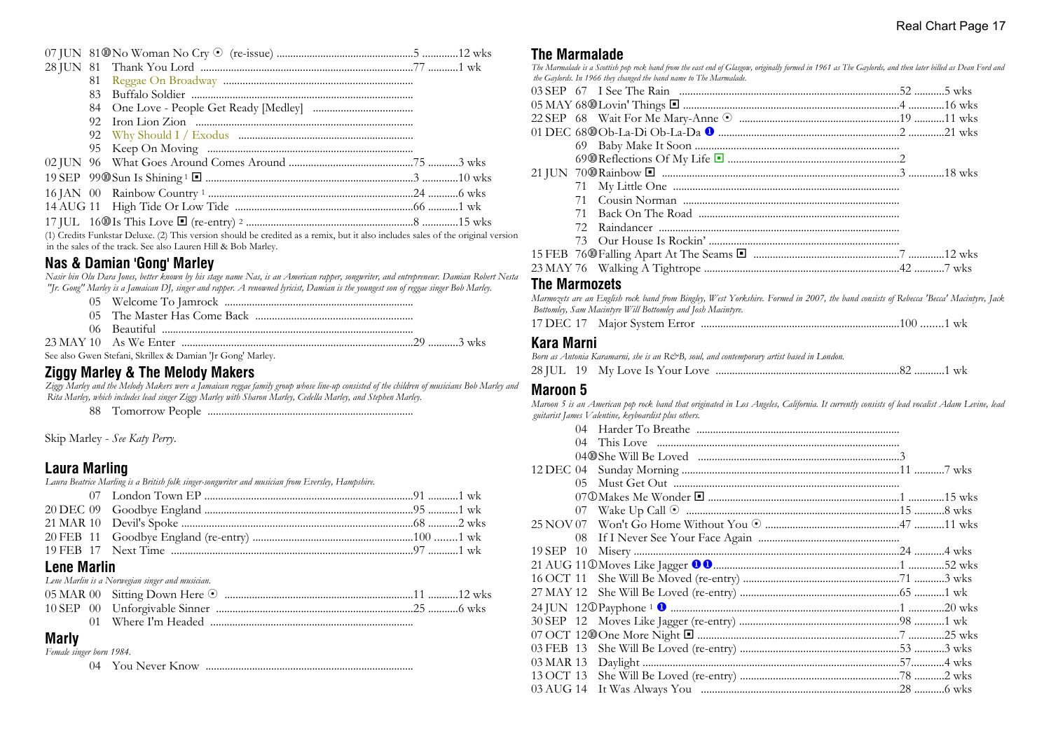07 JUN 81 ⑩ No Woman No Cry ⊙ (re-issue) ..................................................5 .............12 wks
28 JUN 81 Thank You Lord ..............................................................................77 ...........1 wk
81 Reggae On Broadway
83 Buffalo Soldier
84 One Love - People Get Ready [Medley]
92 Iron Lion Zion
92 Why Should I / Exodus
95 Keep On Moving
02 JUN 96 What Goes Around Comes Around ..............................................75 ...........3 wks
19 SEP 99 ⑩ Sun Is Shining [1] ◘ ...............................................................3 .............10 wks
16 JAN 00 Rainbow Country [1] ...................................................................24 ...........6 wks
14 AUG 11 High Tide Or Low Tide ...............................................................66 ...........1 wk
17 JUL 16 ⑩ Is This Love ◘ (re-entry) [2] ....................................................8 .............15 wks

(1) Credits Funkstar Deluxe. (2) This version should be credited as a remix, but it also includes sales of the original version in the sales of the track. See also Lauren Hill & Bob Marley.

## Nas & Damian 'Gong' Marley

*Nasir bin Olu Dara Jones, better known by his stage name Nas, is an American rapper, songwriter, and entrepreneur. Damian Robert Nesta "Jr. Gong" Marley is a Jamaican DJ, singer and rapper. A renowned lyricist, Damian is the youngest son of reggae singer Bob Marley.*

05 Welcome To Jamrock
05 The Master Has Come Back
06 Beautiful
23 MAY 10 As We Enter ..............................................................................29 ...........3 wks

See also Gwen Stefani, Skrillex & Damian 'Jr Gong' Marley.

## Ziggy Marley & The Melody Makers

*Ziggy Marley and the Melody Makers were a Jamaican reggae family group whose line-up consisted of the children of musicians Bob Marley and Rita Marley, which includes lead singer Ziggy Marley with Sharon Marley, Cedella Marley, and Stephen Marley.*

88 Tomorrow People

Skip Marley - *See Katy Perry.*

## Laura Marling

*Laura Beatrice Marling is a British folk singer-songwriter and musician from Eversley, Hampshire.*

07 London Town EP .........................................................................91 ...........1 wk
20 DEC 09 Goodbye England ...................................................................95 ...........1 wk
21 MAR 10 Devil's Spoke .........................................................................68 ...........2 wks
20 FEB 11 Goodbye England (re-entry) ....................................................100 ........1 wk
19 FEB 17 Next Time ..............................................................................97 ...........1 wk

## Lene Marlin

*Lene Marlin is a Norwegian singer and musician.*

05 MAR 00 Sitting Down Here ⊙ .........................................................11 ...........12 wks
10 SEP 00 Unforgivable Sinner ............................................................25 ...........6 wks
01 Where I'm Headed

## Marly

*Female singer born 1984.*

04 You Never Know

## The Marmalade

*The Marmalade is a Scottish pop rock band from the east end of Glasgow, originally formed in 1961 as The Gaylords, and then later billed as Dean Ford and the Gaylords. In 1966 they changed the band name to The Marmalade.*

03 SEP 67 I See The Rain ..........................................................................52 ...........5 wks
05 MAY 68 ⑩ Lovin' Things ◘ ...........................................................................4 .............16 wks
22 SEP 68 Wait For Me Mary-Anne ⊙ ..........................................................19 ...........11 wks
01 DEC 68 ⑩ Ob-La-Di Ob-La-Da ❶ ............................................................2 .............21 wks
69 Baby Make It Soon
69 ⑩ Reflections Of My Life ◘ .........................................................2
21 JUN 70 ⑩ Rainbow ◘ ................................................................................3 .............18 wks
71 My Little One
71 Cousin Norman
71 Back On The Road
72 Raindancer
73 Our House Is Rockin'
15 FEB 76 ⑩ Falling Apart At The Seams ◘ ................................................7 .............12 wks
23 MAY 76 Walking A Tightrope ....................................................................42 ...........7 wks

## The Marmozets

*Marmozets are an English rock band from Bingley, West Yorkshire. Formed in 2007, the band consists of Rebecca 'Becca' Macintyre, Jack Bottomley, Sam Macintyre Will Bottomley and Josh Macintyre.*

17 DEC 17 Major System Error .....................................................................100 ........1 wk

## Kara Marni

*Born as Antonia Karamarni, she is an R&B, soul, and contemporary artist based in London.*

28 JUL 19 My Love Is Your Love ..................................................................82 ...........1 wk

## Maroon 5

*Maroon 5 is an American pop rock band that originated in Los Angeles, California. It currently consists of lead vocalist Adam Levine, lead guitarist James Valentine, keyboardist plus others.*

04 Harder To Breathe
04 This Love
04 ⑩ She Will Be Loved .............................................................................3
12 DEC 04 Sunday Morning ..........................................................................11 ...........7 wks
05 Must Get Out
07 ① Makes Me Wonder ◘ ......................................................................1 .............15 wks
07 Wake Up Call ⊙ ..........................................................................15 ...........8 wks
25 NOV 07 Won't Go Home Without You ⊙ .............................................47 ...........11 wks
08 If I Never See Your Face Again
19 SEP 10 Misery .....................................................................................24 ...........4 wks
21 AUG 11 ① Moves Like Jagger ❶❶ ...........................................................1 .............52 wks
16 OCT 11 She Will Be Moved (re-entry) ....................................................71 ...........3 wks
27 MAY 12 She Will Be Loved (re-entry) .....................................................65 ...........1 wk
24 JUN 12 ① Payphone [1] ❶ .............................................................................1 .............20 wks
30 SEP 12 Moves Like Jagger (re-entry) .....................................................98 ...........1 wk
07 OCT 12 ⑩ One More Night ◘ ........................................................................7 .............25 wks
03 FEB 13 She Will Be Loved (re-entry) .....................................................53 ...........3 wks
03 MAR 13 Daylight .......................................................................................57...........4 wks
13 OCT 13 She Will Be Loved (re-entry) .....................................................78 ...........2 wks
03 AUG 14 It Was Always You .......................................................................28 ...........6 wks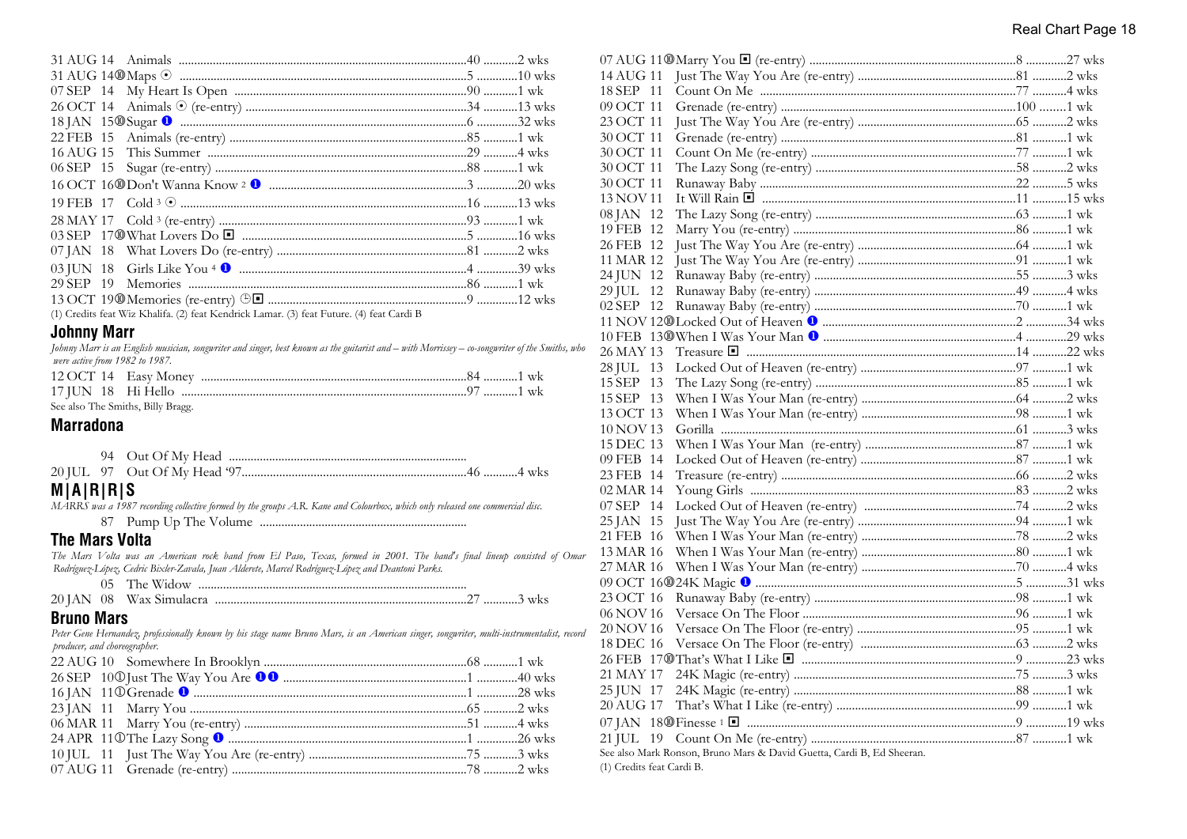31 AUG 14 Animals ..........................................................................................40 ...........2 wks
31 AUG 14⑩Maps ⊙ ..........................................................................................5 .............10 wks
07 SEP 14 My Heart Is Open ..........................................................................90 ...........1 wk
26 OCT 14 Animals ⊙ (re-entry) ......................................................................34 ...........13 wks
18 JAN 15⑩Sugar ❶ ..........................................................................................6 .............32 wks
22 FEB 15 Animals (re-entry) ..........................................................................85 ...........1 wk
16 AUG 15 This Summer ..................................................................................29 ...........4 wks
06 SEP 15 Sugar (re-entry) ..............................................................................88 ...........1 wk
16 OCT 16⑩Don't Wanna Know [2] ❶ ..................................................................3 .............20 wks
19 FEB 17 Cold [3] ⊙ ..........................................................................................16 ...........13 wks
28 MAY 17 Cold [3] (re-entry) ..............................................................................93 ...........1 wk
03 SEP 17⑩What Lovers Do ◘ ..........................................................................5 .............16 wks
07 JAN 18 What Lovers Do (re-entry) ..............................................................81 ...........2 wks
03 JUN 18 Girls Like You [4] ❶ ..........................................................................4 .............39 wks
29 SEP 19 Memories ..........................................................................................86 ...........1 wk
13 OCT 19⑩Memories (re-entry) ⊕◘ ..................................................................9 .............12 wks

(1) Credits feat Wiz Khalifa. (2) feat Kendrick Lamar. (3) feat Future. (4) feat Cardi B

## Johnny Marr

*Johnny Marr is an English musician, songwriter and singer, best known as the guitarist and – with Morrissey – co-songwriter of the Smiths, who were active from 1982 to 1987.*

12 OCT 14 Easy Money ..........................................................................................84 ...........1 wk
17 JUN 18 Hi Hello ..........................................................................................97 ...........1 wk

See also The Smiths, Billy Bragg.

## Marradona

94 Out Of My Head ..........................................................................................
20 JUL 97 Out Of My Head '97..........................................................................46 ...........4 wks

## M|A|R|R|S

*MARRS was a 1987 recording collective formed by the groups A.R. Kane and Colourbox, which only released one commercial disc.*

87 Pump Up The Volume ..........................................................................

## The Mars Volta

*The Mars Volta was an American rock band from El Paso, Texas, formed in 2001. The band's final lineup consisted of Omar Rodríguez-López, Cedric Bixler-Zavala, Juan Alderete, Marcel Rodríguez-López and Deantoni Parks.*

05 The Widow ..........................................................................................
20 JAN 08 Wax Simulacra ..........................................................................27 ...........3 wks

## Bruno Mars

*Peter Gene Hernandez, professionally known by his stage name Bruno Mars, is an American singer, songwriter, multi-instrumentalist, record producer, and choreographer.*

22 AUG 10 Somewhere In Brooklyn ..........................................................................68 ...........1 wk
26 SEP 10①Just The Way You Are ❶❶ ..........................................................................1 .............40 wks
16 JAN 11①Grenade ❶ ..........................................................................................1 .............28 wks
23 JAN 11 Marry You ..........................................................................................65 ...........2 wks
06 MAR 11 Marry You (re-entry) ..........................................................................51 ...........4 wks
24 APR 11①The Lazy Song ❶ ..........................................................................1 .............26 wks
10 JUL 11 Just The Way You Are (re-entry) ..........................................................75 ...........3 wks
07 AUG 11 Grenade (re-entry) ..........................................................................78 ...........2 wks
07 AUG 11⑩Marry You ◘ (re-entry) ..........................................................................8 .............27 wks
14 AUG 11 Just The Way You Are (re-entry) ..........................................................81 ...........2 wks
18 SEP 11 Count On Me ..........................................................................................77 ...........4 wks
09 OCT 11 Grenade (re-entry) ..........................................................................100 .........1 wk
23 OCT 11 Just The Way You Are (re-entry) ..........................................................65 ...........2 wks
30 OCT 11 Grenade (re-entry) ..........................................................................81 ...........1 wk
30 OCT 11 Count On Me (re-entry) ..........................................................................77 ...........1 wk
30 OCT 11 The Lazy Song (re-entry) ..........................................................................58 ...........2 wks
30 OCT 11 Runaway Baby ..........................................................................................22 ...........5 wks
13 NOV 11 It Will Rain ◘ ..........................................................................................11 ...........15 wks
08 JAN 12 The Lazy Song (re-entry) ..........................................................................63 ...........1 wk
19 FEB 12 Marry You (re-entry) ..........................................................................86 ...........1 wk
26 FEB 12 Just The Way You Are (re-entry) ..........................................................64 ...........1 wk
11 MAR 12 Just The Way You Are (re-entry) ..........................................................91 ...........1 wk
24 JUN 12 Runaway Baby (re-entry) ..........................................................................55 ...........3 wks
29 JUL 12 Runaway Baby (re-entry) ..........................................................................49 ...........4 wks
02 SEP 12 Runaway Baby (re-entry) ..........................................................................70 ...........1 wk
11 NOV 12⑩Locked Out of Heaven ❶ ..........................................................................2 .............34 wks
10 FEB 13⑩When I Was Your Man ❶ ..........................................................................4 .............29 wks
26 MAY 13 Treasure ◘ ..........................................................................................14 ...........22 wks
28 JUL 13 Locked Out of Heaven (re-entry) ..........................................................97 ...........1 wk
15 SEP 13 The Lazy Song (re-entry) ..........................................................................85 ...........1 wk
15 SEP 13 When I Was Your Man (re-entry) ..........................................................64 ...........2 wks
13 OCT 13 When I Was Your Man (re-entry) ..........................................................98 ...........1 wk
10 NOV 13 Gorilla ..........................................................................................61 ...........3 wks
15 DEC 13 When I Was Your Man (re-entry) ..........................................................87 ...........1 wk
09 FEB 14 Locked Out of Heaven (re-entry) ..........................................................87 ...........1 wk
23 FEB 14 Treasure (re-entry) ..........................................................................66 ...........2 wks
02 MAR 14 Young Girls ..........................................................................................83 ...........2 wks
07 SEP 14 Locked Out of Heaven (re-entry) ..........................................................74 ...........2 wks
25 JAN 15 Just The Way You Are (re-entry) ..........................................................94 ...........1 wk
21 FEB 16 When I Was Your Man (re-entry) ..........................................................78 ...........2 wks
13 MAR 16 When I Was Your Man (re-entry) ..........................................................80 ...........1 wk
27 MAR 16 When I Was Your Man (re-entry) ..........................................................70 ...........4 wks
09 OCT 16⑩24K Magic ❶ ..........................................................................................5 .............31 wks
23 OCT 16 Runaway Baby (re-entry) ..........................................................................98 ...........1 wk
06 NOV 16 Versace On The Floor ..........................................................................96 ...........1 wk
20 NOV 16 Versace On The Floor (re-entry) ..........................................................95 ...........1 wk
18 DEC 16 Versace On The Floor (re-entry) ..........................................................63 ...........2 wks
26 FEB 17⑩That's What I Like ◘ ..........................................................................9 .............23 wks
21 MAY 17 24K Magic (re-entry) ..........................................................................75 ...........3 wks
25 JUN 17 24K Magic (re-entry) ..........................................................................88 ...........1 wk
20 AUG 17 That's What I Like (re-entry) ..........................................................99 ...........1 wk
07 JAN 18⑩Finesse [1] ◘ ..........................................................................................9 .............19 wks
21 JUL 19 Count On Me (re-entry) ..........................................................................87 ...........1 wk

See also Mark Ronson, Bruno Mars & David Guetta, Cardi B, Ed Sheeran.

(1) Credits feat Cardi B.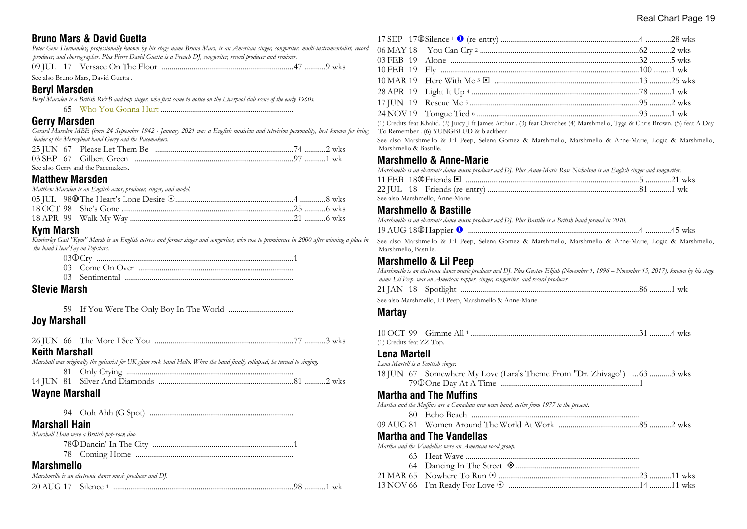## Bruno Mars & David Guetta

*Peter Gene Hernandez, professionally known by his stage name Bruno Mars, is an American singer, songwriter, multi-instrumentalist, record producer, and choreographer. Plus Pierre David Guetta is a French DJ, songwriter, record producer and remixer.*

09 JUL 17 Versace On The Floor ....47 ....9 wks

See also Bruno Mars, David Guetta .

## Beryl Marsden

*Beryl Marsden is a British R&B and pop singer, who first came to notice on the Liverpool club scene of the early 1960s.*

65 Who You Gonna Hurt ....

## Gerry Marsden

*Gerard Marsden MBE (born 24 September 1942 - January 2021 was a English musician and television personality, best known for being leader of the Merseybeat band Gerry and the Pacemakers.*

25 JUN 67 Please Let Them Be ....74 ....2 wks
03 SEP 67 Gilbert Green ....97 ....1 wk

See also Gerry and the Pacemakers.

## Matthew Marsden

*Matthew Marsden is an English actor, producer, singer, and model.*

05 JUL 98⑩The Heart's Lone Desire ⊙....4 ....8 wks
18 OCT 98 She's Gone ....25 ....6 wks
18 APR 99 Walk My Way ....21 ....6 wks

## Kym Marsh

*Kimberley Gail "Kym" Marsh is an English actress and former singer and songwriter, who rose to prominence in 2000 after winning a place in the band Hear'Say on Popstars.*

03①Cry ....1
03 Come On Over ....
03 Sentimental ....

## Stevie Marsh

59 If You Were The Only Boy In The World ....

## Joy Marshall

26 JUN 66 The More I See You ....77 ....3 wks

## Keith Marshall

*Marshall was originally the guitarist for UK glam rock band Hello. When the band finally collapsed, he turned to singing.*

81 Only Crying ....
14 JUN 81 Silver And Diamonds ....81 ....2 wks

## Wayne Marshall

94 Ooh Ahh (G Spot) ....

## Marshall Hain

*Marshall Hain were a British pop-rock duo.*

78①Dancin' In The City ....1
78 Coming Home ....

## Marshmello

*Marshmello is an electronic dance music producer and DJ.*

20 AUG 17 Silence [1] ....98 ....1 wk
17 SEP 17⑩Silence [1] ❶ (re-entry) ....4 ....28 wks
06 MAY 18 You Can Cry [2] ....62 ....2 wks
03 FEB 19 Alone ....32 ....5 wks
10 FEB 19 Fly ....100 ....1 wk
10 MAR 19 Here With Me [3] ◘ ....13 ....25 wks
28 APR 19 Light It Up [4] ....78 ....1 wk
17 JUN 19 Rescue Me [5] ....95 ....2 wks
24 NOV 19 Tongue Tied [6] ....93 ....1 wk

(1) Credits feat Khalid. (2) Juicy J ft James Arthur . (3) feat Chvrches (4) Marshmello, Tyga & Chris Brown. (5) feat A Day To Remember . (6) YUNGBLUD & blackbear.

See also Marshmello & Lil Peep, Selena Gomez & Marshmello, Marshmello & Anne-Marie, Logic & Marshmello, Marshmello & Bastille.

## Marshmello & Anne-Marie

*Marshmello is an electronic dance music producer and DJ. Plus Anne-Marie Rose Nicholson is an English singer and songwriter.*

11 FEB 18⑩Friends ◘ ....5 ....21 wks
22 JUL 18 Friends (re-entry) ....81 ....1 wk

See also Marshmello, Anne-Marie.

## Marshmello & Bastille

*Marshmello is an electronic dance music producer and DJ. Plus Bastille is a British band formed in 2010.*

19 AUG 18⑩Happier ❶ ....4 ....45 wks

See also Marshmello & Lil Peep, Selena Gomez & Marshmello, Marshmello & Anne-Marie, Logic & Marshmello, Marshmello, Bastille.

## Marshmello & Lil Peep

*Marshmello is an electronic dance music producer and DJ. Plus Gustav Elijah (November 1, 1996 – November 15, 2017), known by his stage name Lil Peep, was an American rapper, singer, songwriter, and record producer.*

21 JAN 18 Spotlight ....86 ....1 wk

See also Marshmello, Lil Peep, Marshmello & Anne-Marie.

## Martay

10 OCT 99 Gimme All [1] ....31 ....4 wks

(1) Credits feat ZZ Top.

## Lena Martell

*Lena Martell is a Scottish singer.*

18 JUN 67 Somewhere My Love (Lara's Theme From "Dr. Zhivago") ...63 ....3 wks
79①One Day At A Time ....1

## Martha and The Muffins

*Martha and the Muffins are a Canadian new wave band, active from 1977 to the present.*

80 Echo Beach ....
09 AUG 81 Women Around The World At Work ....85 ....2 wks

## Martha and The Vandellas

*Martha and the Vandellas were an American vocal group.*

63 Heat Wave ....
64 Dancing In The Street ◈....
21 MAR 65 Nowhere To Run ⊙ ....23 ....11 wks
13 NOV 66 I'm Ready For Love ⊙ ....14 ....11 wks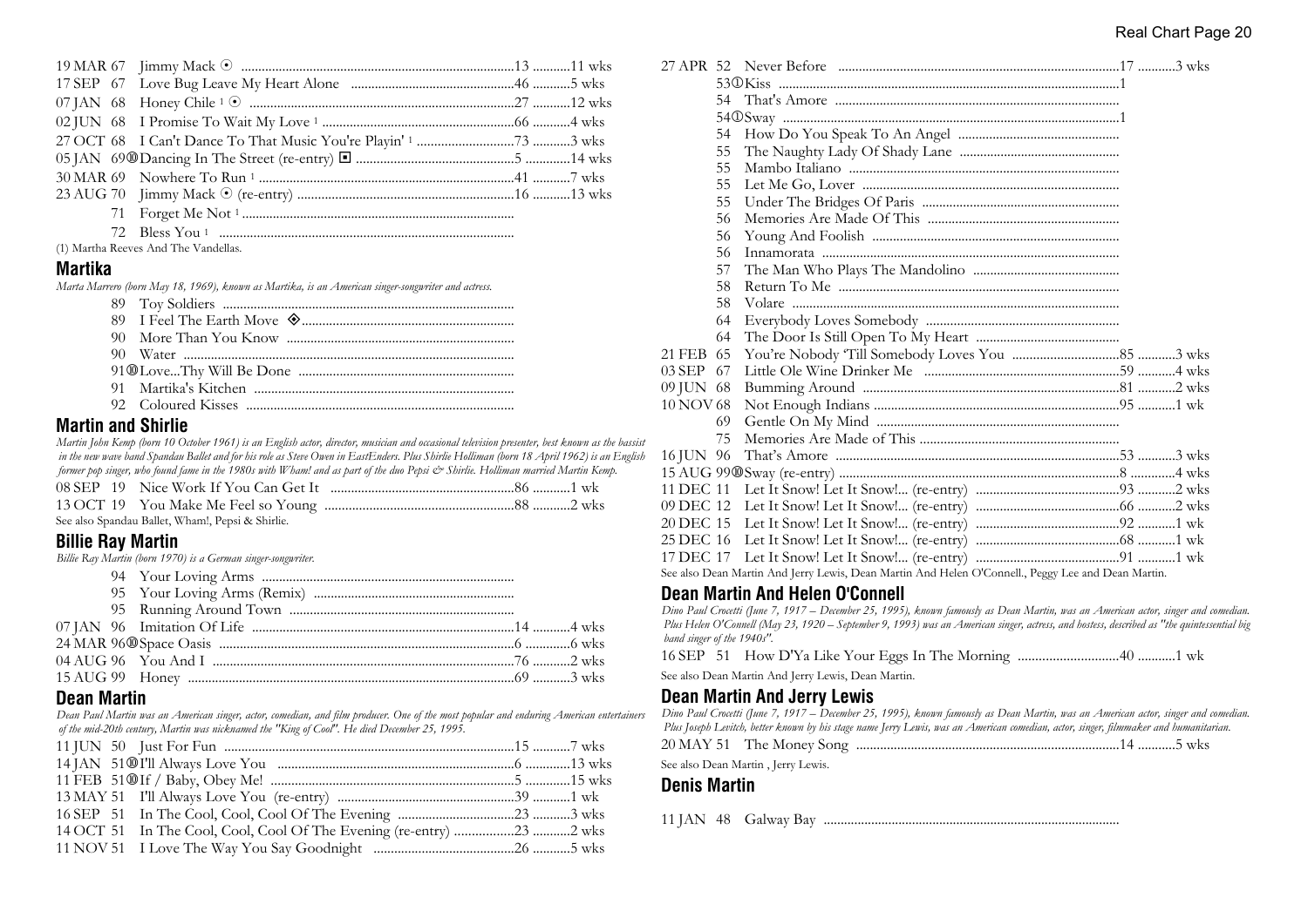| | | | |
|---|---|---|---|
| 19 MAR 67 | Jimmy Mack ⊙ | 13 | 11 wks |
| 17 SEP 67 | Love Bug Leave My Heart Alone | 46 | 5 wks |
| 07 JAN 68 | Honey Chile [1] ⊙ | 27 | 12 wks |
| 02 JUN 68 | I Promise To Wait My Love [1] | 66 | 4 wks |
| 27 OCT 68 | I Can't Dance To That Music You're Playin' [1] | 73 | 3 wks |
| 05 JAN 69 | ⑩ Dancing In The Street (re-entry) ◘ | 5 | 14 wks |
| 30 MAR 69 | Nowhere To Run [1] | 41 | 7 wks |
| 23 AUG 70 | Jimmy Mack ⊙ (re-entry) | 16 | 13 wks |
| 71 | Forget Me Not [1] | | |
| 72 | Bless You [1] | | |

(1) Martha Reeves And The Vandellas.

## Martika

*Marta Marrero (born May 18, 1969), known as Martika, is an American singer-songwriter and actress.*

| | | | |
|---|---|---|---|
| 89 | Toy Soldiers | | |
| 89 | I Feel The Earth Move ◈ | | |
| 90 | More Than You Know | | |
| 90 | Water | | |
| 91 | ⑩ Love...Thy Will Be Done | | |
| 91 | Martika's Kitchen | | |
| 92 | Coloured Kisses | | |

## Martin and Shirlie

*Martin John Kemp (born 10 October 1961) is an English actor, director, musician and occasional television presenter, best known as the bassist in the new wave band Spandau Ballet and for his role as Steve Owen in EastEnders. Plus Shirlie Holliman (born 18 April 1962) is an English former pop singer, who found fame in the 1980s with Wham! and as part of the duo Pepsi & Shirlie. Holliman married Martin Kemp.*

| | | | |
|---|---|---|---|
| 08 SEP 19 | Nice Work If You Can Get It | 86 | 1 wk |
| 13 OCT 19 | You Make Me Feel so Young | 88 | 2 wks |

See also Spandau Ballet, Wham!, Pepsi & Shirlie.

## Billie Ray Martin

*Billie Ray Martin (born 1970) is a German singer-songwriter.*

| | | | |
|---|---|---|---|
| 94 | Your Loving Arms | | |
| 95 | Your Loving Arms (Remix) | | |
| 95 | Running Around Town | | |
| 07 JAN 96 | Imitation Of Life | 14 | 4 wks |
| 24 MAR 96 | ⑩ Space Oasis | 6 | 6 wks |
| 04 AUG 96 | You And I | 76 | 2 wks |
| 15 AUG 99 | Honey | 69 | 3 wks |

## Dean Martin

*Dean Paul Martin was an American singer, actor, comedian, and film producer. One of the most popular and enduring American entertainers of the mid-20th century, Martin was nicknamed the "King of Cool". He died December 25, 1995.*

| | | | |
|---|---|---|---|
| 11 JUN 50 | Just For Fun | 15 | 7 wks |
| 14 JAN 51 | ⑩ I'll Always Love You | 6 | 13 wks |
| 11 FEB 51 | ⑩ If / Baby, Obey Me! | 5 | 15 wks |
| 13 MAY 51 | I'll Always Love You (re-entry) | 39 | 1 wk |
| 16 SEP 51 | In The Cool, Cool, Cool Of The Evening | 23 | 3 wks |
| 14 OCT 51 | In The Cool, Cool, Cool Of The Evening (re-entry) | 23 | 2 wks |
| 11 NOV 51 | I Love The Way You Say Goodnight | 26 | 5 wks |
| 27 APR 52 | Never Before | 17 | 3 wks |
| 53 | ① Kiss | 1 | |
| 54 | That's Amore | | |
| 54 | ① Sway | 1 | |
| 54 | How Do You Speak To An Angel | | |
| 55 | The Naughty Lady Of Shady Lane | | |
| 55 | Mambo Italiano | | |
| 55 | Let Me Go, Lover | | |
| 55 | Under The Bridges Of Paris | | |
| 56 | Memories Are Made Of This | | |
| 56 | Young And Foolish | | |
| 56 | Innamorata | | |
| 57 | The Man Who Plays The Mandolino | | |
| 58 | Return To Me | | |
| 58 | Volare | | |
| 64 | Everybody Loves Somebody | | |
| 64 | The Door Is Still Open To My Heart | | |
| 21 FEB 65 | You're Nobody 'Till Somebody Loves You | 85 | 3 wks |
| 03 SEP 67 | Little Ole Wine Drinker Me | 59 | 4 wks |
| 09 JUN 68 | Bumming Around | 81 | 2 wks |
| 10 NOV 68 | Not Enough Indians | 95 | 1 wk |
| 69 | Gentle On My Mind | | |
| 75 | Memories Are Made of This | | |
| 16 JUN 96 | That's Amore | 53 | 3 wks |
| 15 AUG 99 | ⑩ Sway (re-entry) | 8 | 4 wks |
| 11 DEC 11 | Let It Snow! Let It Snow!... (re-entry) | 93 | 2 wks |
| 09 DEC 12 | Let It Snow! Let It Snow!... (re-entry) | 66 | 2 wks |
| 20 DEC 15 | Let It Snow! Let It Snow!... (re-entry) | 92 | 1 wk |
| 25 DEC 16 | Let It Snow! Let It Snow!... (re-entry) | 68 | 1 wk |
| 17 DEC 17 | Let It Snow! Let It Snow!... (re-entry) | 91 | 1 wk |

See also Dean Martin And Jerry Lewis, Dean Martin And Helen O'Connell, Peggy Lee and Dean Martin.

## Dean Martin And Helen O'Connell

*Dino Paul Crocetti (June 7, 1917 – December 25, 1995), known famously as Dean Martin, was an American actor, singer and comedian. Plus Helen O'Connell (May 23, 1920 – September 9, 1993) was an American singer, actress, and hostess, described as "the quintessential big band singer of the 1940s".*

| | | | |
|---|---|---|---|
| 16 SEP 51 | How D'Ya Like Your Eggs In The Morning | 40 | 1 wk |

See also Dean Martin And Jerry Lewis, Dean Martin.

## Dean Martin And Jerry Lewis

*Dino Paul Crocetti (June 7, 1917 – December 25, 1995), known famously as Dean Martin, was an American actor, singer and comedian. Plus Joseph Levitch, better known by his stage name Jerry Lewis, was an American comedian, actor, singer, filmmaker and humanitarian.*

| | | | |
|---|---|---|---|
| 20 MAY 51 | The Money Song | 14 | 5 wks |

See also Dean Martin , Jerry Lewis.

## Denis Martin

| | | | |
|---|---|---|---|
| 11 JAN 48 | Galway Bay | | |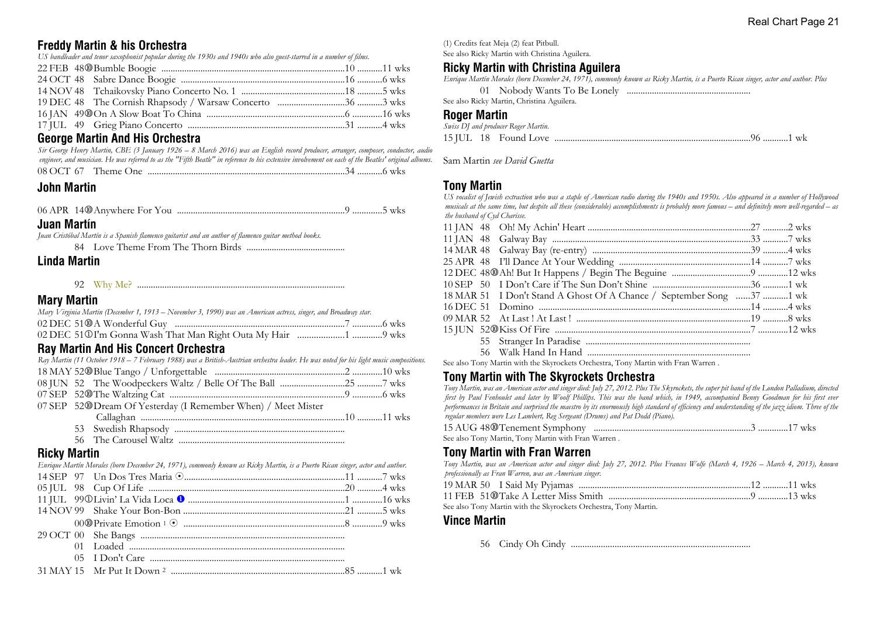## Freddy Martin & his Orchestra

*US bandleader and tenor saxophonist popular during the 1930s and 1940s who also guest-starred in a number of films.*

22 FEB 48⑩ Bumble Boogie ....................10 ...........11 wks
24 OCT 48 Sabre Dance Boogie ....................16 ...........6 wks
14 NOV 48 Tchaikovsky Piano Concerto No. 1 ....................18 ...........5 wks
19 DEC 48 The Cornish Rhapsody / Warsaw Concerto ....................36 ...........3 wks
16 JAN 49⑩ On A Slow Boat To China ....................6 .............16 wks
17 JUL 49 Grieg Piano Concerto ....................31 ...........4 wks

## George Martin And His Orchestra

*Sir George Henry Martin, CBE (3 January 1926 – 8 March 2016) was an English record producer, arranger, composer, conductor, audio engineer, and musician. He was referred to as the "Fifth Beatle" in reference to his extensive involvement on each of the Beatles' original albums.*

08 OCT 67 Theme One ....................34 ...........6 wks

## John Martin

06 APR 14⑩ Anywhere For You ....................9 .............5 wks

## Juan Martín

*Juan Cristóbal Martín is a Spanish flamenco guitarist and an author of flamenco guitar method books.*

84 Love Theme From The Thorn Birds ....................

## Linda Martin

92 Why Me? ....................

## Mary Martin

*Mary Virginia Martin (December 1, 1913 – November 3, 1990) was an American actress, singer, and Broadway star.*

02 DEC 51⑩ A Wonderful Guy ....................7 .............6 wks
02 DEC 51① I'm Gonna Wash That Man Right Outa My Hair ....................1 .............9 wks

## Ray Martin And His Concert Orchestra

*Ray Martin (11 October 1918 – 7 February 1988) was a British-Austrian orchestra leader. He was noted for his light music compositions.*

18 MAY 52⑩ Blue Tango / Unforgettable ....................2 .............10 wks
08 JUN 52 The Woodpeckers Waltz / Belle Of The Ball ....................25 ...........7 wks
07 SEP 52⑩ The Waltzing Cat ....................9 .............6 wks
07 SEP 52⑩ Dream Of Yesterday (I Remember When) / Meet Mister Callaghan ....................10 ...........11 wks
53 Swedish Rhapsody ....................
56 The Carousel Waltz ....................

## Ricky Martin

*Enrique Martín Morales (born December 24, 1971), commonly known as Ricky Martin, is a Puerto Rican singer, actor and author.*

14 SEP 97 Un Dos Tres Maria ⦿ ....................11 ...........7 wks
05 JUL 98 Cup Of Life ....................20 ...........4 wks
11 JUL 99① Livin' La Vida Loca ❶ ....................1 .............16 wks
14 NOV 99 Shake Your Bon-Bon ....................21 ...........5 wks
00⑩ Private Emotion [1] ⦿ ....................8 .............9 wks
29 OCT 00 She Bangs ....................
01 Loaded ....................
05 I Don't Care ....................
31 MAY 15 Mr Put It Down [2] ....................85 ...........1 wk

(1) Credits feat Meja (2) feat Pitbull.
See also Ricky Martin with Christina Aguilera.

## Ricky Martin with Christina Aguilera

*Enrique Martín Morales (born December 24, 1971), commonly known as Ricky Martin, is a Puerto Rican singer, actor and author. Plus*

01 Nobody Wants To Be Lonely ....................

See also Ricky Martin, Christina Aguilera.

## Roger Martin

*Swiss DJ and producer Roger Martin.*

15 JUL 18 Found Love ....................96 ...........1 wk

Sam Martin *see David Guetta*

## Tony Martin

*US vocalist of Jewish extraction who was a staple of American radio during the 1940s and 1950s. Also appeared in a number of Hollywood musicals at the same time, but despite all these (considerable) accomplishments is probably more famous – and definitely more well-regarded – as the husband of Cyd Charisse.*

11 JAN 48 Oh! My Achin' Heart ....................27 ...........2 wks
11 JAN 48 Galway Bay ....................33 ...........7 wks
14 MAR 48 Galway Bay (re-entry) ....................39 ...........4 wks
25 APR 48 I'll Dance At Your Wedding ....................14 ...........7 wks
12 DEC 48⑩ Ah! But It Happens / Begin The Beguine ....................9 .............12 wks
10 SEP 50 I Don't Care if The Sun Don't Shine ....................36 ...........1 wk
18 MAR 51 I Don't Stand A Ghost Of A Chance / September Song ......37 ...........1 wk
16 DEC 51 Domino ....................14 ...........4 wks
09 MAR 52 At Last ! At Last ! ....................19 ...........8 wks
15 JUN 52⑩ Kiss Of Fire ....................7 .............12 wks
55 Stranger In Paradise ....................
56 Walk Hand In Hand ....................

See also Tony Martin with the Skyrockets Orchestra, Tony Martin with Fran Warren .

## Tony Martin with The Skyrockets Orchestra

*Tony Martin, was an American actor and singer died: July 27, 2012. Plus The Skyrockets, the super pit band of the London Palladium, directed first by Paul Fenhoulet and later by Woolf Phillips. This was the band which, in 1949, accompanied Benny Goodman for his first ever performances in Britain and surprised the maestro by its enormously high standard of efficiency and understanding of the jazz idiom. Three of the regular members were Les Lambert, Reg Sergeant (Drums) and Pat Dodd (Piano).*

15 AUG 48⑩ Tenement Symphony ....................3 .............17 wks

See also Tony Martin, Tony Martin with Fran Warren .

## Tony Martin with Fran Warren

*Tony Martin, was an American actor and singer died: July 27, 2012. Plus Frances Wolfe (March 4, 1926 – March 4, 2013), known professionally as Fran Warren, was an American singer.*

19 MAR 50 I Said My Pyjamas ....................12 ...........11 wks
11 FEB 51⑩ Take A Letter Miss Smith ....................9 .............13 wks

See also Tony Martin with the Skyrockets Orchestra, Tony Martin.

## Vince Martin

56 Cindy Oh Cindy ....................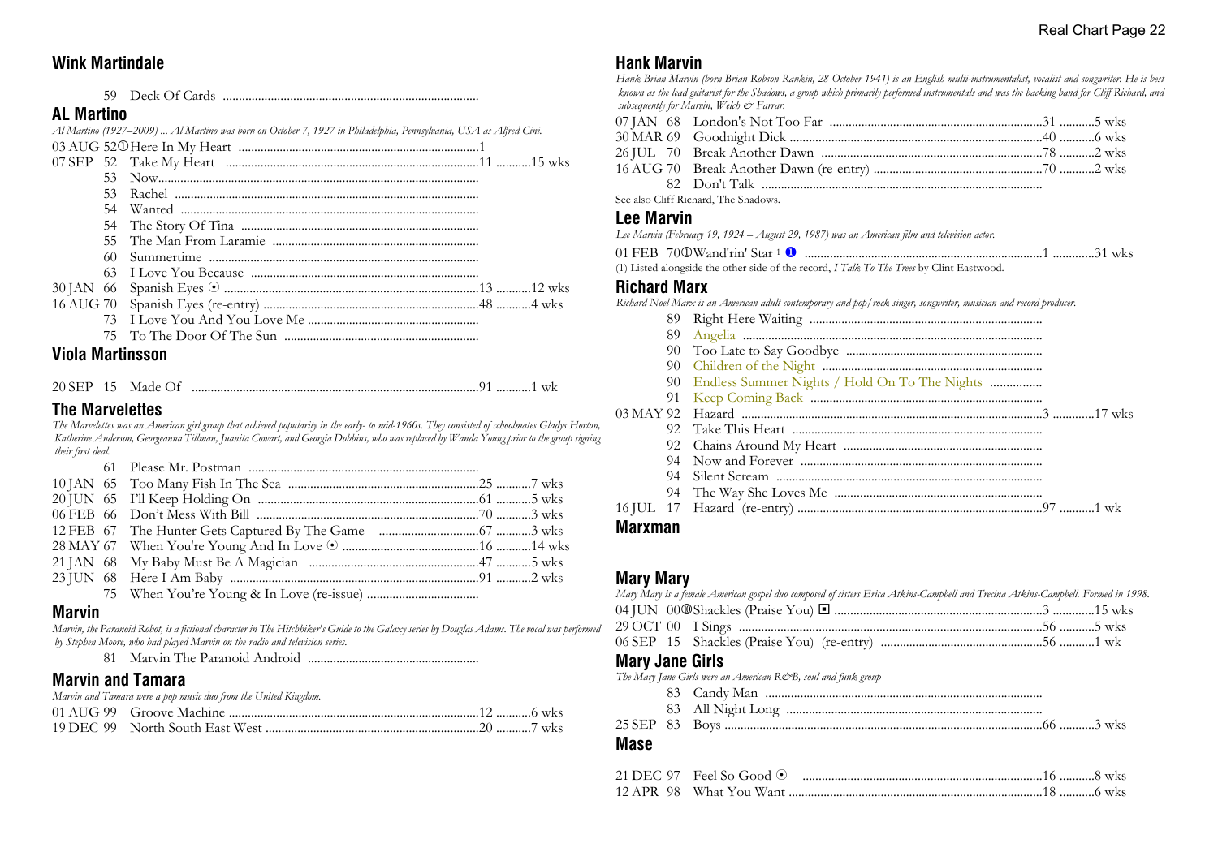## Wink Martindale

| | | | | |
|---|---|---|---|---|
| | 59 | Deck Of Cards | | |

## AL Martino

*Al Martino (1927–2009) ... Al Martino was born on October 7, 1927 in Philadelphia, Pennsylvania, USA as Alfred Cini.*

| | | | | |
|---|---|---|---|---|
| 03 AUG | 52① | Here In My Heart | 1 | |
| 07 SEP | 52 | Take My Heart | 11 | 15 wks |
| | 53 | Now | | |
| | 53 | Rachel | | |
| | 54 | Wanted | | |
| | 54 | The Story Of Tina | | |
| | 55 | The Man From Laramie | | |
| | 60 | Summertime | | |
| | 63 | I Love You Because | | |
| 30 JAN | 66 | Spanish Eyes ⦿ | 13 | 12 wks |
| 16 AUG | 70 | Spanish Eyes (re-entry) | 48 | 4 wks |
| | 73 | I Love You And You Love Me | | |
| | 75 | To The Door Of The Sun | | |

## Viola Martinsson

| | | | | |
|---|---|---|---|---|
| 20 SEP | 15 | Made Of | 91 | 1 wk |

## The Marvelettes

*The Marvelettes was an American girl group that achieved popularity in the early- to mid-1960s. They consisted of schoolmates Gladys Horton, Katherine Anderson, Georgeanna Tillman, Juanita Cowart, and Georgia Dobbins, who was replaced by Wanda Young prior to the group signing their first deal.*

| | | | | |
|---|---|---|---|---|
| | 61 | Please Mr. Postman | | |
| 10 JAN | 65 | Too Many Fish In The Sea | 25 | 7 wks |
| 20 JUN | 65 | I'll Keep Holding On | 61 | 5 wks |
| 06 FEB | 66 | Don't Mess With Bill | 70 | 3 wks |
| 12 FEB | 67 | The Hunter Gets Captured By The Game | 67 | 3 wks |
| 28 MAY | 67 | When You're Young And In Love ⦿ | 16 | 14 wks |
| 21 JAN | 68 | My Baby Must Be A Magician | 47 | 5 wks |
| 23 JUN | 68 | Here I Am Baby | 91 | 2 wks |
| | 75 | When You're Young & In Love (re-issue) | | |

## Marvin

*Marvin, the Paranoid Robot, is a fictional character in The Hitchhiker's Guide to the Galaxy series by Douglas Adams. The vocal was performed by Stephen Moore, who had played Marvin on the radio and television series.*

| | | | | |
|---|---|---|---|---|
| | 81 | Marvin The Paranoid Android | | |

## Marvin and Tamara

*Marvin and Tamara were a pop music duo from the United Kingdom.*

| | | | | |
|---|---|---|---|---|
| 01 AUG | 99 | Groove Machine | 12 | 6 wks |
| 19 DEC | 99 | North South East West | 20 | 7 wks |

## Hank Marvin

*Hank Brian Marvin (born Brian Robson Rankin, 28 October 1941) is an English multi-instrumentalist, vocalist and songwriter. He is best known as the lead guitarist for the Shadows, a group which primarily performed instrumentals and was the backing band for Cliff Richard, and subsequently for Marvin, Welch & Farrar.*

| | | | | |
|---|---|---|---|---|
| 07 JAN | 68 | London's Not Too Far | 31 | 5 wks |
| 30 MAR | 69 | Goodnight Dick | 40 | 6 wks |
| 26 JUL | 70 | Break Another Dawn | 78 | 2 wks |
| 16 AUG | 70 | Break Another Dawn (re-entry) | 70 | 2 wks |
| | 82 | Don't Talk | | |

See also Cliff Richard, The Shadows.

## Lee Marvin

*Lee Marvin (February 19, 1924 – August 29, 1987) was an American film and television actor.*

| | | | | |
|---|---|---|---|---|
| 01 FEB | 70① | Wand'rin' Star [1] ❶ | 1 | 31 wks |

(1) Listed alongside the other side of the record, *I Talk To The Trees* by Clint Eastwood.

## Richard Marx

*Richard Noel Marx is an American adult contemporary and pop/rock singer, songwriter, musician and record producer.*

| | | | | |
|---|---|---|---|---|
| | 89 | Right Here Waiting | | |
| | 89 | Angelia | | |
| | 90 | Too Late to Say Goodbye | | |
| | 90 | Children of the Night | | |
| | 90 | Endless Summer Nights / Hold On To The Nights | | |
| | 91 | Keep Coming Back | | |
| 03 MAY | 92 | Hazard | 3 | 17 wks |
| | 92 | Take This Heart | | |
| | 92 | Chains Around My Heart | | |
| | 94 | Now and Forever | | |
| | 94 | Silent Scream | | |
| | 94 | The Way She Loves Me | | |
| 16 JUL | 17 | Hazard (re-entry) | 97 | 1 wk |

## Marxman

## Mary Mary

*Mary Mary is a female American gospel duo composed of sisters Erica Atkins-Campbell and Trecina Atkins-Campbell. Formed in 1998.*

| | | | | |
|---|---|---|---|---|
| 04 JUN | 00⑩ | Shackles (Praise You) ▣ | 3 | 15 wks |
| 29 OCT | 00 | I Sings | 56 | 5 wks |
| 06 SEP | 15 | Shackles (Praise You) (re-entry) | 56 | 1 wk |

## Mary Jane Girls

*The Mary Jane Girls were an American R&B, soul and funk group*

| | | | | |
|---|---|---|---|---|
| | 83 | Candy Man | | |
| | 83 | All Night Long | | |
| 25 SEP | 83 | Boys | 66 | 3 wks |

## Mase

| | | | | |
|---|---|---|---|---|
| 21 DEC | 97 | Feel So Good ⦿ | 16 | 8 wks |
| 12 APR | 98 | What You Want | 18 | 6 wks |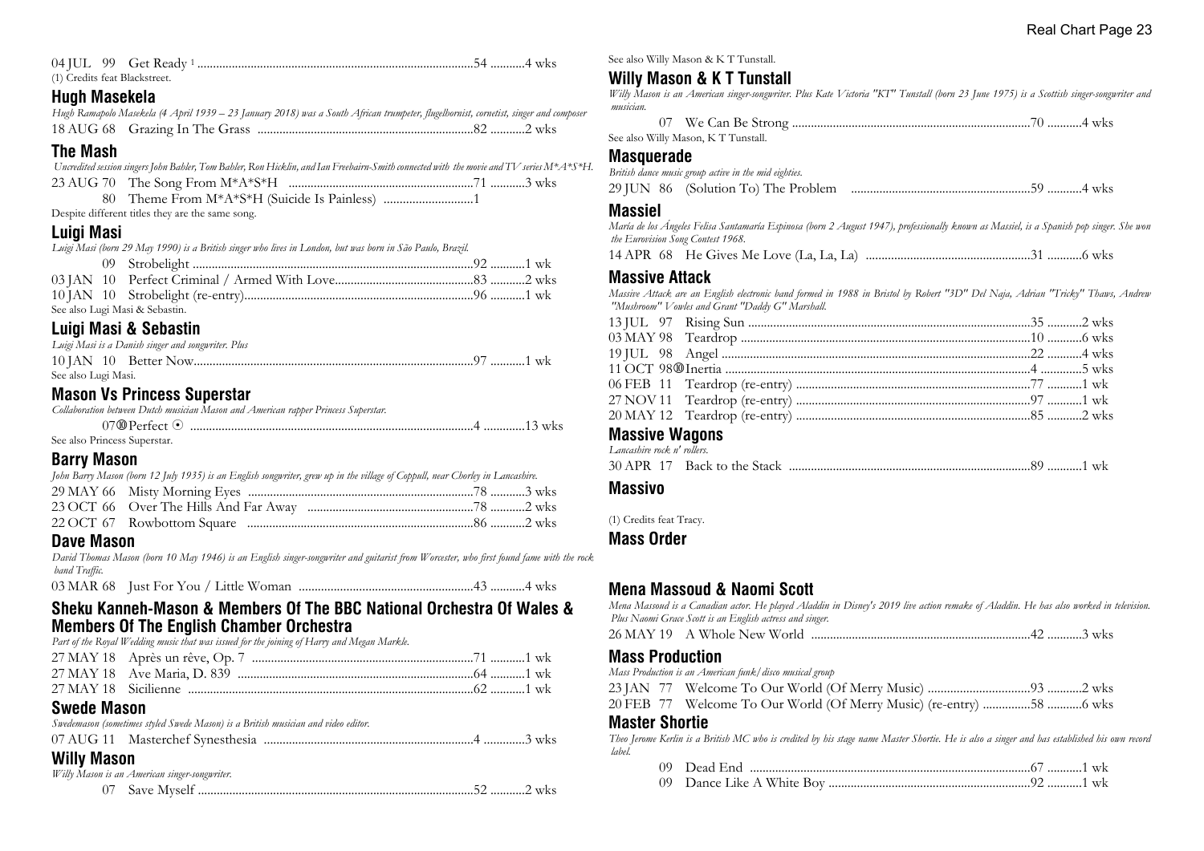04 JUL 99 Get Ready [1] ....................................................................................54 ...........4 wks

(1) Credits feat Blackstreet.

## Hugh Masekela

*Hugh Ramapolo Masekela (4 April 1939 – 23 January 2018) was a South African trumpeter, flugelhornist, cornetist, singer and composer*

18 AUG 68 Grazing In The Grass ....................................................................82 ...........2 wks

## The Mash

*Uncredited session singers John Bahler, Tom Bahler, Ron Hicklin, and Ian Freebairn-Smith connected with the movie and TV series M\*A\*S\*H.*

23 AUG 70 The Song From M\*A\*S\*H ..........................................................71 ...........3 wks

80 Theme From M\*A\*S\*H (Suicide Is Painless) ............................1

Despite different titles they are the same song.

## Luigi Masi

*Luigi Masi (born 29 May 1990) is a British singer who lives in London, but was born in São Paulo, Brazil.*

09 Strobelight ........................................................................................92 ...........1 wk

03 JAN 10 Perfect Criminal / Armed With Love...........................................83 ...........2 wks

10 JAN 10 Strobelight (re-entry)......................................................................96 ...........1 wk

See also Lugi Masi & Sebastin.

## Luigi Masi & Sebastin

*Luigi Masi is a Danish singer and songwriter. Plus*

10 JAN 10 Better Now.......................................................................................97 ...........1 wk

See also Lugi Masi.

## Mason Vs Princess Superstar

*Collaboration between Dutch musician Mason and American rapper Princess Superstar.*

07⑩Perfect ⊙ ........................................................................................4 .............13 wks

See also Princess Superstar.

## Barry Mason

*John Barry Mason (born 12 July 1935) is an English songwriter, grew up in the village of Coppull, near Chorley in Lancashire.*

29 MAY 66 Misty Morning Eyes ......................................................................78 ...........3 wks

23 OCT 66 Over The Hills And Far Away ....................................................78 ...........2 wks

22 OCT 67 Rowbottom Square .......................................................................86 ...........2 wks

## Dave Mason

*David Thomas Mason (born 10 May 1946) is an English singer-songwriter and guitarist from Worcester, who first found fame with the rock band Traffic.*

03 MAR 68 Just For You / Little Woman ......................................................43 ...........4 wks

## Sheku Kanneh-Mason & Members Of The BBC National Orchestra Of Wales & Members Of The English Chamber Orchestra

*Part of the Royal Wedding music that was issued for the joining of Harry and Megan Markle.*

27 MAY 18 Après un rêve, Op. 7 .....................................................................71 ...........1 wk

27 MAY 18 Ave Maria, D. 839 .........................................................................64 ...........1 wk

27 MAY 18 Sicilienne .........................................................................................62 ...........1 wk

## Swede Mason

*Swedemason (sometimes styled Swede Mason) is a British musician and video editor.*

07 AUG 11 Masterchef Synesthesia .................................................................4 .............3 wks

## Willy Mason

*Willy Mason is an American singer-songwriter.*

07 Save Myself .......................................................................................52 ...........2 wks

See also Willy Mason & K T Tunstall.

## Willy Mason & K T Tunstall

*Willy Mason is an American singer-songwriter. Plus Kate Victoria "KT" Tunstall (born 23 June 1975) is a Scottish singer-songwriter and musician.*

07 We Can Be Strong ..........................................................................70 ...........4 wks

See also Willy Mason, K T Tunstall.

## Masquerade

*British dance music group active in the mid eighties.*

29 JUN 86 (Solution To) The Problem ........................................................59 ...........4 wks

## Massiel

*María de los Ángeles Felisa Santamaría Espinosa (born 2 August 1947), professionally known as Massiel, is a Spanish pop singer. She won the Eurovision Song Contest 1968.*

14 APR 68 He Gives Me Love (La, La, La) ...................................................31 ...........6 wks

## Massive Attack

*Massive Attack are an English electronic band formed in 1988 in Bristol by Robert "3D" Del Naja, Adrian "Tricky" Thaws, Andrew "Mushroom" Vowles and Grant "Daddy G" Marshall.*

13 JUL 97 Rising Sun ........................................................................................35 ...........2 wks

03 MAY 98 Teardrop ..........................................................................................10 ...........6 wks

19 JUL 98 Angel ................................................................................................22 ...........4 wks

11 OCT 98⑩Inertia ...............................................................................................4 .............5 wks

06 FEB 11 Teardrop (re-entry) .........................................................................77 ...........1 wk

27 NOV 11 Teardrop (re-entry) .........................................................................97 ...........1 wk

20 MAY 12 Teardrop (re-entry) .........................................................................85 ...........2 wks

## Massive Wagons

*Lancashire rock n' rollers.*

30 APR 17 Back to the Stack ...........................................................................89 ...........1 wk

## Massivo

(1) Credits feat Tracy.

## Mass Order

## Mena Massoud & Naomi Scott

*Mena Massoud is a Canadian actor. He played Aladdin in Disney's 2019 live action remake of Aladdin. He has also worked in television. Plus Naomi Grace Scott is an English actress and singer.*

26 MAY 19 A Whole New World ....................................................................42 ...........3 wks

## Mass Production

*Mass Production is an American funk/disco musical group*

23 JAN 77 Welcome To Our World (Of Merry Music) ................................93 ...........2 wks

20 FEB 77 Welcome To Our World (Of Merry Music) (re-entry) ...............58 ...........6 wks

## Master Shortie

*Theo Jerome Kerlin is a British MC who is credited by his stage name Master Shortie. He is also a singer and has established his own record label.*

09 Dead End ........................................................................................67 ...........1 wk

09 Dance Like A White Boy ...............................................................92 ...........1 wk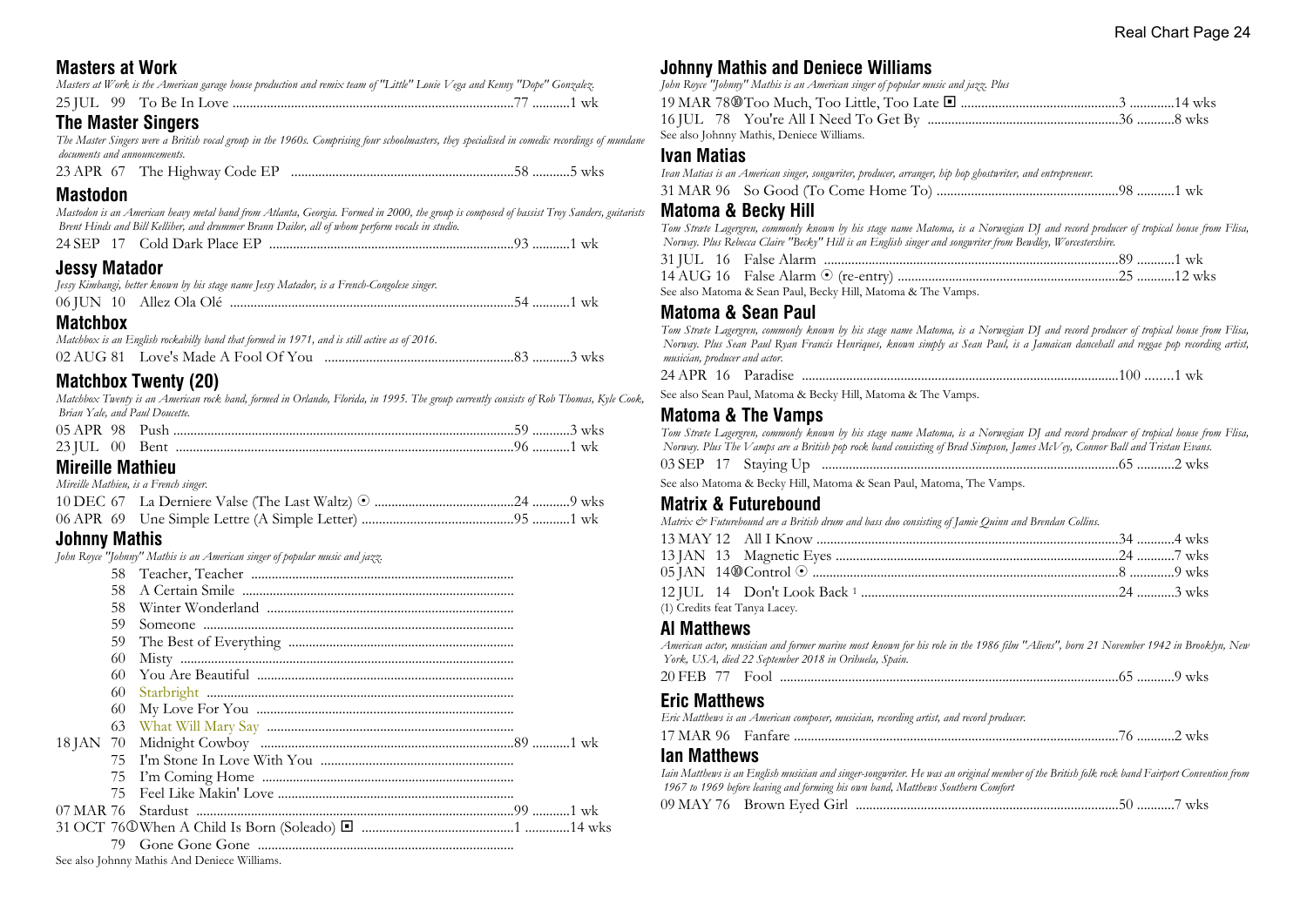## Masters at Work

*Masters at Work is the American garage house production and remix team of "Little" Louie Vega and Kenny "Dope" Gonzalez.*

25 JUL 99 To Be In Love ....................77 ...........1 wk

## The Master Singers

*The Master Singers were a British vocal group in the 1960s. Comprising four schoolmasters, they specialised in comedic recordings of mundane documents and announcements.*

23 APR 67 The Highway Code EP ....................58 ...........5 wks

## Mastodon

*Mastodon is an American heavy metal band from Atlanta, Georgia. Formed in 2000, the group is composed of bassist Troy Sanders, guitarists Brent Hinds and Bill Kelliher, and drummer Brann Dailor, all of whom perform vocals in studio.*

24 SEP 17 Cold Dark Place EP ....................93 ...........1 wk

## Jessy Matador

*Jessy Kimbangi, better known by his stage name Jessy Matador, is a French-Congolese singer.*

06 JUN 10 Allez Ola Olé ....................54 ...........1 wk

## Matchbox

*Matchbox is an English rockabilly band that formed in 1971, and is still active as of 2016.*

02 AUG 81 Love's Made A Fool Of You ....................83 ...........3 wks

## Matchbox Twenty (20)

*Matchbox Twenty is an American rock band, formed in Orlando, Florida, in 1995. The group currently consists of Rob Thomas, Kyle Cook, Brian Yale, and Paul Doucette.*

05 APR 98 Push ....................59 ...........3 wks
23 JUL 00 Bent ....................96 ...........1 wk

## Mireille Mathieu

*Mireille Mathieu, is a French singer.*

10 DEC 67 La Derniere Valse (The Last Waltz) ⊙ ....................24 ...........9 wks
06 APR 69 Une Simple Lettre (A Simple Letter) ....................95 ...........1 wk

## Johnny Mathis

*John Royce "Johnny" Mathis is an American singer of popular music and jazz.*

58 Teacher, Teacher ....................
58 A Certain Smile ....................
58 Winter Wonderland ....................
59 Someone ....................
59 The Best of Everything ....................
60 Misty ....................
60 You Are Beautiful ....................
60 Starbright ....................
60 My Love For You ....................
63 What Will Mary Say ....................
18 JAN 70 Midnight Cowboy ....................89 ...........1 wk
75 I'm Stone In Love With You ....................
75 I'm Coming Home ....................
75 Feel Like Makin' Love ....................
07 MAR 76 Stardust ....................99 ...........1 wk
31 OCT 76 ① When A Child Is Born (Soleado) ◼ ....................1 ...........14 wks
79 Gone Gone Gone ....................

See also Johnny Mathis And Deniece Williams.

## Johnny Mathis and Deniece Williams

*John Royce "Johnny" Mathis is an American singer of popular music and jazz. Plus*

19 MAR 78 ⑩ Too Much, Too Little, Too Late ◼ ....................3 ...........14 wks
16 JUL 78 You're All I Need To Get By ....................36 ...........8 wks

See also Johnny Mathis, Deniece Williams.

## Ivan Matias

*Ivan Matias is an American singer, songwriter, producer, arranger, hip hop ghostwriter, and entrepreneur.*

31 MAR 96 So Good (To Come Home To) ....................98 ...........1 wk

## Matoma & Becky Hill

*Tom Stræte Lagergren, commonly known by his stage name Matoma, is a Norwegian DJ and record producer of tropical house from Flisa, Norway. Plus Rebecca Claire "Becky" Hill is an English singer and songwriter from Bewdley, Worcestershire.*

31 JUL 16 False Alarm ....................89 ...........1 wk
14 AUG 16 False Alarm ⊙ (re-entry) ....................25 ...........12 wks

See also Matoma & Sean Paul, Becky Hill, Matoma & The Vamps.

## Matoma & Sean Paul

*Tom Stræte Lagergren, commonly known by his stage name Matoma, is a Norwegian DJ and record producer of tropical house from Flisa, Norway. Plus Sean Paul Ryan Francis Henriques, known simply as Sean Paul, is a Jamaican dancehall and reggae pop recording artist, musician, producer and actor.*

24 APR 16 Paradise ....................100 ........1 wk

See also Sean Paul, Matoma & Becky Hill, Matoma & The Vamps.

## Matoma & The Vamps

*Tom Stræte Lagergren, commonly known by his stage name Matoma, is a Norwegian DJ and record producer of tropical house from Flisa, Norway. Plus The Vamps are a British pop rock band consisting of Brad Simpson, James McVey, Connor Ball and Tristan Evans.*

03 SEP 17 Staying Up ....................65 ...........2 wks

See also Matoma & Becky Hill, Matoma & Sean Paul, Matoma, The Vamps.

## Matrix & Futurebound

*Matrix & Futurebound are a British drum and bass duo consisting of Jamie Quinn and Brendan Collins.*

13 MAY 12 All I Know ....................34 ...........4 wks
13 JAN 13 Magnetic Eyes ....................24 ...........7 wks
05 JAN 14 ⑩ Control ⊙ ....................8 ...........9 wks
12 JUL 14 Don't Look Back [1] ....................24 ...........3 wks

(1) Credits feat Tanya Lacey.

## Al Matthews

*American actor, musician and former marine most known for his role in the 1986 film "Aliens", born 21 November 1942 in Brooklyn, New York, USA, died 22 September 2018 in Orihuela, Spain.*

20 FEB 77 Fool ....................65 ...........9 wks

## Eric Matthews

*Eric Matthews is an American composer, musician, recording artist, and record producer.*

17 MAR 96 Fanfare ....................76 ...........2 wks

## Ian Matthews

*Iain Matthews is an English musician and singer-songwriter. He was an original member of the British folk rock band Fairport Convention from 1967 to 1969 before leaving and forming his own band, Matthews Southern Comfort*

09 MAY 76 Brown Eyed Girl ....................50 ...........7 wks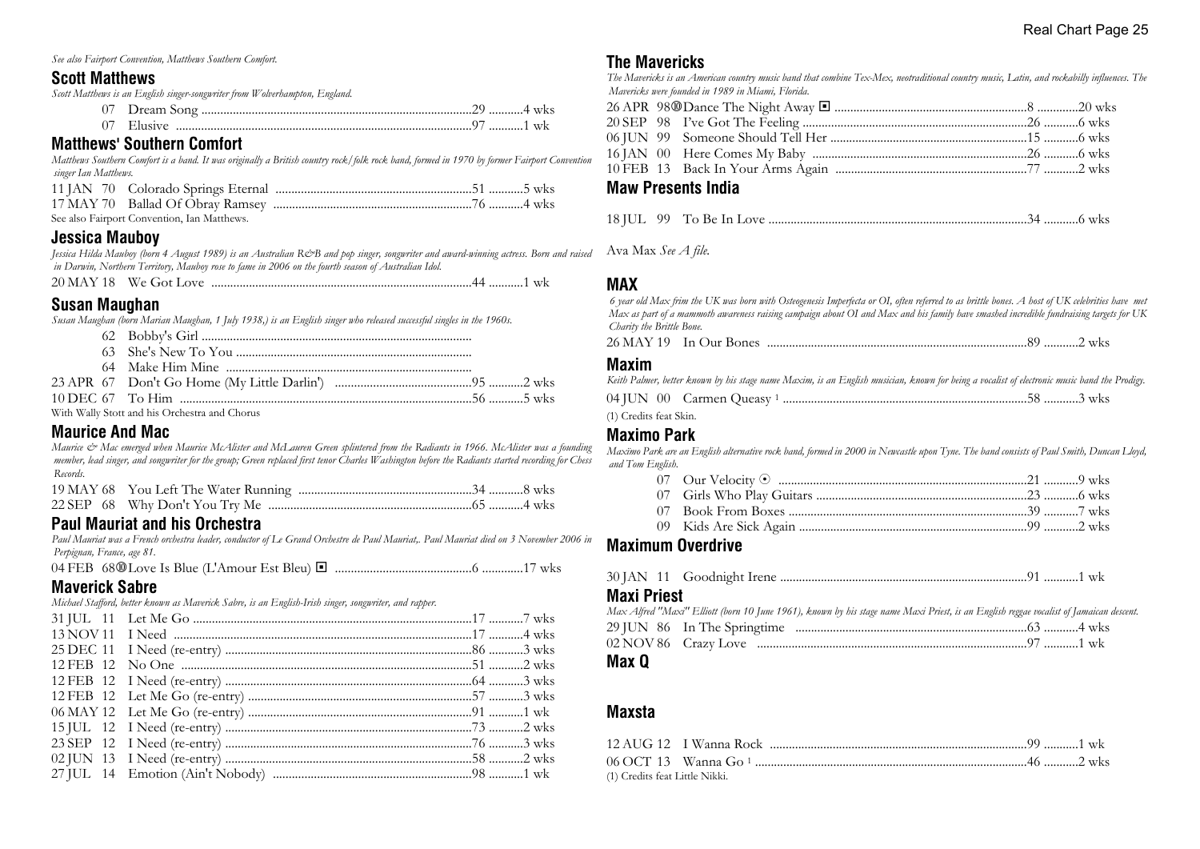*See also Fairport Convention, Matthews Southern Comfort.*

## Scott Matthews

*Scott Matthews is an English singer-songwriter from Wolverhampton, England.*

07 Dream Song ....29 ....4 wks
07 Elusive ....97 ....1 wk

## Matthews' Southern Comfort

*Matthews Southern Comfort is a band. It was originally a British country rock/folk rock band, formed in 1970 by former Fairport Convention singer Ian Matthews.*

11 JAN 70 Colorado Springs Eternal ....51 ....5 wks
17 MAY 70 Ballad Of Obray Ramsey ....76 ....4 wks

See also Fairport Convention, Ian Matthews.

## Jessica Mauboy

*Jessica Hilda Mauboy (born 4 August 1989) is an Australian R&B and pop singer, songwriter and award-winning actress. Born and raised in Darwin, Northern Territory, Mauboy rose to fame in 2006 on the fourth season of Australian Idol.*

20 MAY 18 We Got Love ....44 ....1 wk

## Susan Maughan

*Susan Maughan (born Marian Maughan, 1 July 1938,) is an English singer who released successful singles in the 1960s.*

62 Bobby's Girl ....
63 She's New To You ....
64 Make Him Mine ....
23 APR 67 Don't Go Home (My Little Darlin') ....95 ....2 wks
10 DEC 67 To Him ....56 ....5 wks

With Wally Stott and his Orchestra and Chorus

## Maurice And Mac

*Maurice & Mac emerged when Maurice McAlister and McLauren Green splintered from the Radiants in 1966. McAlister was a founding member, lead singer, and songwriter for the group; Green replaced first tenor Charles Washington before the Radiants started recording for Chess Records.*

19 MAY 68 You Left The Water Running ....34 ....8 wks
22 SEP 68 Why Don't You Try Me ....65 ....4 wks

## Paul Mauriat and his Orchestra

*Paul Mauriat was a French orchestra leader, conductor of Le Grand Orchestre de Paul Mauriat,. Paul Mauriat died on 3 November 2006 in Perpignan, France, age 81.*

04 FEB 68 ⑩ Love Is Blue (L'Amour Est Bleu) ▣ ....6 ....17 wks

## Maverick Sabre

*Michael Stafford, better known as Maverick Sabre, is an English-Irish singer, songwriter, and rapper.*

31 JUL 11 Let Me Go ....17 ....7 wks
13 NOV 11 I Need ....17 ....4 wks
25 DEC 11 I Need (re-entry) ....86 ....3 wks
12 FEB 12 No One ....51 ....2 wks
12 FEB 12 I Need (re-entry) ....64 ....3 wks
12 FEB 12 Let Me Go (re-entry) ....57 ....3 wks
06 MAY 12 Let Me Go (re-entry) ....91 ....1 wk
15 JUL 12 I Need (re-entry) ....73 ....2 wks
23 SEP 12 I Need (re-entry) ....76 ....3 wks
02 JUN 13 I Need (re-entry) ....58 ....2 wks
27 JUL 14 Emotion (Ain't Nobody) ....98 ....1 wk

## The Mavericks

*The Mavericks is an American country music band that combine Tex-Mex, neotraditional country music, Latin, and rockabilly influences. The Mavericks were founded in 1989 in Miami, Florida.*

26 APR 98 ⑩ Dance The Night Away ▣ ....8 ....20 wks
20 SEP 98 I've Got The Feeling ....26 ....6 wks
06 JUN 99 Someone Should Tell Her ....15 ....6 wks
16 JAN 00 Here Comes My Baby ....26 ....6 wks
10 FEB 13 Back In Your Arms Again ....77 ....2 wks

## Maw Presents India

18 JUL 99 To Be In Love ....34 ....6 wks

Ava Max *See A file.*

## MAX

*6 year old Max frim the UK was born with Osteogenesis Imperfecta or OI, often referred to as brittle bones. A host of UK celebrities have met Max as part of a mammoth awareness raising campaign about OI and Max and his family have smashed incredible fundraising targets for UK Charity the Brittle Bone.*

26 MAY 19 In Our Bones ....89 ....2 wks

## Maxim

*Keith Palmer, better known by his stage name Maxim, is an English musician, known for being a vocalist of electronic music band the Prodigy.*

04 JUN 00 Carmen Queasy [1] ....58 ....3 wks

(1) Credits feat Skin.

## Maximo Park

*Maximo Park are an English alternative rock band, formed in 2000 in Newcastle upon Tyne. The band consists of Paul Smith, Duncan Lloyd, and Tom English.*

07 Our Velocity ⊙ ....21 ....9 wks
07 Girls Who Play Guitars ....23 ....6 wks
07 Book From Boxes ....39 ....7 wks
09 Kids Are Sick Again ....99 ....2 wks

## Maximum Overdrive

30 JAN 11 Goodnight Irene ....91 ....1 wk

## Maxi Priest

*Max Alfred "Maxi" Elliott (born 10 June 1961), known by his stage name Maxi Priest, is an English reggae vocalist of Jamaican descent.*

29 JUN 86 In The Springtime ....63 ....4 wks
02 NOV 86 Crazy Love ....97 ....1 wk

## Max Q

## Maxsta

12 AUG 12 I Wanna Rock ....99 ....1 wk
06 OCT 13 Wanna Go [1] ....46 ....2 wks

(1) Credits feat Little Nikki.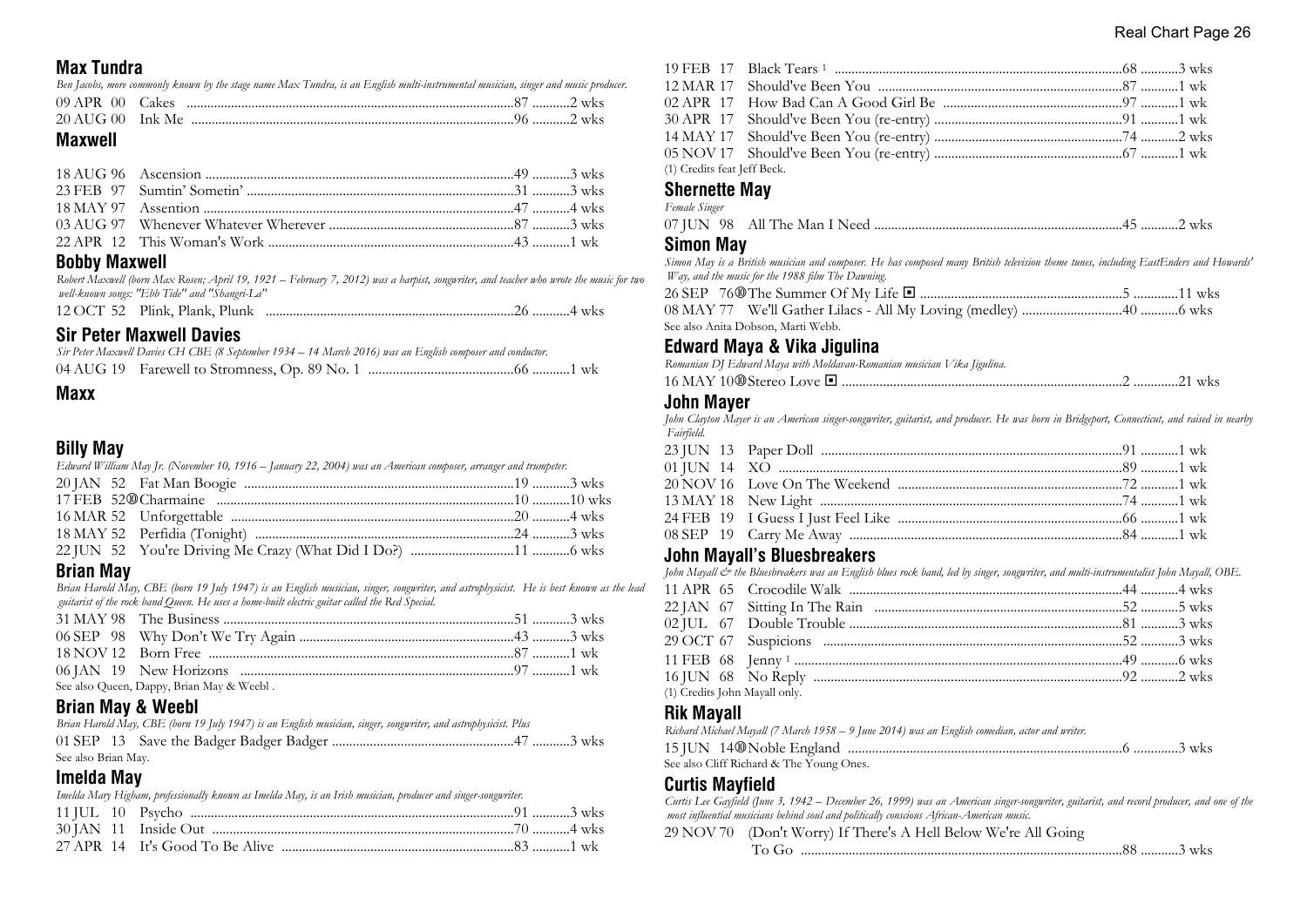## Max Tundra

*Ben Jacobs, more commonly known by the stage name Max Tundra, is an English multi-instrumental musician, singer and music producer.*

| Date | Title | Pos | Wks |
|---|---|---|---|
| 09 APR 00 | Cakes | 87 | 2 wks |
| 20 AUG 00 | Ink Me | 96 | 2 wks |

## Maxwell

| Date | Title | Pos | Wks |
|---|---|---|---|
| 18 AUG 96 | Ascension | 49 | 3 wks |
| 23 FEB 97 | Sumtin' Sometin' | 31 | 3 wks |
| 18 MAY 97 | Assention | 47 | 4 wks |
| 03 AUG 97 | Whenever Whatever Wherever | 87 | 3 wks |
| 22 APR 12 | This Woman's Work | 43 | 1 wk |

## Bobby Maxwell

*Robert Maxwell (born Max Rosen; April 19, 1921 – February 7, 2012) was a harpist, songwriter, and teacher who wrote the music for two well-known songs: "Ebb Tide" and "Shangri-La"*

| Date | Title | Pos | Wks |
|---|---|---|---|
| 12 OCT 52 | Plink, Plank, Plunk | 26 | 4 wks |

## Sir Peter Maxwell Davies

*Sir Peter Maxwell Davies CH CBE (8 September 1934 – 14 March 2016) was an English composer and conductor.*

| Date | Title | Pos | Wks |
|---|---|---|---|
| 04 AUG 19 | Farewell to Stromness, Op. 89 No. 1 | 66 | 1 wk |

## Maxx

## Billy May

*Edward William May Jr. (November 10, 1916 – January 22, 2004) was an American composer, arranger and trumpeter.*

| Date | Title | Pos | Wks |
|---|---|---|---|
| 20 JAN 52 | Fat Man Boogie | 19 | 3 wks |
| 17 FEB 52 | ⑩ Charmaine | 10 | 10 wks |
| 16 MAR 52 | Unforgettable | 20 | 4 wks |
| 18 MAY 52 | Perfidia (Tonight) | 24 | 3 wks |
| 22 JUN 52 | You're Driving Me Crazy (What Did I Do?) | 11 | 6 wks |

## Brian May

*Brian Harold May, CBE (born 19 July 1947) is an English musician, singer, songwriter, and astrophysicist. He is best known as the lead guitarist of the rock band Queen. He uses a home-built electric guitar called the Red Special.*

| Date | Title | Pos | Wks |
|---|---|---|---|
| 31 MAY 98 | The Business | 51 | 3 wks |
| 06 SEP 98 | Why Don't We Try Again | 43 | 3 wks |
| 18 NOV 12 | Born Free | 87 | 1 wk |
| 06 JAN 19 | New Horizons | 97 | 1 wk |

See also Queen, Dappy, Brian May & Weebl .

## Brian May & Weebl

*Brian Harold May, CBE (born 19 July 1947) is an English musician, singer, songwriter, and astrophysicist. Plus*

| Date | Title | Pos | Wks |
|---|---|---|---|
| 01 SEP 13 | Save the Badger Badger Badger | 47 | 3 wks |

See also Brian May.

## Imelda May

*Imelda Mary Higham, professionally known as Imelda May, is an Irish musician, producer and singer-songwriter.*

| Date | Title | Pos | Wks |
|---|---|---|---|
| 11 JUL 10 | Psycho | 91 | 3 wks |
| 30 JAN 11 | Inside Out | 70 | 4 wks |
| 27 APR 14 | It's Good To Be Alive | 83 | 1 wk |
| 19 FEB 17 | Black Tears [1] | 68 | 3 wks |
| 12 MAR 17 | Should've Been You | 87 | 1 wk |
| 02 APR 17 | How Bad Can A Good Girl Be | 97 | 1 wk |
| 30 APR 17 | Should've Been You (re-entry) | 91 | 1 wk |
| 14 MAY 17 | Should've Been You (re-entry) | 74 | 2 wks |
| 05 NOV 17 | Should've Been You (re-entry) | 67 | 1 wk |

(1) Credits feat Jeff Beck.

## Shernette May

*Female Singer*

| Date | Title | Pos | Wks |
|---|---|---|---|
| 07 JUN 98 | All The Man I Need | 45 | 2 wks |

## Simon May

*Simon May is a British musician and composer. He has composed many British television theme tunes, including EastEnders and Howards' Way, and the music for the 1988 film The Dawning.*

| Date | Title | Pos | Wks |
|---|---|---|---|
| 26 SEP 76 | ⑩ The Summer Of My Life ◾ | 5 | 11 wks |
| 08 MAY 77 | We'll Gather Lilacs - All My Loving (medley) | 40 | 6 wks |

See also Anita Dobson, Marti Webb.

## Edward Maya & Vika Jigulina

*Romanian DJ Edward Maya with Moldavan-Romanian musician Vika Jigulina.*

| Date | Title | Pos | Wks |
|---|---|---|---|
| 16 MAY 10 | ⑩ Stereo Love ◾ | 2 | 21 wks |

## John Mayer

*John Clayton Mayer is an American singer-songwriter, guitarist, and producer. He was born in Bridgeport, Connecticut, and raised in nearby Fairfield.*

| Date | Title | Pos | Wks |
|---|---|---|---|
| 23 JUN 13 | Paper Doll | 91 | 1 wk |
| 01 JUN 14 | XO | 89 | 1 wk |
| 20 NOV 16 | Love On The Weekend | 72 | 1 wk |
| 13 MAY 18 | New Light | 74 | 1 wk |
| 24 FEB 19 | I Guess I Just Feel Like | 66 | 1 wk |
| 08 SEP 19 | Carry Me Away | 84 | 1 wk |

## John Mayall's Bluesbreakers

*John Mayall & the Bluesbreakers was an English blues rock band, led by singer, songwriter, and multi-instrumentalist John Mayall, OBE.*

| Date | Title | Pos | Wks |
|---|---|---|---|
| 11 APR 65 | Crocodile Walk | 44 | 4 wks |
| 22 JAN 67 | Sitting In The Rain | 52 | 5 wks |
| 02 JUL 67 | Double Trouble | 81 | 3 wks |
| 29 OCT 67 | Suspicions | 52 | 3 wks |
| 11 FEB 68 | Jenny [1] | 49 | 6 wks |
| 16 JUN 68 | No Reply | 92 | 2 wks |

(1) Credits John Mayall only.

## Rik Mayall

*Richard Michael Mayall (7 March 1958 – 9 June 2014) was an English comedian, actor and writer.*

| Date | Title | Pos | Wks |
|---|---|---|---|
| 15 JUN 14 | ⑩ Noble England | 6 | 3 wks |

See also Cliff Richard & The Young Ones.

## Curtis Mayfield

*Curtis Lee Gayfield (June 3, 1942 – December 26, 1999) was an American singer-songwriter, guitarist, and record producer, and one of the most influential musicians behind soul and politically conscious African-American music.*

| Date | Title | Pos | Wks |
|---|---|---|---|
| 29 NOV 70 | (Don't Worry) If There's A Hell Below We're All Going To Go | 88 | 3 wks |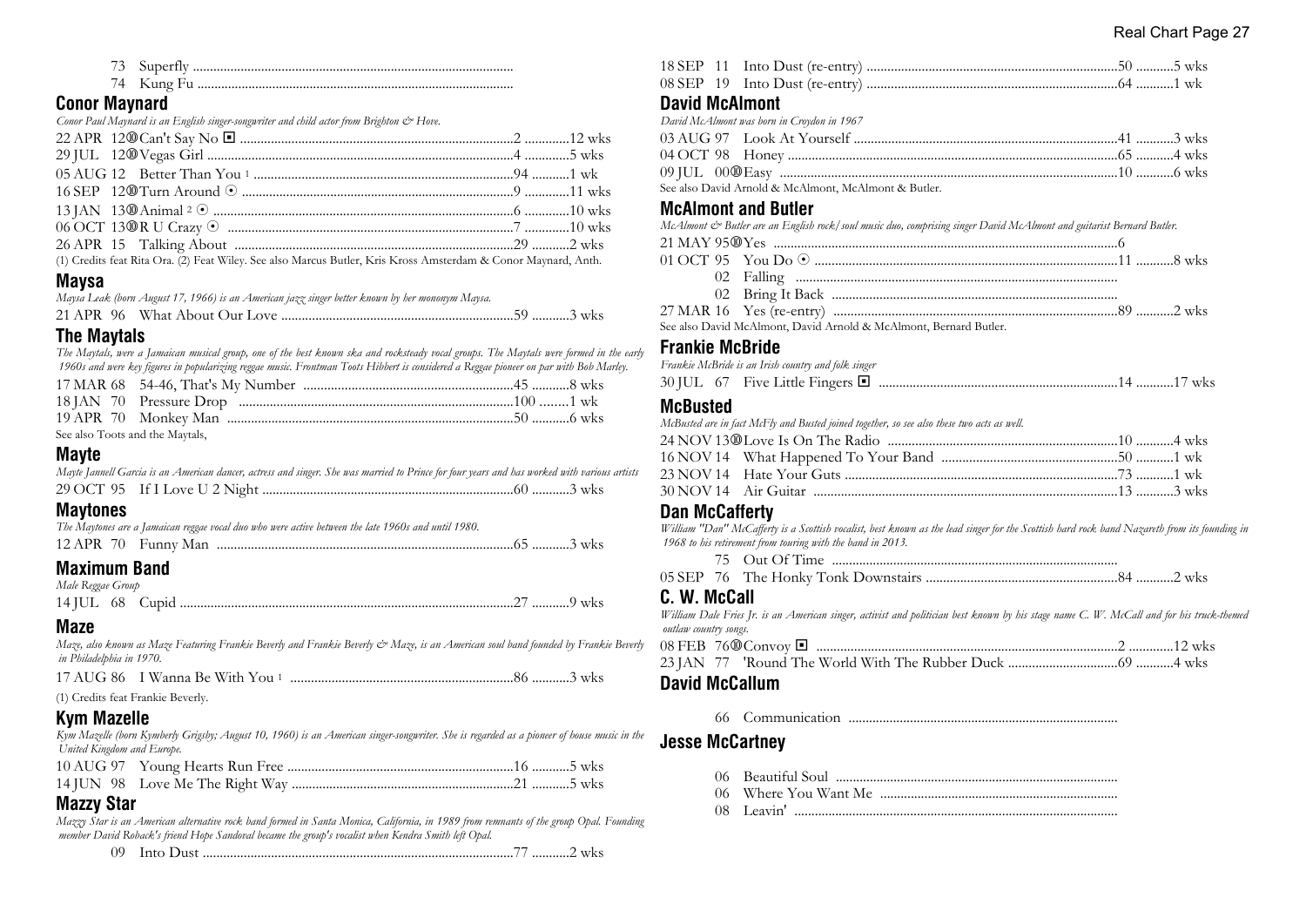73 Superfly

74 Kung Fu

## Conor Maynard

*Conor Paul Maynard is an English singer-songwriter and child actor from Brighton & Hove.*

22 APR 12⑩ Can't Say No ◘ ........ 2 ........ 12 wks
29 JUL 12⑩ Vegas Girl ........ 4 ........ 5 wks
05 AUG 12 Better Than You [1] ........ 94 ........ 1 wk
16 SEP 12⑩ Turn Around ⊙ ........ 9 ........ 11 wks
13 JAN 13⑩ Animal [2] ⊙ ........ 6 ........ 10 wks
06 OCT 13⑩ R U Crazy ⊙ ........ 7 ........ 10 wks
26 APR 15 Talking About ........ 29 ........ 2 wks

(1) Credits feat Rita Ora. (2) Feat Wiley. See also Marcus Butler, Kris Kross Amsterdam & Conor Maynard, Anth.

## Maysa

*Maysa Leak (born August 17, 1966) is an American jazz singer better known by her mononym Maysa.*

21 APR 96 What About Our Love ........ 59 ........ 3 wks

## The Maytals

*The Maytals, were a Jamaican musical group, one of the best known ska and rocksteady vocal groups. The Maytals were formed in the early 1960s and were key figures in popularizing reggae music. Frontman Toots Hibbert is considered a Reggae pioneer on par with Bob Marley.*

17 MAR 68 54-46, That's My Number ........ 45 ........ 8 wks
18 JAN 70 Pressure Drop ........ 100 ........ 1 wk
19 APR 70 Monkey Man ........ 50 ........ 6 wks

See also Toots and the Maytals,

## Mayte

*Mayte Jannell Garcia is an American dancer, actress and singer. She was married to Prince for four years and has worked with various artists*

29 OCT 95 If I Love U 2 Night ........ 60 ........ 3 wks

## Maytones

*The Maytones are a Jamaican reggae vocal duo who were active between the late 1960s and until 1980.*

12 APR 70 Funny Man ........ 65 ........ 3 wks

## Maximum Band

*Male Reggae Group*

14 JUL 68 Cupid ........ 27 ........ 9 wks

## Maze

*Maze, also known as Maze Featuring Frankie Beverly and Frankie Beverly & Maze, is an American soul band founded by Frankie Beverly in Philadelphia in 1970.*

17 AUG 86 I Wanna Be With You [1] ........ 86 ........ 3 wks

(1) Credits feat Frankie Beverly.

## Kym Mazelle

*Kym Mazelle (born Kymberly Grigsby; August 10, 1960) is an American singer-songwriter. She is regarded as a pioneer of house music in the United Kingdom and Europe.*

10 AUG 97 Young Hearts Run Free ........ 16 ........ 5 wks
14 JUN 98 Love Me The Right Way ........ 21 ........ 5 wks

## Mazzy Star

*Mazzy Star is an American alternative rock band formed in Santa Monica, California, in 1989 from remnants of the group Opal. Founding member David Roback's friend Hope Sandoval became the group's vocalist when Kendra Smith left Opal.*

09 Into Dust ........ 77 ........ 2 wks
18 SEP 11 Into Dust (re-entry) ........ 50 ........ 5 wks
08 SEP 19 Into Dust (re-entry) ........ 64 ........ 1 wk

## David McAlmont

*David McAlmont was born in Croydon in 1967*

03 AUG 97 Look At Yourself ........ 41 ........ 3 wks
04 OCT 98 Honey ........ 65 ........ 4 wks
09 JUL 00⑩ Easy ........ 10 ........ 6 wks

See also David Arnold & McAlmont, McAlmont & Butler.

## McAlmont and Butler

*McAlmont & Butler are an English rock/soul music duo, comprising singer David McAlmont and guitarist Bernard Butler.*

21 MAY 95⑩ Yes ........ 6
01 OCT 95 You Do ⊙ ........ 11 ........ 8 wks
02 Falling
02 Bring It Back
27 MAR 16 Yes (re-entry) ........ 89 ........ 2 wks

See also David McAlmont, David Arnold & McAlmont, Bernard Butler.

## Frankie McBride

*Frankie McBride is an Irish country and folk singer*

30 JUL 67 Five Little Fingers ◘ ........ 14 ........ 17 wks

## McBusted

*McBusted are in fact McFly and Busted joined together, so see also these two acts as well.*

24 NOV 13⑩ Love Is On The Radio ........ 10 ........ 4 wks
16 NOV 14 What Happened To Your Band ........ 50 ........ 1 wk
23 NOV 14 Hate Your Guts ........ 73 ........ 1 wk
30 NOV 14 Air Guitar ........ 13 ........ 3 wks

## Dan McCafferty

*William "Dan" McCafferty is a Scottish vocalist, best known as the lead singer for the Scottish hard rock band Nazareth from its founding in 1968 to his retirement from touring with the band in 2013.*

75 Out Of Time
05 SEP 76 The Honky Tonk Downstairs ........ 84 ........ 2 wks

## C. W. McCall

*William Dale Fries Jr. is an American singer, activist and politician best known by his stage name C. W. McCall and for his truck-themed outlaw country songs.*

08 FEB 76⑩ Convoy ◘ ........ 2 ........ 12 wks
23 JAN 77 'Round The World With The Rubber Duck ........ 69 ........ 4 wks

## David McCallum

66 Communication

## Jesse McCartney

06 Beautiful Soul
06 Where You Want Me
08 Leavin'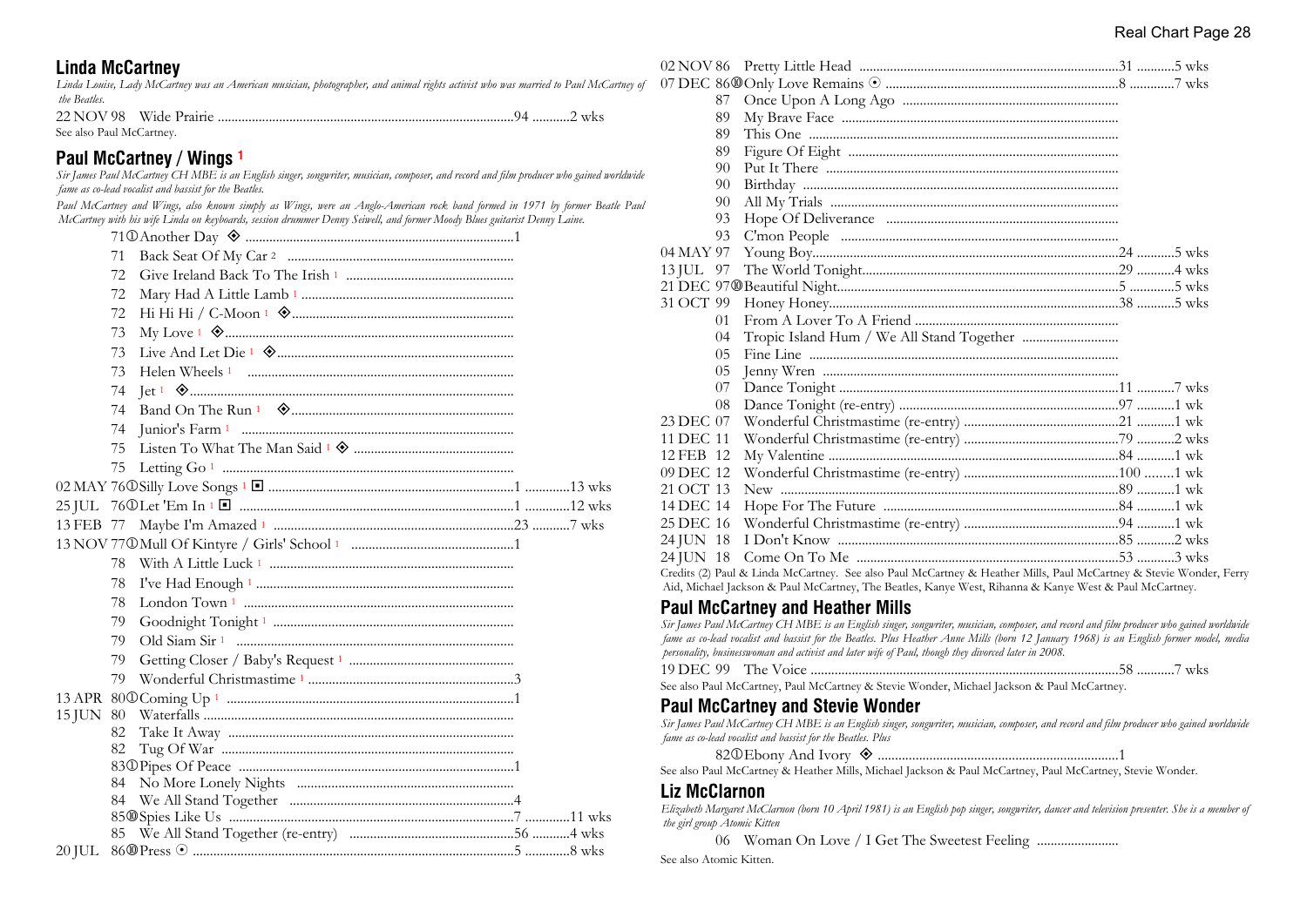## Linda McCartney

*Linda Louise, Lady McCartney was an American musician, photographer, and animal rights activist who was married to Paul McCartney of the Beatles.*

22 NOV 98 Wide Prairie ....................................94 ..........2 wks

See also Paul McCartney.

## Paul McCartney / Wings [1]

*Sir James Paul McCartney CH MBE is an English singer, songwriter, musician, composer, and record and film producer who gained worldwide fame as co-lead vocalist and bassist for the Beatles.*

*Paul McCartney and Wings, also known simply as Wings, were an Anglo-American rock band formed in 1971 by former Beatle Paul McCartney with his wife Linda on keyboards, session drummer Denny Seiwell, and former Moody Blues guitarist Denny Laine.*

71 ① Another Day ◈ ....................................1
71 Back Seat Of My Car [2] ....................................
72 Give Ireland Back To The Irish [1] ....................................
72 Mary Had A Little Lamb [1] ....................................
72 Hi Hi Hi / C-Moon [1] ◈ ....................................
73 My Love [1] ◈ ....................................
73 Live And Let Die [1] ◈ ....................................
73 Helen Wheels [1] ....................................
74 Jet [1] ◈ ....................................
74 Band On The Run [1] ◈ ....................................
74 Junior's Farm [1] ....................................
75 Listen To What The Man Said [1] ◈ ....................................
75 Letting Go [1] ....................................
02 MAY 76 ① Silly Love Songs [1] ◾ ....................................1 ............13 wks
25 JUL 76 ① Let 'Em In [1] ◾ ....................................1 ............12 wks
13 FEB 77 Maybe I'm Amazed [1] ....................................23 ..........7 wks
13 NOV 77 ① Mull Of Kintyre / Girls' School [1] ....................................1
78 With A Little Luck [1] ....................................
78 I've Had Enough [1] ....................................
78 London Town [1] ....................................
79 Goodnight Tonight [1] ....................................
79 Old Siam Sir [1] ....................................
79 Getting Closer / Baby's Request [1] ....................................
79 Wonderful Christmastime [1] ....................................3
13 APR 80 ① Coming Up [1] ....................................1
15 JUN 80 Waterfalls ....................................
82 Take It Away ....................................
82 Tug Of War ....................................
83 ① Pipes Of Peace ....................................1
84 No More Lonely Nights ....................................
84 We All Stand Together ....................................4
85 ⑩ Spies Like Us ....................................7 ............11 wks
85 We All Stand Together (re-entry) ....................................56 ..........4 wks
20 JUL 86 ⑩ Press ⊙ ....................................5 ............8 wks
02 NOV 86 Pretty Little Head ....................................31 ..........5 wks
07 DEC 86 ⑩ Only Love Remains ⊙ ....................................8 ............7 wks
87 Once Upon A Long Ago ....................................
89 My Brave Face ....................................
89 This One ....................................
89 Figure Of Eight ....................................
90 Put It There ....................................
90 Birthday ....................................
90 All My Trials ....................................
93 Hope Of Deliverance ....................................
93 C'mon People ....................................
04 MAY 97 Young Boy....................................24 ..........5 wks
13 JUL 97 The World Tonight....................................29 ..........4 wks
21 DEC 97 ⑩ Beautiful Night....................................5 ............5 wks
31 OCT 99 Honey Honey....................................38 ..........5 wks
01 From A Lover To A Friend ....................................
04 Tropic Island Hum / We All Stand Together ....................................
05 Fine Line ....................................
05 Jenny Wren ....................................
07 Dance Tonight ....................................11 ..........7 wks
08 Dance Tonight (re-entry) ....................................97 ..........1 wk
23 DEC 07 Wonderful Christmastime (re-entry) ....................................21 ..........1 wk
11 DEC 11 Wonderful Christmastime (re-entry) ....................................79 ..........2 wks
12 FEB 12 My Valentine ....................................84 ..........1 wk
09 DEC 12 Wonderful Christmastime (re-entry) ....................................100 ........1 wk
21 OCT 13 New ....................................89 ..........1 wk
14 DEC 14 Hope For The Future ....................................84 ..........1 wk
25 DEC 16 Wonderful Christmastime (re-entry) ....................................94 ..........1 wk
24 JUN 18 I Don't Know ....................................85 ..........2 wks
24 JUN 18 Come On To Me ....................................53 ..........3 wks

Credits (2) Paul & Linda McCartney. See also Paul McCartney & Heather Mills, Paul McCartney & Stevie Wonder, Ferry Aid, Michael Jackson & Paul McCartney, The Beatles, Kanye West, Rihanna & Kanye West & Paul McCartney.

## Paul McCartney and Heather Mills

*Sir James Paul McCartney CH MBE is an English singer, songwriter, musician, composer, and record and film producer who gained worldwide fame as co-lead vocalist and bassist for the Beatles. Plus Heather Anne Mills (born 12 January 1968) is an English former model, media personality, businesswoman and activist and later wife of Paul, though they divorced later in 2008.*

19 DEC 99 The Voice ....................................58 ..........7 wks

See also Paul McCartney, Paul McCartney & Stevie Wonder, Michael Jackson & Paul McCartney.

## Paul McCartney and Stevie Wonder

*Sir James Paul McCartney CH MBE is an English singer, songwriter, musician, composer, and record and film producer who gained worldwide fame as co-lead vocalist and bassist for the Beatles. Plus*

82 ① Ebony And Ivory ◈ ....................................1

See also Paul McCartney & Heather Mills, Michael Jackson & Paul McCartney, Paul McCartney, Stevie Wonder.

## Liz McClarnon

*Elizabeth Margaret McClarnon (born 10 April 1981) is an English pop singer, songwriter, dancer and television presenter. She is a member of the girl group Atomic Kitten*

06 Woman On Love / I Get The Sweetest Feeling ....................................

See also Atomic Kitten.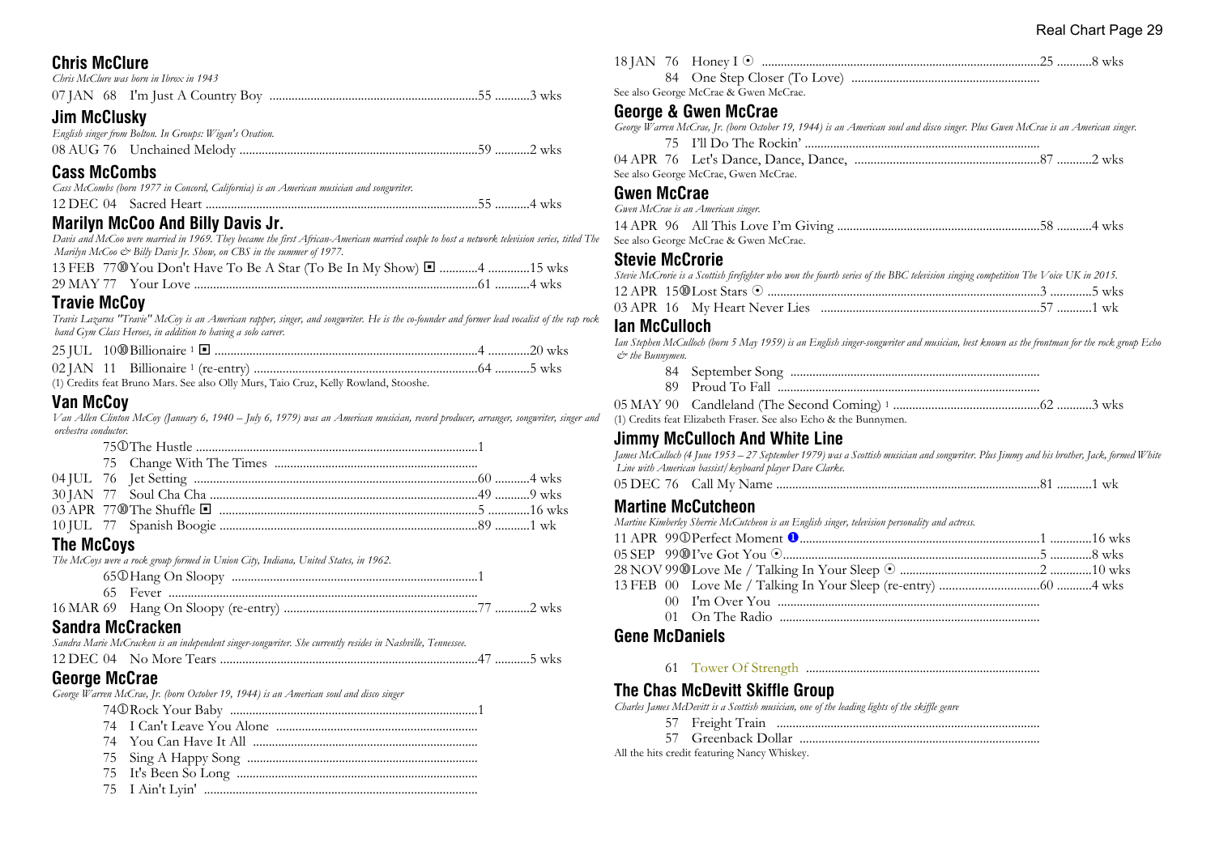## Chris McClure

*Chris McClure was born in Ibrox in 1943*

07 JAN 68 I'm Just A Country Boy ....55 ....3 wks

## Jim McClusky

*English singer from Bolton. In Groups: Wigan's Ovation.*

08 AUG 76 Unchained Melody ....59 ....2 wks

## Cass McCombs

*Cass McCombs (born 1977 in Concord, California) is an American musician and songwriter.*

12 DEC 04 Sacred Heart ....55 ....4 wks

## Marilyn McCoo And Billy Davis Jr.

*Davis and McCoo were married in 1969. They became the first African-American married couple to host a network television series, titled The Marilyn McCoo & Billy Davis Jr. Show, on CBS in the summer of 1977.*

13 FEB 77⑩ You Don't Have To Be A Star (To Be In My Show) ◘ ....4 ....15 wks
29 MAY 77 Your Love ....61 ....4 wks

## Travie McCoy

*Travis Lazarus "Travie" McCoy is an American rapper, singer, and songwriter. He is the co-founder and former lead vocalist of the rap rock band Gym Class Heroes, in addition to having a solo career.*

25 JUL 10⑩ Billionaire [1] ◘ ....4 ....20 wks
02 JAN 11 Billionaire [1] (re-entry) ....64 ....5 wks

(1) Credits feat Bruno Mars. See also Olly Murs, Taio Cruz, Kelly Rowland, Stooshe.

## Van McCoy

*Van Allen Clinton McCoy (January 6, 1940 – July 6, 1979) was an American musician, record producer, arranger, songwriter, singer and orchestra conductor.*

75① The Hustle ....1
75 Change With The Times ....
04 JUL 76 Jet Setting ....60 ....4 wks
30 JAN 77 Soul Cha Cha ....49 ....9 wks
03 APR 77⑩ The Shuffle ◘ ....5 ....16 wks
10 JUL 77 Spanish Boogie ....89 ....1 wk

## The McCoys

*The McCoys were a rock group formed in Union City, Indiana, United States, in 1962.*

65① Hang On Sloopy ....1
65 Fever ....
16 MAR 69 Hang On Sloopy (re-entry) ....77 ....2 wks

## Sandra McCracken

*Sandra Marie McCracken is an independent singer-songwriter. She currently resides in Nashville, Tennessee.*

12 DEC 04 No More Tears ....47 ....5 wks

## George McCrae

*George Warren McCrae, Jr. (born October 19, 1944) is an American soul and disco singer*

74① Rock Your Baby ....1
74 I Can't Leave You Alone ....
74 You Can Have It All ....
75 Sing A Happy Song ....
75 It's Been So Long ....
75 I Ain't Lyin' ....
18 JAN 76 Honey I ⦿ ....25 ....8 wks
84 One Step Closer (To Love) ....

See also George McCrae & Gwen McCrae.

## George & Gwen McCrae

*George Warren McCrae, Jr. (born October 19, 1944) is an American soul and disco singer. Plus Gwen McCrae is an American singer.*

75 I'll Do The Rockin' ....
04 APR 76 Let's Dance, Dance, Dance, ....87 ....2 wks

See also George McCrae, Gwen McCrae.

## Gwen McCrae

*Gwen McCrae is an American singer.*

14 APR 96 All This Love I'm Giving ....58 ....4 wks

See also George McCrae & Gwen McCrae.

## Stevie McCrorie

*Stevie McCrorie is a Scottish firefighter who won the fourth series of the BBC television singing competition The Voice UK in 2015.*

12 APR 15⑩ Lost Stars ⦿ ....3 ....5 wks
03 APR 16 My Heart Never Lies ....57 ....1 wk

## Ian McCulloch

*Ian Stephen McCulloch (born 5 May 1959) is an English singer-songwriter and musician, best known as the frontman for the rock group Echo & the Bunnymen.*

84 September Song ....
89 Proud To Fall ....
05 MAY 90 Candleland (The Second Coming) [1] ....62 ....3 wks

(1) Credits feat Elizabeth Fraser. See also Echo & the Bunnymen.

## Jimmy McCulloch And White Line

*James McCulloch (4 June 1953 – 27 September 1979) was a Scottish musician and songwriter. Plus Jimmy and his brother, Jack, formed White Line with American bassist/keyboard player Dave Clarke.*

05 DEC 76 Call My Name ....81 ....1 wk

## Martine McCutcheon

*Martine Kimberley Sherrie McCutcheon is an English singer, television personality and actress.*

11 APR 99① Perfect Moment ❶ ....1 ....16 wks
05 SEP 99⑩ I've Got You ⦿ ....5 ....8 wks
28 NOV 99⑩ Love Me / Talking In Your Sleep ⦿ ....2 ....10 wks
13 FEB 00 Love Me / Talking In Your Sleep (re-entry) ....60 ....4 wks
00 I'm Over You ....
01 On The Radio ....

## Gene McDaniels

61 Tower Of Strength ....

## The Chas McDevitt Skiffle Group

*Charles James McDevitt is a Scottish musician, one of the leading lights of the skiffle genre*

57 Freight Train ....
57 Greenback Dollar ....

All the hits credit featuring Nancy Whiskey.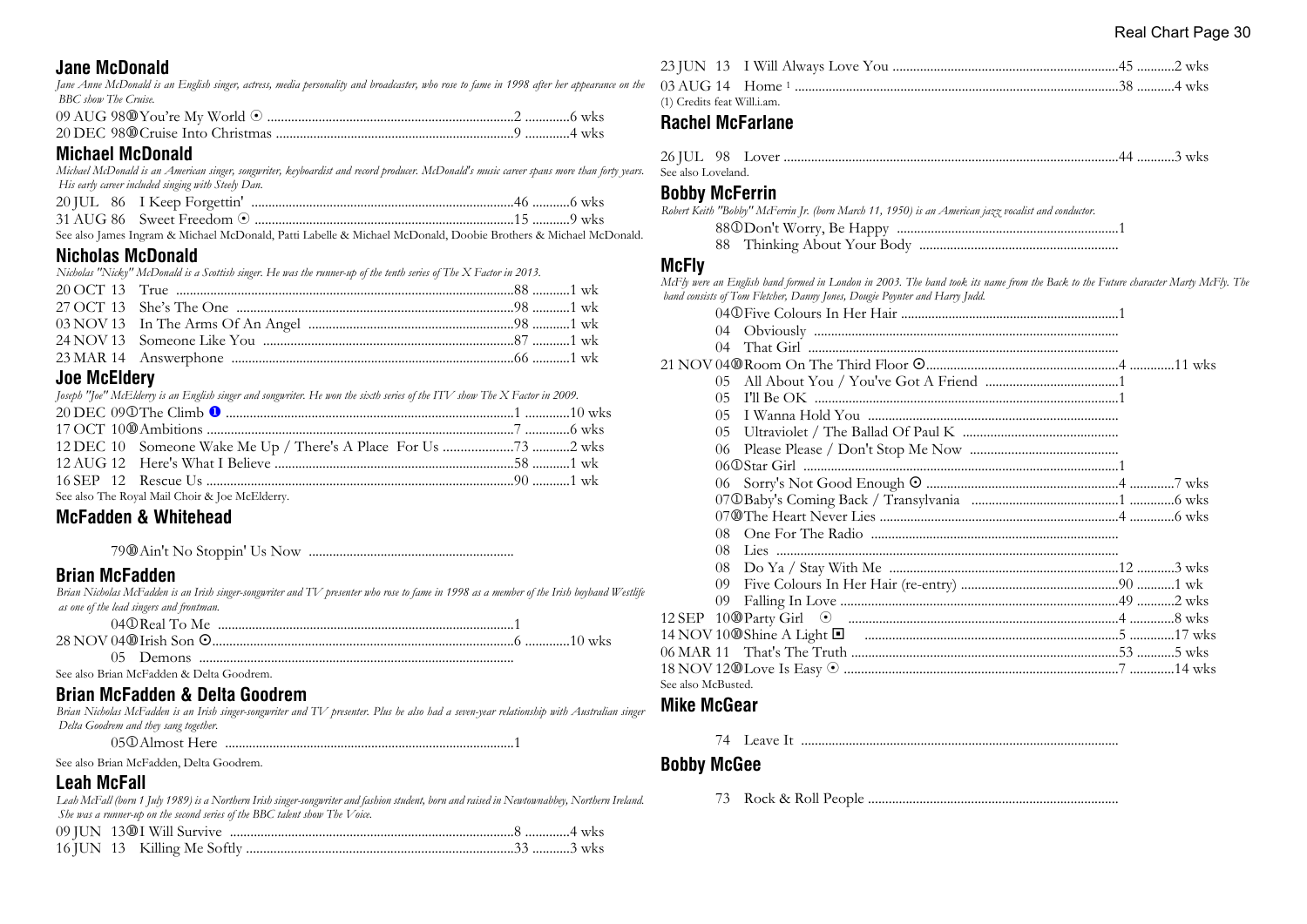## Jane McDonald

*Jane Anne McDonald is an English singer, actress, media personality and broadcaster, who rose to fame in 1998 after her appearance on the BBC show The Cruise.*

09 AUG 98⑩You're My World ⊙ .......................................................................2 .............6 wks
20 DEC 98⑩Cruise Into Christmas ...................................................................9 .............4 wks

## Michael McDonald

*Michael McDonald is an American singer, songwriter, keyboardist and record producer. McDonald's music career spans more than forty years. His early career included singing with Steely Dan.*

20 JUL 86 I Keep Forgettin' ............................................................................46 ...........6 wks
31 AUG 86 Sweet Freedom ⊙ ..........................................................................15 ...........9 wks
See also James Ingram & Michael McDonald, Patti Labelle & Michael McDonald, Doobie Brothers & Michael McDonald.

## Nicholas McDonald

*Nicholas "Nicky" McDonald is a Scottish singer. He was the runner-up of the tenth series of The X Factor in 2013.*

20 OCT 13 True .................................................................................................88 ...........1 wk
27 OCT 13 She's The One ...............................................................................98 ...........1 wk
03 NOV 13 In The Arms Of An Angel ..........................................................98 ...........1 wk
24 NOV 13 Someone Like You .......................................................................87 ...........1 wk
23 MAR 14 Answerphone ................................................................................66 ...........1 wk

## Joe McElderry

*Joseph "Joe" McElderry is an English singer and songwriter. He won the sixth series of the ITV show The X Factor in 2009.*

20 DEC 09①The Climb ❶ ..................................................................................1 .............10 wks
17 OCT 10⑩Ambitions .........................................................................................7 .............6 wks
12 DEC 10 Someone Wake Me Up / There's A Place For Us ....................73 ...........2 wks
12 AUG 12 Here's What I Believe ....................................................................58 ...........1 wk
16 SEP 12 Rescue Us .........................................................................................90 ...........1 wk
See also The Royal Mail Choir & Joe McElderry.

## McFadden & Whitehead

79⑩Ain't No Stoppin' Us Now ...........................................................

## Brian McFadden

*Brian Nicholas McFadden is an Irish singer-songwriter and TV presenter who rose to fame in 1998 as a member of the Irish boyband Westlife as one of the lead singers and frontman.*

04①Real To Me ......................................................................................1
28 NOV 04⑩Irish Son ⊙........................................................................................6 .............10 wks
05 Demons ..........................................................................................
See also Brian McFadden & Delta Goodrem.

## Brian McFadden & Delta Goodrem

*Brian Nicholas McFadden is an Irish singer-songwriter and TV presenter. Plus he also had a seven-year relationship with Australian singer Delta Goodrem and they sang together.*

05①Almost Here ...................................................................................1

See also Brian McFadden, Delta Goodrem.

## Leah McFall

*Leah McFall (born 1 July 1989) is a Northern Irish singer-songwriter and fashion student, born and raised in Newtownabbey, Northern Ireland. She was a runner-up on the second series of the BBC talent show The Voice.*

09 JUN 13⑩I Will Survive ..................................................................................8 .............4 wks
16 JUN 13 Killing Me Softly .............................................................................33 ...........3 wks
23 JUN 13 I Will Always Love You .................................................................45 ...........2 wks
03 AUG 14 Home [1] ...........................................................................................38 ...........4 wks
(1) Credits feat Will.i.am.

## Rachel McFarlane

26 JUL 98 Lover ................................................................................................44 ...........3 wks
See also Loveland.

## Bobby McFerrin

*Robert Keith "Bobby" McFerrin Jr. (born March 11, 1950) is an American jazz vocalist and conductor.*

88①Don't Worry, Be Happy ................................................................1
88 Thinking About Your Body ..........................................................

## McFly

*McFly were an English band formed in London in 2003. The band took its name from the Back to the Future character Marty McFly. The band consists of Tom Fletcher, Danny Jones, Dougie Poynter and Harry Judd.*

04①Five Colours In Her Hair ..............................................................1
04 Obviously ........................................................................................
04 That Girl ..........................................................................................
21 NOV 04⑩Room On The Third Floor ⊙.......................................................4 .............11 wks
05 All About You / You've Got A Friend .......................................1
05 I'll Be OK .........................................................................................1
05 I Wanna Hold You ........................................................................
05 Ultraviolet / The Ballad Of Paul K .............................................
06 Please Please / Don't Stop Me Now ...........................................
06①Star Girl ...........................................................................................1
06 Sorry's Not Good Enough ⊙ .......................................................4 .............7 wks
07①Baby's Coming Back / Transylvania ..........................................1 .............6 wks
07⑩The Heart Never Lies ....................................................................4 .............6 wks
08 One For The Radio .......................................................................
08 Lies ...................................................................................................
08 Do Ya / Stay With Me ..................................................................12 ...........3 wks
09 Five Colours In Her Hair (re-entry) .............................................90 ...........1 wk
09 Falling In Love ................................................................................49 ...........2 wks
12 SEP 10⑩Party Girl ⊙ .............................................................................4 .............8 wks
14 NOV 10⑩Shine A Light ◘ ........................................................................5 .............17 wks
06 MAR 11 That's The Truth ............................................................................53 ...........5 wks
18 NOV 12⑩Love Is Easy ⊙ .............................................................................7 .............14 wks
See also McBusted.

## Mike McGear

74 Leave It ...........................................................................................

## Bobby McGee

73 Rock & Roll People .........................................................................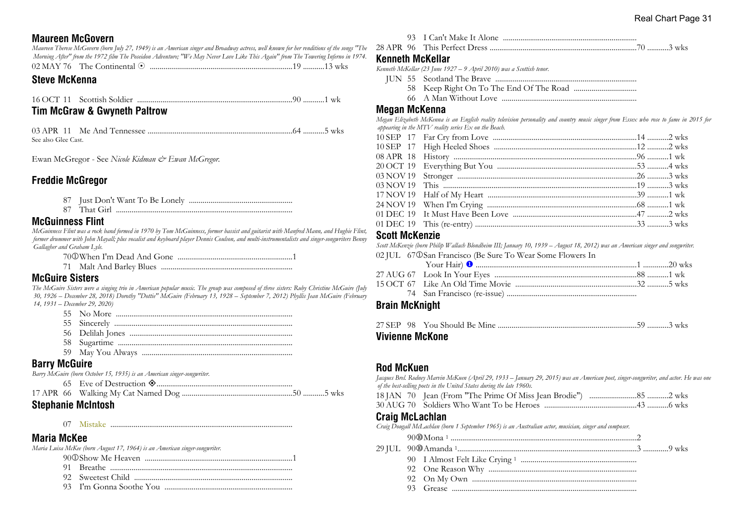## Maureen McGovern

*Maureen Therese McGovern (born July 27, 1949) is an American singer and Broadway actress, well known for her renditions of the songs "The Morning After" from the 1972 film The Poseidon Adventure; "We May Never Love Like This Again" from The Towering Inferno in 1974.*

02 MAY 76 The Continental ⦿ ........................................................................19 ...........13 wks

## Steve McKenna

16 OCT 11 Scottish Soldier ...............................................................................90 ...........1 wk

## Tim McGraw & Gwyneth Paltrow

03 APR 11 Me And Tennessee .........................................................................64 ...........5 wks

See also Glee Cast.

Ewan McGregor - See *Nicole Kidman & Ewan McGregor.*

## Freddie McGregor

87 Just Don't Want To Be Lonely .....................................................

87 That Girl ..........................................................................................

## McGuinness Flint

*McGuinness Flint was a rock band formed in 1970 by Tom McGuinness, former bassist and guitarist with Manfred Mann, and Hughie Flint, former drummer with John Mayall; plus vocalist and keyboard player Dennis Coulson, and multi-instrumentalists and singer-songwriters Benny Gallagher and Graham Lyle.*

70①When I'm Dead And Gone ..........................................................1

71 Malt And Barley Blues ...................................................................

## McGuire Sisters

*The McGuire Sisters were a singing trio in American popular music. The group was composed of three sisters: Ruby Christine McGuire (July 30, 1926 – December 28, 2018) Dorothy "Dottie" McGuire (February 13, 1928 – September 7, 2012) Phyllis Jean McGuire (February 14, 1931 – December 29, 2020)*

55 No More ..........................................................................................

55 Sincerely ...........................................................................................

56 Delilah Jones ....................................................................................

58 Sugartime .........................................................................................

59 May You Always .............................................................................

## Barry McGuire

*Barry McGuire (born October 15, 1935) is an American singer-songwriter.*

65 Eve of Destruction ◈.....................................................................

17 APR 66 Walking My Cat Named Dog ........................................................50 ...........5 wks

## Stephanie McIntosh

07 Mistake .............................................................................................

## Maria McKee

*Maria Luisa McKee (born August 17, 1964) is an American singer-songwriter.*

90①Show Me Heaven ..........................................................................1

91 Breathe .............................................................................................

92 Sweetest Child .................................................................................

93 I'm Gonna Soothe You .................................................................

93 I Can't Make It Alone ....................................................................

28 APR 96 This Perfect Dress ...........................................................................70 ...........3 wks

## Kenneth McKellar

*Kenneth McKellar (23 June 1927 – 9 April 2010) was a Scottish tenor.*

JUN 55 Scotland The Brave ........................................................................

58 Keep Right On To The End Of The Road ................................

66 A Man Without Love ....................................................................

## Megan McKenna

*Megan Elizabeth McKenna is an English reality television personality and country music singer from Essex who rose to fame in 2015 for appearing in the MTV reality series Ex on the Beach.*

10 SEP 17 Far Cry from Love .........................................................................14 ...........2 wks

10 SEP 17 High Heeled Shoes ........................................................................12 ...........2 wks

08 APR 18 History .............................................................................................96 ...........1 wk

20 OCT 19 Everything But You ......................................................................53 ...........4 wks

03 NOV 19 Stronger ..........................................................................................26 ...........3 wks

03 NOV 19 This ..................................................................................................19 ...........3 wks

17 NOV 19 Half of My Heart ...........................................................................39 ...........1 wk

24 NOV 19 When I'm Crying ............................................................................68 ...........1 wk

01 DEC 19 It Must Have Been Love ..............................................................47 ...........2 wks

01 DEC 19 This (re-entry) ..................................................................................33 ...........3 wks

## Scott McKenzie

*Scott McKenzie (born Philip Wallach Blondheim III; January 10, 1939 – August 18, 2012) was an American singer and songwriter.*

02 JUL 67①San Francisco (Be Sure To Wear Some Flowers In Your Hair) ❶ ..................................................................................1 .............20 wks

27 AUG 67 Look In Your Eyes ........................................................................88 ...........1 wk

15 OCT 67 Like An Old Time Movie .............................................................32 ...........5 wks

74 San Francisco (re-issue) ..................................................................

## Brain McKnight

27 SEP 98 You Should Be Mine ......................................................................59 ...........3 wks

## Vivienne McKone

## Rod McKuen

*Jacques Brel. Rodney Marvin McKuen (April 29, 1933 – January 29, 2015) was an American poet, singer-songwriter, and actor. He was one of the best-selling poets in the United States during the late 1960s.*

18 JAN 70 Jean (From "The Prime Of Miss Jean Brodie") ........................85 ...........2 wks

30 AUG 70 Soldiers Who Want To be Heroes ..............................................43 ...........6 wks

## Craig McLachlan

*Craig Dougall McLachlan (born 1 September 1965) is an Australian actor, musician, singer and composer.*

90⑩Mona [1] .............................................................................................2

29 JUL 90⑩Amanda [1]..........................................................................................3 .............9 wks

90 I Almost Felt Like Crying [1] ..........................................................

92 One Reason Why ...........................................................................

92 On My Own ...................................................................................

93 Grease .............................................................................................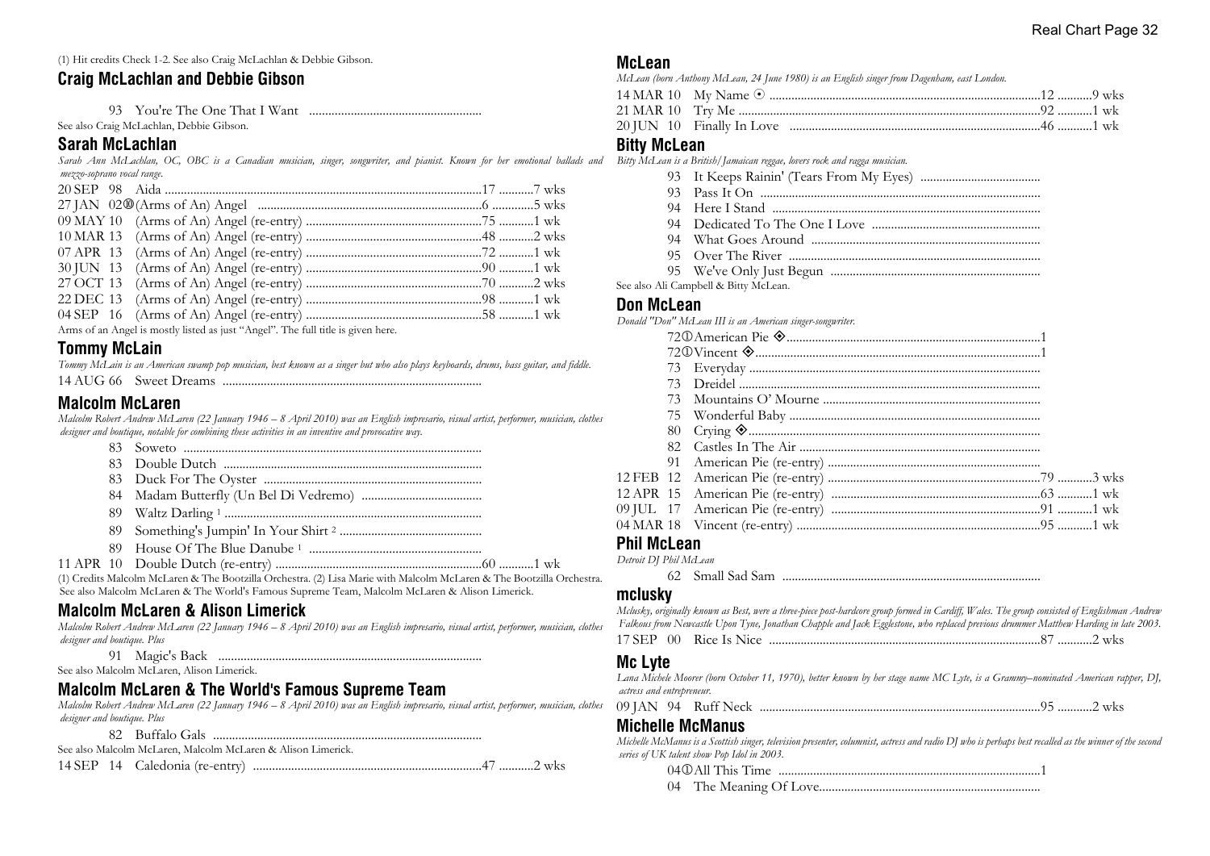(1) Hit credits Check 1-2. See also Craig McLachlan & Debbie Gibson.

## Craig McLachlan and Debbie Gibson

93 You're The One That I Want

See also Craig McLachlan, Debbie Gibson.

## Sarah McLachlan

*Sarah Ann McLachlan, OC, OBC is a Canadian musician, singer, songwriter, and pianist. Known for her emotional ballads and mezzo-soprano vocal range.*

| Date | Title | Pos | Wks |
|---|---|---|---|
| 20 SEP 98 | Aida | 17 | 7 wks |
| 27 JAN 02⑩ | (Arms of An) Angel | 6 | 5 wks |
| 09 MAY 10 | (Arms of An) Angel (re-entry) | 75 | 1 wk |
| 10 MAR 13 | (Arms of An) Angel (re-entry) | 48 | 2 wks |
| 07 APR 13 | (Arms of An) Angel (re-entry) | 72 | 1 wk |
| 30 JUN 13 | (Arms of An) Angel (re-entry) | 90 | 1 wk |
| 27 OCT 13 | (Arms of An) Angel (re-entry) | 70 | 2 wks |
| 22 DEC 13 | (Arms of An) Angel (re-entry) | 98 | 1 wk |
| 04 SEP 16 | (Arms of An) Angel (re-entry) | 58 | 1 wk |

Arms of an Angel is mostly listed as just "Angel". The full title is given here.

## Tommy McLain

*Tommy McLain is an American swamp pop musician, best known as a singer but who also plays keyboards, drums, bass guitar, and fiddle.*

14 AUG 66 Sweet Dreams

## Malcolm McLaren

*Malcolm Robert Andrew McLaren (22 January 1946 – 8 April 2010) was an English impresario, visual artist, performer, musician, clothes designer and boutique, notable for combining these activities in an inventive and provocative way.*

83 Soweto
83 Double Dutch
83 Duck For The Oyster
84 Madam Butterfly (Un Bel Di Vedremo)
89 Waltz Darling [1]
89 Something's Jumpin' In Your Shirt [2]
89 House Of The Blue Danube [1]

| Date | Title | Pos | Wks |
|---|---|---|---|
| 11 APR 10 | Double Dutch (re-entry) | 60 | 1 wk |

(1) Credits Malcolm McLaren & The Bootzilla Orchestra. (2) Lisa Marie with Malcolm McLaren & The Bootzilla Orchestra. See also Malcolm McLaren & The World's Famous Supreme Team, Malcolm McLaren & Alison Limerick.

## Malcolm McLaren & Alison Limerick

*Malcolm Robert Andrew McLaren (22 January 1946 – 8 April 2010) was an English impresario, visual artist, performer, musician, clothes designer and boutique. Plus*

91 Magic's Back

See also Malcolm McLaren, Alison Limerick.

## Malcolm McLaren & The World's Famous Supreme Team

*Malcolm Robert Andrew McLaren (22 January 1946 – 8 April 2010) was an English impresario, visual artist, performer, musician, clothes designer and boutique. Plus*

82 Buffalo Gals

See also Malcolm McLaren, Malcolm McLaren & Alison Limerick.

| Date | Title | Pos | Wks |
|---|---|---|---|
| 14 SEP 14 | Caledonia (re-entry) | 47 | 2 wks |

## McLean

*McLean (born Anthony McLean, 24 June 1980) is an English singer from Dagenham, east London.*

| Date | Title | Pos | Wks |
|---|---|---|---|
| 14 MAR 10 | My Name ⊙ | 12 | 9 wks |
| 21 MAR 10 | Try Me | 92 | 1 wk |
| 20 JUN 10 | Finally In Love | 46 | 1 wk |

## Bitty McLean

*Bitty McLean is a British/Jamaican reggae, lovers rock and ragga musician.*

93 It Keeps Rainin' (Tears From My Eyes)
93 Pass It On
94 Here I Stand
94 Dedicated To The One I Love
94 What Goes Around
95 Over The River
95 We've Only Just Begun

See also Ali Campbell & Bitty McLean.

## Don McLean

*Donald "Don" McLean III is an American singer-songwriter.*

72① American Pie ◈ ... 1
72① Vincent ◈ ... 1
73 Everyday
73 Dreidel
73 Mountains O' Mourne
75 Wonderful Baby
80 Crying ◈
82 Castles In The Air
91 American Pie (re-entry)

| Date | Title | Pos | Wks |
|---|---|---|---|
| 12 FEB 12 | American Pie (re-entry) | 79 | 3 wks |
| 12 APR 15 | American Pie (re-entry) | 63 | 1 wk |
| 09 JUL 17 | American Pie (re-entry) | 91 | 1 wk |
| 04 MAR 18 | Vincent (re-entry) | 95 | 1 wk |

## Phil McLean

*Detroit DJ Phil McLean*

62 Small Sad Sam

## mclusky

*Mclusky, originally known as Best, were a three-piece post-hardcore group formed in Cardiff, Wales. The group consisted of Englishman Andrew Falkous from Newcastle Upon Tyne, Jonathan Chapple and Jack Egglestone, who replaced previous drummer Matthew Harding in late 2003.*

| Date | Title | Pos | Wks |
|---|---|---|---|
| 17 SEP 00 | Rice Is Nice | 87 | 2 wks |

## Mc Lyte

*Lana Michele Moorer (born October 11, 1970), better known by her stage name MC Lyte, is a Grammy–nominated American rapper, DJ, actress and entrepreneur.*

| Date | Title | Pos | Wks |
|---|---|---|---|
| 09 JAN 94 | Ruff Neck | 95 | 2 wks |

## Michelle McManus

*Michelle McManus is a Scottish singer, television presenter, columnist, actress and radio DJ who is perhaps best recalled as the winner of the second series of UK talent show Pop Idol in 2003.*

04① All This Time ... 1
04 The Meaning Of Love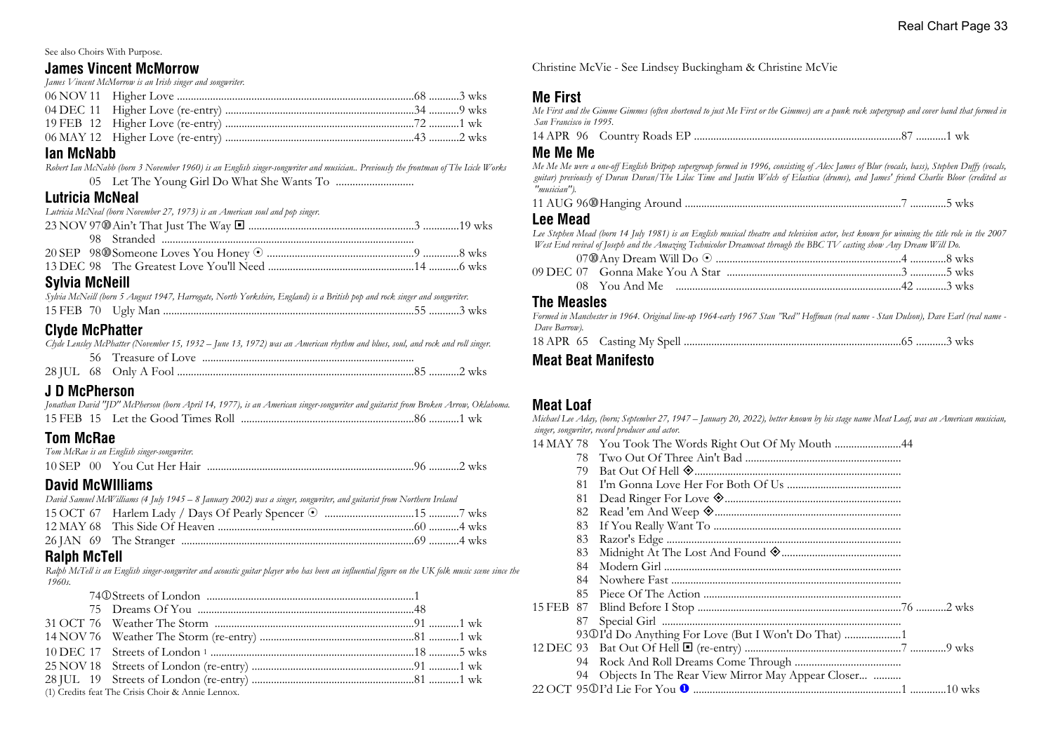See also Choirs With Purpose.

## James Vincent McMorrow

*James Vincent McMorrow is an Irish singer and songwriter.*

06 NOV 11 Higher Love ........68 ...........3 wks
04 DEC 11 Higher Love (re-entry) ........34 ...........9 wks
19 FEB 12 Higher Love (re-entry) ........72 ...........1 wk
06 MAY 12 Higher Love (re-entry) ........43 ...........2 wks

## Ian McNabb

*Robert Ian McNabb (born 3 November 1960) is an English singer-songwriter and musician.. Previously the frontman of The Icicle Works*

05 Let The Young Girl Do What She Wants To ............................

## Lutricia McNeal

*Lutricia McNeal (born November 27, 1973) is an American soul and pop singer.*

23 NOV 97⑩Ain't That Just The Way ◘ ........3 .............19 wks
98 Stranded ........
20 SEP 98⑩Someone Loves You Honey ⊙ ........9 .............8 wks
13 DEC 98 The Greatest Love You'll Need ........14 ...........6 wks

## Sylvia McNeill

*Sylvia McNeill (born 5 August 1947, Harrogate, North Yorkshire, England) is a British pop and rock singer and songwriter.*

15 FEB 70 Ugly Man ........55 ...........3 wks

## Clyde McPhatter

*Clyde Lensley McPhatter (November 15, 1932 – June 13, 1972) was an American rhythm and blues, soul, and rock and roll singer.*

56 Treasure of Love ........
28 JUL 68 Only A Fool ........85 ...........2 wks

## J D McPherson

*Jonathan David "JD" McPherson (born April 14, 1977), is an American singer-songwriter and guitarist from Broken Arrow, Oklahoma.*

15 FEB 15 Let the Good Times Roll ........86 ...........1 wk

## Tom McRae

*Tom McRae is an English singer-songwriter.*

10 SEP 00 You Cut Her Hair ........96 ...........2 wks

## David McWIlliams

*David Samuel McWilliams (4 July 1945 – 8 January 2002) was a singer, songwriter, and guitarist from Northern Ireland*

15 OCT 67 Harlem Lady / Days Of Pearly Spencer ⊙ ........15 ...........7 wks
12 MAY 68 This Side Of Heaven ........60 ...........4 wks
26 JAN 69 The Stranger ........69 ...........4 wks

## Ralph McTell

*Ralph McTell is an English singer-songwriter and acoustic guitar player who has been an influential figure on the UK folk music scene since the 1960s.*

74①Streets of London ........1
75 Dreams Of You ........48
31 OCT 76 Weather The Storm ........91 ...........1 wk
14 NOV 76 Weather The Storm (re-entry) ........81 ...........1 wk
10 DEC 17 Streets of London [1] ........18 ...........5 wks
25 NOV 18 Streets of London (re-entry) ........91 ...........1 wk
28 JUL 19 Streets of London (re-entry) ........81 ...........1 wk

(1) Credits feat The Crisis Choir & Annie Lennox.

Christine McVie - See Lindsey Buckingham & Christine McVie

## Me First

*Me First and the Gimme Gimmes (often shortened to just Me First or the Gimmes) are a punk rock supergroup and cover band that formed in San Francisco in 1995.*

14 APR 96 Country Roads EP ........87 ...........1 wk

## Me Me Me

*Me Me Me were a one-off English Britpop supergroup formed in 1996, consisting of Alex James of Blur (vocals, bass), Stephen Duffy (vocals, guitar) previously of Duran Duran/The Lilac Time and Justin Welch of Elastica (drums), and James' friend Charlie Bloor (credited as "musician").*

11 AUG 96⑩Hanging Around ........7 .............5 wks

## Lee Mead

*Lee Stephen Mead (born 14 July 1981) is an English musical theatre and television actor, best known for winning the title role in the 2007 West End revival of Joseph and the Amazing Technicolor Dreamcoat through the BBC TV casting show Any Dream Will Do.*

07⑩Any Dream Will Do ⊙ ........4 .............8 wks
09 DEC 07 Gonna Make You A Star ........3 .............5 wks
08 You And Me ........42 ...........3 wks

## The Measles

*Formed in Manchester in 1964. Original line-up 1964-early 1967 Stan "Red" Hoffman (real name - Stan Dulson), Dave Earl (real name - Dave Barrow).*

18 APR 65 Casting My Spell ........65 ...........3 wks

## Meat Beat Manifesto

## Meat Loaf

*Michael Lee Aday, (born; September 27, 1947 – January 20, 2022), better known by his stage name Meat Loaf, was an American musician, singer, songwriter, record producer and actor.*

14 MAY 78 You Took The Words Right Out Of My Mouth ........44
78 Two Out Of Three Ain't Bad ........
79 Bat Out Of Hell ◈........
81 I'm Gonna Love Her For Both Of Us ........
81 Dead Ringer For Love ◈........
82 Read 'em And Weep ◈........
83 If You Really Want To ........
83 Razor's Edge ........
83 Midnight At The Lost And Found ◈........
84 Modern Girl ........
84 Nowhere Fast ........
85 Piece Of The Action ........
15 FEB 87 Blind Before I Stop ........76 ...........2 wks
87 Special Girl ........
93①I'd Do Anything For Love (But I Won't Do That) ........1
12 DEC 93 Bat Out Of Hell ◘ (re-entry) ........7 .............9 wks
94 Rock And Roll Dreams Come Through ........
94 Objects In The Rear View Mirror May Appear Closer... ..........
22 OCT 95①I'd Lie For You ❶ ........1 .............10 wks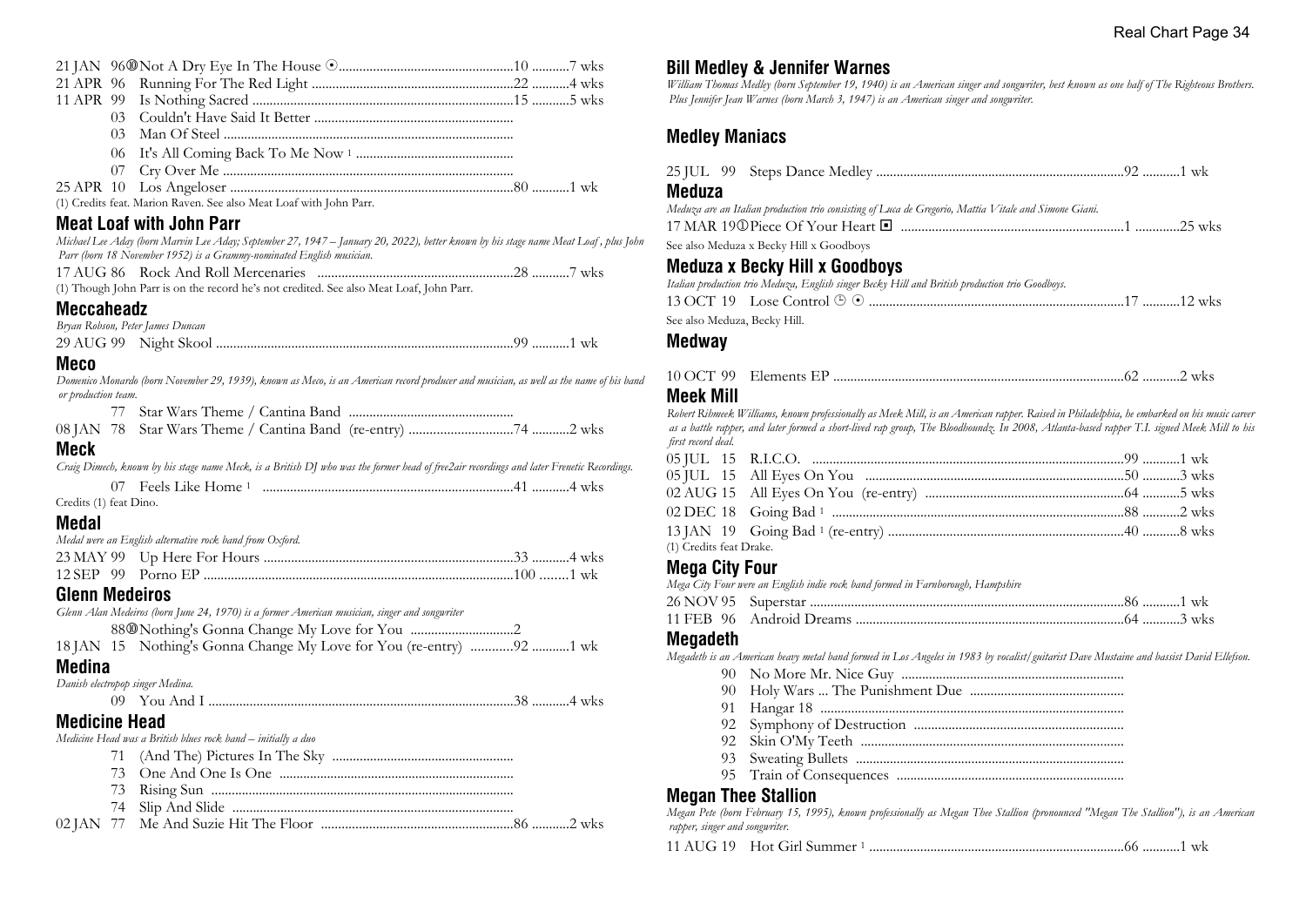21 JAN 96 ⑩ Not A Dry Eye In The House ⊙ ....................10 ...........7 wks
21 APR 96 Running For The Red Light ....................22 ...........4 wks
11 APR 99 Is Nothing Sacred ....................15 ...........5 wks
03 Couldn't Have Said It Better ....................
03 Man Of Steel ....................
06 It's All Coming Back To Me Now [1] ....................
07 Cry Over Me ....................
25 APR 10 Los Angeloser ....................80 ...........1 wk

(1) Credits feat. Marion Raven. See also Meat Loaf with John Parr.

## Meat Loaf with John Parr

*Michael Lee Aday (born Marvin Lee Aday; September 27, 1947 – January 20, 2022), better known by his stage name Meat Loaf , plus John Parr (born 18 November 1952) is a Grammy-nominated English musician.*

17 AUG 86 Rock And Roll Mercenaries ....................28 ...........7 wks

(1) Though John Parr is on the record he's not credited. See also Meat Loaf, John Parr.

## Meccaheadz

*Bryan Robson, Peter James Duncan*

29 AUG 99 Night Skool ....................99 ...........1 wk

## Meco

*Domenico Monardo (born November 29, 1939), known as Meco, is an American record producer and musician, as well as the name of his band or production team.*

77 Star Wars Theme / Cantina Band ....................
08 JAN 78 Star Wars Theme / Cantina Band (re-entry) ....................74 ...........2 wks

## Meck

*Craig Dimech, known by his stage name Meck, is a British DJ who was the former head of free2air recordings and later Frenetic Recordings.*

07 Feels Like Home [1] ....................41 ...........4 wks

Credits (1) feat Dino.

## Medal

*Medal were an English alternative rock band from Oxford.*

23 MAY 99 Up Here For Hours ....................33 ...........4 wks
12 SEP 99 Porno EP ....................100 ........1 wk

## Glenn Medeiros

*Glenn Alan Medeiros (born June 24, 1970) is a former American musician, singer and songwriter*

88 ⑩ Nothing's Gonna Change My Love for You ....................2
18 JAN 15 Nothing's Gonna Change My Love for You (re-entry) ............92 ...........1 wk

## Medina

*Danish electropop singer Medina.*

09 You And I ....................38 ...........4 wks

## Medicine Head

*Medicine Head was a British blues rock band – initially a duo*

71 (And The) Pictures In The Sky ....................
73 One And One Is One ....................
73 Rising Sun ....................
74 Slip And Slide ....................
02 JAN 77 Me And Suzie Hit The Floor ....................86 ...........2 wks

## Bill Medley & Jennifer Warnes

*William Thomas Medley (born September 19, 1940) is an American singer and songwriter, best known as one half of The Righteous Brothers. Plus Jennifer Jean Warnes (born March 3, 1947) is an American singer and songwriter.*

## Medley Maniacs

25 JUL 99 Steps Dance Medley ....................92 ...........1 wk

## Meduza

*Meduza are an Italian production trio consisting of Luca de Gregorio, Mattia Vitale and Simone Giani.*

17 MAR 19 ① Piece Of Your Heart ▣ ....................1 .............25 wks

See also Meduza x Becky Hill x Goodboys

## Meduza x Becky Hill x Goodboys

*Italian production trio Meduza, English singer Becky Hill and British production trio Goodboys.*

13 OCT 19 Lose Control ◷ ⊙ ....................17 ...........12 wks

See also Meduza, Becky Hill.

## Medway

10 OCT 99 Elements EP ....................62 ...........2 wks

## Meek Mill

*Robert Rihmeek Williams, known professionally as Meek Mill, is an American rapper. Raised in Philadelphia, he embarked on his music career as a battle rapper, and later formed a short-lived rap group, The Bloodhoundz. In 2008, Atlanta-based rapper T.I. signed Meek Mill to his first record deal.*

05 JUL 15 R.I.C.O. ....................99 ...........1 wk
05 JUL 15 All Eyes On You ....................50 ...........3 wks
02 AUG 15 All Eyes On You (re-entry) ....................64 ...........5 wks
02 DEC 18 Going Bad [1] ....................88 ...........2 wks
13 JAN 19 Going Bad [1] (re-entry) ....................40 ...........8 wks

(1) Credits feat Drake.

## Mega City Four

*Mega City Four were an English indie rock band formed in Farnborough, Hampshire*

26 NOV 95 Superstar ....................86 ...........1 wk
11 FEB 96 Android Dreams ....................64 ...........3 wks

## Megadeth

*Megadeth is an American heavy metal band formed in Los Angeles in 1983 by vocalist/guitarist Dave Mustaine and bassist David Ellefson.*

90 No More Mr. Nice Guy ....................
90 Holy Wars ... The Punishment Due ....................
91 Hangar 18 ....................
92 Symphony of Destruction ....................
92 Skin O'My Teeth ....................
93 Sweating Bullets ....................
95 Train of Consequences ....................

## Megan Thee Stallion

*Megan Pete (born February 15, 1995), known professionally as Megan Thee Stallion (pronounced "Megan The Stallion"), is an American rapper, singer and songwriter.*

11 AUG 19 Hot Girl Summer [1] ....................66 ...........1 wk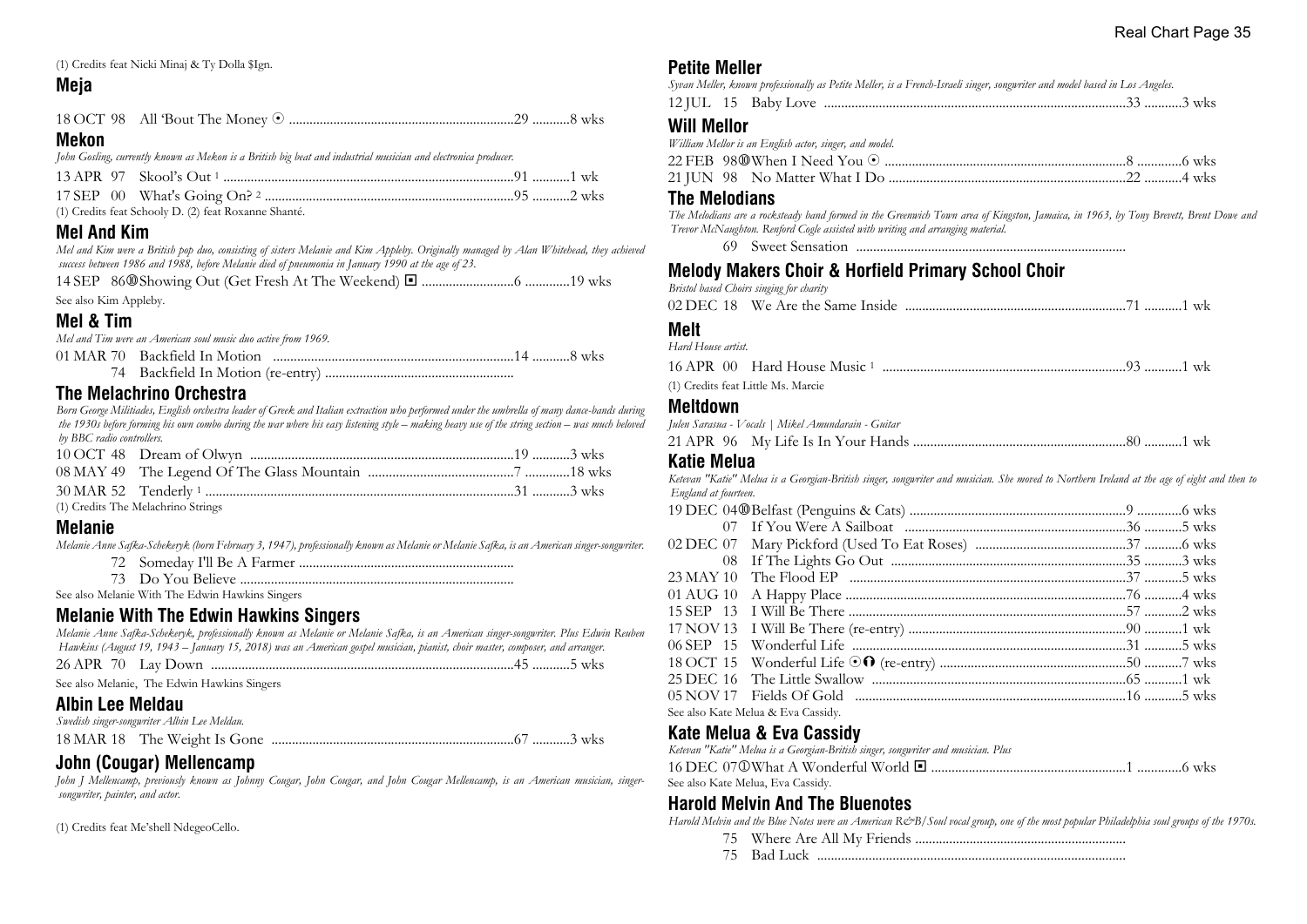(1) Credits feat Nicki Minaj & Ty Dolla $Ign.

### Meja

18 OCT 98 All 'Bout The Money ⊙ ....................29 ...........8 wks

### Mekon

*John Gosling, currently known as Mekon is a British big beat and industrial musician and electronica producer.*

13 APR 97 Skool's Out [1] ....................91 ...........1 wk

17 SEP 00 What's Going On? [2] ....................95 ...........2 wks

(1) Credits feat Schooly D. (2) feat Roxanne Shanté.

### Mel And Kim

*Mel and Kim were a British pop duo, consisting of sisters Melanie and Kim Appleby. Originally managed by Alan Whitehead, they achieved success between 1986 and 1988, before Melanie died of pneumonia in January 1990 at the age of 23.*

14 SEP 86⑩Showing Out (Get Fresh At The Weekend) ◘ ....................6 .............19 wks

See also Kim Appleby.

### Mel & Tim

*Mel and Tim were an American soul music duo active from 1969.*

01 MAR 70 Backfield In Motion ....................14 ...........8 wks

74 Backfield In Motion (re-entry) ....................

### The Melachrino Orchestra

*Born George Militiades, English orchestra leader of Greek and Italian extraction who performed under the umbrella of many dance-bands during the 1930s before forming his own combo during the war where his easy listening style – making heavy use of the string section – was much beloved by BBC radio controllers.*

10 OCT 48 Dream of Olwyn ....................19 ...........3 wks

08 MAY 49 The Legend Of The Glass Mountain ....................7 .............18 wks

30 MAR 52 Tenderly [1] ....................31 ...........3 wks

(1) Credits The Melachrino Strings

### Melanie

*Melanie Anne Safka-Schekeryk (born February 3, 1947), professionally known as Melanie or Melanie Safka, is an American singer-songwriter.*

72 Someday I'll Be A Farmer ....................

73 Do You Believe ....................

See also Melanie With The Edwin Hawkins Singers

### Melanie With The Edwin Hawkins Singers

*Melanie Anne Safka-Schekeryk, professionally known as Melanie or Melanie Safka, is an American singer-songwriter. Plus Edwin Reuben Hawkins (August 19, 1943 – January 15, 2018) was an American gospel musician, pianist, choir master, composer, and arranger.*

26 APR 70 Lay Down ....................45 ...........5 wks

See also Melanie, The Edwin Hawkins Singers

### Albin Lee Meldau

*Swedish singer-songwriter Albin Lee Meldau.*

18 MAR 18 The Weight Is Gone ....................67 ...........3 wks

### John (Cougar) Mellencamp

*John J Mellencamp, previously known as Johnny Cougar, John Cougar, and John Cougar Mellencamp, is an American musician, singer-songwriter, painter, and actor.*

(1) Credits feat Me'shell NdegeoCello.

### Petite Meller

*Syvan Meller, known professionally as Petite Meller, is a French-Israeli singer, songwriter and model based in Los Angeles.*

12 JUL 15 Baby Love ....................33 ...........3 wks

### Will Mellor

*William Mellor is an English actor, singer, and model.*

22 FEB 98⑩When I Need You ⊙ ....................8 .............6 wks

21 JUN 98 No Matter What I Do ....................22 ...........4 wks

### The Melodians

*The Melodians are a rocksteady band formed in the Greenwich Town area of Kingston, Jamaica, in 1963, by Tony Brevett, Brent Dowe and Trevor McNaughton. Renford Cogle assisted with writing and arranging material.*

69 Sweet Sensation ....................

### Melody Makers Choir & Horfield Primary School Choir

*Bristol based Choirs singing for charity*

02 DEC 18 We Are the Same Inside ....................71 ...........1 wk

### Melt

*Hard House artist.*

16 APR 00 Hard House Music [1] ....................93 ...........1 wk

(1) Credits feat Little Ms. Marcie

### Meltdown

*Julen Sarasua - Vocals | Mikel Amundarain - Guitar*

21 APR 96 My Life Is In Your Hands ....................80 ...........1 wk

### Katie Melua

*Ketevan "Katie" Melua is a Georgian-British singer, songwriter and musician. She moved to Northern Ireland at the age of eight and then to England at fourteen.*

19 DEC 04⑩Belfast (Penguins & Cats) ....................9 .............6 wks

07 If You Were A Sailboat ....................36 ...........5 wks

02 DEC 07 Mary Pickford (Used To Eat Roses) ....................37 ...........6 wks

08 If The Lights Go Out ....................35 ...........3 wks

23 MAY 10 The Flood EP ....................37 ...........5 wks

01 AUG 10 A Happy Place ....................76 ...........4 wks

15 SEP 13 I Will Be There ....................57 ...........2 wks

17 NOV 13 I Will Be There (re-entry) ....................90 ...........1 wk

06 SEP 15 Wonderful Life ....................31 ...........5 wks

18 OCT 15 Wonderful Life ⊙⓿ (re-entry) ....................50 ...........7 wks

25 DEC 16 The Little Swallow ....................65 ...........1 wk

05 NOV 17 Fields Of Gold ....................16 ...........5 wks

See also Kate Melua & Eva Cassidy.

### Kate Melua & Eva Cassidy

*Ketevan "Katie" Melua is a Georgian-British singer, songwriter and musician. Plus*

16 DEC 07①What A Wonderful World ◘ ....................1 .............6 wks

See also Kate Melua, Eva Cassidy.

### Harold Melvin And The Bluenotes

*Harold Melvin and the Blue Notes were an American R&B/Soul vocal group, one of the most popular Philadelphia soul groups of the 1970s.*

75 Where Are All My Friends ....................

75 Bad Luck ....................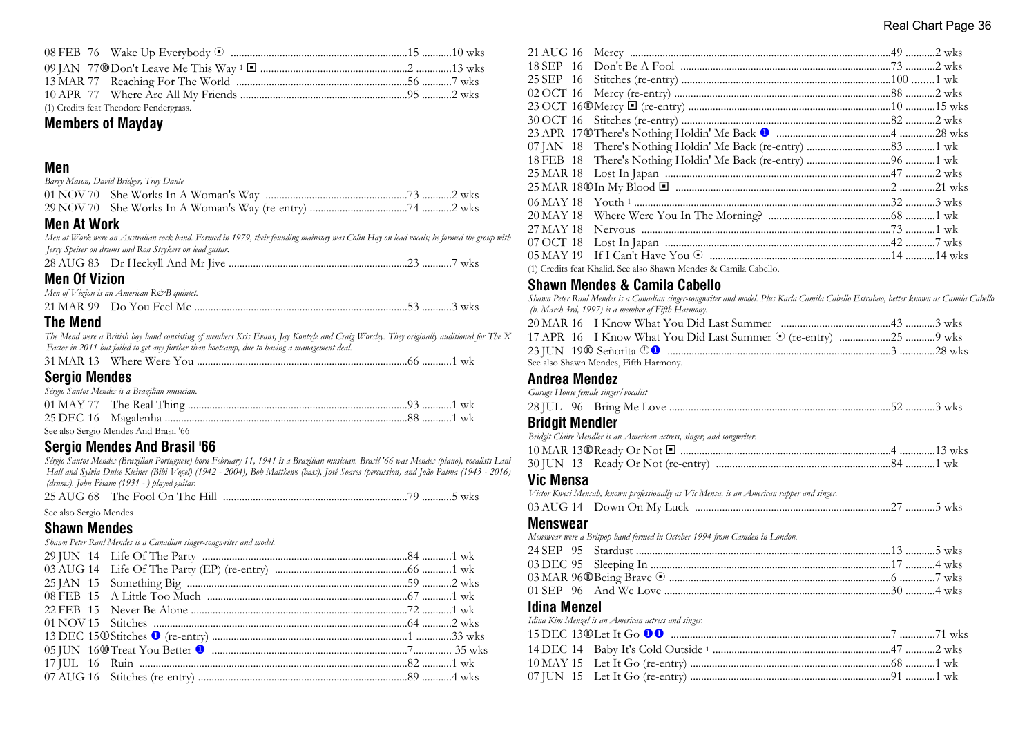08 FEB 76 Wake Up Everybody ⊙ ....................................................................15 ...........10 wks
09 JAN 77⑩Don't Leave Me This Way [1] ◼ ......................................................2 .............13 wks
13 MAR 77 Reaching For The World ................................................................56 ...........7 wks
10 APR 77 Where Are All My Friends ...............................................................95 ...........2 wks
(1) Credits feat Theodore Pendergrass.

## Members of Mayday

## Men

*Barry Mason, David Bridger, Troy Dante*

01 NOV 70 She Works In A Woman's Way ....................................................73 ...........2 wks
29 NOV 70 She Works In A Woman's Way (re-entry) ....................................74 ...........2 wks

## Men At Work

*Men at Work were an Australian rock band. Formed in 1979, their founding mainstay was Colin Hay on lead vocals; he formed the group with Jerry Speiser on drums and Ron Strykert on lead guitar.*

28 AUG 83 Dr Heckyll And Mr Jive ..................................................................23 ...........7 wks

## Men Of Vizion

*Men of Vizion is an American R&B quintet.*

21 MAR 99 Do You Feel Me ..............................................................................53 ...........3 wks

## The Mend

*The Mend were a British boy band consisting of members Kris Evans, Jay Kontzle and Craig Worsley. They originally auditioned for The X Factor in 2011 but failed to get any further than bootcamp, due to having a management deal.*

31 MAR 13 Where Were You .............................................................................66 ...........1 wk

## Sergio Mendes

*Sérgio Santos Mendes is a Brazilian musician.*

01 MAY 77 The Real Thing ..................................................................................93 ...........1 wk
25 DEC 16 Magalenha .........................................................................................88 ...........1 wk
See also Sergio Mendes And Brasil '66

## Sergio Mendes And Brasil '66

*Sérgio Santos Mendes (Brazilian Portuguese) born February 11, 1941 is a Brazilian musician. Brasil '66 was Mendes (piano), vocalists Lani Hall and Sylvia Dulce Kleiner (Bibi Vogel) (1942 - 2004), Bob Matthews (bass), José Soares (percussion) and João Palma (1943 - 2016) (drums). John Pisano (1931 - ) played guitar.*

25 AUG 68 The Fool On The Hill ....................................................................79 ...........5 wks
See also Sergio Mendes

## Shawn Mendes

*Shawn Peter Raul Mendes is a Canadian singer-songwriter and model.*

29 JUN 14 Life Of The Party ..........................................................................84 ...........1 wk
03 AUG 14 Life Of The Party (EP) (re-entry) ................................................66 ...........1 wk
25 JAN 15 Something Big .................................................................................59 ...........2 wks
08 FEB 15 A Little Too Much .........................................................................67 ...........1 wk
22 FEB 15 Never Be Alone ...............................................................................72 ...........1 wk
01 NOV 15 Stitches .............................................................................................64 ...........2 wks
13 DEC 15①Stitches ❶ (re-entry) .......................................................................1 .............33 wks
05 JUN 16⑩Treat You Better ❶ .......................................................................7............. 35 wks
17 JUL 16 Ruin ...................................................................................................82 ...........1 wk
07 AUG 16 Stitches (re-entry) ...........................................................................89 ...........4 wks
21 AUG 16 Mercy ................................................................................................49 ...........2 wks
18 SEP 16 Don't Be A Fool ..............................................................................73 ...........2 wks
25 SEP 16 Stitches (re-entry) ...........................................................................100 .........1 wk
02 OCT 16 Mercy (re-entry) ..............................................................................88 ...........2 wks
23 OCT 16⑩Mercy ◼ (re-entry) .........................................................................10 ...........15 wks
30 OCT 16 Stitches (re-entry) ...........................................................................82 ...........2 wks
23 APR 17⑩There's Nothing Holdin' Me Back ❶ ..........................................4 .............28 wks
07 JAN 18 There's Nothing Holdin' Me Back (re-entry) ...............................83 ...........1 wk
18 FEB 18 There's Nothing Holdin' Me Back (re-entry) ...............................96 ...........1 wk
25 MAR 18 Lost In Japan ..................................................................................47 ...........2 wks
25 MAR 18⑩In My Blood ◼ ...........................................................................2 .............21 wks
06 MAY 18 Youth [1] ..........................................................................................32 ...........3 wks
20 MAY 18 Where Were You In The Morning? ............................................68 ...........1 wk
27 MAY 18 Nervous ...........................................................................................73 ...........1 wk
07 OCT 18 Lost In Japan ..................................................................................42 ...........7 wks
05 MAY 19 If I Can't Have You ⊙ ..................................................................14 ...........14 wks
(1) Credits feat Khalid. See also Shawn Mendes & Camila Cabello.

## Shawn Mendes & Camila Cabello

*Shawn Peter Raul Mendes is a Canadian singer-songwriter and model. Plus Karla Camila Cabello Estrabao, better known as Camila Cabello (b. March 3rd, 1997) is a member of Fifth Harmony.*

20 MAR 16 I Know What You Did Last Summer ........................................43 ...........3 wks
17 APR 16 I Know What You Did Last Summer ⊙ (re-entry) ...................25 ...........9 wks
23 JUN 19⑩ Señorita ⊖❶ ..................................................................................3 .............28 wks
See also Shawn Mendes, Fifth Harmony.

## Andrea Mendez

*Garage House female singer/vocalist*

28 JUL 96 Bring Me Love ..................................................................................52 ...........3 wks

## Bridgit Mendler

*Bridgit Claire Mendler is an American actress, singer, and songwriter.*

10 MAR 13⑩Ready Or Not ◼ .............................................................................4 .............13 wks
30 JUN 13 Ready Or Not (re-entry) ...............................................................84 ...........1 wk

## Vic Mensa

*Victor Kwesi Mensah, known professionally as Vic Mensa, is an American rapper and singer.*

03 AUG 14 Down On My Luck .......................................................................27 ...........5 wks

## Menswear

*Menswear were a Britpop band formed in October 1994 from Camden in London.*

24 SEP 95 Stardust ............................................................................................13 ...........5 wks
03 DEC 95 Sleeping In .......................................................................................17 ...........4 wks
03 MAR 96⑩Being Brave ⊙ ................................................................................6 .............7 wks
01 SEP 96 And We Love ..................................................................................30 ...........4 wks

## Idina Menzel

*Idina Kim Menzel is an American actress and singer.*

15 DEC 13⑩Let It Go ❶❶ ...............................................................................7 .............71 wks
14 DEC 14 Baby It's Cold Outside [1] ............................................................47 ...........2 wks
10 MAY 15 Let It Go (re-entry) .......................................................................68 ...........1 wk
07 JUN 15 Let It Go (re-entry) .......................................................................91 ...........1 wk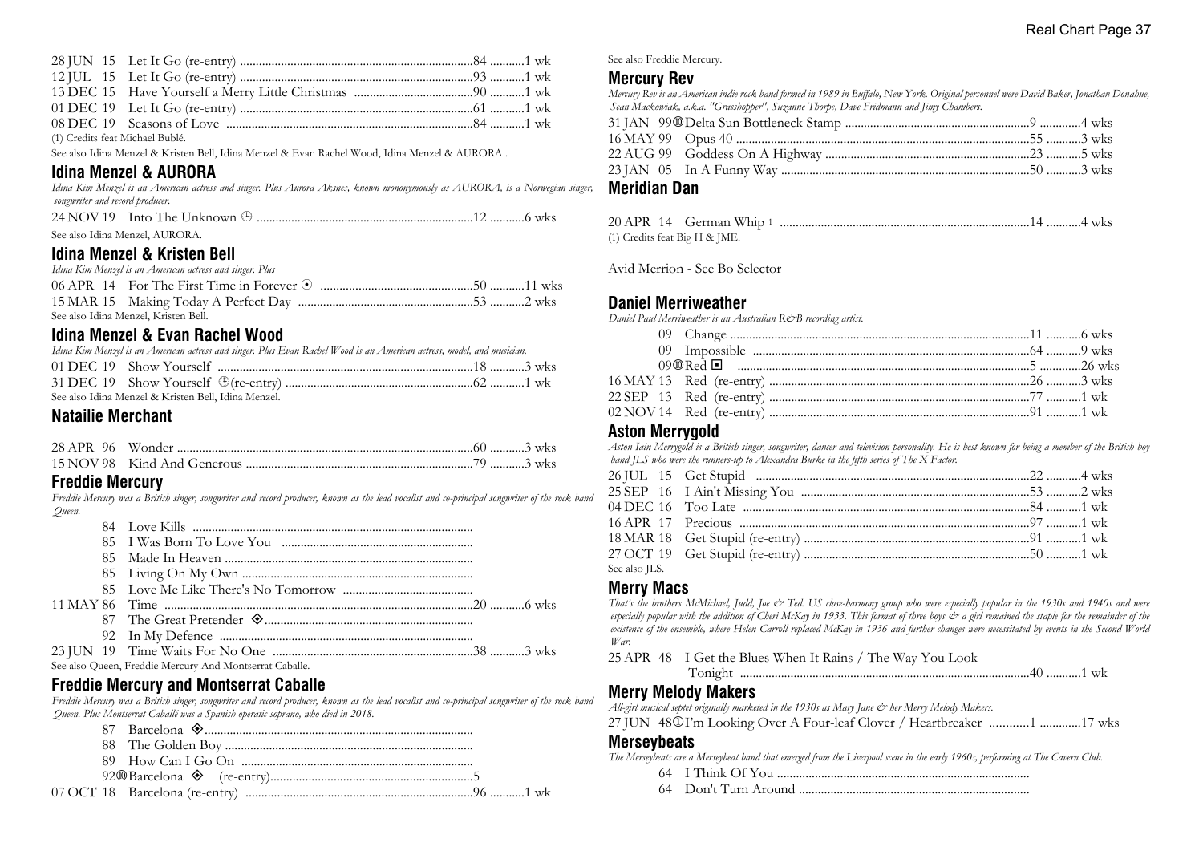28 JUN 15 Let It Go (re-entry) ..........................................................................84 ...........1 wk
12 JUL 15 Let It Go (re-entry) ..........................................................................93 ...........1 wk
13 DEC 15 Have Yourself a Merry Little Christmas .....................................90 ...........1 wk
01 DEC 19 Let It Go (re-entry) ..........................................................................61 ...........1 wk
08 DEC 19 Seasons of Love ..............................................................................84 ...........1 wk
(1) Credits feat Michael Bublé.
See also Idina Menzel & Kristen Bell, Idina Menzel & Evan Rachel Wood, Idina Menzel & AURORA .

## Idina Menzel & AURORA

*Idina Kim Menzel is an American actress and singer. Plus Aurora Aksnes, known mononymously as AURORA, is a Norwegian singer, songwriter and record producer.*

24 NOV 19 Into The Unknown ⊕ ....................................................................12 ...........6 wks
See also Idina Menzel, AURORA.

## Idina Menzel & Kristen Bell

*Idina Kim Menzel is an American actress and singer. Plus*

06 APR 14 For The First Time in Forever ⊙ ................................................50 ...........11 wks
15 MAR 15 Making Today A Perfect Day .......................................................53 ...........2 wks
See also Idina Menzel, Kristen Bell.

## Idina Menzel & Evan Rachel Wood

*Idina Kim Menzel is an American actress and singer. Plus Evan Rachel Wood is an American actress, model, and musician.*

01 DEC 19 Show Yourself ..................................................................................18 ...........3 wks
31 DEC 19 Show Yourself ⊕(re-entry) ...........................................................62 ...........1 wk
See also Idina Menzel & Kristen Bell, Idina Menzel.

## Natailie Merchant

28 APR 96 Wonder ..............................................................................................60 ...........3 wks
15 NOV 98 Kind And Generous .......................................................................79 ...........3 wks

## Freddie Mercury

*Freddie Mercury was a British singer, songwriter and record producer, known as the lead vocalist and co-principal songwriter of the rock band Queen.*

84 Love Kills ........................................................................
85 I Was Born To Love You ............................................................
85 Made In Heaven ..............................................................
85 Living On My Own ........................................................
85 Love Me Like There's No Tomorrow .........................................
11 MAY 86 Time ..................................................................................................20 ...........6 wks
87 The Great Pretender ◈.................................................................
92 In My Defence .................................................................
23 JUN 19 Time Waits For No One ...............................................................38 ...........3 wks
See also Queen, Freddie Mercury And Montserrat Caballe.

## Freddie Mercury and Montserrat Caballe

*Freddie Mercury was a British singer, songwriter and record producer, known as the lead vocalist and co-principal songwriter of the rock band Queen. Plus Montserrat Caballé was a Spanish operatic soprano, who died in 2018.*

87 Barcelona ◈....................................................................
88 The Golden Boy ..............................................................
89 How Can I Go On .........................................................
92⑩Barcelona ◈ (re-entry)................................................................5
07 OCT 18 Barcelona (re-entry) .......................................................................96 ...........1 wk

See also Freddie Mercury.

## Mercury Rev

*Mercury Rev is an American indie rock band formed in 1989 in Buffalo, New York. Original personnel were David Baker, Jonathan Donahue, Sean Mackowiak, a.k.a. "Grasshopper", Suzanne Thorpe, Dave Fridmann and Jimy Chambers.*

31 JAN 99⑩Delta Sun Bottleneck Stamp ..........................................................9 .............4 wks
16 MAY 99 Opus 40 ............................................................................................55 ...........3 wks
22 AUG 99 Goddess On A Highway ................................................................23 ...........5 wks
23 JAN 05 In A Funny Way ..............................................................................50 ...........3 wks

## Meridian Dan

20 APR 14 German Whip [1] ..............................................................................14 ...........4 wks
(1) Credits feat Big H & JME.

Avid Merrion - See Bo Selector

## Daniel Merriweather

*Daniel Paul Merriweather is an Australian R&B recording artist.*

09 Change ..............................................................................................11 ...........6 wks
09 Impossible .......................................................................................64 ...........9 wks
09⑩Red ▣ ..............................................................................................5 .............26 wks
16 MAY 13 Red (re-entry) ..................................................................................26 ...........3 wks
22 SEP 13 Red (re-entry) ..................................................................................77 ...........1 wk
02 NOV 14 Red (re-entry) ..................................................................................91 ...........1 wk

## Aston Merrygold

*Aston Iain Merrygold is a British singer, songwriter, dancer and television personality. He is best known for being a member of the British boy band JLS who were the runners-up to Alexandra Burke in the fifth series of The X Factor.*

26 JUL 15 Get Stupid .......................................................................................22 ...........4 wks
25 SEP 16 I Ain't Missing You .........................................................................53 ...........2 wks
04 DEC 16 Too Late ...........................................................................................84 ...........1 wk
16 APR 17 Precious ............................................................................................97 ...........1 wk
18 MAR 18 Get Stupid (re-entry) .......................................................................91 ...........1 wk
27 OCT 19 Get Stupid (re-entry) .......................................................................50 ...........1 wk
See also JLS.

## Merry Macs

*That's the brothers McMichael, Judd, Joe & Ted. US close-harmony group who were especially popular in the 1930s and 1940s and were especially popular with the addition of Cheri McKay in 1933. This format of three boys & a girl remained the staple for the remainder of the existence of the ensemble, where Helen Carroll replaced McKay in 1936 and further changes were necessitated by events in the Second World War.*

25 APR 48 I Get the Blues When It Rains / The Way You Look Tonight ..........................................................................................40 ...........1 wk

## Merry Melody Makers

*All-girl musical septet originally marketed in the 1930s as Mary Jane & her Merry Melody Makers.*

27 JUN 48①I'm Looking Over A Four-leaf Clover / Heartbreaker ............1 .............17 wks

## Merseybeats

*The Merseybeats are a Merseybeat band that emerged from the Liverpool scene in the early 1960s, performing at The Cavern Club.*

64 I Think Of You ...............................................................................
64 Don't Turn Around ........................................................................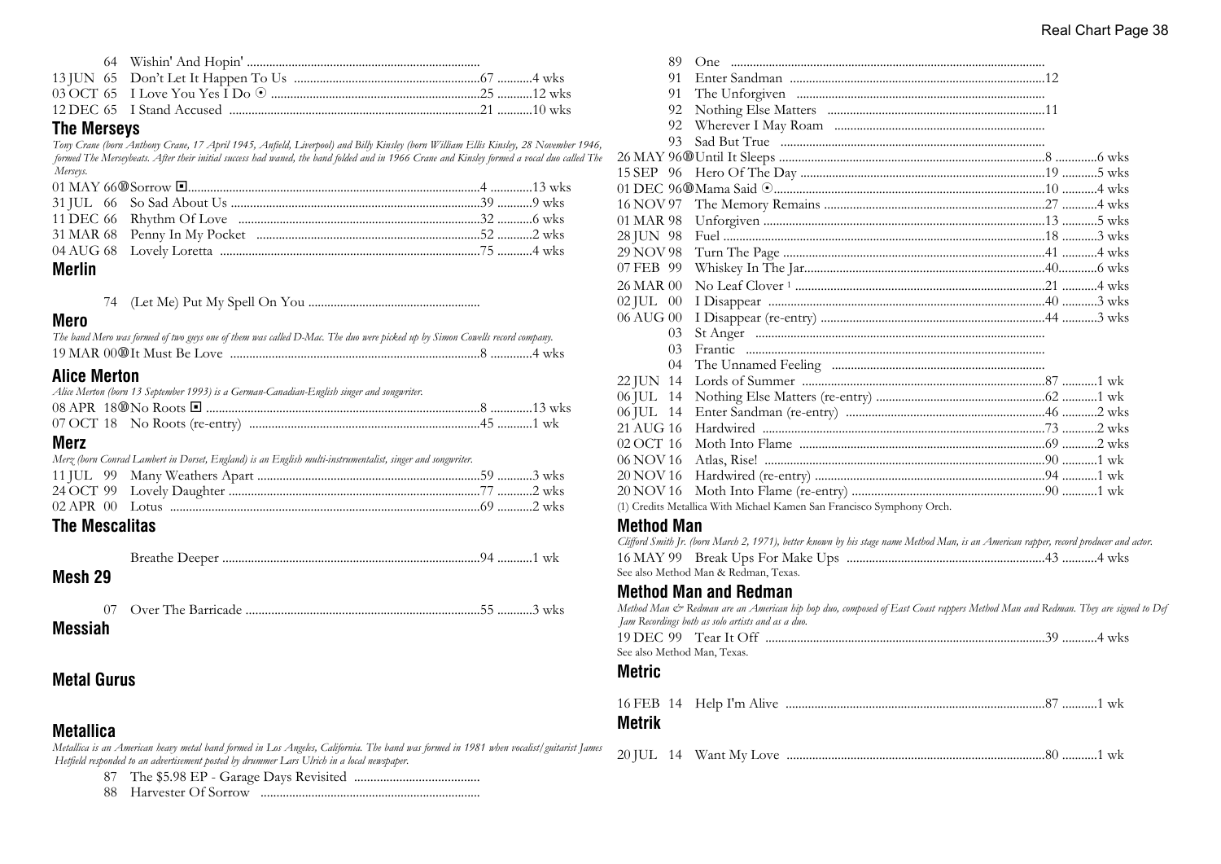64 Wishin' And Hopin'

13 JUN 65 Don't Let It Happen To Us ....67 ....4 wks

03 OCT 65 I Love You Yes I Do ⊙ ....25 ....12 wks

12 DEC 65 I Stand Accused ....21 ....10 wks

## The Merseys

*Tony Crane (born Anthony Crane, 17 April 1945, Anfield, Liverpool) and Billy Kinsley (born William Ellis Kinsley, 28 November 1946, formed The Merseybeats. After their initial success had waned, the band folded and in 1966 Crane and Kinsley formed a vocal duo called The Merseys.*

01 MAY 66 ⑩ Sorrow ▣ ....4 ....13 wks

31 JUL 66 So Sad About Us ....39 ....9 wks

11 DEC 66 Rhythm Of Love ....32 ....6 wks

31 MAR 68 Penny In My Pocket ....52 ....2 wks

04 AUG 68 Lovely Loretta ....75 ....4 wks

## Merlin

74 (Let Me) Put My Spell On You

## Mero

*The band Mero was formed of two guys one of them was called D-Mac. The duo were picked up by Simon Cowells record company.*

19 MAR 00 ⑩ It Must Be Love ....8 ....4 wks

## Alice Merton

*Alice Merton (born 13 September 1993) is a German-Canadian-English singer and songwriter.*

08 APR 18 ⑩ No Roots ▣ ....8 ....13 wks

07 OCT 18 No Roots (re-entry) ....45 ....1 wk

## Merz

*Merz (born Conrad Lambert in Dorset, England) is an English multi-instrumentalist, singer and songwriter.*

11 JUL 99 Many Weathers Apart ....59 ....3 wks

24 OCT 99 Lovely Daughter ....77 ....2 wks

02 APR 00 Lotus ....69 ....2 wks

## The Mescalitas

Breathe Deeper ....94 ....1 wk

## Mesh 29

07 Over The Barricade ....55 ....3 wks

## Messiah

## Metal Gurus

## Metallica

*Metallica is an American heavy metal band formed in Los Angeles, California. The band was formed in 1981 when vocalist/guitarist James Hetfield responded to an advertisement posted by drummer Lars Ulrich in a local newspaper.*

87 The $5.98 EP - Garage Days Revisited

88 Harvester Of Sorrow

89 One

91 Enter Sandman ....12

91 The Unforgiven

92 Nothing Else Matters ....11

92 Wherever I May Roam

93 Sad But True

26 MAY 96 ⑩ Until It Sleeps ....8 ....6 wks

15 SEP 96 Hero Of The Day ....19 ....5 wks

01 DEC 96 ⑩ Mama Said ⊙ ....10 ....4 wks

16 NOV 97 The Memory Remains ....27 ....4 wks

01 MAR 98 Unforgiven ....13 ....5 wks

28 JUN 98 Fuel ....18 ....3 wks

29 NOV 98 Turn The Page ....41 ....4 wks

07 FEB 99 Whiskey In The Jar ....40 ....6 wks

26 MAR 00 No Leaf Clover [1] ....21 ....4 wks

02 JUL 00 I Disappear ....40 ....3 wks

06 AUG 00 I Disappear (re-entry) ....44 ....3 wks

03 St Anger

03 Frantic

04 The Unnamed Feeling

22 JUN 14 Lords of Summer ....87 ....1 wk

06 JUL 14 Nothing Else Matters (re-entry) ....62 ....1 wk

06 JUL 14 Enter Sandman (re-entry) ....46 ....2 wks

21 AUG 16 Hardwired ....73 ....2 wks

02 OCT 16 Moth Into Flame ....69 ....2 wks

06 NOV 16 Atlas, Rise! ....90 ....1 wk

20 NOV 16 Hardwired (re-entry) ....94 ....1 wk

20 NOV 16 Moth Into Flame (re-entry) ....90 ....1 wk

(1) Credits Metallica With Michael Kamen San Francisco Symphony Orch.

## Method Man

*Clifford Smith Jr. (born March 2, 1971), better known by his stage name Method Man, is an American rapper, record producer and actor.*

16 MAY 99 Break Ups For Make Ups ....43 ....4 wks

See also Method Man & Redman, Texas.

## Method Man and Redman

*Method Man & Redman are an American hip hop duo, composed of East Coast rappers Method Man and Redman. They are signed to Def Jam Recordings both as solo artists and as a duo.*

19 DEC 99 Tear It Off ....39 ....4 wks

See also Method Man, Texas.

## Metric

16 FEB 14 Help I'm Alive ....87 ....1 wk

## Metrik

20 JUL 14 Want My Love ....80 ....1 wk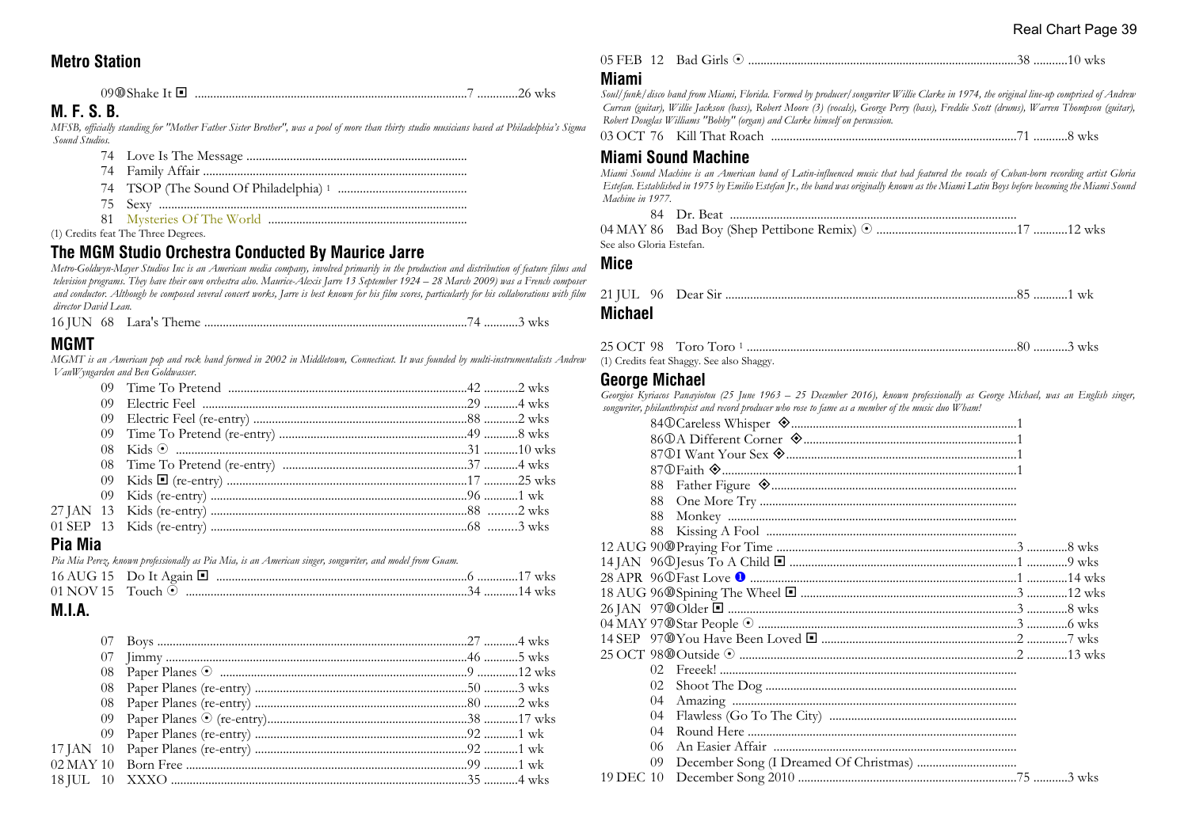## Metro Station

09⑩Shake It ◘ .......................................................................................7 .............26 wks

## M. F. S. B.

*MFSB, officially standing for "Mother Father Sister Brother", was a pool of more than thirty studio musicians based at Philadelphia's Sigma Sound Studios.*

74 Love Is The Message .......................................................................
74 Family Affair .......................................................................
74 TSOP (The Sound Of Philadelphia) [1] .......................................................................
75 Sexy .......................................................................
81 Mysteries Of The World .......................................................................

(1) Credits feat The Three Degrees.

## The MGM Studio Orchestra Conducted By Maurice Jarre

*Metro-Goldwyn-Mayer Studios Inc is an American media company, involved primarily in the production and distribution of feature films and television programs. They have their own orchestra also. Maurice-Alexis Jarre 13 September 1924 – 28 March 2009) was a French composer and conductor. Although he composed several concert works, Jarre is best known for his film scores, particularly for his collaborations with film director David Lean.*

16 JUN 68 Lara's Theme .......................................................................74 ...........3 wks

## MGMT

*MGMT is an American pop and rock band formed in 2002 in Middletown, Connecticut. It was founded by multi-instrumentalists Andrew VanWyngarden and Ben Goldwasser.*

09 Time To Pretend .......................................................................42 ...........2 wks
09 Electric Feel .......................................................................29 ...........4 wks
09 Electric Feel (re-entry) .......................................................................88 ...........2 wks
09 Time To Pretend (re-entry) .......................................................................49 ...........8 wks
08 Kids ⊙ .......................................................................31 ...........10 wks
08 Time To Pretend (re-entry) .......................................................................37 ...........4 wks
09 Kids ◘ (re-entry) .......................................................................17 ...........25 wks
09 Kids (re-entry) .......................................................................96 ...........1 wk
27 JAN 13 Kids (re-entry) .......................................................................88 ...........2 wks
01 SEP 13 Kids (re-entry) .......................................................................68 ...........3 wks

## Pia Mia

*Pia Mia Perez, known professionally as Pia Mia, is an American singer, songwriter, and model from Guam.*

16 AUG 15 Do It Again ◘ .......................................................................6 .............17 wks
01 NOV 15 Touch ⊙ .......................................................................34 ...........14 wks

## M.I.A.

07 Boys .......................................................................27 ...........4 wks
07 Jimmy .......................................................................46 ...........5 wks
08 Paper Planes ⊙ .......................................................................9 .............12 wks
08 Paper Planes (re-entry) .......................................................................50 ...........3 wks
08 Paper Planes (re-entry) .......................................................................80 ...........2 wks
09 Paper Planes ⊙ (re-entry) .......................................................................38 ...........17 wks
09 Paper Planes (re-entry) .......................................................................92 ...........1 wk
17 JAN 10 Paper Planes (re-entry) .......................................................................92 ...........1 wk
02 MAY 10 Born Free .......................................................................99 ...........1 wk
18 JUL 10 XXXO .......................................................................35 ...........4 wks
05 FEB 12 Bad Girls ⊙ .......................................................................38 ...........10 wks

## Miami

*Soul/funk/disco band from Miami, Florida. Formed by producer/songwriter Willie Clarke in 1974, the original line-up comprised of Andrew Curran (guitar), Willie Jackson (bass), Robert Moore (3) (vocals), George Perry (bass), Freddie Scott (drums), Warren Thompson (guitar), Robert Douglas Williams "Bobby" (organ) and Clarke himself on percussion.*

03 OCT 76 Kill That Roach .......................................................................71 ...........8 wks

## Miami Sound Machine

*Miami Sound Machine is an American band of Latin-influenced music that had featured the vocals of Cuban-born recording artist Gloria Estefan. Established in 1975 by Emilio Estefan Jr., the band was originally known as the Miami Latin Boys before becoming the Miami Sound Machine in 1977.*

84 Dr. Beat .......................................................................
04 MAY 86 Bad Boy (Shep Pettibone Remix) ⊙ .......................................................................17 ...........12 wks

See also Gloria Estefan.

## Mice

21 JUL 96 Dear Sir .......................................................................85 ...........1 wk

## Michael

25 OCT 98 Toro Toro [1] .......................................................................80 ...........3 wks

(1) Credits feat Shaggy. See also Shaggy.

## George Michael

*Georgios Kyriacos Panayiotou (25 June 1963 – 25 December 2016), known professionally as George Michael, was an English singer, songwriter, philanthropist and record producer who rose to fame as a member of the music duo Wham!*

84①Careless Whisper ◈.......................................................................1
86①A Different Corner ◈.......................................................................1
87①I Want Your Sex ◈.......................................................................1
87①Faith ◈.......................................................................1
88 Father Figure ◈.......................................................................
88 One More Try .......................................................................
88 Monkey .......................................................................
88 Kissing A Fool .......................................................................
12 AUG 90⑩Praying For Time .......................................................................3 .............8 wks
14 JAN 96①Jesus To A Child ◘ .......................................................................1 .............9 wks
28 APR 96①Fast Love ❶ .......................................................................1 .............14 wks
18 AUG 96⑩Spining The Wheel ◘ .......................................................................3 .............12 wks
26 JAN 97⑩Older ◘ .......................................................................3 .............8 wks
04 MAY 97⑩Star People ⊙ .......................................................................3 .............6 wks
14 SEP 97⑩You Have Been Loved ◘ .......................................................................2 .............7 wks
25 OCT 98⑩Outside ⊙ .......................................................................2 .............13 wks
02 Freeek! .......................................................................
02 Shoot The Dog .......................................................................
04 Amazing .......................................................................
04 Flawless (Go To The City) .......................................................................
04 Round Here .......................................................................
06 An Easier Affair .......................................................................
09 December Song (I Dreamed Of Christmas) .......................................................................
19 DEC 10 December Song 2010 .......................................................................75 ...........3 wks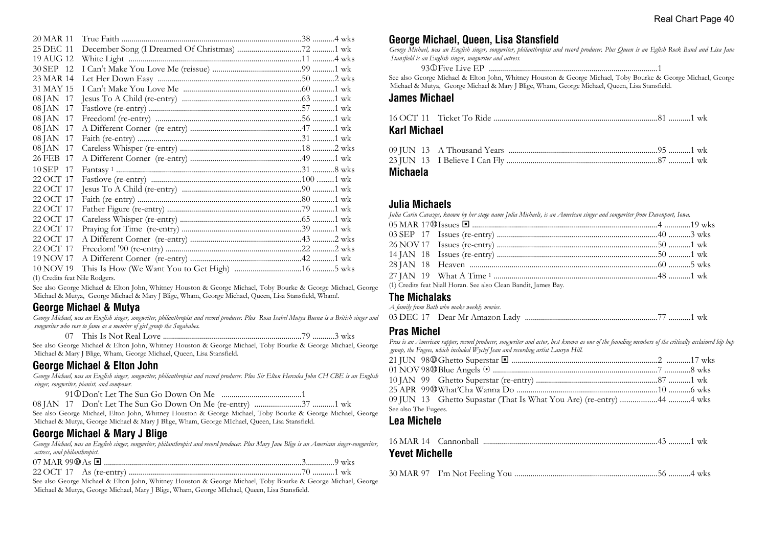| | | | |
|---|---|---|---|
| 20 MAR 11 | True Faith | 38 | 4 wks |
| 25 DEC 11 | December Song (I Dreamed Of Christmas) | 72 | 1 wk |
| 19 AUG 12 | White Light | 11 | 4 wks |
| 30 SEP 12 | I Can't Make You Love Me (reissue) | 99 | 1 wk |
| 23 MAR 14 | Let Her Down Easy | 50 | 2 wks |
| 31 MAY 15 | I Can't Make You Love Me | 60 | 1 wk |
| 08 JAN 17 | Jesus To A Child (re-entry) | 63 | 1 wk |
| 08 JAN 17 | Fastlove (re-entry) | 57 | 1 wk |
| 08 JAN 17 | Freedom! (re-entry) | 56 | 1 wk |
| 08 JAN 17 | A Different Corner (re-entry) | 47 | 1 wk |
| 08 JAN 17 | Faith (re-entry) | 31 | 1 wk |
| 08 JAN 17 | Careless Whisper (re-entry) | 18 | 2 wks |
| 26 FEB 17 | A Different Corner (re-entry) | 49 | 1 wk |
| 10 SEP 17 | Fantasy [1] | 31 | 8 wks |
| 22 OCT 17 | Fastlove (re-entry) | 100 | 1 wk |
| 22 OCT 17 | Jesus To A Child (re-entry) | 90 | 1 wk |
| 22 OCT 17 | Faith (re-entry) | 80 | 1 wk |
| 22 OCT 17 | Father Figure (re-entry) | 79 | 1 wk |
| 22 OCT 17 | Careless Whisper (re-entry) | 65 | 1 wk |
| 22 OCT 17 | Praying for Time (re-entry) | 39 | 1 wk |
| 22 OCT 17 | A Different Corner (re-entry) | 43 | 2 wks |
| 22 OCT 17 | Freedom! '90 (re-entry) | 22 | 2 wks |
| 19 NOV 17 | A Different Corner (re-entry) | 42 | 1 wk |
| 10 NOV 19 | This Is How (We Want You to Get High) | 16 | 5 wks |

(1) Credits feat Nile Rodgers.

See also George Michael & Elton John, Whitney Houston & George Michael, Toby Bourke & George Michael, George Michael & Mutya, George Michael & Mary J Blige, Wham, George Michael, Queen, Lisa Stansfield, Wham!.

## George Michael & Mutya

*George Michael, was an English singer, songwriter, philanthropist and record producer. Plus Rosa Isabel Mutya Buena is a British singer and songwriter who rose to fame as a member of girl group the Sugababes.*

| | | | |
|---|---|---|---|
| 07 | This Is Not Real Love | 79 | 3 wks |

See also George Michael & Elton John, Whitney Houston & George Michael, Toby Bourke & George Michael, George Michael & Mary J Blige, Wham, George Michael, Queen, Lisa Stansfield.

## George Michael & Elton John

*George Michael, was an English singer, songwriter, philanthropist and record producer. Plus Sir Elton Hercules John CH CBE is an English singer, songwriter, pianist, and composer.*

| | | | |
|---|---|---|---|
| 91 ① | Don't Let The Sun Go Down On Me | 1 | |
| 08 JAN 17 | Don't Let The Sun Go Down On Me (re-entry) | 37 | 1 wk |

See also George Michael, Elton John, Whitney Houston & George Michael, Toby Bourke & George Michael, George Michael & Mutya, George Michael & Mary J Blige, Wham, George MIchael, Queen, Lisa Stansfield.

## George Michael & Mary J Blige

*George Michael, was an English singer, songwriter, philanthropist and record producer. Plus Mary Jane Blige is an American singer-songwriter, actress, and philanthropist.*

| | | | |
|---|---|---|---|
| 07 MAR 99 ⑩ | As ◘ | 3 | 9 wks |
| 22 OCT 17 | As (re-entry) | 70 | 1 wk |

See also George Michael & Elton John, Whitney Houston & George Michael, Toby Bourke & George Michael, George Michael & Mutya, George Michael, Mary J Blige, Wham, George MIchael, Queen, Lisa Stansfield.

## George Michael, Queen, Lisa Stansfield

*George Michael, was an English singer, songwriter, philanthropist and record producer. Plus Queen is an Eglish Rock Band and Lisa Jane Stansfield is an English singer, songwriter and actress.*

| | | | |
|---|---|---|---|
| 93 ① | Five Live EP | 1 | |

See also George Michael & Elton John, Whitney Houston & George Michael, Toby Bourke & George Michael, George Michael & Mutya, George Michael & Mary J Blige, Wham, George Michael, Queen, Lisa Stansfield.

## James Michael

| | | | |
|---|---|---|---|
| 16 OCT 11 | Ticket To Ride | 81 | 1 wk |

## Karl Michael

| | | | |
|---|---|---|---|
| 09 JUN 13 | A Thousand Years | 95 | 1 wk |
| 23 JUN 13 | I Believe I Can Fly | 87 | 1 wk |

## Michaela

## Julia Michaels

*Julia Carin Cavazos, known by her stage name Julia Michaels, is an American singer and songwriter from Davenport, Iowa.*

| | | | |
|---|---|---|---|
| 05 MAR 17 ⑩ | Issues ◘ | 4 | 19 wks |
| 03 SEP 17 | Issues (re-entry) | 40 | 3 wks |
| 26 NOV 17 | Issues (re-entry) | 50 | 1 wk |
| 14 JAN 18 | Issues (re-entry) | 50 | 1 wk |
| 28 JAN 18 | Heaven | 60 | 5 wks |
| 27 JAN 19 | What A Time [1] | 48 | 1 wk |

(1) Credits feat Niall Horan. See also Clean Bandit, James Bay.

## The Michalaks

*A family from Bath who make weekly movies.*

| | | | |
|---|---|---|---|
| 03 DEC 17 | Dear Mr Amazon Lady | 77 | 1 wk |

## Pras Michel

*Pras is an American rapper, record producer, songwriter and actor, best known as one of the founding members of the critically acclaimed hip hop group, the Fugees, which included Wyclef Jean and recording artist Lauryn Hill.*

| | | | |
|---|---|---|---|
| 21 JUN 98 ⑩ | Ghetto Superstar ◘ | 2 | 17 wks |
| 01 NOV 98 ⑩ | Blue Angels ⊙ | 7 | 8 wks |
| 10 JAN 99 | Ghetto Superstar (re-entry) | 87 | 1 wk |
| 25 APR 99 ⑩ | What'Cha Wanna Do | 10 | 6 wks |
| 09 JUN 13 | Ghetto Supastar (That Is What You Are) (re-entry) | 44 | 4 wks |

See also The Fugees.

## Lea Michele

| | | | |
|---|---|---|---|
| 16 MAR 14 | Cannonball | 43 | 1 wk |

## Yevet Michelle

| | | | |
|---|---|---|---|
| 30 MAR 97 | I'm Not Feeling You | 56 | 4 wks |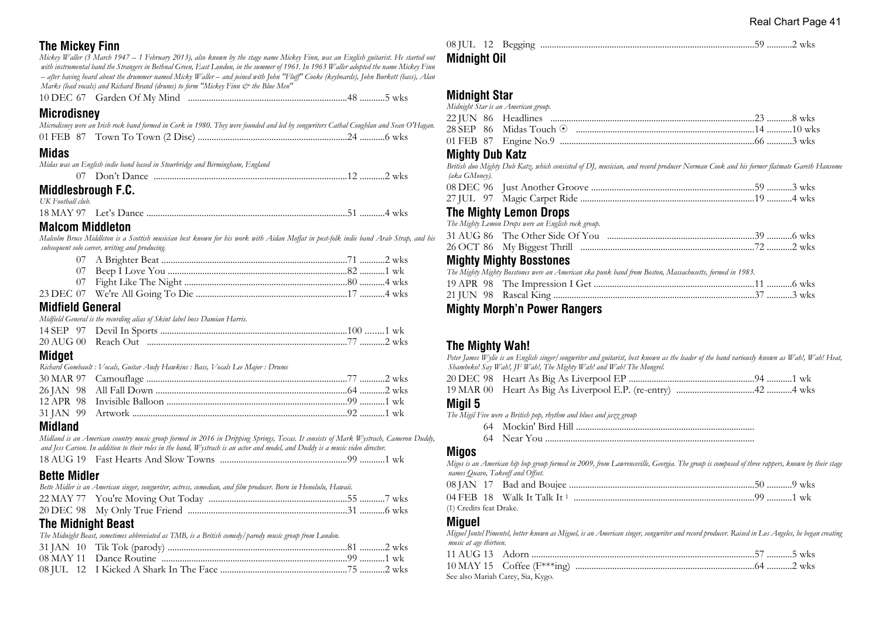## The Mickey Finn

*Mickey Waller (3 March 1947 – 1 February 2013), also known by the stage name Mickey Finn, was an English guitarist. He started out with instrumental band the Strangers in Bethnal Green, East London, in the summer of 1961. In 1963 Waller adopted the name Mickey Finn – after having heard about the drummer named Micky Waller – and joined with John "Fluff" Cooke (keyboards), John Burkett (bass), Alan Marks (lead vocals) and Richard Brand (drums) to form "Mickey Finn & the Blue Men"*

10 DEC 67 Garden Of My Mind ....48 ....5 wks

## Microdisney

*Microdisney were an Irish rock band formed in Cork in 1980. They were founded and led by songwriters Cathal Coughlan and Sean O'Hagan.*

01 FEB 87 Town To Town (2 Disc) ....24 ....6 wks

## Midas

*Midas was an English indie band based in Stourbridge and Birmingham, England*

07 Don't Dance ....12 ....2 wks

## Middlesbrough F.C.

*UK Football club.*

18 MAY 97 Let's Dance ....51 ....4 wks

## Malcom Middleton

*Malcolm Bruce Middleton is a Scottish musician best known for his work with Aidan Moffat in post-folk indie band Arab Strap, and his subsequent solo career, writing and producing.*

07 A Brighter Beat ....71 ....2 wks
07 Beep I Love You ....82 ....1 wk
07 Fight Like The Night ....80 ....4 wks
23 DEC 07 We're All Going To Die ....17 ....4 wks

## Midfield General

*Midfield General is the recording alias of Skint label boss Damian Harris.*

14 SEP 97 Devil In Sports ....100 ....1 wk
20 AUG 00 Reach Out ....77 ....2 wks

## Midget

*Richard Gombault : Vocals, Guitar Andy Hawkins : Bass, Vocals Lee Major : Drums*

30 MAR 97 Camouflage ....77 ....2 wks
26 JAN 98 All Fall Down ....64 ....2 wks
12 APR 98 Invisible Balloon ....99 ....1 wk
31 JAN 99 Artwork ....92 ....1 wk

## Midland

*Midland is an American country music group formed in 2016 in Dripping Springs, Texas. It consists of Mark Wystrach, Cameron Duddy, and Jess Carson. In addition to their roles in the band, Wystrach is an actor and model, and Duddy is a music video director.*

18 AUG 19 Fast Hearts And Slow Towns ....99 ....1 wk

## Bette Midler

*Bette Midler is an American singer, songwriter, actress, comedian, and film producer. Born in Honolulu, Hawaii.*

22 MAY 77 You're Moving Out Today ....55 ....7 wks
20 DEC 98 My Only True Friend ....31 ....6 wks

## The Midnight Beast

*The Midnight Beast, sometimes abbreviated as TMB, is a British comedy/parody music group from London.*

31 JAN 10 Tik Tok (parody) ....81 ....2 wks
08 MAY 11 Dance Routine ....99 ....1 wk
08 JUL 12 I Kicked A Shark In The Face ....75 ....2 wks
08 JUL 12 Begging ....59 ....2 wks

## Midnight Oil

## Midnight Star

*Midnight Star is an American group.*

22 JUN 86 Headlines ....23 ....8 wks
28 SEP 86 Midas Touch ⊙ ....14 ....10 wks
01 FEB 87 Engine No.9 ....66 ....3 wks

## Mighty Dub Katz

*British duo Mighty Dub Katz, which consisted of DJ, musician, and record producer Norman Cook and his former flatmate Gareth Hansome (aka GMoney).*

08 DEC 96 Just Another Groove ....59 ....3 wks
27 JUL 97 Magic Carpet Ride ....19 ....4 wks

## The Mighty Lemon Drops

*The Mighty Lemon Drops were an English rock group.*

31 AUG 86 The Other Side Of You ....39 ....6 wks
26 OCT 86 My Biggest Thrill ....72 ....2 wks

## Mighty Mighty Bosstones

*The Mighty Mighty Bosstones were an American ska punk band from Boston, Massachusetts, formed in 1983.*

19 APR 98 The Impression I Get ....11 ....6 wks
21 JUN 98 Rascal King ....37 ....3 wks

## Mighty Morph'n Power Rangers

## The Mighty Wah!

*Peter James Wylie is an English singer/songwriter and guitarist, best known as the leader of the band variously known as Wah!, Wah! Heat, Shambeko! Say Wah!, JF Wah!, The Mighty Wah! and Wah! The Mongrel.*

20 DEC 98 Heart As Big As Liverpool EP ....94 ....1 wk
19 MAR 00 Heart As Big As Liverpool E.P. (re-entry) ....42 ....4 wks

## Migil 5

*The Migil Five were a British pop, rhythm and blues and jazz group*

64 Mockin' Bird Hill ....
64 Near You ....

## Migos

*Migos is an American hip hop group formed in 2009, from Lawrenceville, Georgia. The group is composed of three rappers, known by their stage names Quavo, Takeoff and Offset.*

08 JAN 17 Bad and Boujee ....50 ....9 wks
04 FEB 18 Walk It Talk It [1] ....99 ....1 wk

(1) Credits feat Drake.

## Miguel

*Miguel Jontel Pimentel, better known as Miguel, is an American singer, songwriter and record producer. Raised in Los Angeles, he began creating music at age thirteen.*

11 AUG 13 Adorn ....57 ....5 wks
10 MAY 15 Coffee (F***ing) ....64 ....2 wks

See also Mariah Carey, Sia, Kygo.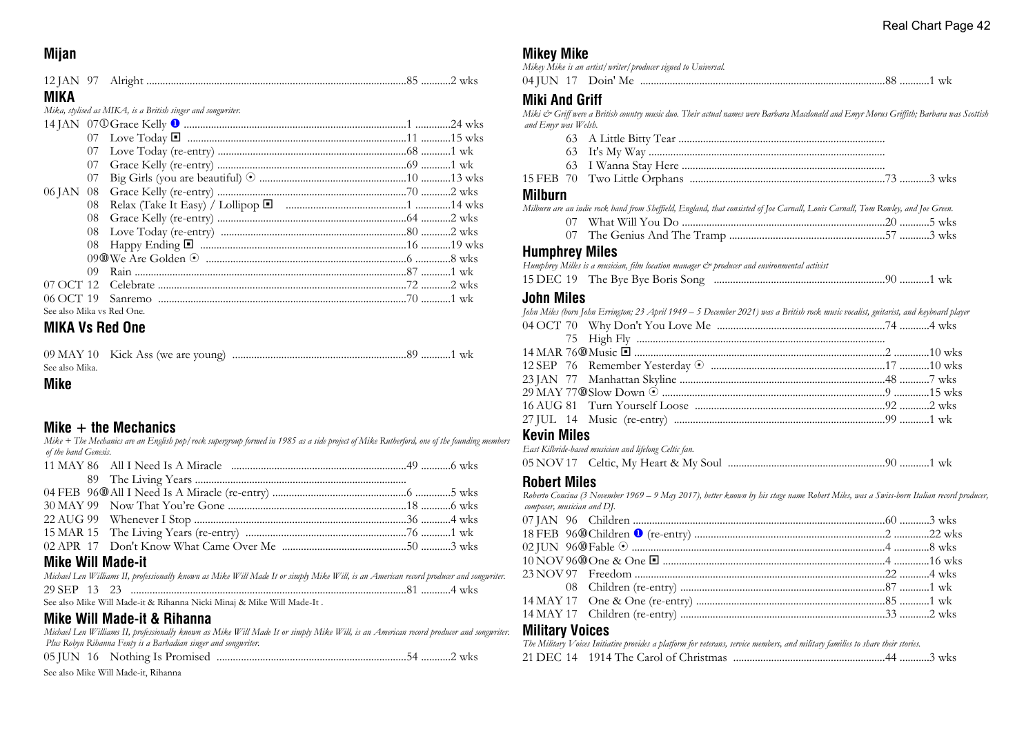## Mijan

| | | | | |
|---|---|---|---|---|
| 12 JAN 97 | Alright | 85 | 2 wks |

## MIKA

*Mika, stylised as MIKA, is a British singer and songwriter.*

| Date | Title | Peak | Weeks |
|---|---|---|---|
| 14 JAN 07 ① | Grace Kelly ❶ | 1 | 24 wks |
| 07 | Love Today ◘ | 11 | 15 wks |
| 07 | Love Today (re-entry) | 68 | 1 wk |
| 07 | Grace Kelly (re-entry) | 69 | 1 wk |
| 07 | Big Girls (you are beautiful) ⊙ | 10 | 13 wks |
| 06 JAN 08 | Grace Kelly (re-entry) | 70 | 2 wks |
| 08 | Relax (Take It Easy) / Lollipop ◘ | 1 | 14 wks |
| 08 | Grace Kelly (re-entry) | 64 | 2 wks |
| 08 | Love Today (re-entry) | 80 | 2 wks |
| 08 | Happy Ending ◘ | 16 | 19 wks |
| 09 ⑩ | We Are Golden ⊙ | 6 | 8 wks |
| 09 | Rain | 87 | 1 wk |
| 07 OCT 12 | Celebrate | 72 | 2 wks |
| 06 OCT 19 | Sanremo | 70 | 1 wk |

See also Mika vs Red One.

## MIKA Vs Red One

| Date | Title | Peak | Weeks |
|---|---|---|---|
| 09 MAY 10 | Kick Ass (we are young) | 89 | 1 wk |

See also Mika.

## Mike

## Mike + the Mechanics

*Mike + The Mechanics are an English pop/rock supergroup formed in 1985 as a side project of Mike Rutherford, one of the founding members of the band Genesis.*

| Date | Title | Peak | Weeks |
|---|---|---|---|
| 11 MAY 86 | All I Need Is A Miracle | 49 | 6 wks |
| 89 | The Living Years | | |
| 04 FEB 96 ⑩ | All I Need Is A Miracle (re-entry) | 6 | 5 wks |
| 30 MAY 99 | Now That You're Gone | 18 | 6 wks |
| 22 AUG 99 | Whenever I Stop | 36 | 4 wks |
| 15 MAR 15 | The Living Years (re-entry) | 76 | 1 wk |
| 02 APR 17 | Don't Know What Came Over Me | 50 | 3 wks |

## Mike Will Made-it

*Michael Len Williams II, professionally known as Mike Will Made It or simply Mike Will, is an American record producer and songwriter.*

| Date | Title | Peak | Weeks |
|---|---|---|---|
| 29 SEP 13 | 23 | 81 | 4 wks |

See also Mike Will Made-it & Rihanna Nicki Minaj & Mike Will Made-It .

## Mike Will Made-it & Rihanna

*Michael Len Williams II, professionally known as Mike Will Made It or simply Mike Will, is an American record producer and songwriter. Plus Robyn Rihanna Fenty is a Barbadian singer and songwriter.*

| Date | Title | Peak | Weeks |
|---|---|---|---|
| 05 JUN 16 | Nothing Is Promised | 54 | 2 wks |

See also Mike Will Made-it, Rihanna

## Mikey Mike

*Mikey Mike is an artist/writer/producer signed to Universal.*

| Date | Title | Peak | Weeks |
|---|---|---|---|
| 04 JUN 17 | Doin' Me | 88 | 1 wk |

## Miki And Griff

*Miki & Griff were a British country music duo. Their actual names were Barbara Macdonald and Emyr Morus Griffith; Barbara was Scottish and Emyr was Welsh.*

| Date | Title | Peak | Weeks |
|---|---|---|---|
| 63 | A Little Bitty Tear | | |
| 63 | It's My Way | | |
| 63 | I Wanna Stay Here | | |
| 15 FEB 70 | Two Little Orphans | 73 | 3 wks |

## Milburn

*Milburn are an indie rock band from Sheffield, England, that consisted of Joe Carnall, Louis Carnall, Tom Rowley, and Joe Green.*

| Date | Title | Peak | Weeks |
|---|---|---|---|
| 07 | What Will You Do | 20 | 5 wks |
| 07 | The Genius And The Tramp | 57 | 3 wks |

## Humphrey Miles

*Humphrey Milles is a musician, film location manager & producer and environmental activist*

| Date | Title | Peak | Weeks |
|---|---|---|---|
| 15 DEC 19 | The Bye Bye Boris Song | 90 | 1 wk |

## John Miles

*John Miles (born John Errington; 23 April 1949 – 5 December 2021) was a British rock music vocalist, guitarist, and keyboard player*

| Date | Title | Peak | Weeks |
|---|---|---|---|
| 04 OCT 70 | Why Don't You Love Me | 74 | 4 wks |
| 75 | High Fly | | |
| 14 MAR 76 ⑩ | Music ◘ | 2 | 10 wks |
| 12 SEP 76 | Remember Yesterday ⊙ | 17 | 10 wks |
| 23 JAN 77 | Manhattan Skyline | 48 | 7 wks |
| 29 MAY 77 ⑩ | Slow Down ⊙ | 9 | 15 wks |
| 16 AUG 81 | Turn Yourself Loose | 92 | 2 wks |
| 27 JUL 14 | Music (re-entry) | 99 | 1 wk |

## Kevin Miles

*East Kilbride-based musician and lifelong Celtic fan.*

| Date | Title | Peak | Weeks |
|---|---|---|---|
| 05 NOV 17 | Celtic, My Heart & My Soul | 90 | 1 wk |

## Robert Miles

*Roberto Concina (3 November 1969 – 9 May 2017), better known by his stage name Robert Miles, was a Swiss-born Italian record producer, composer, musician and DJ.*

| Date | Title | Peak | Weeks |
|---|---|---|---|
| 07 JAN 96 | Children | 60 | 3 wks |
| 18 FEB 96 ⑩ | Children ❶ (re-entry) | 2 | 22 wks |
| 02 JUN 96 ⑩ | Fable ⊙ | 4 | 8 wks |
| 10 NOV 96 ⑩ | One & One ◘ | 4 | 16 wks |
| 23 NOV 97 | Freedom | 22 | 4 wks |
| 08 | Children (re-entry) | 87 | 1 wk |
| 14 MAY 17 | One & One (re-entry) | 85 | 1 wk |
| 14 MAY 17 | Children (re-entry) | 33 | 2 wks |

## Military Voices

*The Military Voices Initiative provides a platform for veterans, service members, and military families to share their stories.*

| Date | Title | Peak | Weeks |
|---|---|---|---|
| 21 DEC 14 | 1914 The Carol of Christmas | 44 | 3 wks |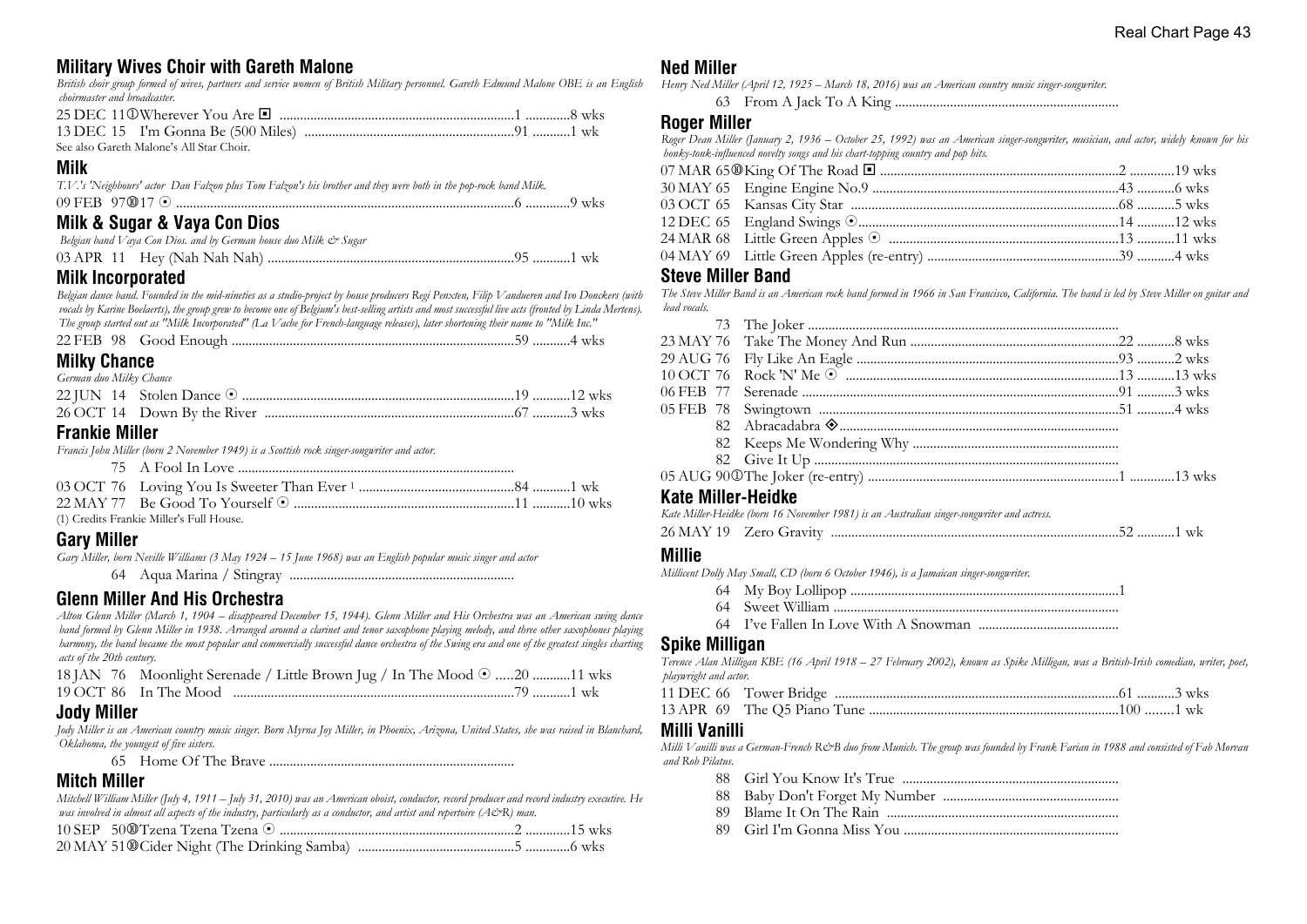## Military Wives Choir with Gareth Malone

*British choir group formed of wives, partners and service women of British Military personnel. Gareth Edmund Malone OBE is an English choirmaster and broadcaster.*

25 DEC 11 ① Wherever You Are ◘ ....................................................................1 .............8 wks
13 DEC 15 I'm Gonna Be (500 Miles) ............................................................91 ...........1 wk
See also Gareth Malone's All Star Choir.

## Milk

*T.V.'s 'Neighbours' actor Dan Falzon plus Tom Falzon's his brother and they were both in the pop-rock band Milk.*

09 FEB 97 ⑩ 17 ⊙ ....................................................................................6 .............9 wks

## Milk & Sugar & Vaya Con Dios

*Belgian band Vaya Con Dios. and by German house duo Milk & Sugar*

03 APR 11 Hey (Nah Nah Nah) .......................................................................95 ...........1 wk

## Milk Incorporated

*Belgian dance band. Founded in the mid-nineties as a studio-project by house producers Regi Penxten, Filip Vandueren and Ivo Donckers (with vocals by Karine Boelaerts), the group grew to become one of Belgium's best-selling artists and most successful live acts (fronted by Linda Mertens). The group started out as "Milk Incorporated" (La Vache for French-language releases), later shortening their name to "Milk Inc."*

22 FEB 98 Good Enough ..................................................................................59 ...........4 wks

## Milky Chance

*German duo Milky Chance*

22 JUN 14 Stolen Dance ⊙ ..............................................................................19 ...........12 wks
26 OCT 14 Down By the River .......................................................................67 ...........3 wks

## Frankie Miller

*Francis John Miller (born 2 November 1949) is a Scottish rock singer-songwriter and actor.*

75 A Fool In Love ................................................................................
03 OCT 76 Loving You Is Sweeter Than Ever [1] ............................................84 ...........1 wk
22 MAY 77 Be Good To Yourself ⊙ ...............................................................11 ...........10 wks
(1) Credits Frankie Miller's Full House.

## Gary Miller

*Gary Miller, born Neville Williams (3 May 1924 – 15 June 1968) was an English popular music singer and actor*

64 Aqua Marina / Stingray .................................................................

## Glenn Miller And His Orchestra

*Alton Glenn Miller (March 1, 1904 – disappeared December 15, 1944). Glenn Miller and His Orchestra was an American swing dance band formed by Glenn Miller in 1938. Arranged around a clarinet and tenor saxophone playing melody, and three other saxophones playing harmony, the band became the most popular and commercially successful dance orchestra of the Swing era and one of the greatest singles charting acts of the 20th century.*

18 JAN 76 Moonlight Serenade / Little Brown Jug / In The Mood ⊙ .....20 ...........11 wks
19 OCT 86 In The Mood .................................................................................79 ...........1 wk

## Jody Miller

*Jody Miller is an American country music singer. Born Myrna Joy Miller, in Phoenix, Arizona, United States, she was raised in Blanchard, Oklahoma, the youngest of five sisters.*

65 Home Of The Brave .......................................................................

## Mitch Miller

*Mitchell William Miller (July 4, 1911 – July 31, 2010) was an American oboist, conductor, record producer and record industry executive. He was involved in almost all aspects of the industry, particularly as a conductor, and artist and repertoire (A&R) man.*

10 SEP 50 ⑩ Tzena Tzena Tzena ⊙ ...................................................................2 .............15 wks
20 MAY 51 ⑩ Cider Night (The Drinking Samba) .............................................5 .............6 wks

## Ned Miller

*Henry Ned Miller (April 12, 1925 – March 18, 2016) was an American country music singer-songwriter.*

63 From A Jack To A King .................................................................

## Roger Miller

*Roger Dean Miller (January 2, 1936 – October 25, 1992) was an American singer-songwriter, musician, and actor, widely known for his honky-tonk-influenced novelty songs and his chart-topping country and pop hits.*

07 MAR 65 ⑩ King Of The Road ◘ ....................................................................2 .............19 wks
30 MAY 65 Engine Engine No.9 .......................................................................43 ...........6 wks
03 OCT 65 Kansas City Star ............................................................................68 ...........5 wks
12 DEC 65 England Swings ⊙..........................................................................14 ...........12 wks
24 MAR 68 Little Green Apples ⊙ ..................................................................13 ...........11 wks
04 MAY 69 Little Green Apples (re-entry) ......................................................39 ...........4 wks

## Steve Miller Band

*The Steve Miller Band is an American rock band formed in 1966 in San Francisco, California. The band is led by Steve Miller on guitar and lead vocals.*

73 The Joker ..........................................................................................
23 MAY 76 Take The Money And Run ............................................................22 ...........8 wks
29 AUG 76 Fly Like An Eagle ...........................................................................93 ...........2 wks
10 OCT 76 Rock 'N' Me ⊙ ..............................................................................13 ...........13 wks
06 FEB 77 Serenade ..........................................................................................91 ...........3 wks
05 FEB 78 Swingtown ......................................................................................51 ...........4 wks
82 Abracadabra ◈.................................................................................
82 Keeps Me Wondering Why ..............................................................
82 Give It Up ........................................................................................
05 AUG 90 ① The Joker (re-entry) .......................................................................1 .............13 wks

## Kate Miller-Heidke

*Kate Miller-Heidke (born 16 November 1981) is an Australian singer-songwriter and actress.*

26 MAY 19 Zero Gravity ..................................................................................52 ...........1 wk

## Millie

*Millicent Dolly May Small, CD (born 6 October 1946), is a Jamaican singer-songwriter.*

64 My Boy Lollipop ..............................................................................1
64 Sweet William ..................................................................................
64 I've Fallen In Love With A Snowman .........................................

## Spike Milligan

*Terence Alan Milligan KBE (16 April 1918 – 27 February 2002), known as Spike Milligan, was a British-Irish comedian, writer, poet, playwright and actor.*

11 DEC 66 Tower Bridge .................................................................................61 ...........3 wks
13 APR 69 The Q5 Piano Tune .......................................................................100 ........1 wk

## Milli Vanilli

*Milli Vanilli was a German-French R&B duo from Munich. The group was founded by Frank Farian in 1988 and consisted of Fab Morvan and Rob Pilatus.*

88 Girl You Know It's True ..............................................................
88 Baby Don't Forget My Number ...................................................
89 Blame It On The Rain ...................................................................
89 Girl I'm Gonna Miss You ..............................................................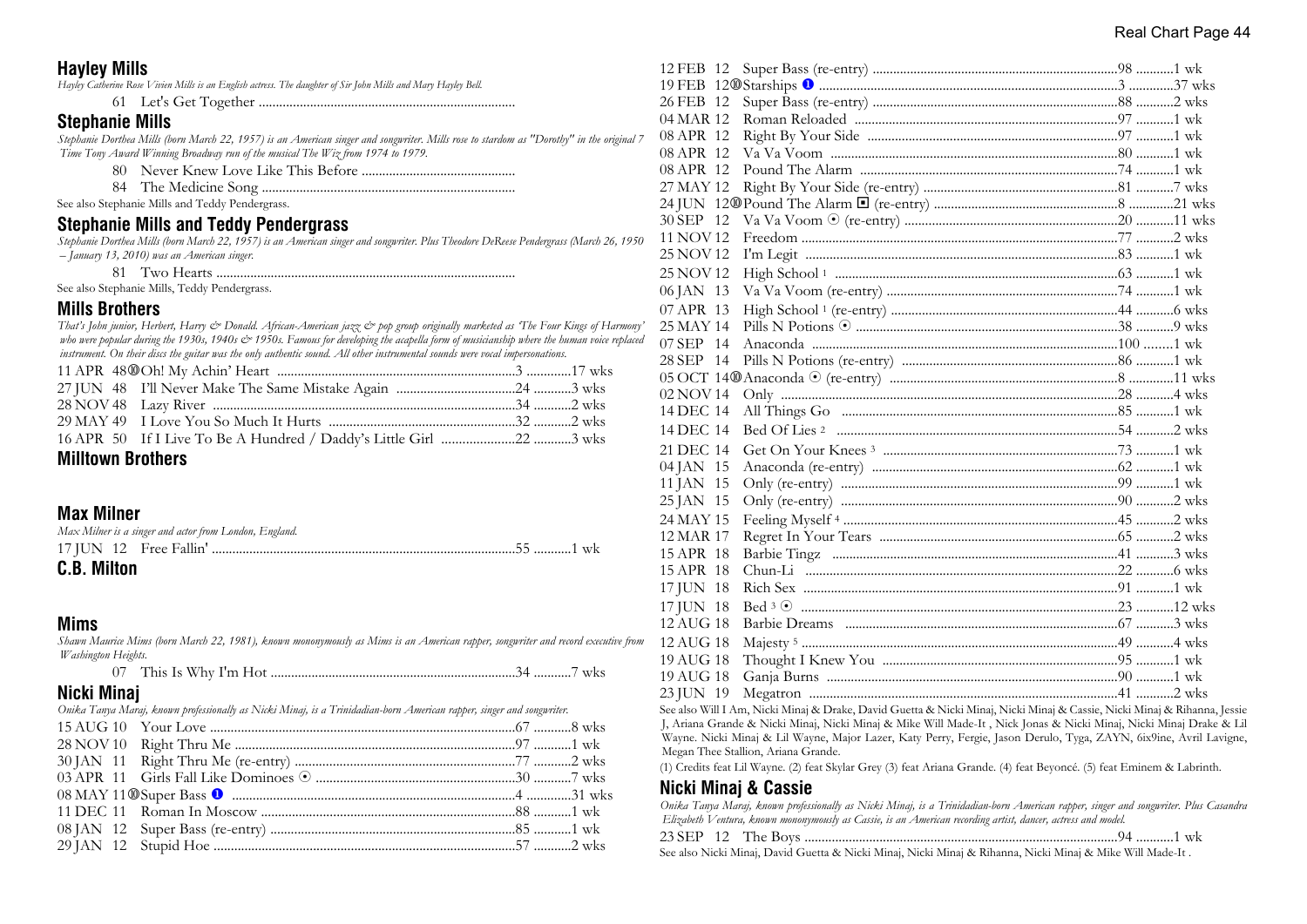## Hayley Mills

*Hayley Catherine Rose Vivien Mills is an English actress. The daughter of Sir John Mills and Mary Hayley Bell.*

61 Let's Get Together

## Stephanie Mills

*Stephanie Dorthea Mills (born March 22, 1957) is an American singer and songwriter. Mills rose to stardom as "Dorothy" in the original 7 Time Tony Award Winning Broadway run of the musical The Wiz from 1974 to 1979.*

80 Never Knew Love Like This Before

84 The Medicine Song

See also Stephanie Mills and Teddy Pendergrass.

## Stephanie Mills and Teddy Pendergrass

*Stephanie Dorthea Mills (born March 22, 1957) is an American singer and songwriter. Plus Theodore DeReese Pendergrass (March 26, 1950 – January 13, 2010) was an American singer.*

81 Two Hearts

See also Stephanie Mills, Teddy Pendergrass.

## Mills Brothers

*That's John junior, Herbert, Harry & Donald. African-American jazz & pop group originally marketed as 'The Four Kings of Harmony' who were popular during the 1930s, 1940s & 1950s. Famous for developing the acapella form of musicianship where the human voice replaced instrument. On their discs the guitar was the only authentic sound. All other instrumental sounds were vocal impersonations.*

| Date | Title | Peak | Weeks |
|---|---|---|---|
| 11 APR 48 ⑩ | Oh! My Achin' Heart | 3 | 17 wks |
| 27 JUN 48 | I'll Never Make The Same Mistake Again | 24 | 3 wks |
| 28 NOV 48 | Lazy River | 34 | 2 wks |
| 29 MAY 49 | I Love You So Much It Hurts | 32 | 2 wks |
| 16 APR 50 | If I Live To Be A Hundred / Daddy's Little Girl | 22 | 3 wks |

## Milltown Brothers

## Max Milner

*Max Milner is a singer and actor from London, England.*

| Date | Title | Peak | Weeks |
|---|---|---|---|
| 17 JUN 12 | Free Fallin' | 55 | 1 wk |

## C.B. Milton

## Mims

*Shawn Maurice Mims (born March 22, 1981), known mononymously as Mims is an American rapper, songwriter and record executive from Washington Heights.*

| Date | Title | Peak | Weeks |
|---|---|---|---|
| 07 | This Is Why I'm Hot | 34 | 7 wks |

## Nicki Minaj

*Onika Tanya Maraj, known professionally as Nicki Minaj, is a Trinidadian-born American rapper, singer and songwriter.*

| Date | Title | Peak | Weeks |
|---|---|---|---|
| 15 AUG 10 | Your Love | 67 | 8 wks |
| 28 NOV 10 | Right Thru Me | 97 | 1 wk |
| 30 JAN 11 | Right Thru Me (re-entry) | 77 | 2 wks |
| 03 APR 11 | Girls Fall Like Dominoes ⊙ | 30 | 7 wks |
| 08 MAY 11 ⑩ | Super Bass ❶ | 4 | 31 wks |
| 11 DEC 11 | Roman In Moscow | 88 | 1 wk |
| 08 JAN 12 | Super Bass (re-entry) | 85 | 1 wk |
| 29 JAN 12 | Stupid Hoe | 57 | 2 wks |
| 12 FEB 12 | Super Bass (re-entry) | 98 | 1 wk |
| 19 FEB 12 ⑩ | Starships ❶ | 3 | 37 wks |
| 26 FEB 12 | Super Bass (re-entry) | 88 | 2 wks |
| 04 MAR 12 | Roman Reloaded | 97 | 1 wk |
| 08 APR 12 | Right By Your Side | 97 | 1 wk |
| 08 APR 12 | Va Va Voom | 80 | 1 wk |
| 08 APR 12 | Pound The Alarm | 74 | 1 wk |
| 27 MAY 12 | Right By Your Side (re-entry) | 81 | 7 wks |
| 24 JUN 12 ⑩ | Pound The Alarm ◘ (re-entry) | 8 | 21 wks |
| 30 SEP 12 | Va Va Voom ⊙ (re-entry) | 20 | 11 wks |
| 11 NOV 12 | Freedom | 77 | 2 wks |
| 25 NOV 12 | I'm Legit | 83 | 1 wk |
| 25 NOV 12 | High School [1] | 63 | 1 wk |
| 06 JAN 13 | Va Va Voom (re-entry) | 74 | 1 wk |
| 07 APR 13 | High School [1] (re-entry) | 44 | 6 wks |
| 25 MAY 14 | Pills N Potions ⊙ | 38 | 9 wks |
| 07 SEP 14 | Anaconda | 100 | 1 wk |
| 28 SEP 14 | Pills N Potions (re-entry) | 86 | 1 wk |
| 05 OCT 14 ⑩ | Anaconda ⊙ (re-entry) | 8 | 11 wks |
| 02 NOV 14 | Only | 28 | 4 wks |
| 14 DEC 14 | All Things Go | 85 | 1 wk |
| 14 DEC 14 | Bed Of Lies [2] | 54 | 2 wks |
| 21 DEC 14 | Get On Your Knees [3] | 73 | 1 wk |
| 04 JAN 15 | Anaconda (re-entry) | 62 | 1 wk |
| 11 JAN 15 | Only (re-entry) | 99 | 1 wk |
| 25 JAN 15 | Only (re-entry) | 90 | 2 wks |
| 24 MAY 15 | Feeling Myself [4] | 45 | 2 wks |
| 12 MAR 17 | Regret In Your Tears | 65 | 2 wks |
| 15 APR 18 | Barbie Tingz | 41 | 3 wks |
| 15 APR 18 | Chun-Li | 22 | 6 wks |
| 17 JUN 18 | Rich Sex | 91 | 1 wk |
| 17 JUN 18 | Bed [3] ⊙ | 23 | 12 wks |
| 12 AUG 18 | Barbie Dreams | 67 | 3 wks |
| 12 AUG 18 | Majesty [5] | 49 | 4 wks |
| 19 AUG 18 | Thought I Knew You | 95 | 1 wk |
| 19 AUG 18 | Ganja Burns | 90 | 1 wk |
| 23 JUN 19 | Megatron | 41 | 2 wks |

See also Will I Am, Nicki Minaj & Drake, David Guetta & Nicki Minaj, Nicki Minaj & Cassie, Nicki Minaj & Rihanna, Jessie J, Ariana Grande & Nicki Minaj, Nicki Minaj & Mike Will Made-It , Nick Jonas & Nicki Minaj, Nicki Minaj Drake & Lil Wayne. Nicki Minaj & Lil Wayne, Major Lazer, Katy Perry, Fergie, Jason Derulo, Tyga, ZAYN, 6ix9ine, Avril Lavigne, Megan Thee Stallion, Ariana Grande.

(1) Credits feat Lil Wayne. (2) feat Skylar Grey (3) feat Ariana Grande. (4) feat Beyoncé. (5) feat Eminem & Labrinth.

## Nicki Minaj & Cassie

*Onika Tanya Maraj, known professionally as Nicki Minaj, is a Trinidadian-born American rapper, singer and songwriter. Plus Casandra Elizabeth Ventura, known mononymously as Cassie, is an American recording artist, dancer, actress and model.*

| Date | Title | Peak | Weeks |
|---|---|---|---|
| 23 SEP 12 | The Boys | 94 | 1 wk |

See also Nicki Minaj, David Guetta & Nicki Minaj, Nicki Minaj & Rihanna, Nicki Minaj & Mike Will Made-It .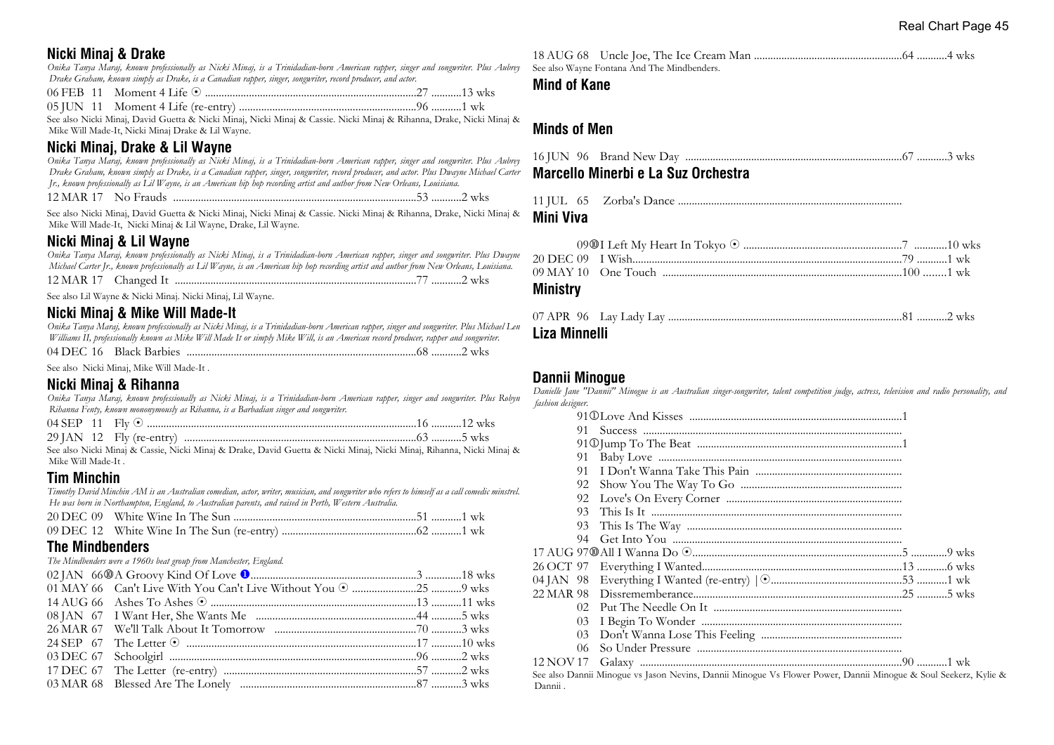## Nicki Minaj & Drake

*Onika Tanya Maraj, known professionally as Nicki Minaj, is a Trinidadian-born American rapper, singer and songwriter. Plus Aubrey Drake Graham, known simply as Drake, is a Canadian rapper, singer, songwriter, record producer, and actor.*

06 FEB 11 Moment 4 Life ⦿ ........................................................................27 ...........13 wks
05 JUN 11 Moment 4 Life (re-entry) ...............................................................96 ...........1 wk

See also Nicki Minaj, David Guetta & Nicki Minaj, Nicki Minaj & Cassie. Nicki Minaj & Rihanna, Drake, Nicki Minaj & Mike Will Made-It, Nicki Minaj Drake & Lil Wayne.

## Nicki Minaj, Drake & Lil Wayne

*Onika Tanya Maraj, known professionally as Nicki Minaj, is a Trinidadian-born American rapper, singer and songwriter. Plus Aubrey Drake Graham, known simply as Drake, is a Canadian rapper, singer, songwriter, record producer, and actor. Plus Dwayne Michael Carter Jr., known professionally as Lil Wayne, is an American hip hop recording artist and author from New Orleans, Louisiana.*

12 MAR 17 No Frauds .......................................................................................53 ...........2 wks

See also Nicki Minaj, David Guetta & Nicki Minaj, Nicki Minaj & Cassie. Nicki Minaj & Rihanna, Drake, Nicki Minaj & Mike Will Made-It, Nicki Minaj & Lil Wayne, Drake, Lil Wayne.

## Nicki Minaj & Lil Wayne

*Onika Tanya Maraj, known professionally as Nicki Minaj, is a Trinidadian-born American rapper, singer and songwriter. Plus Dwayne Michael Carter Jr., known professionally as Lil Wayne, is an American hip hop recording artist and author from New Orleans, Louisiana.*

12 MAR 17 Changed It .......................................................................................77 ...........2 wks

See also Lil Wayne & Nicki Minaj. Nicki Minaj, Lil Wayne.

## Nicki Minaj & Mike Will Made-It

*Onika Tanya Maraj, known professionally as Nicki Minaj, is a Trinidadian-born American rapper, singer and songwriter. Plus Michael Len Williams II, professionally known as Mike Will Made It or simply Mike Will, is an American record producer, rapper and songwriter.*

04 DEC 16 Black Barbies ..................................................................................68 ...........2 wks

See also Nicki Minaj, Mike Will Made-It .

## Nicki Minaj & Rihanna

*Onika Tanya Maraj, known professionally as Nicki Minaj, is a Trinidadian-born American rapper, singer and songwriter. Plus Robyn Rihanna Fenty, known mononymously as Rihanna, is a Barbadian singer and songwriter.*

04 SEP 11 Fly ⦿ ................................................................................................16 ...........12 wks
29 JAN 12 Fly (re-entry) ...................................................................................63 ...........5 wks

See also Nicki Minaj & Cassie, Nicki Minaj & Drake, David Guetta & Nicki Minaj, Nicki Minaj, Rihanna, Drake, Nicki Minaj & Mike Will Made-It .

## Tim Minchin

*Timothy David Minchin AM is an Australian comedian, actor, writer, musician, and songwriter who refers to himself as a call comedic minstrel. He was born in Northampton, England, to Australian parents, and raised in Perth, Western Australia.*

20 DEC 09 White Wine In The Sun ..................................................................51 ...........1 wk
09 DEC 12 White Wine In The Sun (re-entry) ................................................62 ...........1 wk

## The Mindbenders

*The Mindbenders were a 1960s beat group from Manchester, England.*

02 JAN 66⑩A Groovy Kind Of Love ❶...........................................................3 ............18 wks
01 MAY 66 Can't Live With You Can't Live Without You ⦿ .......................25 ...........9 wks
14 AUG 66 Ashes To Ashes ⦿ .........................................................................13 ...........11 wks
08 JAN 67 I Want Her, She Wants Me .........................................................44 ...........5 wks
26 MAR 67 We'll Talk About It Tomorrow ..................................................70 ...........3 wks
24 SEP 67 The Letter ⦿ ..................................................................................17 ...........10 wks
03 DEC 67 Schoolgirl .........................................................................................96 ...........2 wks
17 DEC 67 The Letter (re-entry) .....................................................................57 ...........2 wks
03 MAR 68 Blessed Are The Lonely ...............................................................87 ...........3 wks
18 AUG 68 Uncle Joe, The Ice Cream Man .....................................................64 ...........4 wks

See also Wayne Fontana And The Mindbenders.

## Mind of Kane

## Minds of Men

16 JUN 96 Brand New Day .............................................................................67 ...........3 wks

## Marcello Minerbi e La Suz Orchestra

11 JUL 65 Zorba's Dance ................................................................................

## Mini Viva

09⑩I Left My Heart In Tokyo ⦿ ........................................................7 ............10 wks
20 DEC 09 I Wish...................................................................................................79 ...........1 wk
09 MAY 10 One Touch .....................................................................................100 ........1 wk

## Ministry

07 APR 96 Lay Lady Lay ...................................................................................81 ...........2 wks

## Liza Minnelli

## Dannii Minogue

*Danielle Jane "Dannii" Minogue is an Australian singer-songwriter, talent competition judge, actress, television and radio personality, and fashion designer.*

91①Love And Kisses .............................................................................1
91 Success ..............................................................................................
91①Jump To The Beat .........................................................................1
91 Baby Love .........................................................................................
91 I Don't Wanna Take This Pain ....................................................
92 Show You The Way To Go .........................................................
92 Love's On Every Corner ...............................................................
93 This Is It ............................................................................................
93 This Is The Way .............................................................................
94 Get Into You ...................................................................................
17 AUG 97⑩All I Wanna Do ⦿...........................................................................5 .............9 wks
26 OCT 97 Everything I Wanted......................................................................13 ...........6 wks
04 JAN 98 Everything I Wanted (re-entry) |⦿..............................................53 ...........1 wk
22 MAR 98 Dissrememberance..........................................................................25 ...........5 wks
02 Put The Needle On It ...................................................................
03 I Begin To Wonder .......................................................................
03 Don't Wanna Lose This Feeling ..................................................
06 So Under Pressure .........................................................................
12 NOV 17 Galaxy ............................................................................................90 ...........1 wk

See also Dannii Minogue vs Jason Nevins, Dannii Minogue Vs Flower Power, Dannii Minogue & Soul Seekerz, Kylie & Dannii .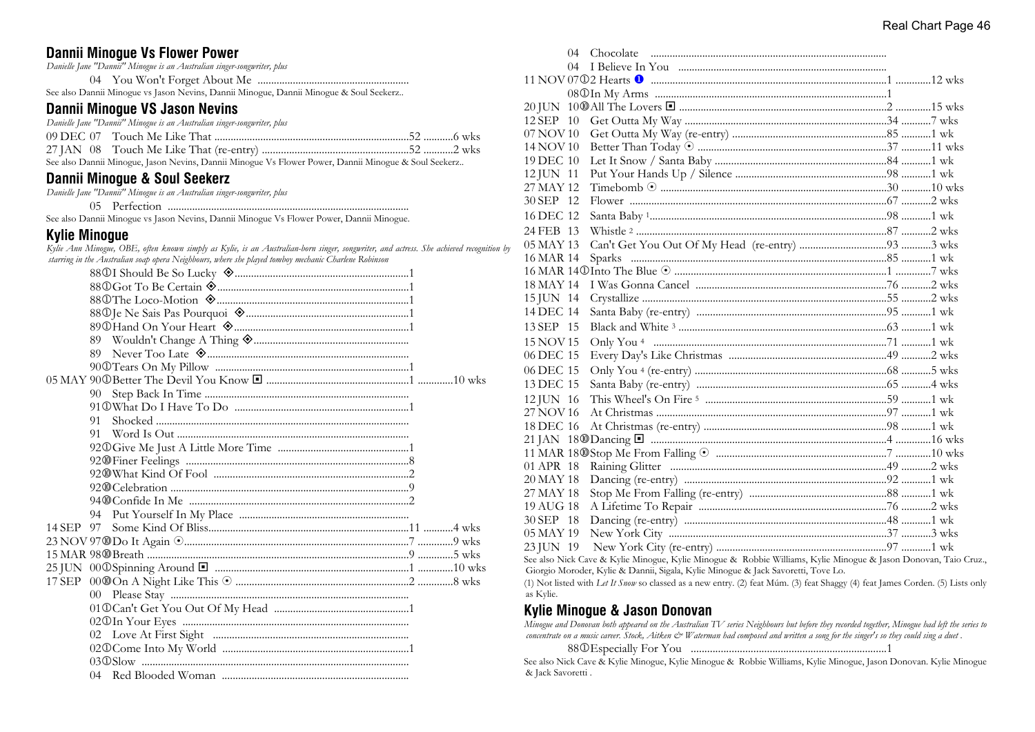## Dannii Minogue Vs Flower Power

*Danielle Jane "Dannii" Minogue is an Australian singer-songwriter, plus*

| Date | Year | Title | Peak | Weeks |
|---|---|---|---|---|
| | 04 | You Won't Forget About Me | | |

See also Dannii Minogue vs Jason Nevins, Dannii Minogue, Dannii Minogue & Soul Seekerz..

## Dannii Minogue VS Jason Nevins

*Danielle Jane "Dannii" Minogue is an Australian singer-songwriter, plus*

| Date | Year | Title | Peak | Weeks |
|---|---|---|---|---|
| 09 DEC | 07 | Touch Me Like That | 52 | 6 wks |
| 27 JAN | 08 | Touch Me Like That (re-entry) | 52 | 2 wks |

See also Dannii Minogue, Jason Nevins, Dannii Minogue Vs Flower Power, Dannii Minogue & Soul Seekerz..

## Dannii Minogue & Soul Seekerz

*Danielle Jane "Dannii" Minogue is an Australian singer-songwriter, plus*

| Date | Year | Title | Peak | Weeks |
|---|---|---|---|---|
| | 05 | Perfection | | |

See also Dannii Minogue vs Jason Nevins, Dannii Minogue Vs Flower Power, Dannii Minogue.

## Kylie Minogue

*Kylie Ann Minogue, OBE, often known simply as Kylie, is an Australian-born singer, songwriter, and actress. She achieved recognition by starring in the Australian soap opera Neighbours, where she played tomboy mechanic Charlene Robinson*

| Date | Year | Title | Peak | Weeks |
|---|---|---|---|---|
| | 88① | I Should Be So Lucky ◈ | 1 | |
| | 88① | Got To Be Certain ◈ | 1 | |
| | 88① | The Loco-Motion ◈ | 1 | |
| | 88① | Je Ne Sais Pas Pourquoi ◈ | 1 | |
| | 89① | Hand On Your Heart ◈ | 1 | |
| | 89 | Wouldn't Change A Thing ◈ | | |
| | 89 | Never Too Late ◈ | | |
| | 90① | Tears On My Pillow | 1 | |
| 05 MAY | 90① | Better The Devil You Know ◘ | 1 | 10 wks |
| | 90 | Step Back In Time | | |
| | 91① | What Do I Have To Do | 1 | |
| | 91 | Shocked | | |
| | 91 | Word Is Out | | |
| | 92① | Give Me Just A Little More Time | 1 | |
| | 92⑩ | Finer Feelings | 8 | |
| | 92⑩ | What Kind Of Fool | 2 | |
| | 92⑩ | Celebration | 9 | |
| | 94⑩ | Confide In Me | 2 | |
| | 94 | Put Yourself In My Place | | |
| 14 SEP | 97 | Some Kind Of Bliss | 11 | 4 wks |
| 23 NOV | 97⑩ | Do It Again ⊙ | 7 | 9 wks |
| 15 MAR | 98⑩ | Breath | 9 | 5 wks |
| 25 JUN | 00① | Spinning Around ◘ | 1 | 10 wks |
| 17 SEP | 00⑩ | On A Night Like This ⊙ | 2 | 8 wks |
| | 00 | Please Stay | | |
| | 01① | Can't Get You Out Of My Head | 1 | |
| | 02① | In Your Eyes | | |
| | 02 | Love At First Sight | | |
| | 02① | Come Into My World | 1 | |
| | 03① | Slow | | |
| | 04 | Red Blooded Woman | | |
| | 04 | Chocolate | | |
| | 04 | I Believe In You | | |
| 11 NOV | 07① | 2 Hearts ❶ | 1 | 12 wks |
| | 08① | In My Arms | 1 | |
| 20 JUN | 10⑩ | All The Lovers ◘ | 2 | 15 wks |
| 12 SEP | 10 | Get Outta My Way | 34 | 7 wks |
| 07 NOV | 10 | Get Outta My Way (re-entry) | 85 | 1 wk |
| 14 NOV | 10 | Better Than Today ⊙ | 37 | 11 wks |
| 19 DEC | 10 | Let It Snow / Santa Baby | 84 | 1 wk |
| 12 JUN | 11 | Put Your Hands Up / Silence | 98 | 1 wk |
| 27 MAY | 12 | Timebomb ⊙ | 30 | 10 wks |
| 30 SEP | 12 | Flower | 67 | 2 wks |
| 16 DEC | 12 | Santa Baby [1] | 98 | 1 wk |
| 24 FEB | 13 | Whistle [2] | 87 | 2 wks |
| 05 MAY | 13 | Can't Get You Out Of My Head (re-entry) | 93 | 3 wks |
| 16 MAR | 14 | Sparks | 85 | 1 wk |
| 16 MAR | 14① | Into The Blue ⊙ | 1 | 7 wks |
| 18 MAY | 14 | I Was Gonna Cancel | 76 | 2 wks |
| 15 JUN | 14 | Crystallize | 55 | 2 wks |
| 14 DEC | 14 | Santa Baby (re-entry) | 95 | 1 wk |
| 13 SEP | 15 | Black and White [3] | 63 | 1 wk |
| 15 NOV | 15 | Only You [4] | 71 | 1 wk |
| 06 DEC | 15 | Every Day's Like Christmas | 49 | 2 wks |
| 06 DEC | 15 | Only You [4] (re-entry) | 68 | 5 wks |
| 13 DEC | 15 | Santa Baby (re-entry) | 65 | 4 wks |
| 12 JUN | 16 | This Wheel's On Fire [5] | 59 | 1 wk |
| 27 NOV | 16 | At Christmas | 97 | 1 wk |
| 18 DEC | 16 | At Christmas (re-entry) | 98 | 1 wk |
| 21 JAN | 18⑩ | Dancing ◘ | 4 | 16 wks |
| 11 MAR | 18⑩ | Stop Me From Falling ⊙ | 7 | 10 wks |
| 01 APR | 18 | Raining Glitter | 49 | 2 wks |
| 20 MAY | 18 | Dancing (re-entry) | 92 | 1 wk |
| 27 MAY | 18 | Stop Me From Falling (re-entry) | 88 | 1 wk |
| 19 AUG | 18 | A Lifetime To Repair | 76 | 2 wks |
| 30 SEP | 18 | Dancing (re-entry) | 48 | 1 wk |
| 05 MAY | 19 | New York City | 37 | 3 wks |
| 23 JUN | 19 | New York City (re-entry) | 97 | 1 wk |

See also Nick Cave & Kylie Minogue, Kylie Minogue & Robbie Williams, Kylie Minogue & Jason Donovan, Taio Cruz., Giorgio Moroder, Kylie & Dannii, Sigala, Kylie Minogue & Jack Savoretti, Tove Lo.

(1) Not listed with *Let It Snow* so classed as a new entry. (2) feat Múm. (3) feat Shaggy (4) feat James Corden. (5) Lists only as Kylie.

## Kylie Minogue & Jason Donovan

*Minogue and Donovan both appeared on the Australian TV series Neighbours but before they recorded together, Minogue had left the series to concentrate on a music career. Stock, Aitken & Waterman had composed and written a song for the singer's so they could sing a duet .*

| Date | Year | Title | Peak | Weeks |
|---|---|---|---|---|
| | 88① | Especially For You | 1 | |

See also Nick Cave & Kylie Minogue, Kylie Minogue & Robbie Williams, Kylie Minogue, Jason Donovan. Kylie Minogue & Jack Savoretti .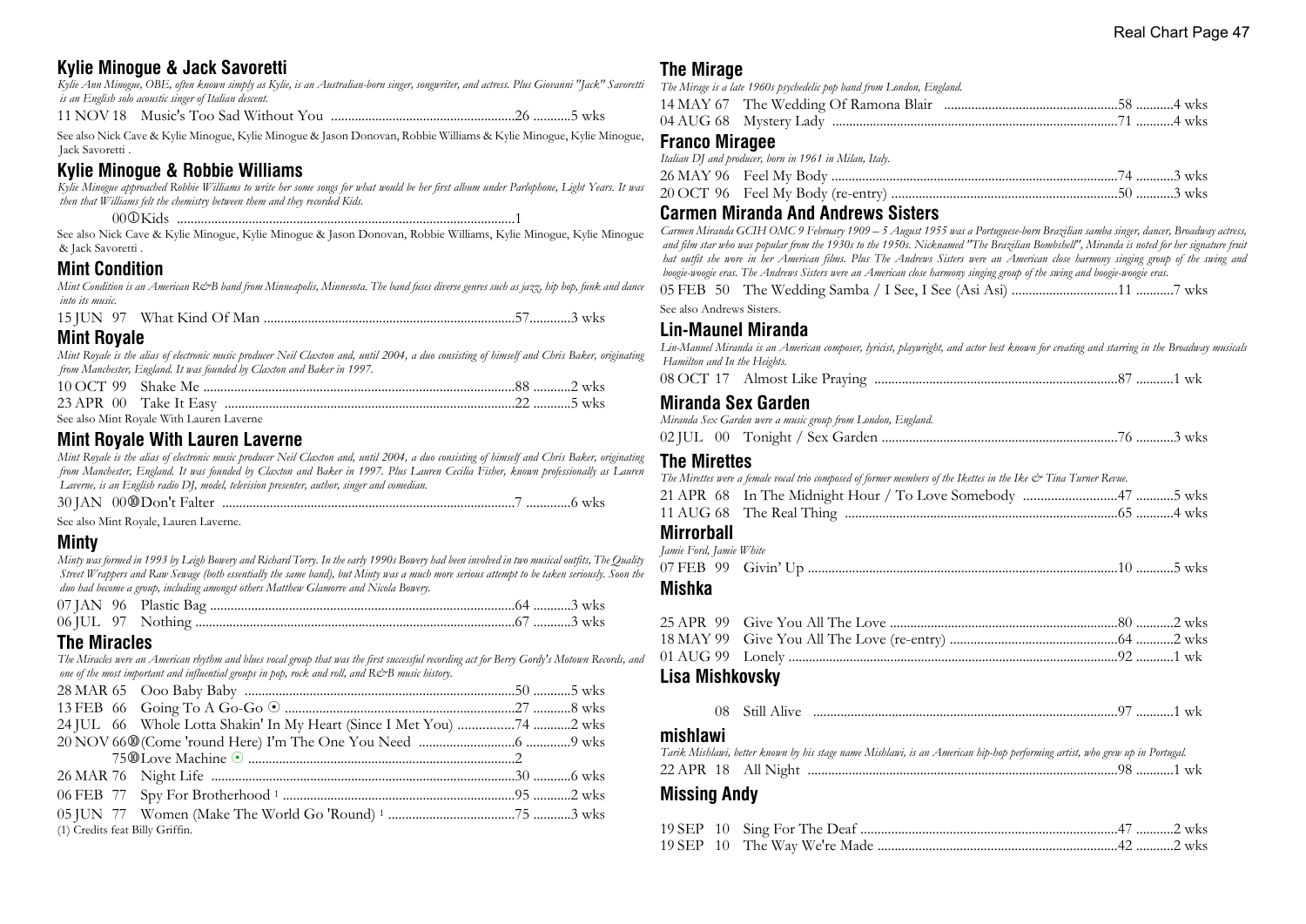## Kylie Minogue & Jack Savoretti

*Kylie Ann Minogue, OBE, often known simply as Kylie, is an Australian-born singer, songwriter, and actress. Plus Giovanni "Jack" Savoretti is an English solo acoustic singer of Italian descent.*

11 NOV 18 Music's Too Sad Without You ....................................................26 ...........5 wks

See also Nick Cave & Kylie Minogue, Kylie Minogue & Jason Donovan, Robbie Williams & Kylie Minogue, Kylie Minogue, Jack Savoretti .

## Kylie Minogue & Robbie Williams

*Kylie Minogue approached Robbie Williams to write her some songs for what would be her first album under Parlophone, Light Years. It was then that Williams felt the chemistry between them and they recorded Kids.*

00①Kids ....................................................................................................1

See also Nick Cave & Kylie Minogue, Kylie Minogue & Jason Donovan, Robbie Williams, Kylie Minogue, Kylie Minogue & Jack Savoretti .

## Mint Condition

*Mint Condition is an American R&B band from Minneapolis, Minnesota. The band fuses diverse genres such as jazz, hip hop, funk and dance into its music.*

15 JUN 97 What Kind Of Man ..........................................................................57............3 wks

## Mint Royale

*Mint Royale is the alias of electronic music producer Neil Claxton and, until 2004, a duo consisting of himself and Chris Baker, originating from Manchester, England. It was founded by Claxton and Baker in 1997.*

10 OCT 99 Shake Me ..........................................................................................88 ...........2 wks
23 APR 00 Take It Easy ....................................................................................22 ...........5 wks

See also Mint Royale With Lauren Laverne

## Mint Royale With Lauren Laverne

*Mint Royale is the alias of electronic music producer Neil Claxton and, until 2004, a duo consisting of himself and Chris Baker, originating from Manchester, England. It was founded by Claxton and Baker in 1997. Plus Lauren Cecilia Fisher, known professionally as Lauren Laverne, is an English radio DJ, model, television presenter, author, singer and comedian.*

30 JAN 00⑩Don't Falter .......................................................................................7 .............6 wks

See also Mint Royale, Lauren Laverne.

## Minty

*Minty was formed in 1993 by Leigh Bowery and Richard Torry. In the early 1990s Bowery had been involved in two musical outfits, The Quality Street Wrappers and Raw Sewage (both essentially the same band), but Minty was a much more serious attempt to be taken seriously. Soon the duo had become a group, including amongst others Matthew Glamorre and Nicola Bowery.*

07 JAN 96 Plastic Bag ..........................................................................................64 ...........3 wks
06 JUL 97 Nothing ................................................................................................67 ...........3 wks

## The Miracles

*The Miracles were an American rhythm and blues vocal group that was the first successful recording act for Berry Gordy's Motown Records, and one of the most important and influential groups in pop, rock and roll, and R&B music history.*

28 MAR 65 Ooo Baby Baby ...............................................................................50 ...........5 wks
13 FEB 66 Going To A Go-Go ⊙ ...................................................................27 ...........8 wks
24 JUL 66 Whole Lotta Shakin' In My Heart (Since I Met You) ................74 ...........2 wks
20 NOV 66⑩(Come 'round Here) I'm The One You Need ............................6 .............9 wks
75⑩Love Machine ⊙ ..............................................................................2
26 MAR 76 Night Life .........................................................................................30 ...........6 wks
06 FEB 77 Spy For Brotherhood [1] ...................................................................95 ...........2 wks
05 JUN 77 Women (Make The World Go 'Round) [1] .....................................75 ...........3 wks

(1) Credits feat Billy Griffin.

## The Mirage

*The Mirage is a late 1960s psychedelic pop band from London, England.*

14 MAY 67 The Wedding Of Ramona Blair ...................................................58 ...........4 wks
04 AUG 68 Mystery Lady ..................................................................................71 ...........4 wks

## Franco Miragee

*Italian DJ and producer, born in 1961 in Milan, Italy.*

26 MAY 96 Feel My Body ...................................................................................74 ...........3 wks
20 OCT 96 Feel My Body (re-entry) .................................................................50 ...........3 wks

## Carmen Miranda And Andrews Sisters

*Carmen Miranda GCIH OMC 9 February 1909 – 5 August 1955 was a Portuguese-born Brazilian samba singer, dancer, Broadway actress, and film star who was popular from the 1930s to the 1950s. Nicknamed "The Brazilian Bombshell", Miranda is noted for her signature fruit hat outfit she wore in her American films. Plus The Andrews Sisters were an American close harmony singing group of the swing and boogie-woogie eras. The Andrews Sisters were an American close harmony singing group of the swing and boogie-woogie eras.*

05 FEB 50 The Wedding Samba / I See, I See (Asi Asi) ...............................11 ...........7 wks

See also Andrews Sisters.

## Lin-Maunel Miranda

*Lin-Manuel Miranda is an American composer, lyricist, playwright, and actor best known for creating and starring in the Broadway musicals Hamilton and In the Heights.*

08 OCT 17 Almost Like Praying ......................................................................87 ...........1 wk

## Miranda Sex Garden

*Miranda Sex Garden were a music group from London, England.*

02 JUL 00 Tonight / Sex Garden ....................................................................76 ...........3 wks

## The Mirettes

*The Mirettes were a female vocal trio composed of former members of the Ikettes in the Ike & Tina Turner Revue.*

21 APR 68 In The Midnight Hour / To Love Somebody ...........................47 ...........5 wks
11 AUG 68 The Real Thing ...............................................................................65 ...........4 wks

## Mirrorball

*Jamie Ford, Jamie White*

07 FEB 99 Givin' Up ..........................................................................................10 ...........5 wks

## Mishka

25 APR 99 Give You All The Love ..................................................................80 ...........2 wks
18 MAY 99 Give You All The Love (re-entry) .................................................64 ...........2 wks
01 AUG 99 Lonely ................................................................................................92 ...........1 wk

## Lisa Mishkovsky

08 Still Alive .........................................................................................97 ...........1 wk

## mishlawi

*Tarik Mishlawi, better known by his stage name Mishlawi, is an American hip-hop performing artist, who grew up in Portugal.*

22 APR 18 All Night ..........................................................................................98 ...........1 wk

## Missing Andy

19 SEP 10 Sing For The Deaf ..........................................................................47 ...........2 wks
19 SEP 10 The Way We're Made .....................................................................42 ...........2 wks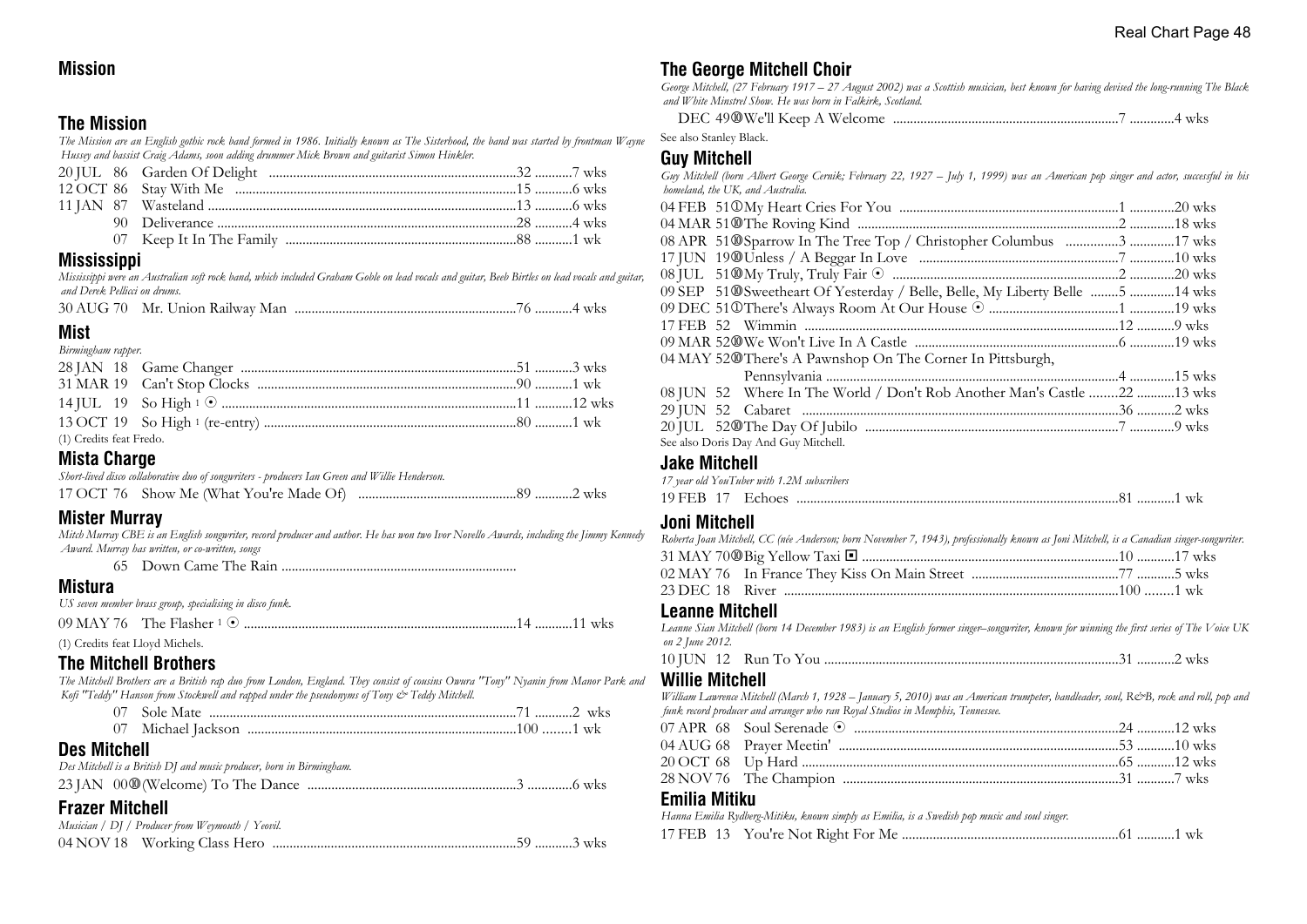## Mission

### The Mission

*The Mission are an English gothic rock band formed in 1986. Initially known as The Sisterhood, the band was started by frontman Wayne Hussey and bassist Craig Adams, soon adding drummer Mick Brown and guitarist Simon Hinkler.*

| Date | Title | Pos | Weeks |
|---|---|---|---|
| 20 JUL 86 | Garden Of Delight | 32 | 7 wks |
| 12 OCT 86 | Stay With Me | 15 | 6 wks |
| 11 JAN 87 | Wasteland | 13 | 6 wks |
| 90 | Deliverance | 28 | 4 wks |
| 07 | Keep It In The Family | 88 | 1 wk |

### Mississippi

*Mississippi were an Australian soft rock band, which included Graham Goble on lead vocals and guitar, Beeb Birtles on lead vocals and guitar, and Derek Pellicci on drums.*

| Date | Title | Pos | Weeks |
|---|---|---|---|
| 30 AUG 70 | Mr. Union Railway Man | 76 | 4 wks |

### Mist

*Birmingham rapper.*

| Date | Title | Pos | Weeks |
|---|---|---|---|
| 28 JAN 18 | Game Changer | 51 | 3 wks |
| 31 MAR 19 | Can't Stop Clocks | 90 | 1 wk |
| 14 JUL 19 | So High [1] ⊙ | 11 | 12 wks |
| 13 OCT 19 | So High [1] (re-entry) | 80 | 1 wk |

(1) Credits feat Fredo.

### Mista Charge

*Short-lived disco collaborative duo of songwriters - producers Ian Green and Willie Henderson.*

| Date | Title | Pos | Weeks |
|---|---|---|---|
| 17 OCT 76 | Show Me (What You're Made Of) | 89 | 2 wks |

### Mister Murray

*Mitch Murray CBE is an English songwriter, record producer and author. He has won two Ivor Novello Awards, including the Jimmy Kennedy Award. Murray has written, or co-written, songs*

| Date | Title | Pos | Weeks |
|---|---|---|---|
| 65 | Down Came The Rain | | |

### Mistura

*US seven member brass group, specialising in disco funk.*

| Date | Title | Pos | Weeks |
|---|---|---|---|
| 09 MAY 76 | The Flasher [1] ⊙ | 14 | 11 wks |

(1) Credits feat Lloyd Michels.

### The Mitchell Brothers

*The Mitchell Brothers are a British rap duo from London, England. They consist of cousins Owura "Tony" Nyanin from Manor Park and Kofi "Teddy" Hanson from Stockwell and rapped under the pseudonyms of Tony & Teddy Mitchell.*

| Date | Title | Pos | Weeks |
|---|---|---|---|
| 07 | Sole Mate | 71 | 2 wks |
| 07 | Michael Jackson | 100 | 1 wk |

### Des Mitchell

*Des Mitchell is a British DJ and music producer, born in Birmingham.*

| Date | Title | Pos | Weeks |
|---|---|---|---|
| 23 JAN 00 | ⓾ (Welcome) To The Dance | 3 | 6 wks |

### Frazer Mitchell

*Musician / DJ / Producer from Weymouth / Yeovil.*

| Date | Title | Pos | Weeks |
|---|---|---|---|
| 04 NOV 18 | Working Class Hero | 59 | 3 wks |

### The George Mitchell Choir

*George Mitchell, (27 February 1917 – 27 August 2002) was a Scottish musician, best known for having devised the long-running The Black and White Minstrel Show. He was born in Falkirk, Scotland.*

| Date | Title | Pos | Weeks |
|---|---|---|---|
| DEC 49 | ⓾ We'll Keep A Welcome | 7 | 4 wks |

See also Stanley Black.

### Guy Mitchell

*Guy Mitchell (born Albert George Cernik; February 22, 1927 – July 1, 1999) was an American pop singer and actor, successful in his homeland, the UK, and Australia.*

| Date | Title | Pos | Weeks |
|---|---|---|---|
| 04 FEB 51 | ① My Heart Cries For You | 1 | 20 wks |
| 04 MAR 51 | ⓾ The Roving Kind | 2 | 18 wks |
| 08 APR 51 | ⓾ Sparrow In The Tree Top / Christopher Columbus | 3 | 17 wks |
| 17 JUN 19 | ⓾ Unless / A Beggar In Love | 7 | 10 wks |
| 08 JUL 51 | ⓾ My Truly, Truly Fair ⊙ | 2 | 20 wks |
| 09 SEP 51 | ⓾ Sweetheart Of Yesterday / Belle, Belle, My Liberty Belle | 5 | 14 wks |
| 09 DEC 51 | ① There's Always Room At Our House ⊙ | 1 | 19 wks |
| 17 FEB 52 | Wimmin | 12 | 9 wks |
| 09 MAR 52 | ⓾ We Won't Live In A Castle | 6 | 19 wks |
| 04 MAY 52 | ⓾ There's A Pawnshop On The Corner In Pittsburgh, Pennsylvania | 4 | 15 wks |
| 08 JUN 52 | Where In The World / Don't Rob Another Man's Castle | 22 | 13 wks |
| 29 JUN 52 | Cabaret | 36 | 2 wks |
| 20 JUL 52 | ⓾ The Day Of Jubilo | 7 | 9 wks |

See also Doris Day And Guy Mitchell.

### Jake Mitchell

*17 year old YouTuber with 1.2M subscribers*

| Date | Title | Pos | Weeks |
|---|---|---|---|
| 19 FEB 17 | Echoes | 81 | 1 wk |

### Joni Mitchell

*Roberta Joan Mitchell, CC (née Anderson; born November 7, 1943), professionally known as Joni Mitchell, is a Canadian singer-songwriter.*

| Date | Title | Pos | Weeks |
|---|---|---|---|
| 31 MAY 70 | ⓾ Big Yellow Taxi ◙ | 10 | 17 wks |
| 02 MAY 76 | In France They Kiss On Main Street | 77 | 5 wks |
| 23 DEC 18 | River | 100 | 1 wk |

### Leanne Mitchell

*Leanne Sian Mitchell (born 14 December 1983) is an English former singer–songwriter, known for winning the first series of The Voice UK on 2 June 2012.*

| Date | Title | Pos | Weeks |
|---|---|---|---|
| 10 JUN 12 | Run To You | 31 | 2 wks |

### Willie Mitchell

*William Lawrence Mitchell (March 1, 1928 – January 5, 2010) was an American trumpeter, bandleader, soul, R&B, rock and roll, pop and funk record producer and arranger who ran Royal Studios in Memphis, Tennessee.*

| Date | Title | Pos | Weeks |
|---|---|---|---|
| 07 APR 68 | Soul Serenade ⊙ | 24 | 12 wks |
| 04 AUG 68 | Prayer Meetin' | 53 | 10 wks |
| 20 OCT 68 | Up Hard | 65 | 12 wks |
| 28 NOV 76 | The Champion | 31 | 7 wks |

### Emilia Mitiku

*Hanna Emilia Rydberg-Mitiku, known simply as Emilia, is a Swedish pop music and soul singer.*

| Date | Title | Pos | Weeks |
|---|---|---|---|
| 17 FEB 13 | You're Not Right For Me | 61 | 1 wk |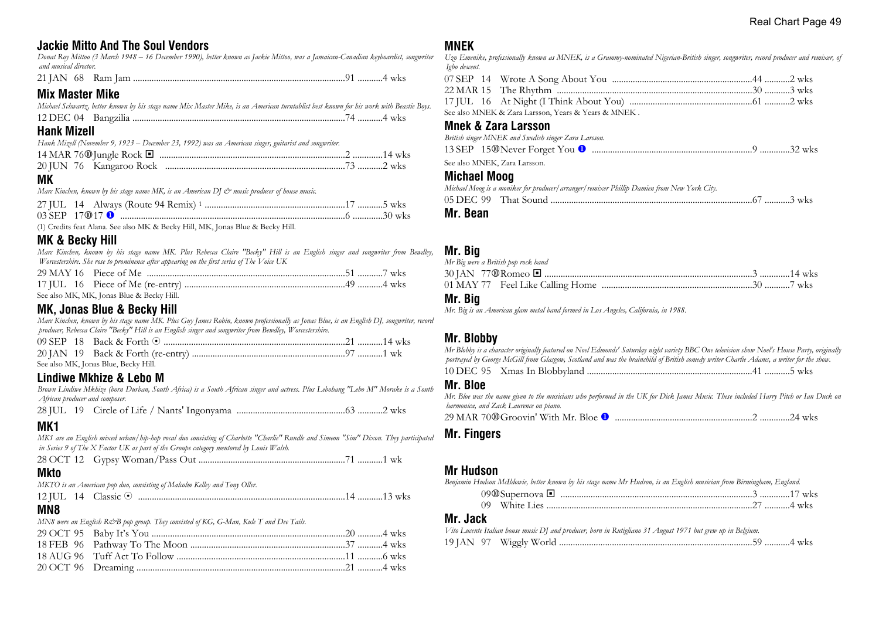## Jackie Mitto And The Soul Vendors

*Donat Roy Mittoo (3 March 1948 – 16 December 1990), better known as Jackie Mittoo, was a Jamaican-Canadian keyboardist, songwriter and musical director.*

21 JAN 68 Ram Jam ....................91 ..........4 wks

## Mix Master Mike

*Michael Schwartz, better known by his stage name Mix Master Mike, is an American turntablist best known for his work with Beastie Boys.*

12 DEC 04 Bangzilia ....................74 ..........4 wks

## Hank Mizell

*Hank Mizell (November 9, 1923 – December 23, 1992) was an American singer, guitarist and songwriter.*

14 MAR 76⑩Jungle Rock ◘ ....................2 ............14 wks
20 JUN 76 Kangaroo Rock ....................73 ..........2 wks

## MK

*Marc Kinchen, known by his stage name MK, is an American DJ & music producer of house music.*

27 JUL 14 Always (Route 94 Remix) [1] ....................17 ..........5 wks
03 SEP 17⑩17 ❶ ....................6 ............30 wks

(1) Credits feat Alana. See also MK & Becky Hill, MK, Jonas Blue & Becky Hill.

## MK & Becky Hill

*Marc Kinchen, known by his stage name MK. Plus Rebecca Claire "Becky" Hill is an English singer and songwriter from Bewdley, Worcestershire. She rose to prominence after appearing on the first series of The Voice UK*

29 MAY 16 Piece of Me ....................51 ..........7 wks
17 JUL 16 Piece of Me (re-entry) ....................49 ..........4 wks

See also MK, MK, Jonas Blue & Becky Hill.

## MK, Jonas Blue & Becky Hill

*Marc Kinchen, known by his stage name MK. Plus Guy James Robin, known professionally as Jonas Blue, is an English DJ, songwriter, record producer, Rebecca Claire "Becky" Hill is an English singer and songwriter from Bewdley, Worcestershire.*

09 SEP 18 Back & Forth ⊙ ....................21 ..........14 wks
20 JAN 19 Back & Forth (re-entry) ....................97 ..........1 wk

See also MK, Jonas Blue, Becky Hill.

## Lindiwe Mkhize & Lebo M

*Brown Lindiwe Mkhize (born Durban, South Africa) is a South African singer and actress. Plus Lebohang "Lebo M" Morake is a South African producer and composer.*

28 JUL 19 Circle of Life / Nants' Ingonyama ....................63 ..........2 wks

## MK1

*MK1 are an English mixed urban/hip-hop vocal duo consisting of Charlotte "Charlie" Rundle and Simeon "Sim" Dixon. They participated in Series 9 of The X Factor UK as part of the Groups category mentored by Louis Walsh.*

28 OCT 12 Gypsy Woman/Pass Out ....................71 ..........1 wk

## Mkto

*MKTO is an American pop duo, consisting of Malcolm Kelley and Tony Oller.*

12 JUL 14 Classic ⊙ ....................14 ..........13 wks

## MN8

*MN8 were an English R&B pop group. They consisted of KG, G-Man, Kule T and Dee Tails.*

29 OCT 95 Baby It's You ....................20 ..........4 wks
18 FEB 96 Pathway To The Moon ....................37 ..........4 wks
18 AUG 96 Tuff Act To Follow ....................11 ..........6 wks
20 OCT 96 Dreaming ....................21 ..........4 wks

## MNEK

*Uzo Emenike, professionally known as MNEK, is a Grammy-nominated Nigerian-British singer, songwriter, record producer and remixer, of Igbo descent.*

07 SEP 14 Wrote A Song About You ....................44 ..........2 wks
22 MAR 15 The Rhythm ....................30 ..........3 wks
17 JUL 16 At Night (I Think About You) ....................61 ..........2 wks

See also MNEK & Zara Larsson, Years & Years & MNEK .

## Mnek & Zara Larsson

*British singer MNEK and Swedish singer Zara Larsson.*

13 SEP 15⑩Never Forget You ❶ ....................9 ............32 wks

See also MNEK, Zara Larsson.

## Michael Moog

*Michael Moog is a moniker for producer/arranger/remixer Phillip Damien from New York City.*

05 DEC 99 That Sound ....................67 ..........3 wks

## Mr. Bean

## Mr. Big

*Mr Big were a British pop rock band*

30 JAN 77⑩Romeo ◘ ....................3 ............14 wks
01 MAY 77 Feel Like Calling Home ....................30 ..........7 wks

## Mr. Big

*Mr. Big is an American glam metal band formed in Los Angeles, California, in 1988.*

## Mr. Blobby

*Mr Blobby is a character originally featured on Noel Edmonds' Saturday night variety BBC One television show Noel's House Party, originally portrayed by George McGill from Glasgow, Scotland and was the brainchild of British comedy writer Charlie Adams, a writer for the show.*

10 DEC 95 Xmas In Blobbyland ....................41 ..........5 wks

## Mr. Bloe

*Mr. Bloe was the name given to the musicians who performed in the UK for Dick James Music. These included Harry Pitch or Ian Duck on harmonica, and Zack Laurence on piano.*

29 MAR 70⑩Groovin' With Mr. Bloe ❶ ....................2 ............24 wks

## Mr. Fingers

## Mr Hudson

*Benjamin Hudson McIldowie, better known by his stage name Mr Hudson, is an English musician from Birmingham, England.*

09⑩Supernova ◘ ....................3 ............17 wks
09 White Lies ....................27 ..........4 wks

## Mr. Jack

*Vito Lucente Italian house music DJ and producer, born in Rutigliano 31 August 1971 but grew up in Belgium.*

19 JAN 97 Wiggly World ....................59 ..........4 wks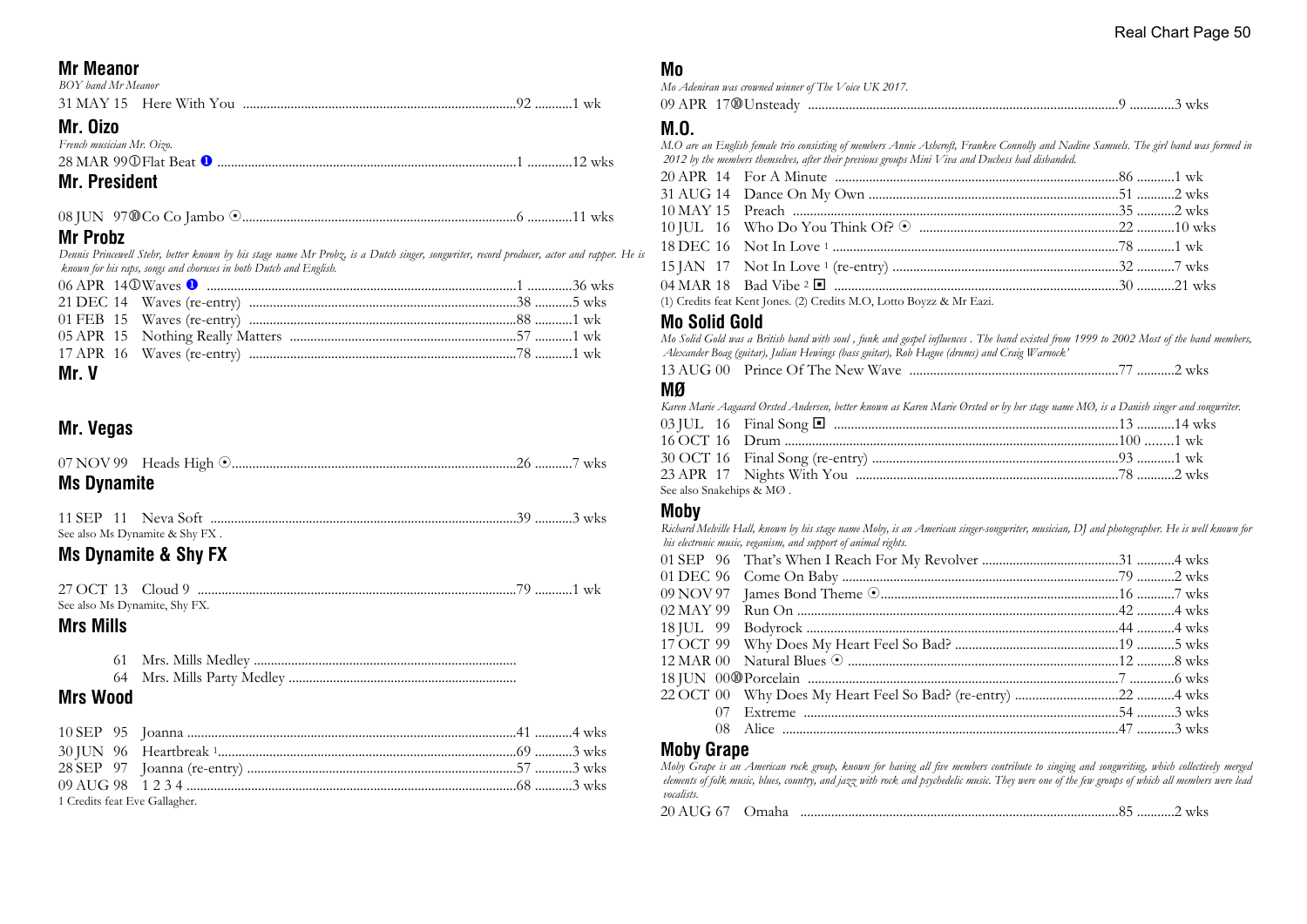## Mr Meanor

*BOY band Mr Meanor*

| Date | Title | Pos | Wks |
|---|---|---|---|
| 31 MAY 15 | Here With You | 92 | 1 wk |

## Mr. Oizo

*French musician Mr. Oizo.*

| Date | Title | Pos | Wks |
|---|---|---|---|
| 28 MAR 99 | ① Flat Beat ❶ | 1 | 12 wks |

## Mr. President

| Date | Title | Pos | Wks |
|---|---|---|---|
| 08 JUN 97 | ⑩ Co Co Jambo ⊙ | 6 | 11 wks |

## Mr Probz

*Dennis Princewell Stehr, better known by his stage name Mr Probz, is a Dutch singer, songwriter, record producer, actor and rapper. He is known for his raps, songs and choruses in both Dutch and English.*

| Date | Title | Pos | Wks |
|---|---|---|---|
| 06 APR 14 | ① Waves ❶ | 1 | 36 wks |
| 21 DEC 14 | Waves (re-entry) | 38 | 5 wks |
| 01 FEB 15 | Waves (re-entry) | 88 | 1 wk |
| 05 APR 15 | Nothing Really Matters | 57 | 1 wk |
| 17 APR 16 | Waves (re-entry) | 78 | 1 wk |

## Mr. V

## Mr. Vegas

| Date | Title | Pos | Wks |
|---|---|---|---|
| 07 NOV 99 | Heads High ⊙ | 26 | 7 wks |

## Ms Dynamite

| Date | Title | Pos | Wks |
|---|---|---|---|
| 11 SEP 11 | Neva Soft | 39 | 3 wks |

See also Ms Dynamite & Shy FX .

## Ms Dynamite & Shy FX

| Date | Title | Pos | Wks |
|---|---|---|---|
| 27 OCT 13 | Cloud 9 | 79 | 1 wk |

See also Ms Dynamite, Shy FX.

## Mrs Mills

| Date | Title | Pos | Wks |
|---|---|---|---|
| 61 | Mrs. Mills Medley | | |
| 64 | Mrs. Mills Party Medley | | |

## Mrs Wood

| Date | Title | Pos | Wks |
|---|---|---|---|
| 10 SEP 95 | Joanna | 41 | 4 wks |
| 30 JUN 96 | Heartbreak [1] | 69 | 3 wks |
| 28 SEP 97 | Joanna (re-entry) | 57 | 3 wks |
| 09 AUG 98 | 1 2 3 4 | 68 | 3 wks |

1 Credits feat Eve Gallagher.

## Mo

*Mo Adeniran was crowned winner of The Voice UK 2017.*

| Date | Title | Pos | Wks |
|---|---|---|---|
| 09 APR 17 | ⑩ Unsteady | 9 | 3 wks |

## M.O.

*M.O are an English female trio consisting of members Annie Ashcroft, Frankee Connolly and Nadine Samuels. The girl band was formed in 2012 by the members themselves, after their previous groups Mini Viva and Duchess had disbanded.*

| Date | Title | Pos | Wks |
|---|---|---|---|
| 20 APR 14 | For A Minute | 86 | 1 wk |
| 31 AUG 14 | Dance On My Own | 51 | 2 wks |
| 10 MAY 15 | Preach | 35 | 2 wks |
| 10 JUL 16 | Who Do You Think Of? ⊙ | 22 | 10 wks |
| 18 DEC 16 | Not In Love [1] | 78 | 1 wk |
| 15 JAN 17 | Not In Love [1] (re-entry) | 32 | 7 wks |
| 04 MAR 18 | Bad Vibe [2] ◘ | 30 | 21 wks |

(1) Credits feat Kent Jones. (2) Credits M.O, Lotto Boyzz & Mr Eazi.

## Mo Solid Gold

*Mo Solid Gold was a British band with soul , funk and gospel influences . The band existed from 1999 to 2002 Most of the band members, Alexander Boag (guitar), Julian Hewings (bass guitar), Rob Hague (drums) and Craig Warnock'*

| Date | Title | Pos | Wks |
|---|---|---|---|
| 13 AUG 00 | Prince Of The New Wave | 77 | 2 wks |

## MØ

*Karen Marie Aagaard Ørsted Andersen, better known as Karen Marie Ørsted or by her stage name MØ, is a Danish singer and songwriter.*

| Date | Title | Pos | Wks |
|---|---|---|---|
| 03 JUL 16 | Final Song ◘ | 13 | 14 wks |
| 16 OCT 16 | Drum | 100 | 1 wk |
| 30 OCT 16 | Final Song (re-entry) | 93 | 1 wk |
| 23 APR 17 | Nights With You | 78 | 2 wks |

See also Snakehips & MØ .

## Moby

*Richard Melville Hall, known by his stage name Moby, is an American singer-songwriter, musician, DJ and photographer. He is well known for his electronic music, veganism, and support of animal rights.*

| Date | Title | Pos | Wks |
|---|---|---|---|
| 01 SEP 96 | That's When I Reach For My Revolver | 31 | 4 wks |
| 01 DEC 96 | Come On Baby | 79 | 2 wks |
| 09 NOV 97 | James Bond Theme ⊙ | 16 | 7 wks |
| 02 MAY 99 | Run On | 42 | 4 wks |
| 18 JUL 99 | Bodyrock | 44 | 4 wks |
| 17 OCT 99 | Why Does My Heart Feel So Bad? | 19 | 5 wks |
| 12 MAR 00 | Natural Blues ⊙ | 12 | 8 wks |
| 18 JUN 00 | ⑩ Porcelain | 7 | 6 wks |
| 22 OCT 00 | Why Does My Heart Feel So Bad? (re-entry) | 22 | 4 wks |
| 07 | Extreme | 54 | 3 wks |
| 08 | Alice | 47 | 3 wks |

## Moby Grape

*Moby Grape is an American rock group, known for having all five members contribute to singing and songwriting, which collectively merged elements of folk music, blues, country, and jazz with rock and psychedelic music. They were one of the few groups of which all members were lead vocalists.*

| Date | Title | Pos | Wks |
|---|---|---|---|
| 20 AUG 67 | Omaha | 85 | 2 wks |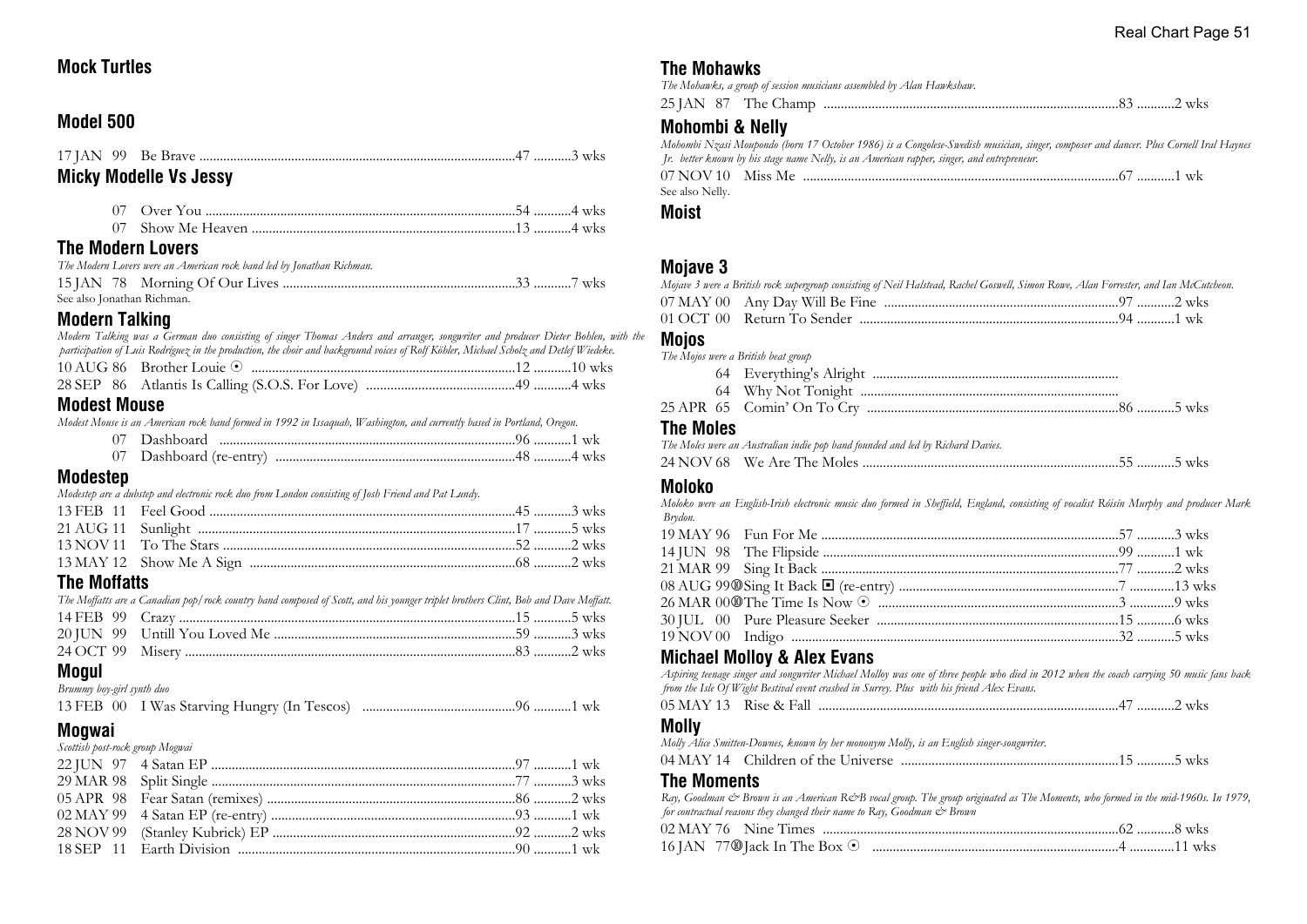## Mock Turtles

## Model 500

17 JAN 99 Be Brave ...........................................................................................47 ...........3 wks

## Micky Modelle Vs Jessy

07 Over You .........................................................................................54 ...........4 wks
07 Show Me Heaven ...........................................................................13 ...........4 wks

## The Modern Lovers

*The Modern Lovers were an American rock band led by Jonathan Richman.*

15 JAN 78 Morning Of Our Lives ...................................................................33 ...........7 wks

See also Jonathan Richman.

## Modern Talking

*Modern Talking was a German duo consisting of singer Thomas Anders and arranger, songwriter and producer Dieter Bohlen, with the participation of Luis Rodríguez in the production, the choir and background voices of Rolf Köhler, Michael Scholz and Detlef Wiedeke.*

10 AUG 86 Brother Louie ⊙ ...........................................................................12 ...........10 wks
28 SEP 86 Atlantis Is Calling (S.O.S. For Love) ...........................................49 ...........4 wks

## Modest Mouse

*Modest Mouse is an American rock band formed in 1992 in Issaquah, Washington, and currently based in Portland, Oregon.*

07 Dashboard .....................................................................................96 ...........1 wk
07 Dashboard (re-entry) .....................................................................48 ...........4 wks

## Modestep

*Modestep are a dubstep and electronic rock duo from London consisting of Josh Friend and Pat Lundy.*

13 FEB 11 Feel Good ........................................................................................45 ...........3 wks
21 AUG 11 Sunlight ...........................................................................................17 ...........5 wks
13 NOV 11 To The Stars ....................................................................................52 ...........2 wks
13 MAY 12 Show Me A Sign ............................................................................68 ...........2 wks

## The Moffatts

*The Moffatts are a Canadian pop/rock country band composed of Scott, and his younger triplet brothers Clint, Bob and Dave Moffatt.*

14 FEB 99 Crazy .................................................................................................15 ...........5 wks
20 JUN 99 Untill You Loved Me .....................................................................59 ...........3 wks
24 OCT 99 Misery ...............................................................................................83 ...........2 wks

## Mogul

*Brummy boy-girl synth duo*

13 FEB 00 I Was Starving Hungry (In Tescos) ............................................96 ...........1 wk

## Mogwai

*Scottish post-rock group Mogwai*

22 JUN 97 4 Satan EP ........................................................................................97 ...........1 wk
29 MAR 98 Split Single ........................................................................................77 ...........3 wks
05 APR 98 Fear Satan (remixes) ........................................................................86 ...........2 wks
02 MAY 99 4 Satan EP (re-entry) ......................................................................93 ...........1 wk
28 NOV 99 (Stanley Kubrick) EP ......................................................................92 ...........2 wks
18 SEP 11 Earth Division ................................................................................90 ...........1 wk

## The Mohawks

*The Mohawks, a group of session musicians assembled by Alan Hawkshaw.*

25 JAN 87 The Champ .....................................................................................83 ...........2 wks

## Mohombi & Nelly

*Mohombi Nzasi Moupondo (born 17 October 1986) is a Congolese-Swedish musician, singer, composer and dancer. Plus Cornell Iral Haynes Jr. better known by his stage name Nelly, is an American rapper, singer, and entrepreneur.*

07 NOV 10 Miss Me ..........................................................................................67 ...........1 wk

See also Nelly.

## Moist

## Mojave 3

*Mojave 3 were a British rock supergroup consisting of Neil Halstead, Rachel Goswell, Simon Rowe, Alan Forrester, and Ian McCutcheon.*

07 MAY 00 Any Day Will Be Fine ...................................................................97 ...........2 wks
01 OCT 00 Return To Sender ..........................................................................94 ...........1 wk

## Mojos

*The Mojos were a British beat group*

64 Everything's Alright .......................................................................
64 Why Not Tonight ...........................................................................
25 APR 65 Comin' On To Cry .........................................................................86 ...........5 wks

## The Moles

*The Moles were an Australian indie pop band founded and led by Richard Davies.*

24 NOV 68 We Are The Moles ..........................................................................55 ...........5 wks

## Moloko

*Moloko were an English-Irish electronic music duo formed in Sheffield, England, consisting of vocalist Róisín Murphy and producer Mark Brydon.*

19 MAY 96 Fun For Me ......................................................................................57 ...........3 wks
14 JUN 98 The Flipside ......................................................................................99 ...........1 wk
21 MAR 99 Sing It Back ......................................................................................77 ...........2 wks
08 AUG 99⑩Sing It Back ◘ (re-entry) ...............................................................7 ...........13 wks
26 MAR 00⑩The Time Is Now ⊙ .....................................................................3 .............9 wks
30 JUL 00 Pure Pleasure Seeker .....................................................................15 ...........6 wks
19 NOV 00 Indigo ..............................................................................................32 ...........5 wks

## Michael Molloy & Alex Evans

*Aspiring teenage singer and songwriter Michael Molloy was one of three people who died in 2012 when the coach carrying 50 music fans back from the Isle Of Wight Bestival event crashed in Surrey. Plus with his friend Alex Evans.*

05 MAY 13 Rise & Fall ......................................................................................47 ...........2 wks

## Molly

*Molly Alice Smitten-Downes, known by her mononym Molly, is an English singer-songwriter.*

04 MAY 14 Children of the Universe ...............................................................15 ...........5 wks

## The Moments

*Ray, Goodman & Brown is an American R&B vocal group. The group originated as The Moments, who formed in the mid-1960s. In 1979, for contractual reasons they changed their name to Ray, Goodman & Brown*

02 MAY 76 Nine Times .....................................................................................62 ...........8 wks
16 JAN 77⑩Jack In The Box ⊙ .......................................................................4 .............11 wks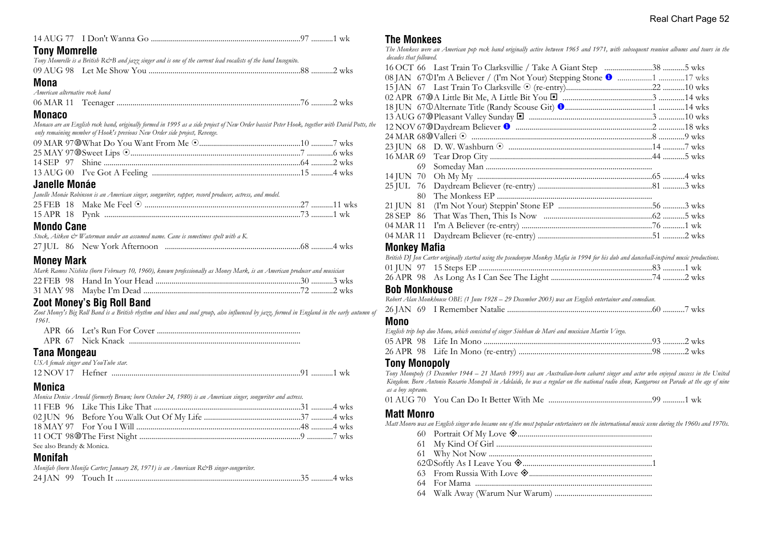14 AUG 77 I Don't Wanna Go ..........97 ..........1 wk

## Tony Momrelle

*Tony Momrelle is a British R&B and jazz singer and is one of the current lead vocalists of the band Incognito.*

09 AUG 98 Let Me Show You ..........88 ..........2 wks

## Mona

*American alternative rock band*

06 MAR 11 Teenager ..........76 ..........2 wks

## Monaco

*Monaco are an English rock band, originally formed in 1995 as a side project of New Order bassist Peter Hook, together with David Potts, the only remaining member of Hook's previous New Order side project, Revenge.*

09 MAR 97⑩What Do You Want From Me ⊙..........10 ..........7 wks
25 MAY 97⑩Sweet Lips ⊙..........7 ..........6 wks
14 SEP 97 Shine ..........64 ..........2 wks
13 AUG 00 I've Got A Feeling ..........15 ..........4 wks

## Janelle Monáe

*Janelle Monáe Robinson is an American singer, songwriter, rapper, record producer, actress, and model.*

25 FEB 18 Make Me Feel ⊙ ..........27 ..........11 wks
15 APR 18 Pynk ..........73 ..........1 wk

## Mondo Cane

*Stock, Aitken & Waterman under an assumed name. Cane is sometimes spelt with a K.*

27 JUL 86 New York Afternoon ..........68 ..........4 wks

## Money Mark

*Mark Ramos Nishita (born February 10, 1960), known professionally as Money Mark, is an American producer and musician*

22 FEB 98 Hand In Your Head ..........30 ..........3 wks
31 MAY 98 Maybe I'm Dead ..........72 ..........2 wks

## Zoot Money's Big Roll Band

*Zoot Money's Big Roll Band is a British rhythm and blues and soul group, also influenced by jazz, formed in England in the early autumn of 1961.*

APR 66 Let's Run For Cover ..........
APR 67 Nick Knack ..........

## Tana Mongeau

*USA female singer and YouTube star.*

12 NOV 17 Hefner ..........91 ..........1 wk

## Monica

*Monica Denise Arnold (formerly Brown; born October 24, 1980) is an American singer, songwriter and actress.*

11 FEB 96 Like This Like That ..........31 ..........4 wks
02 JUN 96 Before You Walk Out Of My Life ..........37 ..........4 wks
18 MAY 97 For You I Will ..........48 ..........4 wks
11 OCT 98⑩The First Night ..........9 ..........7 wks

See also Brandy & Monica.

## Monifah

*Monifah (born Monifa Carter; January 28, 1971) is an American R&B singer-songwriter.*

24 JAN 99 Touch It ..........35 ..........4 wks

## The Monkees

*The Monkees were an American pop rock band originally active between 1965 and 1971, with subsequent reunion albums and tours in the decades that followed.*

16 OCT 66 Last Train To Clarksvillie / Take A Giant Step ..........38 ..........5 wks
08 JAN 67①I'm A Believer / (I'm Not Your) Stepping Stone ❶ ..........1 ..........17 wks
15 JAN 67 Last Train To Clarksville ⊙ (re-entry)..........22 ..........10 wks
02 APR 67⑩A Little Bit Me, A Little Bit You ◘ ..........3 ..........14 wks
18 JUN 67①Alternate Title (Randy Scouse Git) ❶..........1 ..........14 wks
13 AUG 67⑩Pleasant Valley Sunday ◘ ..........3 ..........10 wks
12 NOV 67⑩Daydream Believer ❶ ..........2 ..........18 wks
24 MAR 68⑩Valleri ⊙ ..........8 ..........9 wks
23 JUN 68 D. W. Washburn ⊙ ..........14 ..........7 wks
16 MAR 69 Tear Drop City ..........44 ..........5 wks
69 Someday Man ..........
14 JUN 70 Oh My My ..........65 ..........4 wks
25 JUL 76 Daydream Believer (re-entry) ..........81 ..........3 wks
80 The Monkess EP ..........
21 JUN 81 (I'm Not Your) Steppin' Stone EP ..........56 ..........3 wks
28 SEP 86 That Was Then, This Is Now ..........62 ..........5 wks
04 MAR 11 I'm A Believer (re-entry) ..........76 ..........1 wk
04 MAR 11 Daydream Believer (re-entry) ..........51 ..........2 wks

## Monkey Mafia

*British DJ Jon Carter originally started using the pseudonym Monkey Mafia in 1994 for his dub and dancehall-inspired music productions.*

01 JUN 97 15 Steps EP ..........83 ..........1 wk
26 APR 98 As Long As I Can See The Light ..........74 ..........2 wks

## Bob Monkhouse

*Robert Alan Monkhouse OBE (1 June 1928 – 29 December 2003) was an English entertainer and comedian.*

26 JAN 69 I Remember Natalie ..........60 ..........7 wks

## Mono

*English trip hop duo Mono, which consisted of singer Siobhan de Maré and musician Martin Virgo.*

05 APR 98 Life In Mono ..........93 ..........2 wks
26 APR 98 Life In Mono (re-entry) ..........98 ..........2 wks

## Tony Monopoly

*Tony Monopoly (3 December 1944 – 21 March 1995) was an Australian-born cabaret singer and actor who enjoyed success in the United Kingdom. Born Antonio Rosario Monopoli in Adelaide, he was a regular on the national radio show, Kangaroos on Parade at the age of nine as a boy soprano.*

01 AUG 70 You Can Do It Better With Me ..........99 ..........1 wk

## Matt Monro

*Matt Monro was an English singer who became one of the most popular entertainers on the international music scene during the 1960s and 1970s.*

60 Portrait Of My Love ◈..........
61 My Kind Of Girl ..........
61 Why Not Now ..........
62①Softly As I Leave You ◈..........1
63 From Russia With Love ◈..........
64 For Mama ..........
64 Walk Away (Warum Nur Warum) ..........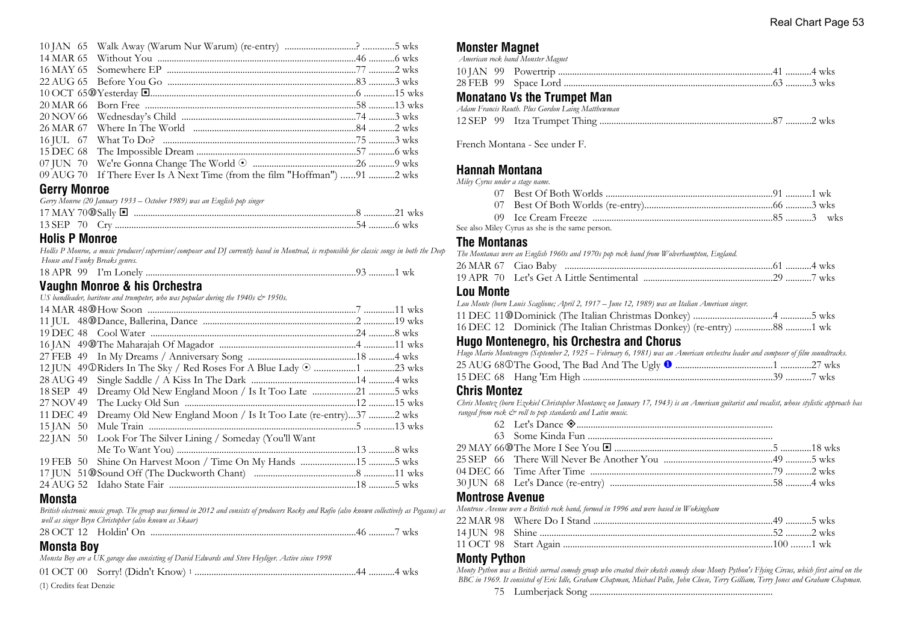| | | | |
|---|---|---|---|
| 10 JAN 65 | Walk Away (Warum Nur Warum) (re-entry) | ? | 5 wks |
| 14 MAR 65 | Without You | 46 | 6 wks |
| 16 MAY 65 | Somewhere EP | 77 | 2 wks |
| 22 AUG 65 | Before You Go | 83 | 3 wks |
| 10 OCT 65⑩ | Yesterday ◘ | 6 | 15 wks |
| 20 MAR 66 | Born Free | 58 | 13 wks |
| 20 NOV 66 | Wednesday's Child | 74 | 3 wks |
| 26 MAR 67 | Where In The World | 84 | 2 wks |
| 16 JUL 67 | What To Do? | 75 | 3 wks |
| 15 DEC 68 | The Impossible Dream | 57 | 6 wks |
| 07 JUN 70 | We're Gonna Change The World ⊙ | 26 | 9 wks |
| 09 AUG 70 | If There Ever Is A Next Time (from the film "Hoffman") | 91 | 2 wks |

## Gerry Monroe

*Gerry Monroe (20 January 1933 – October 1989) was an English pop singer*

| | | | |
|---|---|---|---|
| 17 MAY 70⑩ | Sally ◘ | 8 | 21 wks |
| 13 SEP 70 | Cry | 54 | 6 wks |

## Holis P Monroe

*Hollis P Monroe, a music producer/supervisor/composer and DJ currently based in Montreal, is responsible for classic songs in both the Deep House and Funky Breaks genres.*

| | | | |
|---|---|---|---|
| 18 APR 99 | I'm Lonely | 93 | 1 wk |

## Vaughn Monroe & his Orchestra

*US bandleader, baritone and trumpeter, who was popular during the 1940s & 1950s.*

| | | | |
|---|---|---|---|
| 14 MAR 48⑩ | How Soon | 7 | 11 wks |
| 11 JUL 48⑩ | Dance, Ballerina, Dance | 2 | 19 wks |
| 19 DEC 48 | Cool Water | 24 | 8 wks |
| 16 JAN 49⑩ | The Maharajah Of Magador | 4 | 11 wks |
| 27 FEB 49 | In My Dreams / Anniversary Song | 18 | 4 wks |
| 12 JUN 49① | Riders In The Sky / Red Roses For A Blue Lady ⊙ | 1 | 23 wks |
| 28 AUG 49 | Single Saddle / A Kiss In The Dark | 14 | 4 wks |
| 18 SEP 49 | Dreamy Old New England Moon / Is It Too Late | 21 | 5 wks |
| 27 NOV 49 | The Lucky Old Sun | 12 | 15 wks |
| 11 DEC 49 | Dreamy Old New England Moon / Is It Too Late (re-entry) | 37 | 2 wks |
| 15 JAN 50 | Mule Train | 5 | 13 wks |
| 22 JAN 50 | Look For The Silver Lining / Someday (You'll Want Me To Want You) | 13 | 8 wks |
| 19 FEB 50 | Shine On Harvest Moon / Time On My Hands | 15 | 5 wks |
| 17 JUN 51⑩ | Sound Off (The Duckworth Chant) | 8 | 11 wks |
| 24 AUG 52 | Idaho State Fair | 18 | 5 wks |

## Monsta

*British electronic music group. The group was formed in 2012 and consists of producers Rocky and Rufio (also known collectively as Pegasus) as well as singer Bryn Christopher (also known as Skaar)*

| | | | |
|---|---|---|---|
| 28 OCT 12 | Holdin' On | 46 | 7 wks |

## Monsta Boy

*Monsta Boy are a UK garage duo consisting of David Edwards and Steve Heyliger. Active since 1998*

| | | | |
|---|---|---|---|
| 01 OCT 00 | Sorry! (Didn't Know) [1] | 44 | 4 wks |

(1) Credits feat Denzie

## Monster Magnet

*American rock band Monster Magnet*

| | | | |
|---|---|---|---|
| 10 JAN 99 | Powertrip | 41 | 4 wks |
| 28 FEB 99 | Space Lord | 63 | 3 wks |

## Monatano Vs the Trumpet Man

*Adam Francis Routh. Plus Gordon Laing Matthewman*

| | | | |
|---|---|---|---|
| 12 SEP 99 | Itza Trumpet Thing | 87 | 2 wks |

French Montana - See under F.

## Hannah Montana

*Miley Cyrus under a stage name.*

| | | | |
|---|---|---|---|
| 07 | Best Of Both Worlds | 91 | 1 wk |
| 07 | Best Of Both Worlds (re-entry) | 66 | 3 wks |
| 09 | Ice Cream Freeze | 85 | 3 wks |

See also Miley Cyrus as she is the same person.

## The Montanas

*The Montanas were an English 1960s and 1970s pop rock band from Wolverhampton, England.*

| | | | |
|---|---|---|---|
| 26 MAR 67 | Ciao Baby | 61 | 4 wks |
| 19 APR 70 | Let's Get A Little Sentimental | 29 | 7 wks |

## Lou Monte

*Lou Monte (born Louis Scaglione; April 2, 1917 – June 12, 1989) was an Italian American singer.*

| | | | |
|---|---|---|---|
| 11 DEC 11⑩ | Dominick (The Italian Christmas Donkey) | 4 | 5 wks |
| 16 DEC 12 | Dominick (The Italian Christmas Donkey) (re-entry) | 88 | 1 wk |

## Hugo Montenegro, his Orchestra and Chorus

*Hugo Mario Montenegro (September 2, 1925 – February 6, 1981) was an American orchestra leader and composer of film soundtracks.*

| | | | |
|---|---|---|---|
| 25 AUG 68① | The Good, The Bad And The Ugly ❶ | 1 | 27 wks |
| 15 DEC 68 | Hang 'Em High | 39 | 7 wks |

## Chris Montez

*Chris Montez (born Ezekiel Christopher Montanez on January 17, 1943) is an American guitarist and vocalist, whose stylistic approach has ranged from rock & roll to pop standards and Latin music.*

| | | | |
|---|---|---|---|
| 62 | Let's Dance ◈ | | |
| 63 | Some Kinda Fun | | |
| 29 MAY 66⑩ | The More I See You ◘ | 5 | 18 wks |
| 25 SEP 66 | There Will Never Be Another You | 49 | 5 wks |
| 04 DEC 66 | Time After Time | 79 | 2 wks |
| 30 JUN 68 | Let's Dance (re-entry) | 58 | 4 wks |

## Montrose Avenue

*Montrose Avenue were a British rock band, formed in 1996 and were based in Wokingham*

| | | | |
|---|---|---|---|
| 22 MAR 98 | Where Do I Stand | 49 | 5 wks |
| 14 JUN 98 | Shine | 52 | 2 wks |
| 11 OCT 98 | Start Again | 100 | 1 wk |

## Monty Python

*Monty Python was a British surreal comedy group who created their sketch comedy show Monty Python's Flying Circus, which first aired on the BBC in 1969. It consisted of Eric Idle, Graham Chapman, Michael Palin, John Cleese, Terry Gilliam, Terry Jones and Graham Chapman.*

| | | | |
|---|---|---|---|
| 75 | Lumberjack Song | | |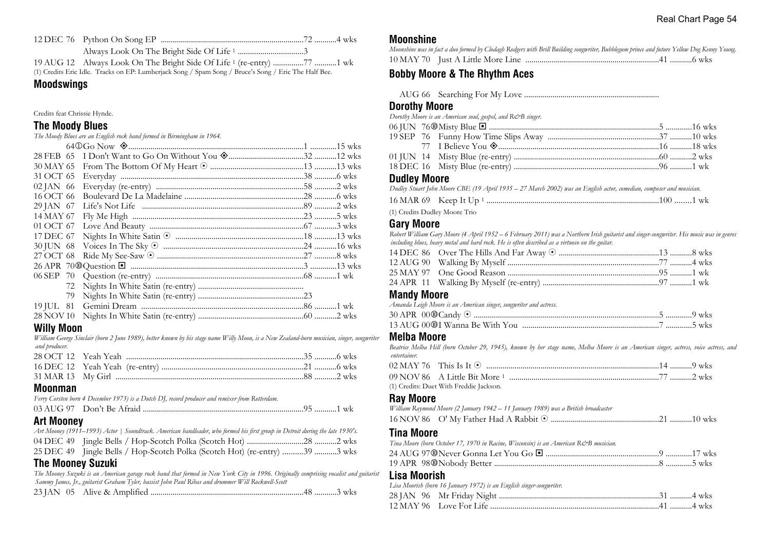| | | | |
|---|---|---|---|
| 12 DEC 76 | Python On Song EP | 72 | 4 wks |
| | Always Look On The Bright Side Of Life [1] | 3 | |
| 19 AUG 12 | Always Look On The Bright Side Of Life [1] (re-entry) | 77 | 1 wk |

(1) Credits Eric Idle. Tracks on EP: Lumberjack Song / Spam Song / Bruce's Song / Eric The Half Bee.

## Moodswings

Credits feat Chrissie Hynde.

## The Moody Blues

*The Moody Blues are an English rock band formed in Birmingham in 1964.*

| | | | |
|---|---|---|---|
| 64① | Go Now ◈ | 1 | 15 wks |
| 28 FEB 65 | I Don't Want to Go On Without You ◈ | 32 | 12 wks |
| 30 MAY 65 | From The Bottom Of My Heart ⊙ | 13 | 13 wks |
| 31 OCT 65 | Everyday | 38 | 6 wks |
| 02 JAN 66 | Everyday (re-entry) | 58 | 2 wks |
| 16 OCT 66 | Boulevard De La Madelaine | 28 | 6 wks |
| 29 JAN 67 | Life's Not Life | 89 | 2 wks |
| 14 MAY 67 | Fly Me High | 23 | 5 wks |
| 01 OCT 67 | Love And Beauty | 67 | 3 wks |
| 17 DEC 67 | Nights In White Satin ⊙ | 18 | 13 wks |
| 30 JUN 68 | Voices In The Sky ⊙ | 24 | 16 wks |
| 27 OCT 68 | Ride My See-Saw ⊙ | 27 | 8 wks |
| 26 APR 70⑩ | Question ◙ | 3 | 13 wks |
| 06 SEP 70 | Question (re-entry) | 68 | 1 wk |
| 72 | Nights In White Satin (re-entry) | | |
| 79 | Nights In White Satin (re-entry) | 23 | |
| 19 JUL 81 | Gemini Dream | 86 | 1 wk |
| 28 NOV 10 | Nights In White Satin (re-entry) | 60 | 2 wks |

## Willy Moon

*William George Sinclair (born 2 June 1989), better known by his stage name Willy Moon, is a New Zealand-born musician, singer, songwriter and producer.*

| | | | |
|---|---|---|---|
| 28 OCT 12 | Yeah Yeah | 35 | 6 wks |
| 16 DEC 12 | Yeah Yeah (re-entry) | 21 | 6 wks |
| 31 MAR 13 | My Girl | 88 | 2 wks |

## Moonman

*Ferry Corsten born 4 December 1973) is a Dutch DJ, record producer and remixer from Rotterdam.*

| | | | |
|---|---|---|---|
| 03 AUG 97 | Don't Be Afraid | 95 | 1 wk |

## Art Mooney

*Art Mooney (1911–1993) Actor | Soundtrack. American bandleader, who formed his first group in Detroit during the late 1930's.*

| | | | |
|---|---|---|---|
| 04 DEC 49 | Jingle Bells / Hop-Scotch Polka (Scotch Hot) | 28 | 2 wks |
| 25 DEC 49 | Jingle Bells / Hop-Scotch Polka (Scotch Hot) (re-entry) | 39 | 3 wks |

## The Mooney Suzuki

*The Mooney Suzuki is an American garage rock band that formed in New York City in 1996. Originally comprising vocalist and guitarist Sammy James, Jr., guitarist Graham Tyler, bassist John Paul Ribas and drummer Will Rockwell-Scott*

| | | | |
|---|---|---|---|
| 23 JAN 05 | Alive & Amplified | 48 | 3 wks |

## Moonshine

*Moonshine was in fact a duo formed by Clodagh Rodgers with Brill Building songwriter, Bubblegum prince and future Yellow Dog Kenny Young.*

| | | | |
|---|---|---|---|
| 10 MAY 70 | Just A Little More Line | 41 | 6 wks |

## Bobby Moore & The Rhythm Aces

| | | | |
|---|---|---|---|
| AUG 66 | Searching For My Love | | |

## Dorothy Moore

*Dorothy Moore is an American soul, gospel, and R&B singer.*

| | | | |
|---|---|---|---|
| 06 JUN 76⑩ | Misty Blue ◙ | 5 | 16 wks |
| 19 SEP 76 | Funny How Time Slips Away | 37 | 10 wks |
| 77 | I Believe You ◈ | 16 | 18 wks |
| 01 JUN 14 | Misty Blue (re-entry) | 60 | 2 wks |
| 18 DEC 16 | Misty Blue (re-entry) | 96 | 1 wk |

## Dudley Moore

*Dudley Stuart John Moore CBE (19 April 1935 – 27 March 2002) was an English actor, comedian, composer and musician.*

| | | | |
|---|---|---|---|
| 16 MAR 69 | Keep It Up [1] | 100 | 1 wk |

(1) Credits Dudley Moore Trio

## Gary Moore

*Robert William Gary Moore (4 April 1952 – 6 February 2011) was a Northern Irish guitarist and singer-songwriter. His music was in genres including blues, heavy metal and hard rock. He is often described as a virtuoso on the guitar.*

| | | | |
|---|---|---|---|
| 14 DEC 86 | Over The Hills And Far Away ⊙ | 13 | 8 wks |
| 12 AUG 90 | Walking By Myself | 77 | 4 wks |
| 25 MAY 97 | One Good Reason | 95 | 1 wk |
| 24 APR 11 | Walking By Myself (re-entry) | 97 | 1 wk |

## Mandy Moore

*Amanda Leigh Moore is an American singer, songwriter and actress.*

| | | | |
|---|---|---|---|
| 30 APR 00⑩ | Candy ⊙ | 5 | 9 wks |
| 13 AUG 00⑩ | I Wanna Be With You | 7 | 5 wks |

## Melba Moore

*Beatrice Melba Hill (born October 29, 1945), known by her stage name, Melba Moore is an American singer, actress, voice actress, and entertainer.*

| | | | |
|---|---|---|---|
| 02 MAY 76 | This Is It ⊙ | 14 | 9 wks |
| 09 NOV 86 | A Little Bit More [1] | 77 | 2 wks |

(1) Credits: Duet With Freddie Jackson.

## Ray Moore

*William Raymond Moore (2 January 1942 – 11 January 1989) was a British broadcaster*

| | | | |
|---|---|---|---|
| 16 NOV 86 | O' My Father Had A Rabbit ⊙ | 21 | 10 wks |

## Tina Moore

*Tina Moore (born October 17, 1970 in Racine, Wisconsin) is an American R&B musician.*

| | | | |
|---|---|---|---|
| 24 AUG 97⑩ | Never Gonna Let You Go ◙ | 9 | 17 wks |
| 19 APR 98⑩ | Nobody Better | 8 | 5 wks |

## Lisa Moorish

*Lisa Moorish (born 16 January 1972) is an English singer-songwriter.*

| | | | |
|---|---|---|---|
| 28 JAN 96 | Mr Friday Night | 31 | 4 wks |
| 12 MAY 96 | Love For Life | 41 | 4 wks |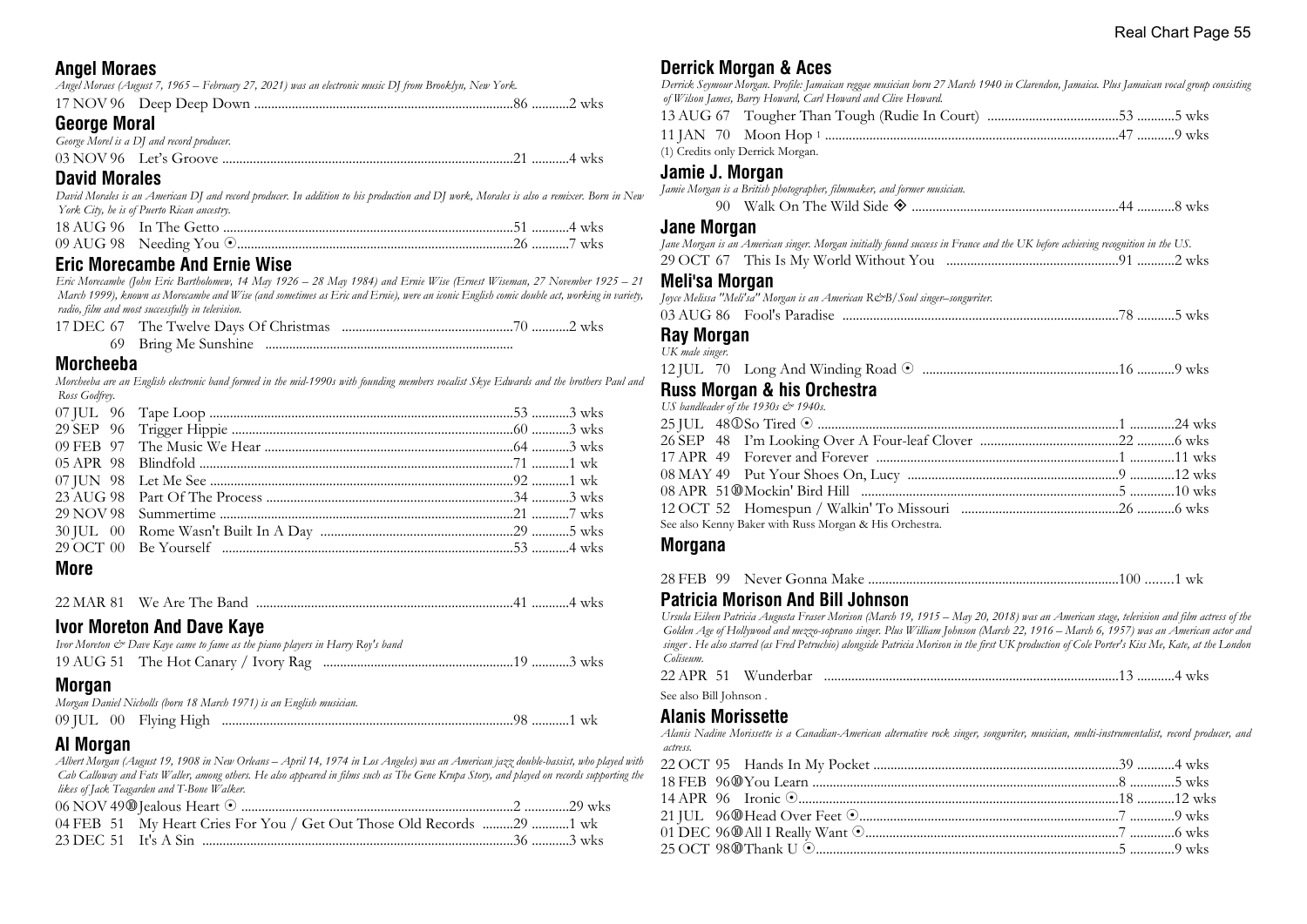## Angel Moraes

*Angel Moraes (August 7, 1965 – February 27, 2021) was an electronic music DJ from Brooklyn, New York.*

17 NOV 96 Deep Deep Down ....86 ....2 wks

## George Moral

*George Morel is a DJ and record producer.*

03 NOV 96 Let's Groove ....21 ....4 wks

## David Morales

*David Morales is an American DJ and record producer. In addition to his production and DJ work, Morales is also a remixer. Born in New York City, he is of Puerto Rican ancestry.*

18 AUG 96 In The Ghetto ....51 ....4 wks
09 AUG 98 Needing You ⊙....26 ....7 wks

## Eric Morecambe And Ernie Wise

*Eric Morecambe (John Eric Bartholomew, 14 May 1926 – 28 May 1984) and Ernie Wise (Ernest Wiseman, 27 November 1925 – 21 March 1999), known as Morecambe and Wise (and sometimes as Eric and Ernie), were an iconic English comic double act, working in variety, radio, film and most successfully in television.*

17 DEC 67 The Twelve Days Of Christmas ....70 ....2 wks
69 Bring Me Sunshine ....

## Morcheeba

*Morcheeba are an English electronic band formed in the mid-1990s with founding members vocalist Skye Edwards and the brothers Paul and Ross Godfrey.*

07 JUL 96 Tape Loop ....53 ....3 wks
29 SEP 96 Trigger Hippie ....60 ....3 wks
09 FEB 97 The Music We Hear ....64 ....3 wks
05 APR 98 Blindfold ....71 ....1 wk
07 JUN 98 Let Me See ....92 ....1 wk
23 AUG 98 Part Of The Process ....34 ....3 wks
29 NOV 98 Summertime ....21 ....7 wks
30 JUL 00 Rome Wasn't Built In A Day ....29 ....5 wks
29 OCT 00 Be Yourself ....53 ....4 wks

## More

22 MAR 81 We Are The Band ....41 ....4 wks

## Ivor Moreton And Dave Kaye

*Ivor Moreton & Dave Kaye came to fame as the piano players in Harry Roy's band*

19 AUG 51 The Hot Canary / Ivory Rag ....19 ....3 wks

## Morgan

*Morgan Daniel Nicholls (born 18 March 1971) is an English musician.*

09 JUL 00 Flying High ....98 ....1 wk

## Al Morgan

*Albert Morgan (August 19, 1908 in New Orleans – April 14, 1974 in Los Angeles) was an American jazz double-bassist, who played with Cab Calloway and Fats Waller, among others. He also appeared in films such as The Gene Krupa Story, and played on records supporting the likes of Jack Teagarden and T-Bone Walker.*

06 NOV 49⑩Jealous Heart ⊙....2 ....29 wks
04 FEB 51 My Heart Cries For You / Get Out Those Old Records ....29 ....1 wk
23 DEC 51 It's A Sin ....36 ....3 wks

## Derrick Morgan & Aces

*Derrick Seymour Morgan. Profile: Jamaican reggae musician born 27 March 1940 in Clarendon, Jamaica. Plus Jamaican vocal group consisting of Wilson James, Barry Howard, Carl Howard and Clive Howard.*

13 AUG 67 Tougher Than Tough (Rudie In Court) ....53 ....5 wks
11 JAN 70 Moon Hop [1] ....47 ....9 wks

(1) Credits only Derrick Morgan.

## Jamie J. Morgan

*Jamie Morgan is a British photographer, filmmaker, and former musician.*

90 Walk On The Wild Side ◈ ....44 ....8 wks

## Jane Morgan

*Jane Morgan is an American singer. Morgan initially found success in France and the UK before achieving recognition in the US.*

29 OCT 67 This Is My World Without You ....91 ....2 wks

## Meli'sa Morgan

*Joyce Melissa "Meli'sa" Morgan is an American R&B/Soul singer–songwriter.*

03 AUG 86 Fool's Paradise ....78 ....5 wks

## Ray Morgan

*UK male singer.*

12 JUL 70 Long And Winding Road ⊙ ....16 ....9 wks

## Russ Morgan & his Orchestra

*US bandleader of the 1930s & 1940s.*

25 JUL 48①So Tired ⊙ ....1 ....24 wks
26 SEP 48 I'm Looking Over A Four-leaf Clover ....22 ....6 wks
17 APR 49 Forever and Forever ....1 ....11 wks
08 MAY 49 Put Your Shoes On, Lucy ....9 ....12 wks
08 APR 51⑩Mockin' Bird Hill ....5 ....10 wks
12 OCT 52 Homespun / Walkin' To Missouri ....26 ....6 wks

See also Kenny Baker with Russ Morgan & His Orchestra.

## Morgana

28 FEB 99 Never Gonna Make ....100 ....1 wk

## Patricia Morison And Bill Johnson

*Ursula Eileen Patricia Augusta Fraser Morison (March 19, 1915 – May 20, 2018) was an American stage, television and film actress of the Golden Age of Hollywood and mezzo-soprano singer. Plus William Johnson (March 22, 1916 – March 6, 1957) was an American actor and singer . He also starred (as Fred Petruchio) alongside Patricia Morison in the first UK production of Cole Porter's Kiss Me, Kate, at the London Coliseum.*

22 APR 51 Wunderbar ....13 ....4 wks

See also Bill Johnson .

## Alanis Morissette

*Alanis Nadine Morissette is a Canadian-American alternative rock singer, songwriter, musician, multi-instrumentalist, record producer, and actress.*

22 OCT 95 Hands In My Pocket ....39 ....4 wks
18 FEB 96⑩You Learn ....8 ....5 wks
14 APR 96 Ironic ⊙....18 ....12 wks
21 JUL 96⑩Head Over Feet ⊙....7 ....9 wks
01 DEC 96⑩All I Really Want ⊙....7 ....6 wks
25 OCT 98⑩Thank U ⊙....5 ....9 wks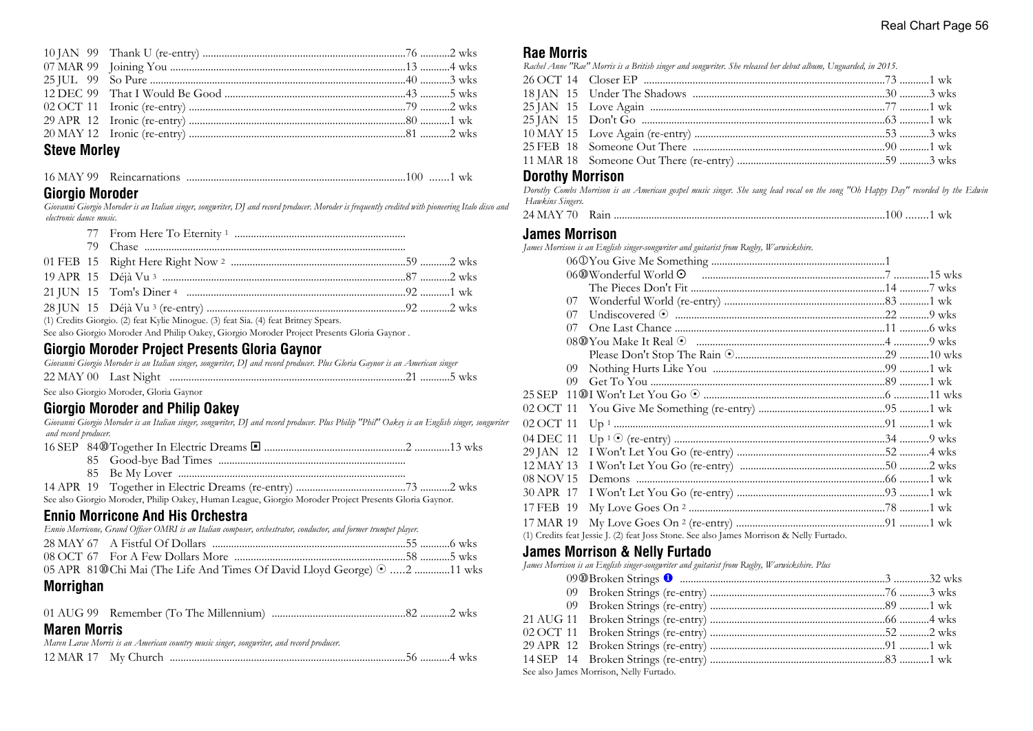| Date | Title | Pos | Wks |
|---|---|---|---|
| 10 JAN 99 | Thank U (re-entry) | 76 | 2 wks |
| 07 MAR 99 | Joining You | 13 | 4 wks |
| 25 JUL 99 | So Pure | 40 | 3 wks |
| 12 DEC 99 | That I Would Be Good | 43 | 5 wks |
| 02 OCT 11 | Ironic (re-entry) | 79 | 2 wks |
| 29 APR 12 | Ironic (re-entry) | 80 | 1 wk |
| 20 MAY 12 | Ironic (re-entry) | 81 | 2 wks |

## Steve Morley

| Date | Title | Pos | Wks |
|---|---|---|---|
| 16 MAY 99 | Reincarnations | 100 | 1 wk |

## Giorgio Moroder

*Giovanni Giorgio Moroder is an Italian singer, songwriter, DJ and record producer. Moroder is frequently credited with pioneering Italo disco and electronic dance music.*

| Date | Title | Pos | Wks |
|---|---|---|---|
| 77 | From Here To Eternity [1] | | |
| 79 | Chase | | |
| 01 FEB 15 | Right Here Right Now [2] | 59 | 2 wks |
| 19 APR 15 | Déjà Vu [3] | 87 | 2 wks |
| 21 JUN 15 | Tom's Diner [4] | 92 | 1 wk |
| 28 JUN 15 | Déjà Vu [3] (re-entry) | 92 | 2 wks |

(1) Credits Giorgio. (2) feat Kylie Minogue. (3) feat Sia. (4) feat Britney Spears.

See also Giorgio Moroder And Philip Oakey, Giorgio Moroder Project Presents Gloria Gaynor .

## Giorgio Moroder Project Presents Gloria Gaynor

*Giovanni Giorgio Moroder is an Italian singer, songwriter, DJ and record producer. Plus Gloria Gaynor is an American singer*

| Date | Title | Pos | Wks |
|---|---|---|---|
| 22 MAY 00 | Last Night | 21 | 5 wks |

See also Giorgio Moroder, Gloria Gaynor

## Giorgio Moroder and Philip Oakey

*Giovanni Giorgio Moroder is an Italian singer, songwriter, DJ and record producer. Plus Philip "Phil" Oakey is an English singer, songwriter and record producer.*

| Date | Title | Pos | Wks |
|---|---|---|---|
| 16 SEP 84⑩ | Together In Electric Dreams ◘ | 2 | 13 wks |
| 85 | Good-bye Bad Times | | |
| 85 | Be My Lover | | |
| 14 APR 19 | Together in Electric Dreams (re-entry) | 73 | 2 wks |

See also Giorgio Moroder, Philip Oakey, Human League, Giorgio Moroder Project Presents Gloria Gaynor.

## Ennio Morricone And His Orchestra

*Ennio Morricone, Grand Officer OMRI is an Italian composer, orchestrator, conductor, and former trumpet player.*

| Date | Title | Pos | Wks |
|---|---|---|---|
| 28 MAY 67 | A Fistful Of Dollars | 55 | 6 wks |
| 08 OCT 67 | For A Few Dollars More | 58 | 5 wks |
| 05 APR 81⑩ | Chi Mai (The Life And Times Of David Lloyd George) ⊙ | 2 | 11 wks |

## Morrighan

| Date | Title | Pos | Wks |
|---|---|---|---|
| 01 AUG 99 | Remember (To The Millennium) | 82 | 2 wks |

## Maren Morris

*Maren Larae Morris is an American country music singer, songwriter, and record producer.*

| Date | Title | Pos | Wks |
|---|---|---|---|
| 12 MAR 17 | My Church | 56 | 4 wks |

## Rae Morris

*Rachel Anne "Rae" Morris is a British singer and songwriter. She released her debut album, Unguarded, in 2015.*

| Date | Title | Pos | Wks |
|---|---|---|---|
| 26 OCT 14 | Closer EP | 73 | 1 wk |
| 18 JAN 15 | Under The Shadows | 30 | 3 wks |
| 25 JAN 15 | Love Again | 77 | 1 wk |
| 25 JAN 15 | Don't Go | 63 | 1 wk |
| 10 MAY 15 | Love Again (re-entry) | 53 | 3 wks |
| 25 FEB 18 | Someone Out There | 90 | 1 wk |
| 11 MAR 18 | Someone Out There (re-entry) | 59 | 3 wks |

## Dorothy Morrison

*Dorothy Combs Morrison is an American gospel music singer. She sang lead vocal on the song "Oh Happy Day" recorded by the Edwin Hawkins Singers.*

| Date | Title | Pos | Wks |
|---|---|---|---|
| 24 MAY 70 | Rain | 100 | 1 wk |

## James Morrison

*James Morrison is an English singer-songwriter and guitarist from Rugby, Warwickshire.*

| Date | Title | Pos | Wks |
|---|---|---|---|
| 06① | You Give Me Something | 1 | |
| 06⑩ | Wonderful World ⊙ | 7 | 15 wks |
| | The Pieces Don't Fit | 14 | 7 wks |
| 07 | Wonderful World (re-entry) | 83 | 1 wk |
| 07 | Undiscovered ⊙ | 22 | 9 wks |
| 07 | One Last Chance | 11 | 6 wks |
| 08⑩ | You Make It Real ⊙ | 4 | 9 wks |
| | Please Don't Stop The Rain ⊙ | 29 | 10 wks |
| 09 | Nothing Hurts Like You | 99 | 1 wk |
| 09 | Get To You | 89 | 1 wk |
| 25 SEP 11⑩ | I Won't Let You Go ⊙ | 6 | 11 wks |
| 02 OCT 11 | You Give Me Something (re-entry) | 95 | 1 wk |
| 02 OCT 11 | Up [1] | 91 | 1 wk |
| 04 DEC 11 | Up [1] ⊙ (re-entry) | 34 | 9 wks |
| 29 JAN 12 | I Won't Let You Go (re-entry) | 52 | 4 wks |
| 12 MAY 13 | I Won't Let You Go (re-entry) | 50 | 2 wks |
| 08 NOV 15 | Demons | 66 | 1 wk |
| 30 APR 17 | I Won't Let You Go (re-entry) | 93 | 1 wk |
| 17 FEB 19 | My Love Goes On [2] | 78 | 1 wk |
| 17 MAR 19 | My Love Goes On [2] (re-entry) | 91 | 1 wk |

(1) Credits feat Jessie J. (2) feat Joss Stone. See also James Morrison & Nelly Furtado.

## James Morrison & Nelly Furtado

*James Morrison is an English singer-songwriter and guitarist from Rugby, Warwickshire. Plus*

| Date | Title | Pos | Wks |
|---|---|---|---|
| 09⑩ | Broken Strings ❶ | 3 | 32 wks |
| 09 | Broken Strings (re-entry) | 76 | 3 wks |
| 09 | Broken Strings (re-entry) | 89 | 1 wk |
| 21 AUG 11 | Broken Strings (re-entry) | 66 | 4 wks |
| 02 OCT 11 | Broken Strings (re-entry) | 52 | 2 wks |
| 29 APR 12 | Broken Strings (re-entry) | 91 | 1 wk |
| 14 SEP 14 | Broken Strings (re-entry) | 83 | 1 wk |

See also James Morrison, Nelly Furtado.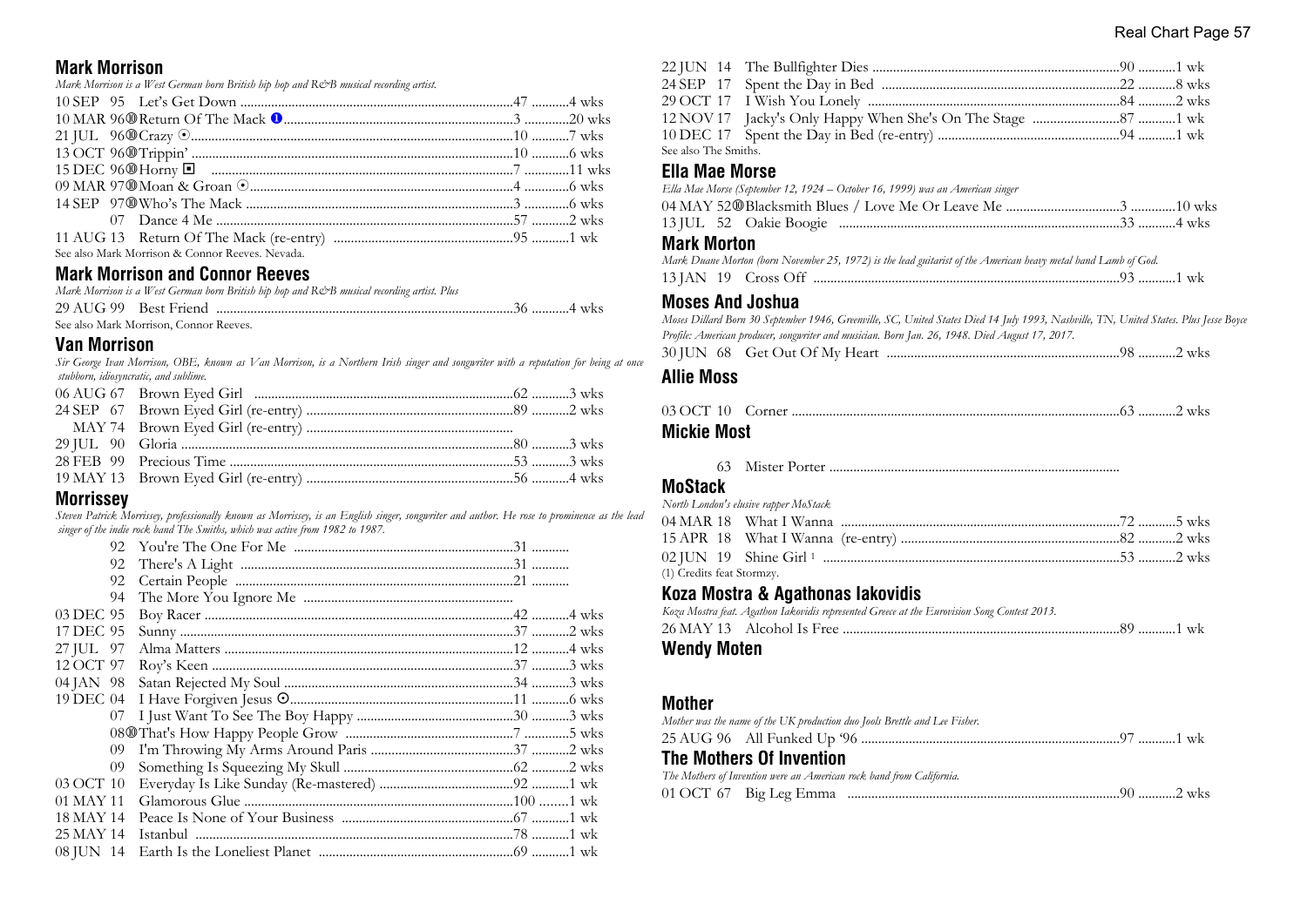## Mark Morrison

*Mark Morrison is a West German born British hip hop and R&B musical recording artist.*

| Date | Title | Pos | Wks |
|---|---|---|---|
| 10 SEP 95 | Let's Get Down | 47 | 4 wks |
| 10 MAR 96 | Return Of The Mack ❶ | 3 | 20 wks |
| 21 JUL 96 | Crazy ⊙ | 10 | 7 wks |
| 13 OCT 96 | Trippin' | 10 | 6 wks |
| 15 DEC 96 | Horny ◘ | 7 | 11 wks |
| 09 MAR 97 | Moan & Groan ⊙ | 4 | 6 wks |
| 14 SEP 97 | Who's The Mack | 3 | 6 wks |
| 07 | Dance 4 Me | 57 | 2 wks |
| 11 AUG 13 | Return Of The Mack (re-entry) | 95 | 1 wk |

See also Mark Morrison & Connor Reeves. Nevada.

## Mark Morrison and Connor Reeves

*Mark Morrison is a West German born British hip hop and R&B musical recording artist. Plus*

| Date | Title | Pos | Wks |
|---|---|---|---|
| 29 AUG 99 | Best Friend | 36 | 4 wks |

See also Mark Morrison, Connor Reeves.

## Van Morrison

*Sir George Ivan Morrison, OBE, known as Van Morrison, is a Northern Irish singer and songwriter with a reputation for being at once stubborn, idiosyncratic, and sublime.*

| Date | Title | Pos | Wks |
|---|---|---|---|
| 06 AUG 67 | Brown Eyed Girl | 62 | 3 wks |
| 24 SEP 67 | Brown Eyed Girl (re-entry) | 89 | 2 wks |
| MAY 74 | Brown Eyed Girl (re-entry) | | |
| 29 JUL 90 | Gloria | 80 | 3 wks |
| 28 FEB 99 | Precious Time | 53 | 3 wks |
| 19 MAY 13 | Brown Eyed Girl (re-entry) | 56 | 4 wks |

## Morrissey

*Steven Patrick Morrissey, professionally known as Morrissey, is an English singer, songwriter and author. He rose to prominence as the lead singer of the indie rock band The Smiths, which was active from 1982 to 1987.*

| Date | Title | Pos | Wks |
|---|---|---|---|
| 92 | You're The One For Me | 31 | |
| 92 | There's A Light | 31 | |
| 92 | Certain People | 21 | |
| 94 | The More You Ignore Me | | |
| 03 DEC 95 | Boy Racer | 42 | 4 wks |
| 17 DEC 95 | Sunny | 37 | 2 wks |
| 27 JUL 97 | Alma Matters | 12 | 4 wks |
| 12 OCT 97 | Roy's Keen | 37 | 3 wks |
| 04 JAN 98 | Satan Rejected My Soul | 34 | 3 wks |
| 19 DEC 04 | I Have Forgiven Jesus ⊙ | 11 | 6 wks |
| 07 | I Just Want To See The Boy Happy | 30 | 3 wks |
| 08 | That's How Happy People Grow | 7 | 5 wks |
| 09 | I'm Throwing My Arms Around Paris | 37 | 2 wks |
| 09 | Something Is Squeezing My Skull | 62 | 2 wks |
| 03 OCT 10 | Everyday Is Like Sunday (Re-mastered) | 92 | 1 wk |
| 01 MAY 11 | Glamorous Glue | 100 | 1 wk |
| 18 MAY 14 | Peace Is None of Your Business | 67 | 1 wk |
| 25 MAY 14 | Istanbul | 78 | 1 wk |
| 08 JUN 14 | Earth Is the Loneliest Planet | 69 | 1 wk |
| 22 JUN 14 | The Bullfighter Dies | 90 | 1 wk |
| 24 SEP 17 | Spent the Day in Bed | 22 | 8 wks |
| 29 OCT 17 | I Wish You Lonely | 84 | 2 wks |
| 12 NOV 17 | Jacky's Only Happy When She's On The Stage | 87 | 1 wk |
| 10 DEC 17 | Spent the Day in Bed (re-entry) | 94 | 1 wk |

See also The Smiths.

## Ella Mae Morse

*Ella Mae Morse (September 12, 1924 – October 16, 1999) was an American singer*

| Date | Title | Pos | Wks |
|---|---|---|---|
| 04 MAY 52 | Blacksmith Blues / Love Me Or Leave Me | 3 | 10 wks |
| 13 JUL 52 | Oakie Boogie | 33 | 4 wks |

## Mark Morton

*Mark Duane Morton (born November 25, 1972) is the lead guitarist of the American heavy metal band Lamb of God.*

| Date | Title | Pos | Wks |
|---|---|---|---|
| 13 JAN 19 | Cross Off | 93 | 1 wk |

## Moses And Joshua

*Moses Dillard Born 30 September 1946, Greenville, SC, United States Died 14 July 1993, Nashville, TN, United States. Plus Jesse Boyce Profile: American producer, songwriter and musician. Born Jan. 26, 1948. Died August 17, 2017.*

| Date | Title | Pos | Wks |
|---|---|---|---|
| 30 JUN 68 | Get Out Of My Heart | 98 | 2 wks |

## Allie Moss

| Date | Title | Pos | Wks |
|---|---|---|---|
| 03 OCT 10 | Corner | 63 | 2 wks |

## Mickie Most

| Date | Title | Pos | Wks |
|---|---|---|---|
| 63 | Mister Porter | | |

## MoStack

*North London's elusive rapper MoStack*

| Date | Title | Pos | Wks |
|---|---|---|---|
| 04 MAR 18 | What I Wanna | 72 | 5 wks |
| 15 APR 18 | What I Wanna (re-entry) | 82 | 2 wks |
| 02 JUN 19 | Shine Girl [1] | 53 | 2 wks |

(1) Credits feat Stormzy.

## Koza Mostra & Agathonas Iakovidis

*Koza Mostra feat. Agathon Iakovidis represented Greece at the Eurovision Song Contest 2013.*

| Date | Title | Pos | Wks |
|---|---|---|---|
| 26 MAY 13 | Alcohol Is Free | 89 | 1 wk |

## Wendy Moten

## Mother

*Mother was the name of the UK production duo Jools Brettle and Lee Fisher.*

| Date | Title | Pos | Wks |
|---|---|---|---|
| 25 AUG 96 | All Funked Up '96 | 97 | 1 wk |

## The Mothers Of Invention

*The Mothers of Invention were an American rock band from California.*

| Date | Title | Pos | Wks |
|---|---|---|---|
| 01 OCT 67 | Big Leg Emma | 90 | 2 wks |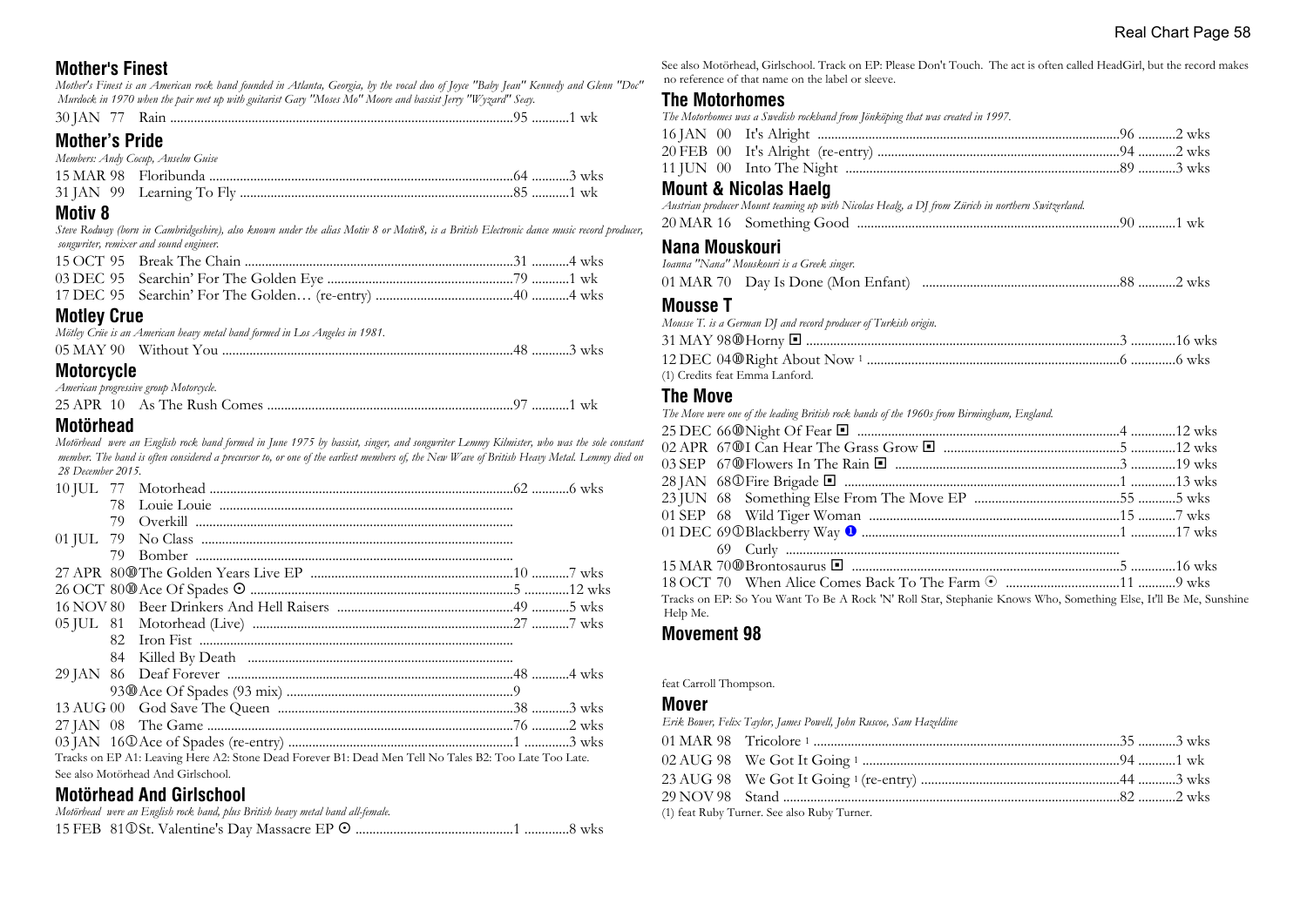## Mother's Finest

*Mother's Finest is an American rock band founded in Atlanta, Georgia, by the vocal duo of Joyce "Baby Jean" Kennedy and Glenn "Doc" Murdock in 1970 when the pair met up with guitarist Gary "Moses Mo" Moore and bassist Jerry "Wyzard" Seay.*

| Date | Title | Peak | Weeks |
|---|---|---|---|
| 30 JAN 77 | Rain | 95 | 1 wk |

## Mother's Pride

*Members: Andy Cocup, Anselm Guise*

| Date | Title | Peak | Weeks |
|---|---|---|---|
| 15 MAR 98 | Floribunda | 64 | 3 wks |
| 31 JAN 99 | Learning To Fly | 85 | 1 wk |

## Motiv 8

*Steve Rodway (born in Cambridgeshire), also known under the alias Motiv 8 or Motiv8, is a British Electronic dance music record producer, songwriter, remixer and sound engineer.*

| Date | Title | Peak | Weeks |
|---|---|---|---|
| 15 OCT 95 | Break The Chain | 31 | 4 wks |
| 03 DEC 95 | Searchin' For The Golden Eye | 79 | 1 wk |
| 17 DEC 95 | Searchin' For The Golden… (re-entry) | 40 | 4 wks |

## Motley Crue

*Mötley Crüe is an American heavy metal band formed in Los Angeles in 1981.*

| Date | Title | Peak | Weeks |
|---|---|---|---|
| 05 MAY 90 | Without You | 48 | 3 wks |

## Motorcycle

*American progressive group Motorcycle.*

| Date | Title | Peak | Weeks |
|---|---|---|---|
| 25 APR 10 | As The Rush Comes | 97 | 1 wk |

## Motörhead

*Motörhead were an English rock band formed in June 1975 by bassist, singer, and songwriter Lemmy Kilmister, who was the sole constant member. The band is often considered a precursor to, or one of the earliest members of, the New Wave of British Heavy Metal. Lemmy died on 28 December 2015.*

| Date | Title | Peak | Weeks |
|---|---|---|---|
| 10 JUL 77 | Motorhead | 62 | 6 wks |
| 78 | Louie Louie | | |
| 79 | Overkill | | |
| 01 JUL 79 | No Class | | |
| 79 | Bomber | | |
| 27 APR 80 ⑩ | The Golden Years Live EP | 10 | 7 wks |
| 26 OCT 80 ⑩ | Ace Of Spades ⊙ | 5 | 12 wks |
| 16 NOV 80 | Beer Drinkers And Hell Raisers | 49 | 5 wks |
| 05 JUL 81 | Motorhead (Live) | 27 | 7 wks |
| 82 | Iron Fist | | |
| 84 | Killed By Death | | |
| 29 JAN 86 | Deaf Forever | 48 | 4 wks |
| 93 ⑩ | Ace Of Spades (93 mix) | 9 | |
| 13 AUG 00 | God Save The Queen | 38 | 3 wks |
| 27 JAN 08 | The Game | 76 | 2 wks |
| 03 JAN 16 ① | Ace of Spades (re-entry) | 1 | 3 wks |

Tracks on EP A1: Leaving Here A2: Stone Dead Forever B1: Dead Men Tell No Tales B2: Too Late Too Late.

See also Motörhead And Girlschool.

## Motörhead And Girlschool

*Motörhead were an English rock band, plus British heavy metal band all-female.*

| Date | Title | Peak | Weeks |
|---|---|---|---|
| 15 FEB 81 ① | St. Valentine's Day Massacre EP ⊙ | 1 | 8 wks |

See also Motörhead, Girlschool. Track on EP: Please Don't Touch. The act is often called HeadGirl, but the record makes no reference of that name on the label or sleeve.

## The Motorhomes

*The Motorhomes was a Swedish rockband from Jönköping that was created in 1997.*

| Date | Title | Peak | Weeks |
|---|---|---|---|
| 16 JAN 00 | It's Alright | 96 | 2 wks |
| 20 FEB 00 | It's Alright (re-entry) | 94 | 2 wks |
| 11 JUN 00 | Into The Night | 89 | 3 wks |

## Mount & Nicolas Haelg

*Austrian producer Mount teaming up with Nicolas Healg, a DJ from Zürich in northern Switzerland.*

| Date | Title | Peak | Weeks |
|---|---|---|---|
| 20 MAR 16 | Something Good | 90 | 1 wk |

## Nana Mouskouri

*Ioanna "Nana" Mouskouri is a Greek singer.*

| Date | Title | Peak | Weeks |
|---|---|---|---|
| 01 MAR 70 | Day Is Done (Mon Enfant) | 88 | 2 wks |

## Mousse T

*Mousse T. is a German DJ and record producer of Turkish origin.*

| Date | Title | Peak | Weeks |
|---|---|---|---|
| 31 MAY 98 ⑩ | Horny ◘ | 3 | 16 wks |
| 12 DEC 04 ⑩ | Right About Now [1] | 6 | 6 wks |

(1) Credits feat Emma Lanford.

## The Move

*The Move were one of the leading British rock bands of the 1960s from Birmingham, England.*

| Date | Title | Peak | Weeks |
|---|---|---|---|
| 25 DEC 66 ⑩ | Night Of Fear ◘ | 4 | 12 wks |
| 02 APR 67 ⑩ | I Can Hear The Grass Grow ◘ | 5 | 12 wks |
| 03 SEP 67 ⑩ | Flowers In The Rain ◘ | 3 | 19 wks |
| 28 JAN 68 ① | Fire Brigade ◘ | 1 | 13 wks |
| 23 JUN 68 | Something Else From The Move EP | 55 | 5 wks |
| 01 SEP 68 | Wild Tiger Woman | 15 | 7 wks |
| 01 DEC 69 ① | Blackberry Way ❶ | 1 | 17 wks |
| 69 | Curly | | |
| 15 MAR 70 ⑩ | Brontosaurus ◘ | 5 | 16 wks |
| 18 OCT 70 | When Alice Comes Back To The Farm ⊙ | 11 | 9 wks |

Tracks on EP: So You Want To Be A Rock 'N' Roll Star, Stephanie Knows Who, Something Else, It'll Be Me, Sunshine Help Me.

## Movement 98

feat Carroll Thompson.

## Mover

*Erik Bower, Felix Taylor, James Powell, John Ruscoe, Sam Hazeldine*

| Date | Title | Peak | Weeks |
|---|---|---|---|
| 01 MAR 98 | Tricolore [1] | 35 | 3 wks |
| 02 AUG 98 | We Got It Going [1] | 94 | 1 wk |
| 23 AUG 98 | We Got It Going [1] (re-entry) | 44 | 3 wks |
| 29 NOV 98 | Stand | 82 | 2 wks |

(1) feat Ruby Turner. See also Ruby Turner.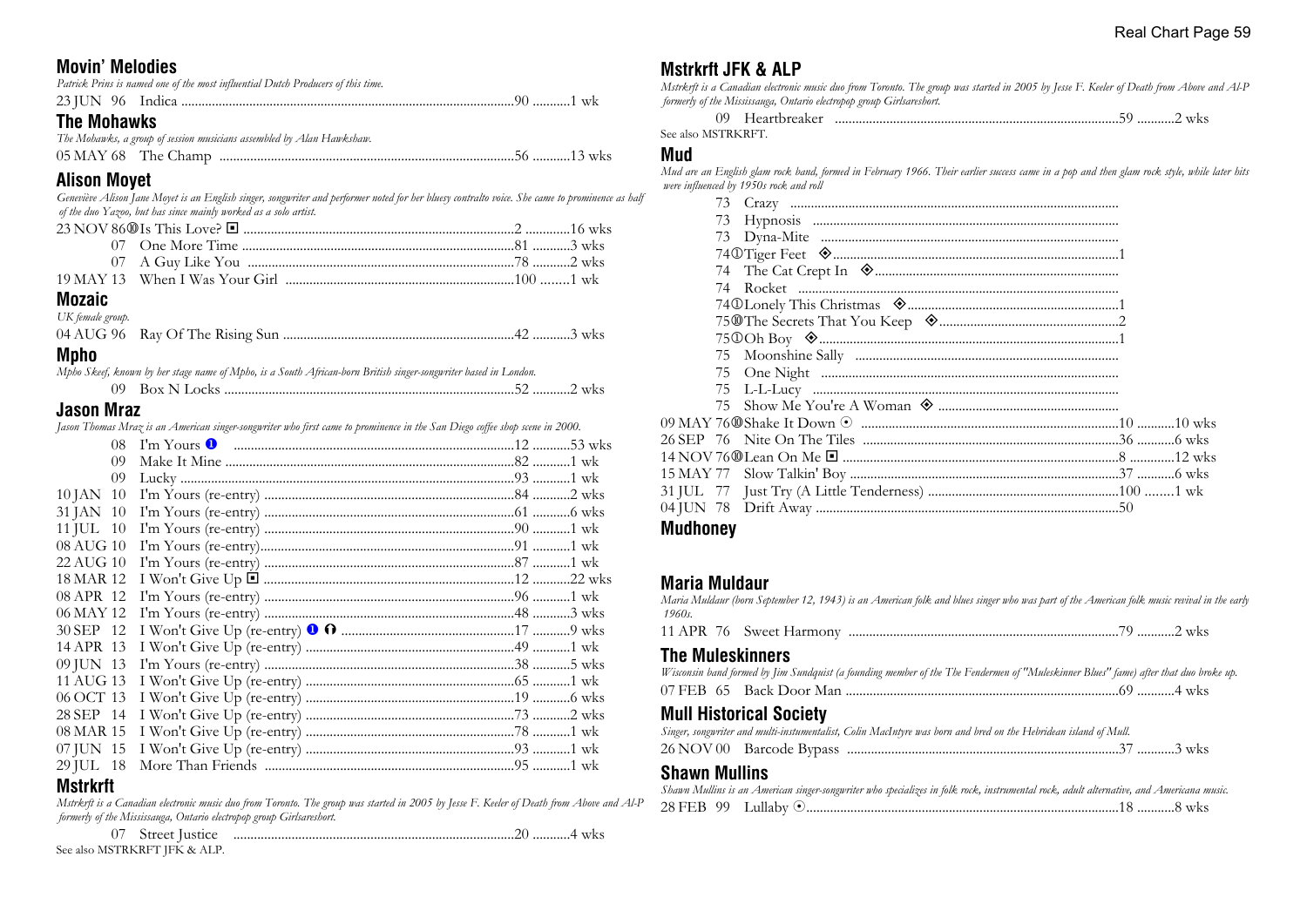## Movin' Melodies

*Patrick Prins is named one of the most influential Dutch Producers of this time.*

23 JUN 96 Indica ....................90 ...........1 wk

## The Mohawks

*The Mohawks, a group of session musicians assembled by Alan Hawkshaw.*

05 MAY 68 The Champ ....................56 ...........13 wks

## Alison Moyet

*Geneviève Alison Jane Moyet is an English singer, songwriter and performer noted for her bluesy contralto voice. She came to prominence as half of the duo Yazoo, but has since mainly worked as a solo artist.*

23 NOV 86⑩Is This Love? ◼ ....................2 ............16 wks
07 One More Time ....................81 ...........3 wks
07 A Guy Like You ....................78 ...........2 wks
19 MAY 13 When I Was Your Girl ....................100 ........1 wk

## Mozaic

*UK female group.*

04 AUG 96 Ray Of The Rising Sun ....................42 ...........3 wks

## Mpho

*Mpho Skeef, known by her stage name of Mpho, is a South African-born British singer-songwriter based in London.*

09 Box N Locks ....................52 ...........2 wks

## Jason Mraz

*Jason Thomas Mraz is an American singer-songwriter who first came to prominence in the San Diego coffee shop scene in 2000.*

08 I'm Yours ❶ ....................12 ...........53 wks
09 Make It Mine ....................82 ...........1 wk
09 Lucky ....................93 ...........1 wk
10 JAN 10 I'm Yours (re-entry) ....................84 ...........2 wks
31 JAN 10 I'm Yours (re-entry) ....................61 ...........6 wks
11 JUL 10 I'm Yours (re-entry) ....................90 ...........1 wk
08 AUG 10 I'm Yours (re-entry)....................91 ...........1 wk
22 AUG 10 I'm Yours (re-entry) ....................87 ...........1 wk
18 MAR 12 I Won't Give Up ◼ ....................12 ...........22 wks
08 APR 12 I'm Yours (re-entry) ....................96 ...........1 wk
06 MAY 12 I'm Yours (re-entry) ....................48 ...........3 wks
30 SEP 12 I Won't Give Up (re-entry) ❶ ʘ ....................17 ...........9 wks
14 APR 13 I Won't Give Up (re-entry) ....................49 ...........1 wk
09 JUN 13 I'm Yours (re-entry) ....................38 ...........5 wks
11 AUG 13 I Won't Give Up (re-entry) ....................65 ...........1 wk
06 OCT 13 I Won't Give Up (re-entry) ....................19 ...........6 wks
28 SEP 14 I Won't Give Up (re-entry) ....................73 ...........2 wks
08 MAR 15 I Won't Give Up (re-entry) ....................78 ...........1 wk
07 JUN 15 I Won't Give Up (re-entry) ....................93 ...........1 wk
29 JUL 18 More Than Friends ....................95 ...........1 wk

## Mstrkrft

*Mstrkrft is a Canadian electronic music duo from Toronto. The group was started in 2005 by Jesse F. Keeler of Death from Above and Al-P formerly of the Mississauga, Ontario electropop group Girlsareshort.*

07 Street Justice ....................20 ...........4 wks

See also MSTRKRFT JFK & ALP.

## Mstrkrft JFK & ALP

*Mstrkrft is a Canadian electronic music duo from Toronto. The group was started in 2005 by Jesse F. Keeler of Death from Above and Al-P formerly of the Mississauga, Ontario electropop group Girlsareshort.*

09 Heartbreaker ....................59 ...........2 wks

See also MSTRKRFT.

## Mud

*Mud are an English glam rock band, formed in February 1966. Their earlier success came in a pop and then glam rock style, while later hits were influenced by 1950s rock and roll*

73 Crazy ....................
73 Hypnosis ....................
73 Dyna-Mite ....................
74①Tiger Feet ◈....................1
74 The Cat Crept In ◈....................
74 Rocket ....................
74①Lonely This Christmas ◈....................1
75⑩The Secrets That You Keep ◈....................2
75①Oh Boy ◈....................1
75 Moonshine Sally ....................
75 One Night ....................
75 L-L-Lucy ....................
75 Show Me You're A Woman ◈ ....................
09 MAY 76⑩Shake It Down ⊙ ....................10 ...........10 wks
26 SEP 76 Nite On The Tiles ....................36 ...........6 wks
14 NOV 76⑩Lean On Me ◼ ....................8 .............12 wks
15 MAY 77 Slow Talkin' Boy ....................37 ...........6 wks
31 JUL 77 Just Try (A Little Tenderness) ....................100 ........1 wk
04 JUN 78 Drift Away ....................50

## Mudhoney

## Maria Muldaur

*Maria Muldaur (born September 12, 1943) is an American folk and blues singer who was part of the American folk music revival in the early 1960s.*

11 APR 76 Sweet Harmony ....................79 ...........2 wks

## The Muleskinners

*Wisconsin band formed by Jim Sundquist (a founding member of the The Fendermen of "Muleskinner Blues" fame) after that duo broke up.*

07 FEB 65 Back Door Man ....................69 ...........4 wks

## Mull Historical Society

*Singer, songwriter and multi-instrumentalist, Colin MacIntyre was born and bred on the Hebridean island of Mull.*

26 NOV 00 Barcode Bypass ....................37 ...........3 wks

## Shawn Mullins

*Shawn Mullins is an American singer-songwriter who specializes in folk rock, instrumental rock, adult alternative, and Americana music.*

28 FEB 99 Lullaby ⊙....................18 ...........8 wks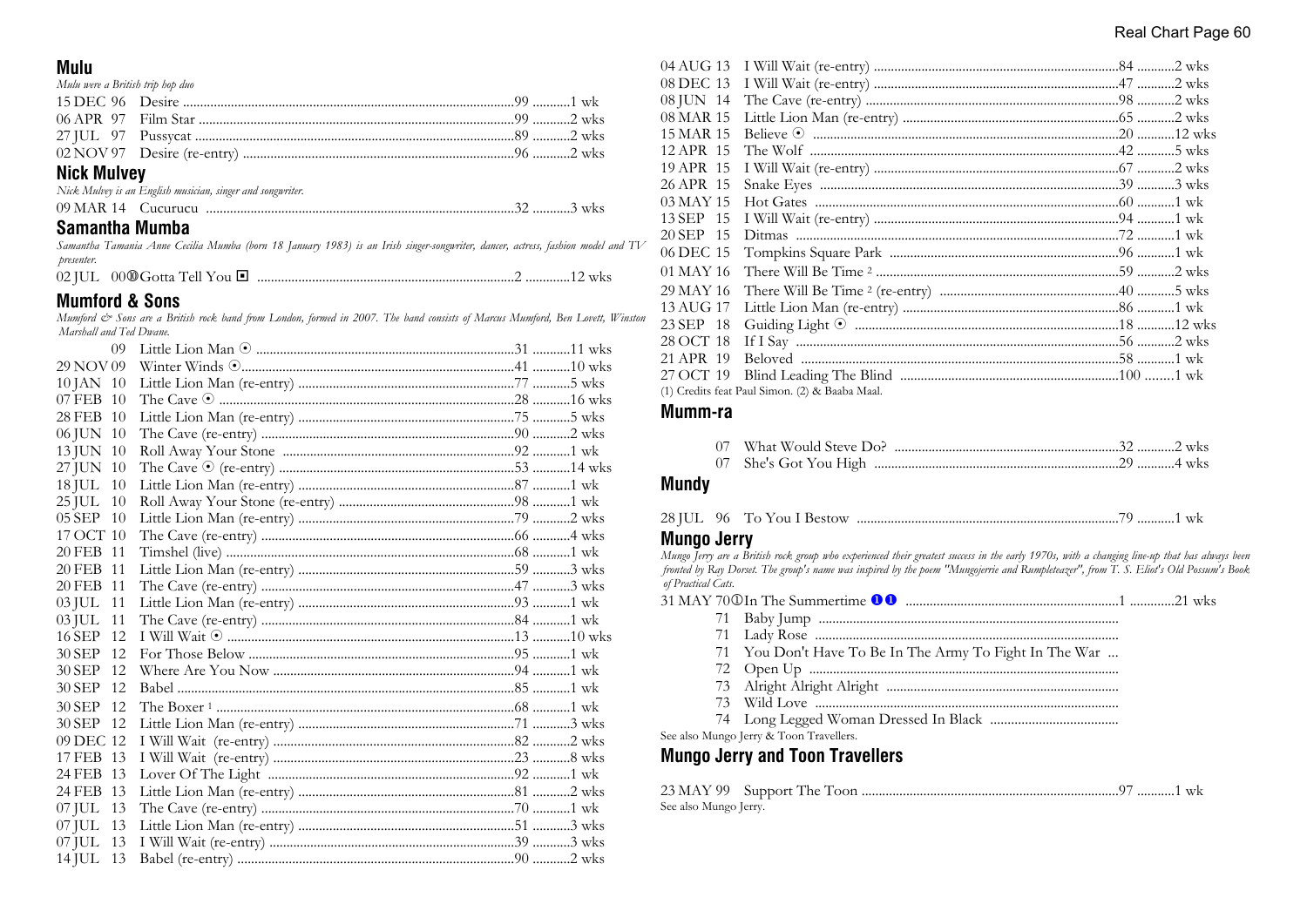## Mulu

*Mulu were a British trip hop duo*

| Date | Title | Pos | Wks |
|---|---|---|---|
| 15 DEC 96 | Desire | 99 | 1 wk |
| 06 APR 97 | Film Star | 99 | 2 wks |
| 27 JUL 97 | Pussycat | 89 | 2 wks |
| 02 NOV 97 | Desire (re-entry) | 96 | 2 wks |

## Nick Mulvey

*Nick Mulvey is an English musician, singer and songwriter.*

| Date | Title | Pos | Wks |
|---|---|---|---|
| 09 MAR 14 | Cucurucu | 32 | 3 wks |

## Samantha Mumba

*Samantha Tamania Anne Cecilia Mumba (born 18 January 1983) is an Irish singer-songwriter, dancer, actress, fashion model and TV presenter.*

| Date | Title | Pos | Wks |
|---|---|---|---|
| 02 JUL 00 | ⑩ Gotta Tell You ◼ | 2 | 12 wks |

## Mumford & Sons

*Mumford & Sons are a British rock band from London, formed in 2007. The band consists of Marcus Mumford, Ben Lovett, Winston Marshall and Ted Dwane.*

| Date | Title | Pos | Wks |
|---|---|---|---|
| 09 | Little Lion Man ⊙ | 31 | 11 wks |
| 29 NOV 09 | Winter Winds ⊙ | 41 | 10 wks |
| 10 JAN 10 | Little Lion Man (re-entry) | 77 | 5 wks |
| 07 FEB 10 | The Cave ⊙ | 28 | 16 wks |
| 28 FEB 10 | Little Lion Man (re-entry) | 75 | 5 wks |
| 06 JUN 10 | The Cave (re-entry) | 90 | 2 wks |
| 13 JUN 10 | Roll Away Your Stone | 92 | 1 wk |
| 27 JUN 10 | The Cave ⊙ (re-entry) | 53 | 14 wks |
| 18 JUL 10 | Little Lion Man (re-entry) | 87 | 1 wk |
| 25 JUL 10 | Roll Away Your Stone (re-entry) | 98 | 1 wk |
| 05 SEP 10 | Little Lion Man (re-entry) | 79 | 2 wks |
| 17 OCT 10 | The Cave (re-entry) | 66 | 4 wks |
| 20 FEB 11 | Timshel (live) | 68 | 1 wk |
| 20 FEB 11 | Little Lion Man (re-entry) | 59 | 3 wks |
| 20 FEB 11 | The Cave (re-entry) | 47 | 3 wks |
| 03 JUL 11 | Little Lion Man (re-entry) | 93 | 1 wk |
| 03 JUL 11 | The Cave (re-entry) | 84 | 1 wk |
| 16 SEP 12 | I Will Wait ⊙ | 13 | 10 wks |
| 30 SEP 12 | For Those Below | 95 | 1 wk |
| 30 SEP 12 | Where Are You Now | 94 | 1 wk |
| 30 SEP 12 | Babel | 85 | 1 wk |
| 30 SEP 12 | The Boxer [1] | 68 | 1 wk |
| 30 SEP 12 | Little Lion Man (re-entry) | 71 | 3 wks |
| 09 DEC 12 | I Will Wait (re-entry) | 82 | 2 wks |
| 17 FEB 13 | I Will Wait (re-entry) | 23 | 8 wks |
| 24 FEB 13 | Lover Of The Light | 92 | 1 wk |
| 24 FEB 13 | Little Lion Man (re-entry) | 81 | 2 wks |
| 07 JUL 13 | The Cave (re-entry) | 70 | 1 wk |
| 07 JUL 13 | Little Lion Man (re-entry) | 51 | 3 wks |
| 07 JUL 13 | I Will Wait (re-entry) | 39 | 3 wks |
| 14 JUL 13 | Babel (re-entry) | 90 | 2 wks |
| 04 AUG 13 | I Will Wait (re-entry) | 84 | 2 wks |
| 08 DEC 13 | I Will Wait (re-entry) | 47 | 2 wks |
| 08 JUN 14 | The Cave (re-entry) | 98 | 2 wks |
| 08 MAR 15 | Little Lion Man (re-entry) | 65 | 2 wks |
| 15 MAR 15 | Believe ⊙ | 20 | 12 wks |
| 12 APR 15 | The Wolf | 42 | 5 wks |
| 19 APR 15 | I Will Wait (re-entry) | 67 | 2 wks |
| 26 APR 15 | Snake Eyes | 39 | 3 wks |
| 03 MAY 15 | Hot Gates | 60 | 1 wk |
| 13 SEP 15 | I Will Wait (re-entry) | 94 | 1 wk |
| 20 SEP 15 | Ditmas | 72 | 1 wk |
| 06 DEC 15 | Tompkins Square Park | 96 | 1 wk |
| 01 MAY 16 | There Will Be Time [2] | 59 | 2 wks |
| 29 MAY 16 | There Will Be Time [2] (re-entry) | 40 | 5 wks |
| 13 AUG 17 | Little Lion Man (re-entry) | 86 | 1 wk |
| 23 SEP 18 | Guiding Light ⊙ | 18 | 12 wks |
| 28 OCT 18 | If I Say | 56 | 2 wks |
| 21 APR 19 | Beloved | 58 | 1 wk |
| 27 OCT 19 | Blind Leading The Blind | 100 | 1 wk |

(1) Credits feat Paul Simon. (2) & Baaba Maal.

## Mumm-ra

| Date | Title | Pos | Wks |
|---|---|---|---|
| 07 | What Would Steve Do? | 32 | 2 wks |
| 07 | She's Got You High | 29 | 4 wks |

## Mundy

| Date | Title | Pos | Wks |
|---|---|---|---|
| 28 JUL 96 | To You I Bestow | 79 | 1 wk |

## Mungo Jerry

*Mungo Jerry are a British rock group who experienced their greatest success in the early 1970s, with a changing line-up that has always been fronted by Ray Dorset. The group's name was inspired by the poem "Mungojerrie and Rumpleteazer", from T. S. Eliot's Old Possum's Book of Practical Cats.*

| Date | Title | Pos | Wks |
|---|---|---|---|
| 31 MAY 70 | ① In The Summertime ❶❶ | 1 | 21 wks |
| 71 | Baby Jump | | |
| 71 | Lady Rose | | |
| 71 | You Don't Have To Be In The Army To Fight In The War | | |
| 72 | Open Up | | |
| 73 | Alright Alright Alright | | |
| 73 | Wild Love | | |
| 74 | Long Legged Woman Dressed In Black | | |

See also Mungo Jerry & Toon Travellers.

## Mungo Jerry and Toon Travellers

| Date | Title | Pos | Wks |
|---|---|---|---|
| 23 MAY 99 | Support The Toon | 97 | 1 wk |

See also Mungo Jerry.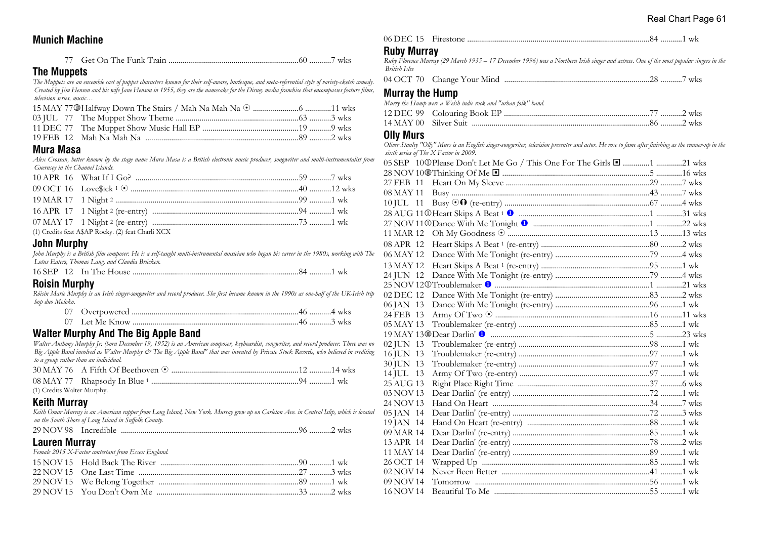## Munich Machine

| Date | Title | Pos | Wks |
|---|---|---|---|
| 77 | Get On The Funk Train | 60 | 7 wks |

## The Muppets

*The Muppets are an ensemble cast of puppet characters known for their self-aware, burlesque, and meta-referential style of variety-sketch comedy. Created by Jim Henson and his wife Jane Henson in 1955, they are the namesake for the Disney media franchise that encompasses feature films, television series, music…*

| Date | Title | Pos | Wks |
|---|---|---|---|
| 15 MAY 77 ⑩ | Halfway Down The Stairs / Mah Na Mah Na ⊙ | 6 | 11 wks |
| 03 JUL 77 | The Muppet Show Theme | 63 | 3 wks |
| 11 DEC 77 | The Muppet Show Music Hall EP | 19 | 9 wks |
| 19 FEB 12 | Mah Na Mah Na | 89 | 2 wks |

## Mura Masa

*Alex Crossan, better known by the stage name Mura Masa is a British electronic music producer, songwriter and multi-instrumentalist from Guernsey in the Channel Islands.*

| Date | Title | Pos | Wks |
|---|---|---|---|
| 10 APR 16 | What If I Go? | 59 | 7 wks |
| 09 OCT 16 | Love$ick [1] ⊙ | 40 | 12 wks |
| 19 MAR 17 | 1 Night [2] | 99 | 1 wk |
| 16 APR 17 | 1 Night [2] (re-entry) | 94 | 1 wk |
| 07 MAY 17 | 1 Night [2] (re-entry) | 73 | 1 wk |

(1) Credits feat A$AP Rocky. (2) feat Charli XCX

## John Murphy

*John Murphy is a British film composer. He is a self-taught multi-instrumental musician who began his career in the 1980s, working with The Lotus Eaters, Thomas Lang, and Claudia Brücken.*

| Date | Title | Pos | Wks |
|---|---|---|---|
| 16 SEP 12 | In The House | 84 | 1 wk |

## Roisin Murphy

*Róisín Marie Murphy is an Irish singer-songwriter and record producer. She first became known in the 1990s as one-half of the UK-Irish trip hop duo Moloko.*

| Date | Title | Pos | Wks |
|---|---|---|---|
| 07 | Overpowered | 46 | 4 wks |
| 07 | Let Me Know | 46 | 3 wks |

## Walter Murphy And The Big Apple Band

*Walter Anthony Murphy Jr. (born December 19, 1952) is an American composer, keyboardist, songwriter, and record producer. There was no Big Apple Band involved as Walter Murphy & The Big Apple Band" that was invented by Private Stock Records, who believed in crediting to a group rather than an individual.*

| Date | Title | Pos | Wks |
|---|---|---|---|
| 30 MAY 76 | A Fifth Of Beethoven ⊙ | 12 | 14 wks |
| 08 MAY 77 | Rhapsody In Blue [1] | 94 | 1 wk |

(1) Credits Walter Murphy.

## Keith Murray

*Keith Omar Murray is an American rapper from Long Island, New York. Murray grew up on Carleton Ave. in Central Islip, which is located on the South Shore of Long Island in Suffolk County.*

| Date | Title | Pos | Wks |
|---|---|---|---|
| 29 NOV 98 | Incredible | 96 | 2 wks |

## Lauren Murray

*Female 2015 X-Factor contestant from Essex England.*

| Date | Title | Pos | Wks |
|---|---|---|---|
| 15 NOV 15 | Hold Back The River | 90 | 1 wk |
| 22 NOV 15 | One Last Time | 27 | 3 wks |
| 29 NOV 15 | We Belong Together | 89 | 1 wk |
| 29 NOV 15 | You Don't Own Me | 33 | 2 wks |
| 06 DEC 15 | Firestone | 84 | 1 wk |

## Ruby Murray

*Ruby Florence Murray (29 March 1935 – 17 December 1996) was a Northern Irish singer and actress. One of the most popular singers in the British Isles*

| Date | Title | Pos | Wks |
|---|---|---|---|
| 04 OCT 70 | Change Your Mind | 28 | 7 wks |

## Murray the Hump

*Murry the Hump were a Welsh indie rock and "urban folk" band.*

| Date | Title | Pos | Wks |
|---|---|---|---|
| 12 DEC 99 | Colouring Book EP | 77 | 2 wks |
| 14 MAY 00 | Silver Suit | 86 | 2 wks |

## Olly Murs

*Oliver Stanley "Olly" Murs is an English singer-songwriter, television presenter and actor. He rose to fame after finishing as the runner-up in the sixth series of The X Factor in 2009.*

| Date | Title | Pos | Wks |
|---|---|---|---|
| 05 SEP 10 ① | Please Don't Let Me Go / This One For The Girls ◘ | 1 | 21 wks |
| 28 NOV 10 ⑩ | Thinking Of Me ◘ | 5 | 16 wks |
| 27 FEB 11 | Heart On My Sleeve | 29 | 7 wks |
| 08 MAY 11 | Busy | 43 | 7 wks |
| 10 JUL 11 | Busy ⊙ (re-entry) | 67 | 4 wks |
| 28 AUG 11 ① | Heart Skips A Beat [1] ❶ | 1 | 31 wks |
| 27 NOV 11 ① | Dance With Me Tonight ❶ | 1 | 22 wks |
| 11 MAR 12 | Oh My Goodness ⊙ | 13 | 13 wks |
| 08 APR 12 | Heart Skips A Beat [1] (re-entry) | 80 | 2 wks |
| 06 MAY 12 | Dance With Me Tonight (re-entry) | 79 | 4 wks |
| 13 MAY 12 | Heart Skips A Beat [1] (re-entry) | 95 | 1 wk |
| 24 JUN 12 | Dance With Me Tonight (re-entry) | 79 | 4 wks |
| 25 NOV 12 ① | Troublemaker ❶ | 1 | 21 wks |
| 02 DEC 12 | Dance With Me Tonight (re-entry) | 83 | 2 wks |
| 06 JAN 13 | Dance With Me Tonight (re-entry) | 96 | 1 wk |
| 24 FEB 13 | Army Of Two ⊙ | 16 | 11 wks |
| 05 MAY 13 | Troublemaker (re-entry) | 85 | 1 wk |
| 19 MAY 13 ⑩ | Dear Darlin' ❶ | 5 | 23 wks |
| 02 JUN 13 | Troublemaker (re-entry) | 98 | 1 wk |
| 16 JUN 13 | Troublemaker (re-entry) | 97 | 1 wk |
| 30 JUN 13 | Troublemaker (re-entry) | 97 | 1 wk |
| 14 JUL 13 | Army Of Two (re-entry) | 97 | 1 wk |
| 25 AUG 13 | Right Place Right Time | 37 | 6 wks |
| 03 NOV 13 | Dear Darlin' (re-entry) | 72 | 1 wk |
| 24 NOV 13 | Hand On Heart | 34 | 7 wks |
| 05 JAN 14 | Dear Darlin' (re-entry) | 72 | 3 wks |
| 19 JAN 14 | Hand On Heart (re-entry) | 88 | 1 wk |
| 09 MAR 14 | Dear Darlin' (re-entry) | 85 | 1 wk |
| 13 APR 14 | Dear Darlin' (re-entry) | 78 | 2 wks |
| 11 MAY 14 | Dear Darlin' (re-entry) | 89 | 1 wk |
| 26 OCT 14 | Wrapped Up | 85 | 1 wk |
| 02 NOV 14 | Never Been Better | 41 | 1 wk |
| 09 NOV 14 | Tomorrow | 56 | 1 wk |
| 16 NOV 14 | Beautiful To Me | 55 | 1 wk |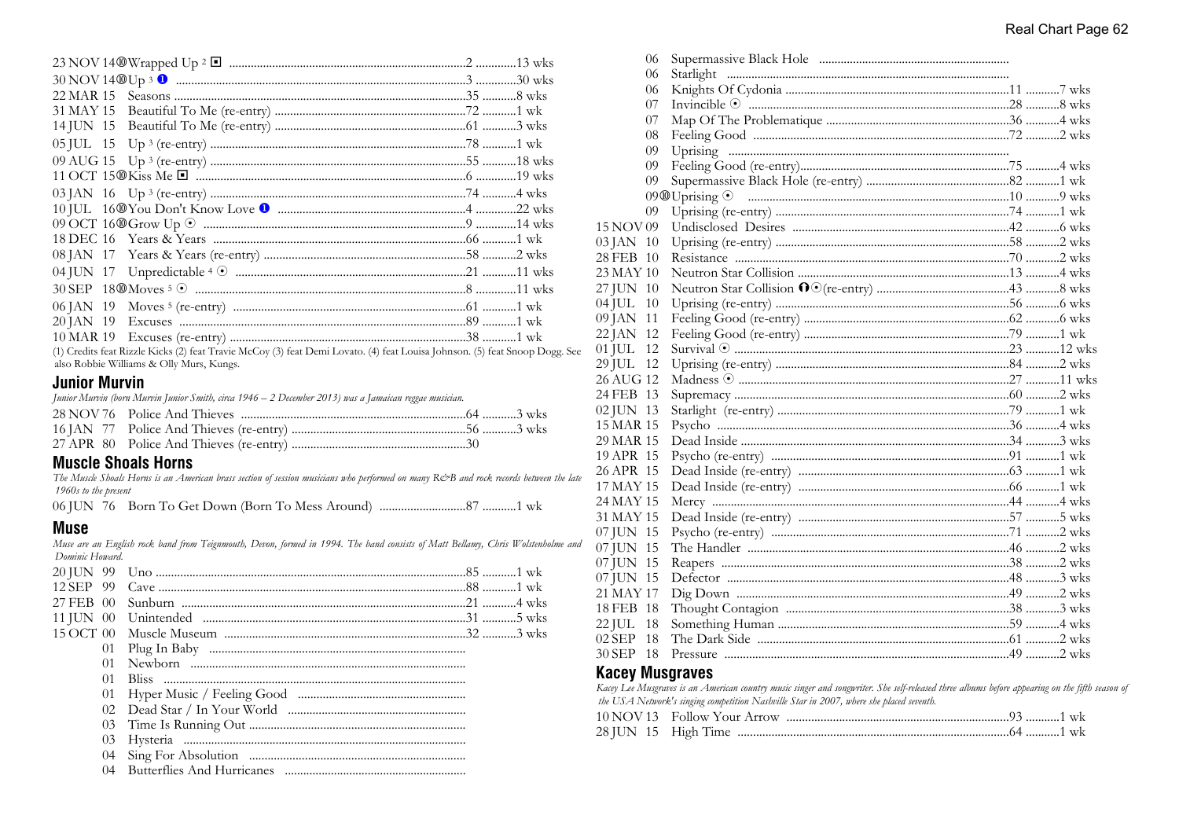23 NOV 14⑩Wrapped Up [2] ▣ ...2 ...13 wks
30 NOV 14⑩Up [3] ❶ ...3 ...30 wks
22 MAR 15 Seasons ...35 ...8 wks
31 MAY 15 Beautiful To Me (re-entry) ...72 ...1 wk
14 JUN 15 Beautiful To Me (re-entry) ...61 ...3 wks
05 JUL 15 Up [3] (re-entry) ...78 ...1 wk
09 AUG 15 Up [3] (re-entry) ...55 ...18 wks
11 OCT 15⑩Kiss Me ▣ ...6 ...19 wks
03 JAN 16 Up [3] (re-entry) ...74 ...4 wks
10 JUL 16⑩You Don't Know Love ❶ ...4 ...22 wks
09 OCT 16⑩Grow Up ⦿ ...9 ...14 wks
18 DEC 16 Years & Years ...66 ...1 wk
08 JAN 17 Years & Years (re-entry) ...58 ...2 wks
04 JUN 17 Unpredictable [4] ⦿ ...21 ...11 wks
30 SEP 18⑩Moves [5] ⦿ ...8 ...11 wks
06 JAN 19 Moves [5] (re-entry) ...61 ...1 wk
20 JAN 19 Excuses ...89 ...1 wk
10 MAR 19 Excuses (re-entry) ...38 ...1 wk

(1) Credits feat Rizzle Kicks (2) feat Travie McCoy (3) feat Demi Lovato. (4) feat Louisa Johnson. (5) feat Snoop Dogg. See also Robbie Williams & Olly Murs, Kungs.

## Junior Murvin

*Junior Murvin (born Murvin Junior Smith, circa 1946 – 2 December 2013) was a Jamaican reggae musician.*

28 NOV 76 Police And Thieves ...64 ...3 wks
16 JAN 77 Police And Thieves (re-entry) ...56 ...3 wks
27 APR 80 Police And Thieves (re-entry) ...30

## Muscle Shoals Horns

*The Muscle Shoals Horns is an American brass section of session musicians who performed on many R&B and rock records between the late 1960s to the present*

06 JUN 76 Born To Get Down (Born To Mess Around) ...87 ...1 wk

## Muse

*Muse are an English rock band from Teignmouth, Devon, formed in 1994. The band consists of Matt Bellamy, Chris Wolstenholme and Dominic Howard.*

20 JUN 99 Uno ...85 ...1 wk
12 SEP 99 Cave ...88 ...1 wk
27 FEB 00 Sunburn ...21 ...4 wks
11 JUN 00 Unintended ...31 ...5 wks
15 OCT 00 Muscle Museum ...32 ...3 wks
01 Plug In Baby ...
01 Newborn ...
01 Bliss ...
01 Hyper Music / Feeling Good ...
02 Dead Star / In Your World ...
03 Time Is Running Out ...
03 Hysteria ...
04 Sing For Absolution ...
04 Butterflies And Hurricanes ...
06 Supermassive Black Hole ...
06 Starlight ...
06 Knights Of Cydonia ...11 ...7 wks
07 Invincible ⦿ ...28 ...8 wks
07 Map Of The Problematique ...36 ...4 wks
08 Feeling Good ...72 ...2 wks
09 Uprising ...
09 Feeling Good (re-entry) ...75 ...4 wks
09 Supermassive Black Hole (re-entry) ...82 ...1 wk
09⑩Uprising ⦿ ...10 ...9 wks
09 Uprising (re-entry) ...74 ...1 wk
15 NOV 09 Undisclosed Desires ...42 ...6 wks
03 JAN 10 Uprising (re-entry) ...58 ...2 wks
28 FEB 10 Resistance ...70 ...2 wks
23 MAY 10 Neutron Star Collision ...13 ...4 wks
27 JUN 10 Neutron Star Collision ⦿(re-entry) ...43 ...8 wks
04 JUL 10 Uprising (re-entry) ...56 ...6 wks
09 JAN 11 Feeling Good (re-entry) ...62 ...6 wks
22 JAN 12 Feeling Good (re-entry) ...79 ...1 wk
01 JUL 12 Survival ⦿ ...23 ...12 wks
29 JUL 12 Uprising (re-entry) ...84 ...2 wks
26 AUG 12 Madness ⦿ ...27 ...11 wks
24 FEB 13 Supremacy ...60 ...2 wks
02 JUN 13 Starlight (re-entry) ...79 ...1 wk
15 MAR 15 Psycho ...36 ...4 wks
29 MAR 15 Dead Inside ...34 ...3 wks
19 APR 15 Psycho (re-entry) ...91 ...1 wk
26 APR 15 Dead Inside (re-entry) ...63 ...1 wk
17 MAY 15 Dead Inside (re-entry) ...66 ...1 wk
24 MAY 15 Mercy ...44 ...4 wks
31 MAY 15 Dead Inside (re-entry) ...57 ...5 wks
07 JUN 15 Psycho (re-entry) ...71 ...2 wks
07 JUN 15 The Handler ...46 ...2 wks
07 JUN 15 Reapers ...38 ...2 wks
07 JUN 15 Defector ...48 ...3 wks
21 MAY 17 Dig Down ...49 ...2 wks
18 FEB 18 Thought Contagion ...38 ...3 wks
22 JUL 18 Something Human ...59 ...4 wks
02 SEP 18 The Dark Side ...61 ...2 wks
30 SEP 18 Pressure ...49 ...2 wks

## Kacey Musgraves

*Kacey Lee Musgraves is an American country music singer and songwriter. She self-released three albums before appearing on the fifth season of the USA Network's singing competition Nashville Star in 2007, where she placed seventh.*

10 NOV 13 Follow Your Arrow ...93 ...1 wk
28 JUN 15 High Time ...64 ...1 wk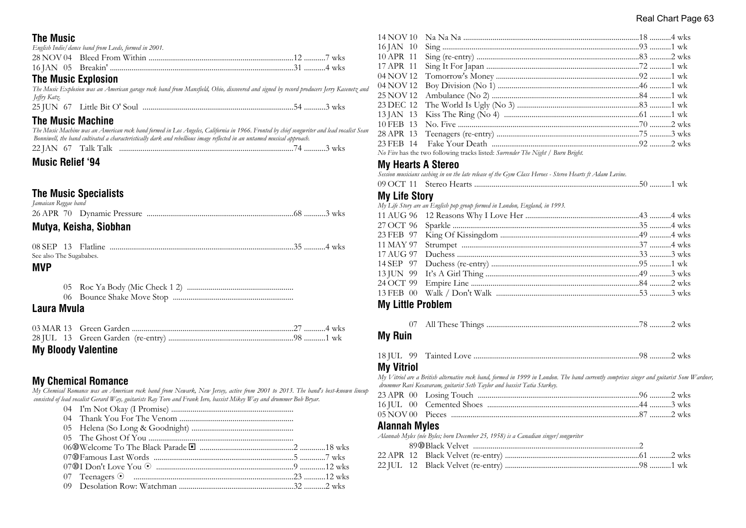## The Music

*English Indie/dance band from Leeds, formed in 2001.*

28 NOV 04 Bleed From Within ....................12 ...........7 wks
16 JAN 05 Breakin' ....................31 ...........4 wks

## The Music Explosion

*The Music Explosion was an American garage rock band from Mansfield, Ohio, discovered and signed by record producers Jerry Kasenetz and Jeffry Katz.*

25 JUN 67 Little Bit O' Soul ....................54 ...........3 wks

## The Music Machine

*The Music Machine was an American rock band formed in Los Angeles, California in 1966. Fronted by chief songwriter and lead vocalist Sean Bonniwell, the band cultivated a characteristically dark and rebellious image reflected in an untamed musical approach.*

22 JAN 67 Talk Talk ....................74 ...........3 wks

## Music Relief '94

## The Music Specialists

*Jamaican Reggae band*

26 APR 70 Dynamic Pressure ....................68 ...........3 wks

## Mutya, Keisha, Siobhan

08 SEP 13 Flatline ....................35 ...........4 wks

See also The Sugababes.

## MVP

05 Roc Ya Body (Mic Check 1 2) ....................
06 Bounce Shake Move Stop ....................

## Laura Mvula

03 MAR 13 Green Garden ....................27 ...........4 wks
28 JUL 13 Green Garden (re-entry) ....................98 ...........1 wk

## My Bloody Valentine

## My Chemical Romance

*My Chemical Romance was an American rock band from Newark, New Jersey, active from 2001 to 2013. The band's best-known lineup consisted of lead vocalist Gerard Way, guitarists Ray Toro and Frank Iero, bassist Mikey Way and drummer Bob Bryar.*

04 I'm Not Okay (I Promise) ....................
04 Thank You For The Venom ....................
05 Helena (So Long & Goodnight) ....................
05 The Ghost Of You ....................
06⑩Welcome To The Black Parade ▣ ....................2 .............18 wks
07⑩Famous Last Words ....................5 .............7 wks
07⑩I Don't Love You ⊙ ....................9 .............12 wks
07 Teenagers ⊙ ....................23 ...........12 wks
09 Desolation Row: Watchman ....................32 ...........2 wks
14 NOV 10 Na Na Na ....................18 ...........4 wks
16 JAN 10 Sing ....................93 ...........1 wk
10 APR 11 Sing (re-entry) ....................83 ...........2 wks
17 APR 11 Sing It For Japan ....................72 ...........1 wk
04 NOV 12 Tomorrow's Money ....................92 ...........1 wk
04 NOV 12 Boy Division (No 1) ....................46 ...........1 wk
25 NOV 12 Ambulance (No 2) ....................84 ...........1 wk
23 DEC 12 The World Is Ugly (No 3) ....................83 ...........1 wk
13 JAN 13 Kiss The Ring (No 4) ....................61 ...........1 wk
10 FEB 13 No. Five ....................70 ...........2 wks
28 APR 13 Teenagers (re-entry) ....................75 ...........3 wks
23 FEB 14 Fake Your Death ....................92 ...........2 wks

*No Five* has the two following tracks listed: *Surrender The Night / Burn Bright.*

## My Hearts A Stereo

*Session musicians cashing in on the late release of the Gym Class Heroes - Stereo Hearts ft Adam Levine.*

09 OCT 11 Stereo Hearts ....................50 ...........1 wk

## My Life Story

*My Life Story are an English pop group formed in London, England, in 1993.*

11 AUG 96 12 Reasons Why I Love Her ....................43 ...........4 wks
27 OCT 96 Sparkle ....................35 ...........4 wks
23 FEB 97 King Of Kissingdom ....................49 ...........4 wks
11 MAY 97 Strumpet ....................37 ...........4 wks
17 AUG 97 Duchess ....................33 ...........3 wks
14 SEP 97 Duchess (re-entry) ....................95 ...........1 wk
13 JUN 99 It's A Girl Thing ....................49 ...........3 wks
24 OCT 99 Empire Line ....................84 ...........2 wks
13 FEB 00 Walk / Don't Walk ....................53 ...........3 wks

## My Little Problem

07 All These Things ....................78 ...........2 wks

## My Ruin

18 JUL 99 Tainted Love ....................98 ...........2 wks

## My Vitriol

*My Vitriol are a British alternative rock band, formed in 1999 in London. The band currently comprises singer and guitarist Som Wardner, drummer Ravi Kesavaram, guitarist Seth Taylor and bassist Tatia Starkey.*

23 APR 00 Losing Touch ....................96 ...........2 wks
16 JUL 00 Cemented Shoes ....................44 ...........3 wks
05 NOV 00 Pieces ....................87 ...........2 wks

## Alannah Myles

*Alannah Myles (née Byles; born December 25, 1958) is a Canadian singer/songwriter*

89⑩Black Velvet ....................2
22 APR 12 Black Velvet (re-entry) ....................61 ...........2 wks
22 JUL 12 Black Velvet (re-entry) ....................98 ...........1 wk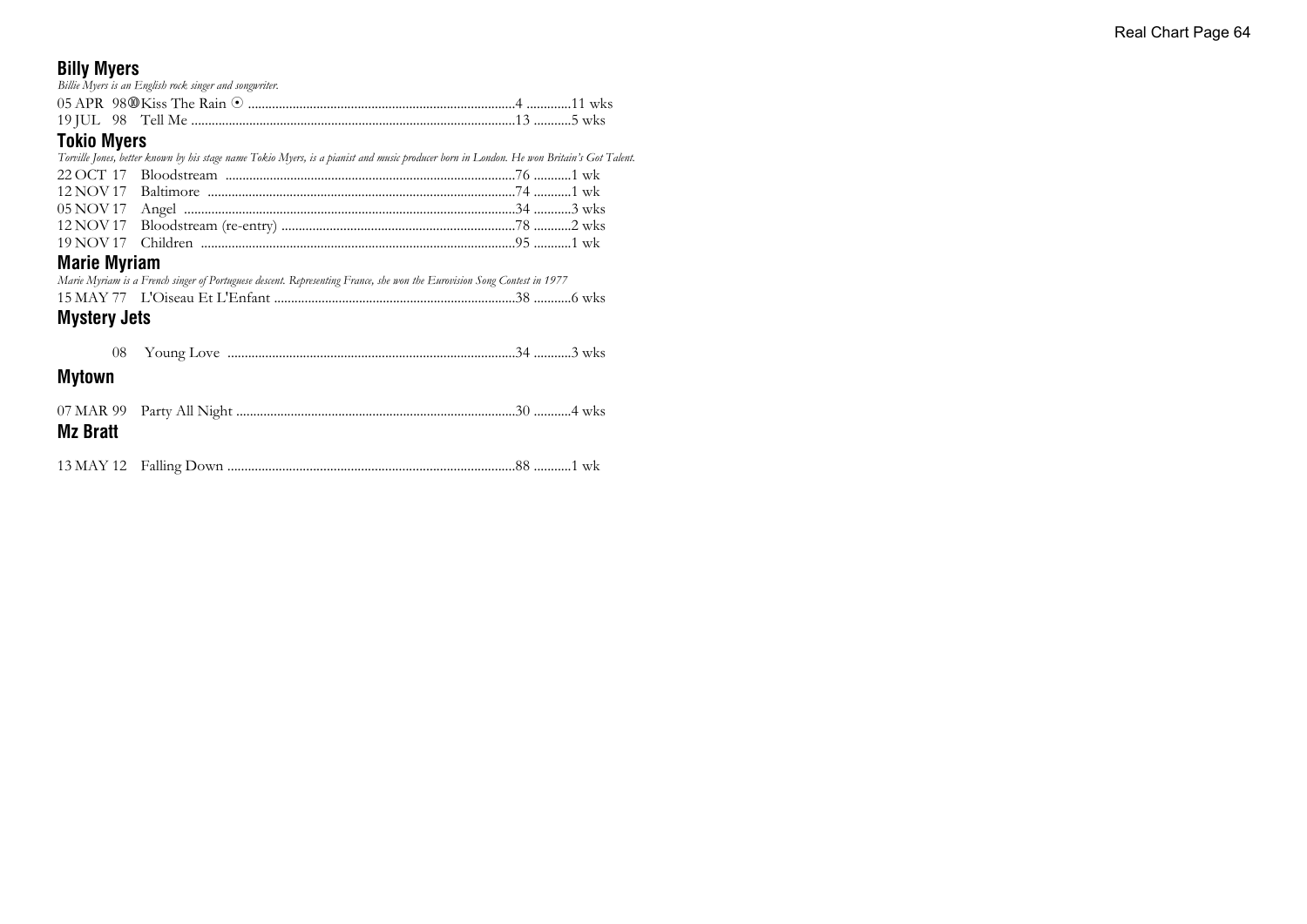## Billy Myers

*Billie Myers is an English rock singer and songwriter.*

05 APR 98 ⑩ Kiss The Rain ⊙ ..............................................................................4 ............11 wks
19 JUL 98 Tell Me ..............................................................................................13 ...........5 wks

## Tokio Myers

*Torville Jones, better known by his stage name Tokio Myers, is a pianist and music producer born in London. He won Britain's Got Talent.*

22 OCT 17 Bloodstream ....................................................................................76 ...........1 wk
12 NOV 17 Baltimore .........................................................................................74 ...........1 wk
05 NOV 17 Angel .................................................................................................34 ...........3 wks
12 NOV 17 Bloodstream (re-entry) ...................................................................78 ...........2 wks
19 NOV 17 Children ...........................................................................................95 ...........1 wk

## Marie Myriam

*Marie Myriam is a French singer of Portuguese descent. Representing France, she won the Eurovision Song Contest in 1977*

15 MAY 77 L'Oiseau Et L'Enfant ......................................................................38 ...........6 wks

## Mystery Jets

08 Young Love ...................................................................................34 ...........3 wks

## Mytown

07 MAR 99 Party All Night .................................................................................30 ...........4 wks

## Mz Bratt

13 MAY 12 Falling Down ...................................................................................88 ...........1 wk